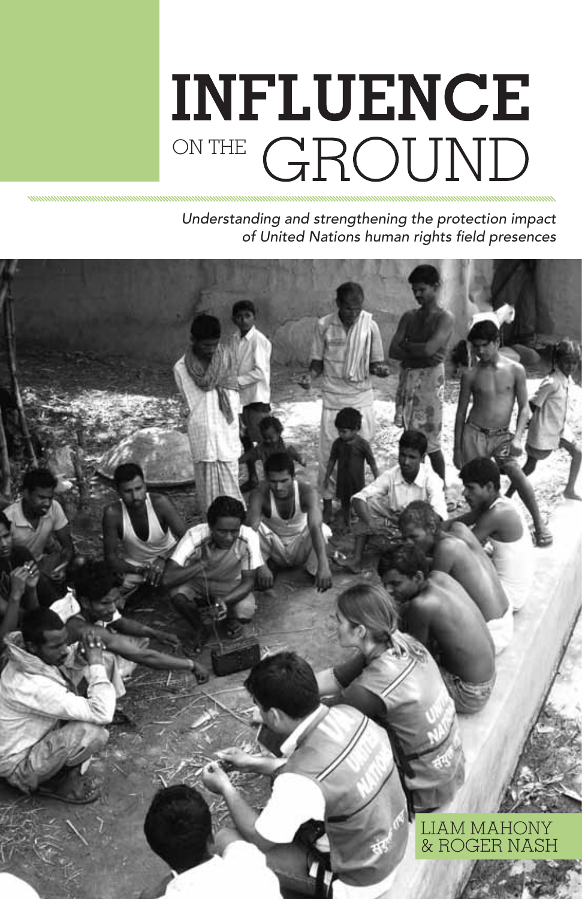# INFLUENCE ON THE GROUND

*Understanding and strengthening the protection impact of United Nations human rights field presences*

LIAM MAHONY & ROGER NASH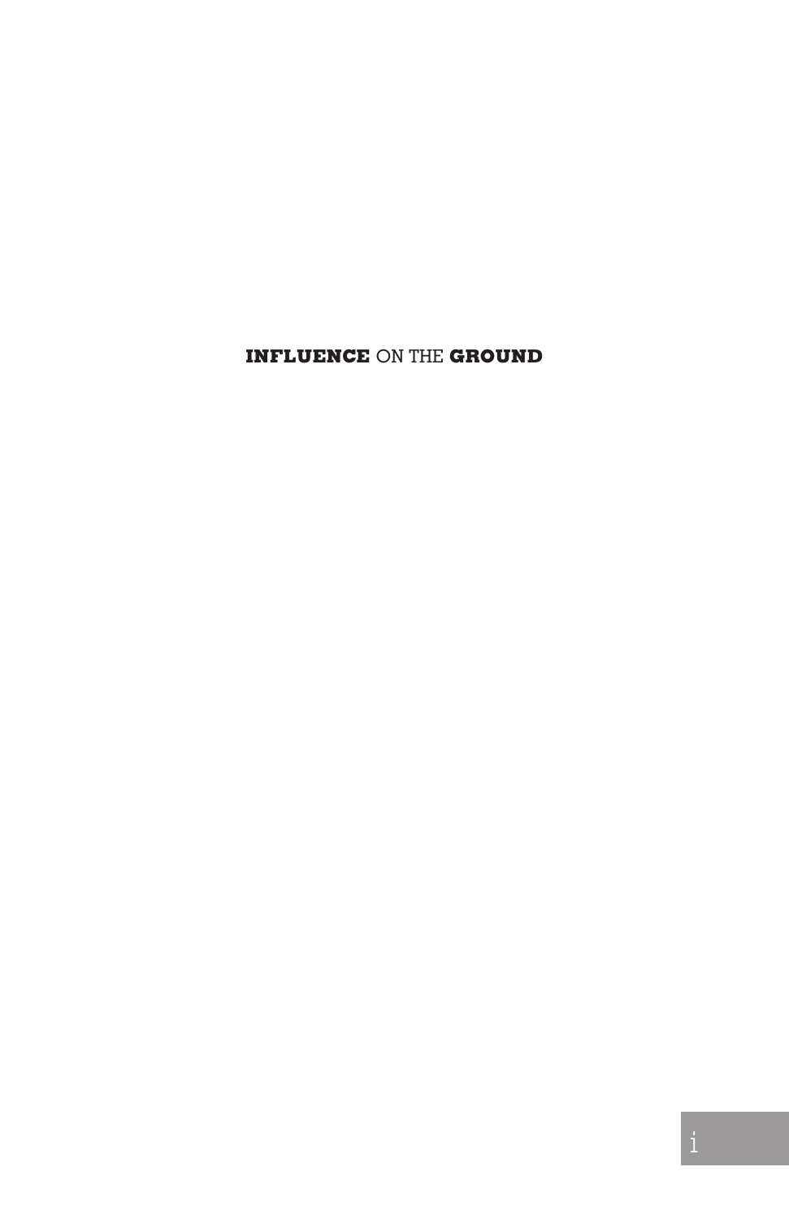**INFLUENCE** ON THE **GROUND**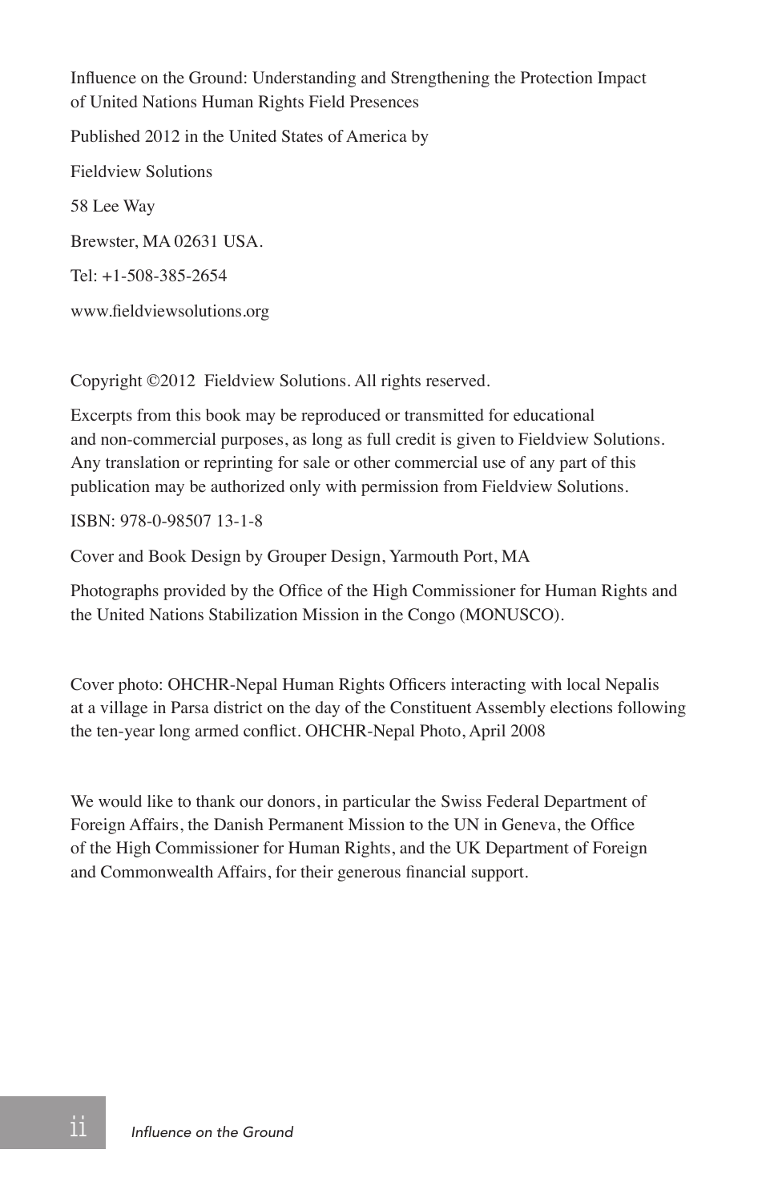Influence on the Ground: Understanding and Strengthening the Protection Impact of United Nations Human Rights Field Presences

Published 2012 in the United States of America by

Fieldview Solutions

58 Lee Way

Brewster, MA 02631 USA.

Tel: +1-508-385-2654

www.fieldviewsolutions.org

Copyright ©2012 Fieldview Solutions. All rights reserved.

Excerpts from this book may be reproduced or transmitted for educational and non-commercial purposes, as long as full credit is given to Fieldview Solutions. Any translation or reprinting for sale or other commercial use of any part of this publication may be authorized only with permission from Fieldview Solutions.

ISBN: 978-0-98507 13-1-8

Cover and Book Design by Grouper Design, Yarmouth Port, MA

Photographs provided by the Office of the High Commissioner for Human Rights and the United Nations Stabilization Mission in the Congo (MONUSCO).

Cover photo: OHCHR-Nepal Human Rights Officers interacting with local Nepalis at a village in Parsa district on the day of the Constituent Assembly elections following the ten-year long armed conflict. OHCHR-Nepal Photo, April 2008

We would like to thank our donors, in particular the Swiss Federal Department of Foreign Affairs, the Danish Permanent Mission to the UN in Geneva, the Office of the High Commissioner for Human Rights, and the UK Department of Foreign and Commonwealth Affairs, for their generous financial support.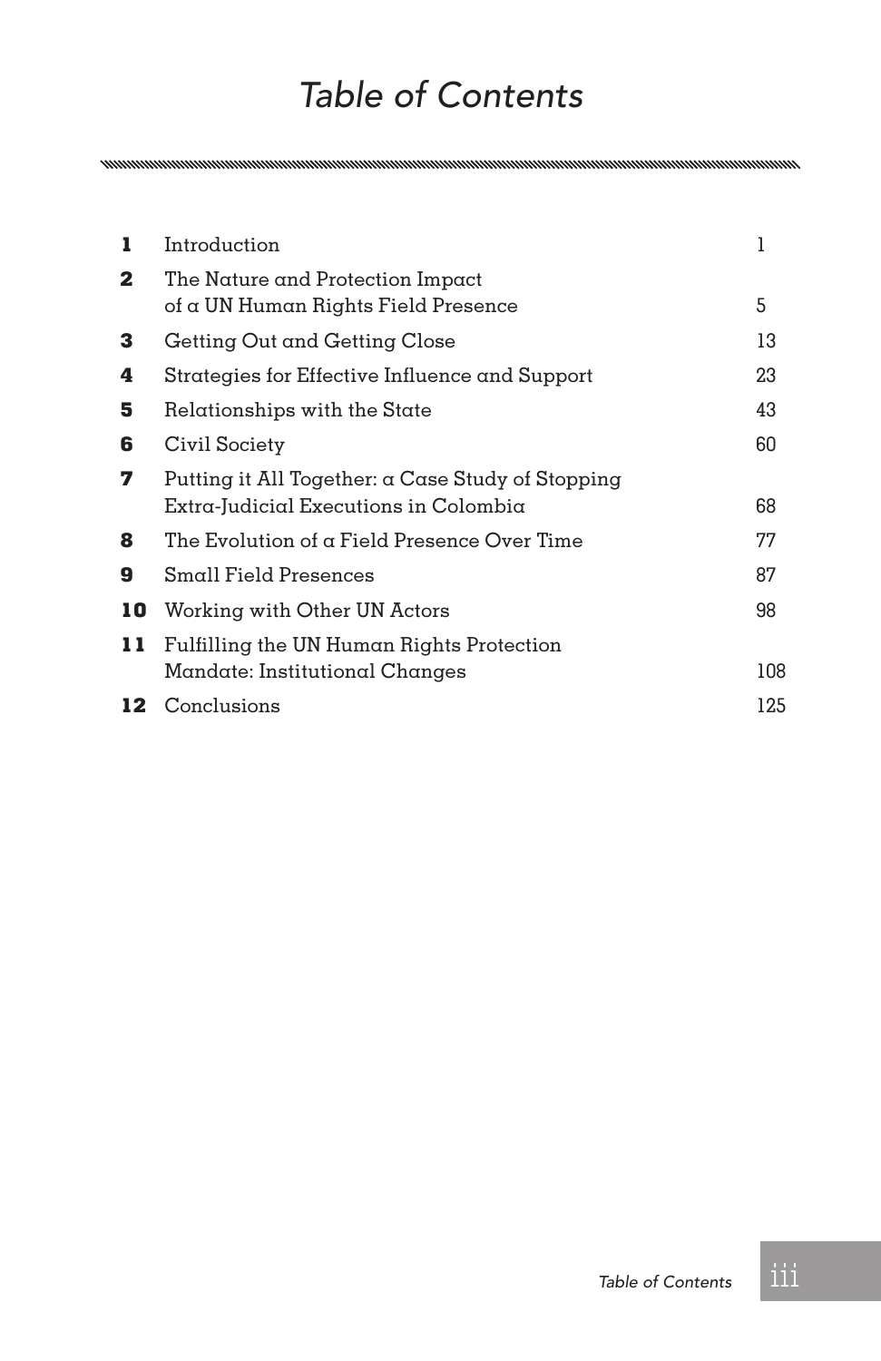# Table of Contents

| | | |
|---|---|---|
| **1** | Introduction | 1 |
| **2** | The Nature and Protection Impact of a UN Human Rights Field Presence | 5 |
| **3** | Getting Out and Getting Close | 13 |
| **4** | Strategies for Effective Influence and Support | 23 |
| **5** | Relationships with the State | 43 |
| **6** | Civil Society | 60 |
| **7** | Putting it All Together: a Case Study of Stopping Extra-Judicial Executions in Colombia | 68 |
| **8** | The Evolution of a Field Presence Over Time | 77 |
| **9** | Small Field Presences | 87 |
| **10** | Working with Other UN Actors | 98 |
| **11** | Fulfilling the UN Human Rights Protection Mandate: Institutional Changes | 108 |
| **12** | Conclusions | 125 |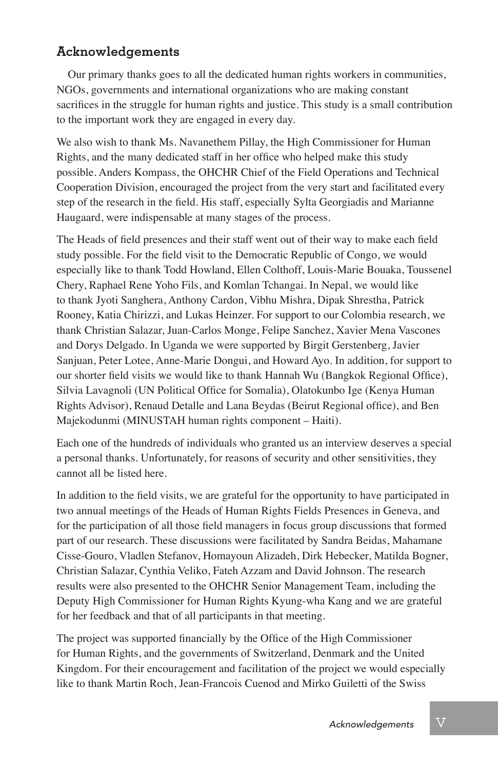## Acknowledgements

Our primary thanks goes to all the dedicated human rights workers in communities, NGOs, governments and international organizations who are making constant sacrifices in the struggle for human rights and justice. This study is a small contribution to the important work they are engaged in every day.

We also wish to thank Ms. Navanethem Pillay, the High Commissioner for Human Rights, and the many dedicated staff in her office who helped make this study possible. Anders Kompass, the OHCHR Chief of the Field Operations and Technical Cooperation Division, encouraged the project from the very start and facilitated every step of the research in the field. His staff, especially Sylta Georgiadis and Marianne Haugaard, were indispensable at many stages of the process.

The Heads of field presences and their staff went out of their way to make each field study possible. For the field visit to the Democratic Republic of Congo, we would especially like to thank Todd Howland, Ellen Colthoff, Louis-Marie Bouaka, Toussenel Chery, Raphael Rene Yoho Fils, and Komlan Tchangai. In Nepal, we would like to thank Jyoti Sanghera, Anthony Cardon, Vibhu Mishra, Dipak Shrestha, Patrick Rooney, Katia Chirizzi, and Lukas Heinzer. For support to our Colombia research, we thank Christian Salazar, Juan-Carlos Monge, Felipe Sanchez, Xavier Mena Vascones and Dorys Delgado. In Uganda we were supported by Birgit Gerstenberg, Javier Sanjuan, Peter Lotee, Anne-Marie Dongui, and Howard Ayo. In addition, for support to our shorter field visits we would like to thank Hannah Wu (Bangkok Regional Office), Silvia Lavagnoli (UN Political Office for Somalia), Olatokunbo Ige (Kenya Human Rights Advisor), Renaud Detalle and Lana Beydas (Beirut Regional office), and Ben Majekodunmi (MINUSTAH human rights component – Haiti).

Each one of the hundreds of individuals who granted us an interview deserves a special a personal thanks. Unfortunately, for reasons of security and other sensitivities, they cannot all be listed here.

In addition to the field visits, we are grateful for the opportunity to have participated in two annual meetings of the Heads of Human Rights Fields Presences in Geneva, and for the participation of all those field managers in focus group discussions that formed part of our research. These discussions were facilitated by Sandra Beidas, Mahamane Cisse-Gouro, Vladlen Stefanov, Homayoun Alizadeh, Dirk Hebecker, Matilda Bogner, Christian Salazar, Cynthia Veliko, Fateh Azzam and David Johnson. The research results were also presented to the OHCHR Senior Management Team, including the Deputy High Commissioner for Human Rights Kyung-wha Kang and we are grateful for her feedback and that of all participants in that meeting.

The project was supported financially by the Office of the High Commissioner for Human Rights, and the governments of Switzerland, Denmark and the United Kingdom. For their encouragement and facilitation of the project we would especially like to thank Martin Roch, Jean-Francois Cuenod and Mirko Guiletti of the Swiss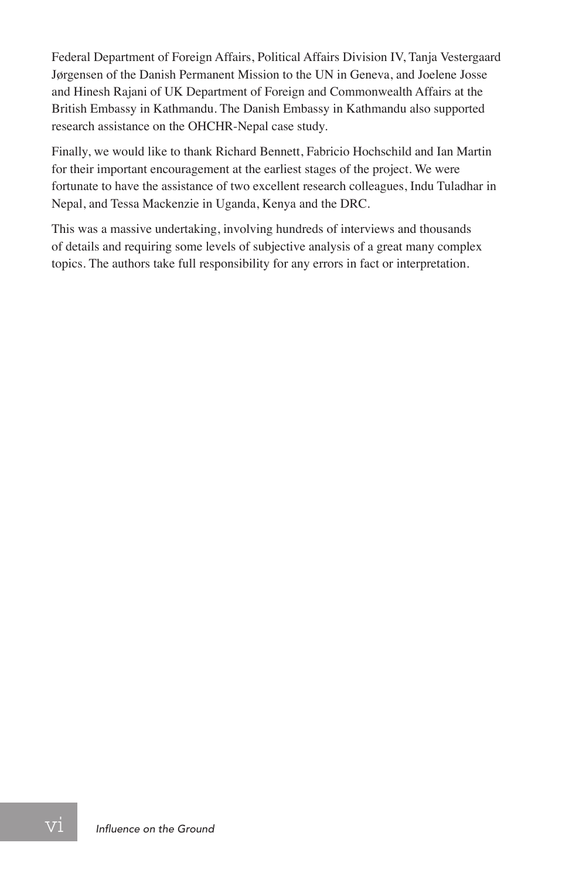Federal Department of Foreign Affairs, Political Affairs Division IV, Tanja Vestergaard Jørgensen of the Danish Permanent Mission to the UN in Geneva, and Joelene Josse and Hinesh Rajani of UK Department of Foreign and Commonwealth Affairs at the British Embassy in Kathmandu. The Danish Embassy in Kathmandu also supported research assistance on the OHCHR-Nepal case study.

Finally, we would like to thank Richard Bennett, Fabricio Hochschild and Ian Martin for their important encouragement at the earliest stages of the project. We were fortunate to have the assistance of two excellent research colleagues, Indu Tuladhar in Nepal, and Tessa Mackenzie in Uganda, Kenya and the DRC.

This was a massive undertaking, involving hundreds of interviews and thousands of details and requiring some levels of subjective analysis of a great many complex topics. The authors take full responsibility for any errors in fact or interpretation.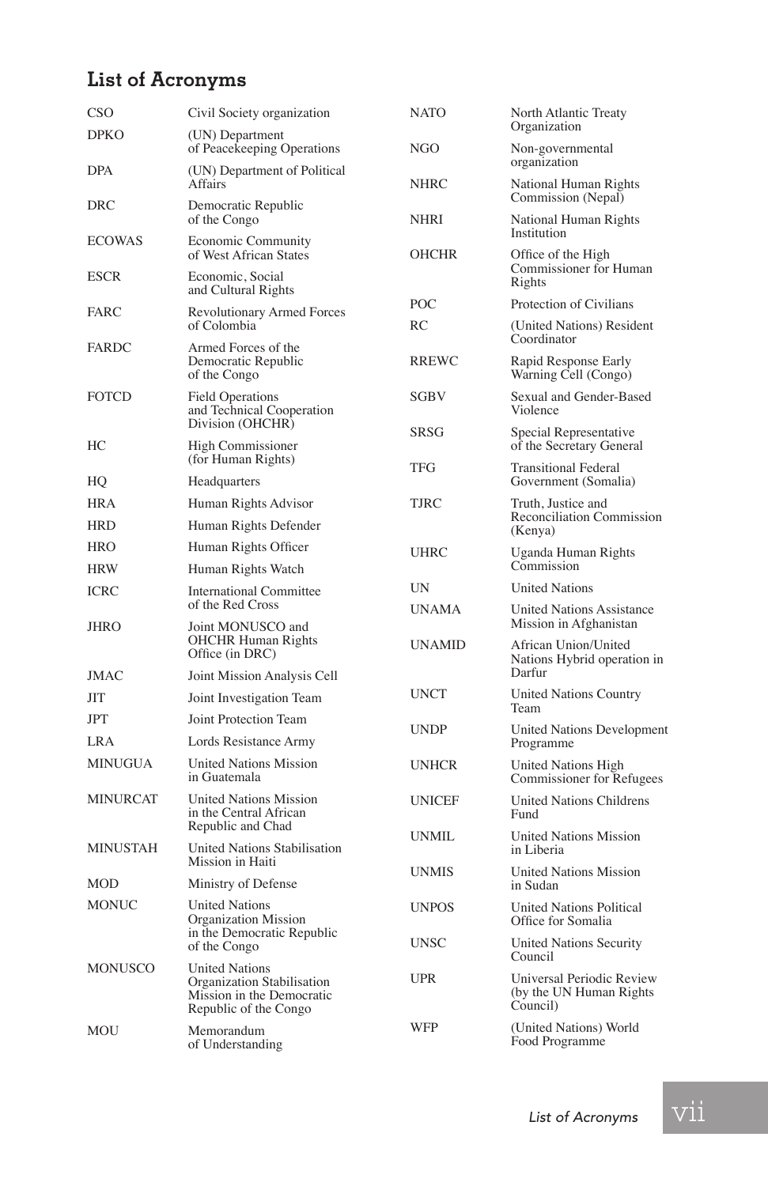## List of Acronyms

| Acronym | Meaning |
|---|---|
| CSO | Civil Society organization |
| DPKO | (UN) Department of Peacekeeping Operations |
| DPA | (UN) Department of Political Affairs |
| DRC | Democratic Republic of the Congo |
| ECOWAS | Economic Community of West African States |
| ESCR | Economic, Social and Cultural Rights |
| FARC | Revolutionary Armed Forces of Colombia |
| FARDC | Armed Forces of the Democratic Republic of the Congo |
| FOTCD | Field Operations and Technical Cooperation Division (OHCHR) |
| HC | High Commissioner (for Human Rights) |
| HQ | Headquarters |
| HRA | Human Rights Advisor |
| HRD | Human Rights Defender |
| HRO | Human Rights Officer |
| HRW | Human Rights Watch |
| ICRC | International Committee of the Red Cross |
| JHRO | Joint MONUSCO and OHCHR Human Rights Office (in DRC) |
| JMAC | Joint Mission Analysis Cell |
| JIT | Joint Investigation Team |
| JPT | Joint Protection Team |
| LRA | Lords Resistance Army |
| MINUGUA | United Nations Mission in Guatemala |
| MINURCAT | United Nations Mission in the Central African Republic and Chad |
| MINUSTAH | United Nations Stabilisation Mission in Haiti |
| MOD | Ministry of Defense |
| MONUC | United Nations Organization Mission in the Democratic Republic of the Congo |
| MONUSCO | United Nations Organization Stabilisation Mission in the Democratic Republic of the Congo |
| MOU | Memorandum of Understanding |
| NATO | North Atlantic Treaty Organization |
| NGO | Non-governmental organization |
| NHRC | National Human Rights Commission (Nepal) |
| NHRI | National Human Rights Institution |
| OHCHR | Office of the High Commissioner for Human Rights |
| POC | Protection of Civilians |
| RC | (United Nations) Resident Coordinator |
| RREWC | Rapid Response Early Warning Cell (Congo) |
| SGBV | Sexual and Gender-Based Violence |
| SRSG | Special Representative of the Secretary General |
| TFG | Transitional Federal Government (Somalia) |
| TJRC | Truth, Justice and Reconciliation Commission (Kenya) |
| UHRC | Uganda Human Rights Commission |
| UN | United Nations |
| UNAMA | United Nations Assistance Mission in Afghanistan |
| UNAMID | African Union/United Nations Hybrid operation in Darfur |
| UNCT | United Nations Country Team |
| UNDP | United Nations Development Programme |
| UNHCR | United Nations High Commissioner for Refugees |
| UNICEF | United Nations Childrens Fund |
| UNMIL | United Nations Mission in Liberia |
| UNMIS | United Nations Mission in Sudan |
| UNPOS | United Nations Political Office for Somalia |
| UNSC | United Nations Security Council |
| UPR | Universal Periodic Review (by the UN Human Rights Council) |
| WFP | (United Nations) World Food Programme |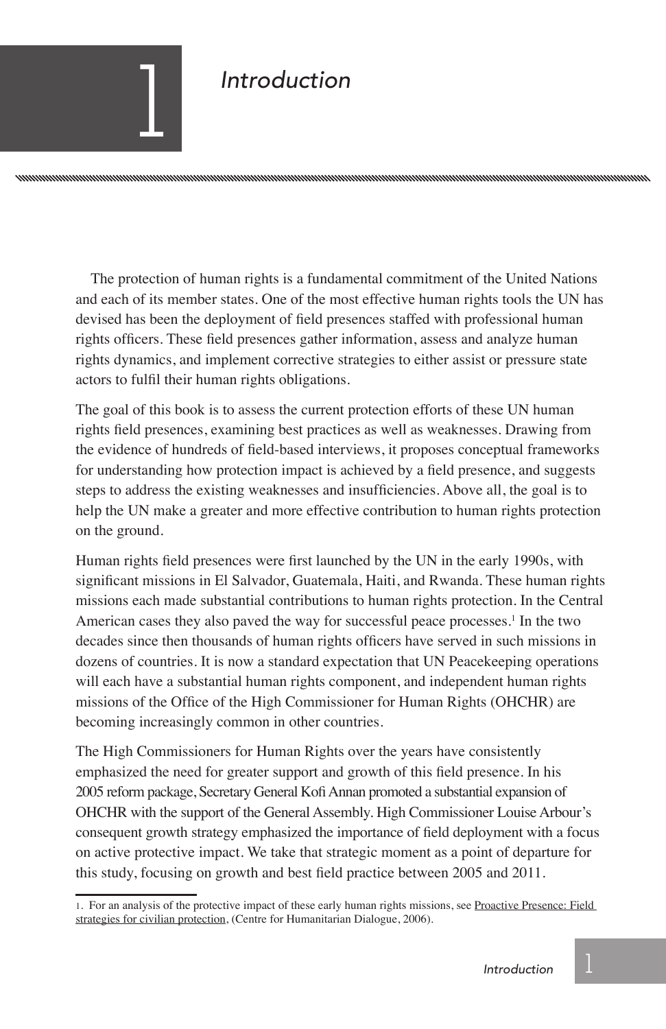# 1 Introduction

The protection of human rights is a fundamental commitment of the United Nations and each of its member states. One of the most effective human rights tools the UN has devised has been the deployment of field presences staffed with professional human rights officers. These field presences gather information, assess and analyze human rights dynamics, and implement corrective strategies to either assist or pressure state actors to fulfil their human rights obligations.

The goal of this book is to assess the current protection efforts of these UN human rights field presences, examining best practices as well as weaknesses. Drawing from the evidence of hundreds of field-based interviews, it proposes conceptual frameworks for understanding how protection impact is achieved by a field presence, and suggests steps to address the existing weaknesses and insufficiencies. Above all, the goal is to help the UN make a greater and more effective contribution to human rights protection on the ground.

Human rights field presences were first launched by the UN in the early 1990s, with significant missions in El Salvador, Guatemala, Haiti, and Rwanda. These human rights missions each made substantial contributions to human rights protection. In the Central American cases they also paved the way for successful peace processes.[1] In the two decades since then thousands of human rights officers have served in such missions in dozens of countries. It is now a standard expectation that UN Peacekeeping operations will each have a substantial human rights component, and independent human rights missions of the Office of the High Commissioner for Human Rights (OHCHR) are becoming increasingly common in other countries.

The High Commissioners for Human Rights over the years have consistently emphasized the need for greater support and growth of this field presence. In his 2005 reform package, Secretary General Kofi Annan promoted a substantial expansion of OHCHR with the support of the General Assembly. High Commissioner Louise Arbour's consequent growth strategy emphasized the importance of field deployment with a focus on active protective impact. We take that strategic moment as a point of departure for this study, focusing on growth and best field practice between 2005 and 2011.

---

1. For an analysis of the protective impact of these early human rights missions, see Proactive Presence: Field strategies for civilian protection, (Centre for Humanitarian Dialogue, 2006).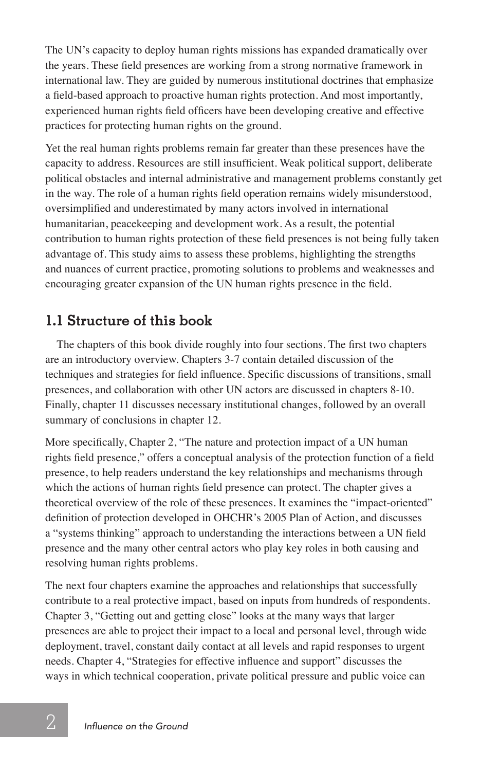The UN's capacity to deploy human rights missions has expanded dramatically over the years. These field presences are working from a strong normative framework in international law. They are guided by numerous institutional doctrines that emphasize a field-based approach to proactive human rights protection. And most importantly, experienced human rights field officers have been developing creative and effective practices for protecting human rights on the ground.

Yet the real human rights problems remain far greater than these presences have the capacity to address. Resources are still insufficient. Weak political support, deliberate political obstacles and internal administrative and management problems constantly get in the way. The role of a human rights field operation remains widely misunderstood, oversimplified and underestimated by many actors involved in international humanitarian, peacekeeping and development work. As a result, the potential contribution to human rights protection of these field presences is not being fully taken advantage of. This study aims to assess these problems, highlighting the strengths and nuances of current practice, promoting solutions to problems and weaknesses and encouraging greater expansion of the UN human rights presence in the field.

## 1.1 Structure of this book

The chapters of this book divide roughly into four sections. The first two chapters are an introductory overview. Chapters 3-7 contain detailed discussion of the techniques and strategies for field influence. Specific discussions of transitions, small presences, and collaboration with other UN actors are discussed in chapters 8-10. Finally, chapter 11 discusses necessary institutional changes, followed by an overall summary of conclusions in chapter 12.

More specifically, Chapter 2, "The nature and protection impact of a UN human rights field presence," offers a conceptual analysis of the protection function of a field presence, to help readers understand the key relationships and mechanisms through which the actions of human rights field presence can protect. The chapter gives a theoretical overview of the role of these presences. It examines the "impact-oriented" definition of protection developed in OHCHR's 2005 Plan of Action, and discusses a "systems thinking" approach to understanding the interactions between a UN field presence and the many other central actors who play key roles in both causing and resolving human rights problems.

The next four chapters examine the approaches and relationships that successfully contribute to a real protective impact, based on inputs from hundreds of respondents. Chapter 3, "Getting out and getting close" looks at the many ways that larger presences are able to project their impact to a local and personal level, through wide deployment, travel, constant daily contact at all levels and rapid responses to urgent needs. Chapter 4, "Strategies for effective influence and support" discusses the ways in which technical cooperation, private political pressure and public voice can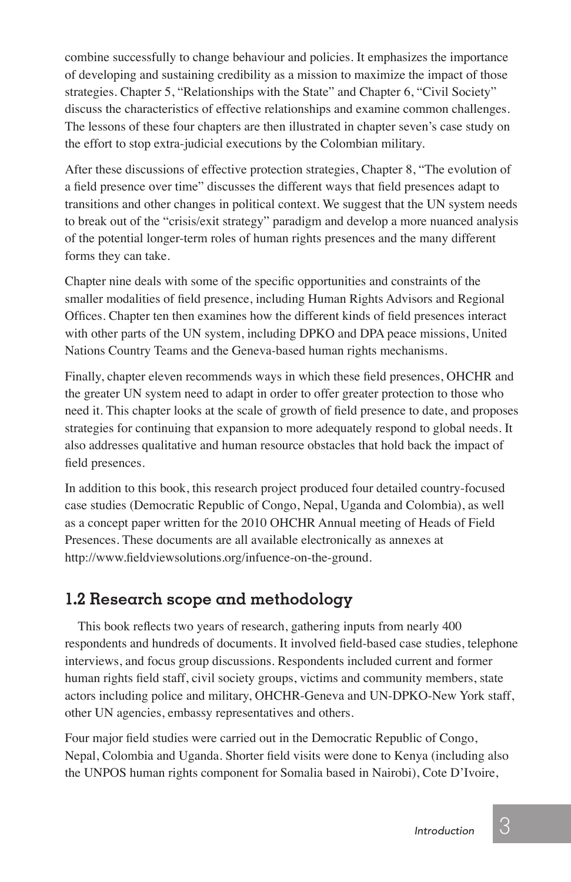combine successfully to change behaviour and policies. It emphasizes the importance of developing and sustaining credibility as a mission to maximize the impact of those strategies. Chapter 5, "Relationships with the State" and Chapter 6, "Civil Society" discuss the characteristics of effective relationships and examine common challenges. The lessons of these four chapters are then illustrated in chapter seven's case study on the effort to stop extra-judicial executions by the Colombian military.

After these discussions of effective protection strategies, Chapter 8, "The evolution of a field presence over time" discusses the different ways that field presences adapt to transitions and other changes in political context. We suggest that the UN system needs to break out of the "crisis/exit strategy" paradigm and develop a more nuanced analysis of the potential longer-term roles of human rights presences and the many different forms they can take.

Chapter nine deals with some of the specific opportunities and constraints of the smaller modalities of field presence, including Human Rights Advisors and Regional Offices. Chapter ten then examines how the different kinds of field presences interact with other parts of the UN system, including DPKO and DPA peace missions, United Nations Country Teams and the Geneva-based human rights mechanisms.

Finally, chapter eleven recommends ways in which these field presences, OHCHR and the greater UN system need to adapt in order to offer greater protection to those who need it. This chapter looks at the scale of growth of field presence to date, and proposes strategies for continuing that expansion to more adequately respond to global needs. It also addresses qualitative and human resource obstacles that hold back the impact of field presences.

In addition to this book, this research project produced four detailed country-focused case studies (Democratic Republic of Congo, Nepal, Uganda and Colombia), as well as a concept paper written for the 2010 OHCHR Annual meeting of Heads of Field Presences. These documents are all available electronically as annexes at http://www.fieldviewsolutions.org/infuence-on-the-ground.

## 1.2 Research scope and methodology

This book reflects two years of research, gathering inputs from nearly 400 respondents and hundreds of documents. It involved field-based case studies, telephone interviews, and focus group discussions. Respondents included current and former human rights field staff, civil society groups, victims and community members, state actors including police and military, OHCHR-Geneva and UN-DPKO-New York staff, other UN agencies, embassy representatives and others.

Four major field studies were carried out in the Democratic Republic of Congo, Nepal, Colombia and Uganda. Shorter field visits were done to Kenya (including also the UNPOS human rights component for Somalia based in Nairobi), Cote D'Ivoire,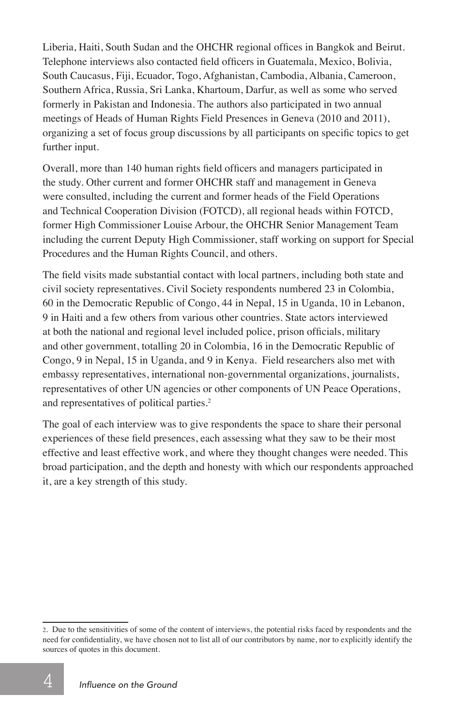Liberia, Haiti, South Sudan and the OHCHR regional offices in Bangkok and Beirut. Telephone interviews also contacted field officers in Guatemala, Mexico, Bolivia, South Caucasus, Fiji, Ecuador, Togo, Afghanistan, Cambodia, Albania, Cameroon, Southern Africa, Russia, Sri Lanka, Khartoum, Darfur, as well as some who served formerly in Pakistan and Indonesia. The authors also participated in two annual meetings of Heads of Human Rights Field Presences in Geneva (2010 and 2011), organizing a set of focus group discussions by all participants on specific topics to get further input.

Overall, more than 140 human rights field officers and managers participated in the study. Other current and former OHCHR staff and management in Geneva were consulted, including the current and former heads of the Field Operations and Technical Cooperation Division (FOTCD), all regional heads within FOTCD, former High Commissioner Louise Arbour, the OHCHR Senior Management Team including the current Deputy High Commissioner, staff working on support for Special Procedures and the Human Rights Council, and others.

The field visits made substantial contact with local partners, including both state and civil society representatives. Civil Society respondents numbered 23 in Colombia, 60 in the Democratic Republic of Congo, 44 in Nepal, 15 in Uganda, 10 in Lebanon, 9 in Haiti and a few others from various other countries. State actors interviewed at both the national and regional level included police, prison officials, military and other government, totalling 20 in Colombia, 16 in the Democratic Republic of Congo, 9 in Nepal, 15 in Uganda, and 9 in Kenya. Field researchers also met with embassy representatives, international non-governmental organizations, journalists, representatives of other UN agencies or other components of UN Peace Operations, and representatives of political parties.[2]

The goal of each interview was to give respondents the space to share their personal experiences of these field presences, each assessing what they saw to be their most effective and least effective work, and where they thought changes were needed. This broad participation, and the depth and honesty with which our respondents approached it, are a key strength of this study.

---

2. Due to the sensitivities of some of the content of interviews, the potential risks faced by respondents and the need for confidentiality, we have chosen not to list all of our contributors by name, nor to explicitly identify the sources of quotes in this document.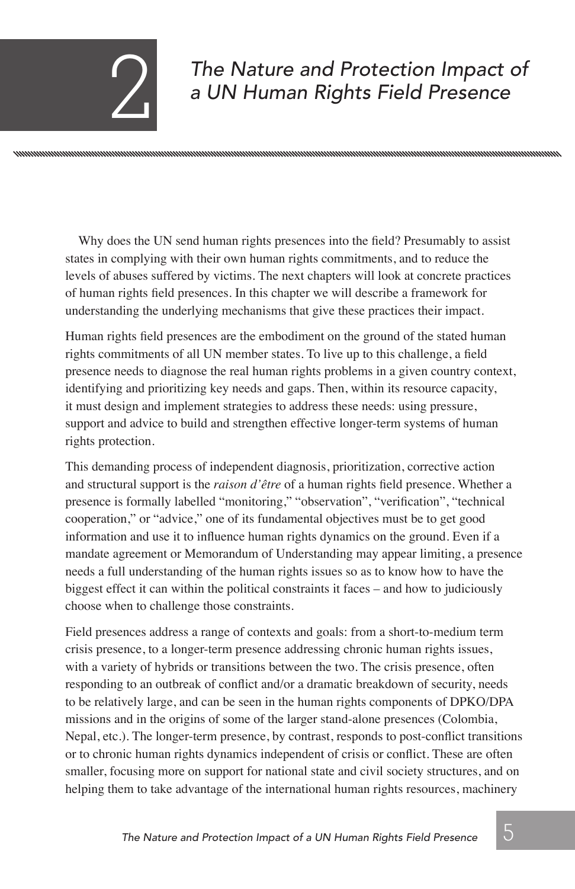# 2 *The Nature and Protection Impact of a UN Human Rights Field Presence*

Why does the UN send human rights presences into the field? Presumably to assist states in complying with their own human rights commitments, and to reduce the levels of abuses suffered by victims. The next chapters will look at concrete practices of human rights field presences. In this chapter we will describe a framework for understanding the underlying mechanisms that give these practices their impact.

Human rights field presences are the embodiment on the ground of the stated human rights commitments of all UN member states. To live up to this challenge, a field presence needs to diagnose the real human rights problems in a given country context, identifying and prioritizing key needs and gaps. Then, within its resource capacity, it must design and implement strategies to address these needs: using pressure, support and advice to build and strengthen effective longer-term systems of human rights protection.

This demanding process of independent diagnosis, prioritization, corrective action and structural support is the *raison d'être* of a human rights field presence. Whether a presence is formally labelled "monitoring," "observation", "verification", "technical cooperation," or "advice," one of its fundamental objectives must be to get good information and use it to influence human rights dynamics on the ground. Even if a mandate agreement or Memorandum of Understanding may appear limiting, a presence needs a full understanding of the human rights issues so as to know how to have the biggest effect it can within the political constraints it faces – and how to judiciously choose when to challenge those constraints.

Field presences address a range of contexts and goals: from a short-to-medium term crisis presence, to a longer-term presence addressing chronic human rights issues, with a variety of hybrids or transitions between the two. The crisis presence, often responding to an outbreak of conflict and/or a dramatic breakdown of security, needs to be relatively large, and can be seen in the human rights components of DPKO/DPA missions and in the origins of some of the larger stand-alone presences (Colombia, Nepal, etc.). The longer-term presence, by contrast, responds to post-conflict transitions or to chronic human rights dynamics independent of crisis or conflict. These are often smaller, focusing more on support for national state and civil society structures, and on helping them to take advantage of the international human rights resources, machinery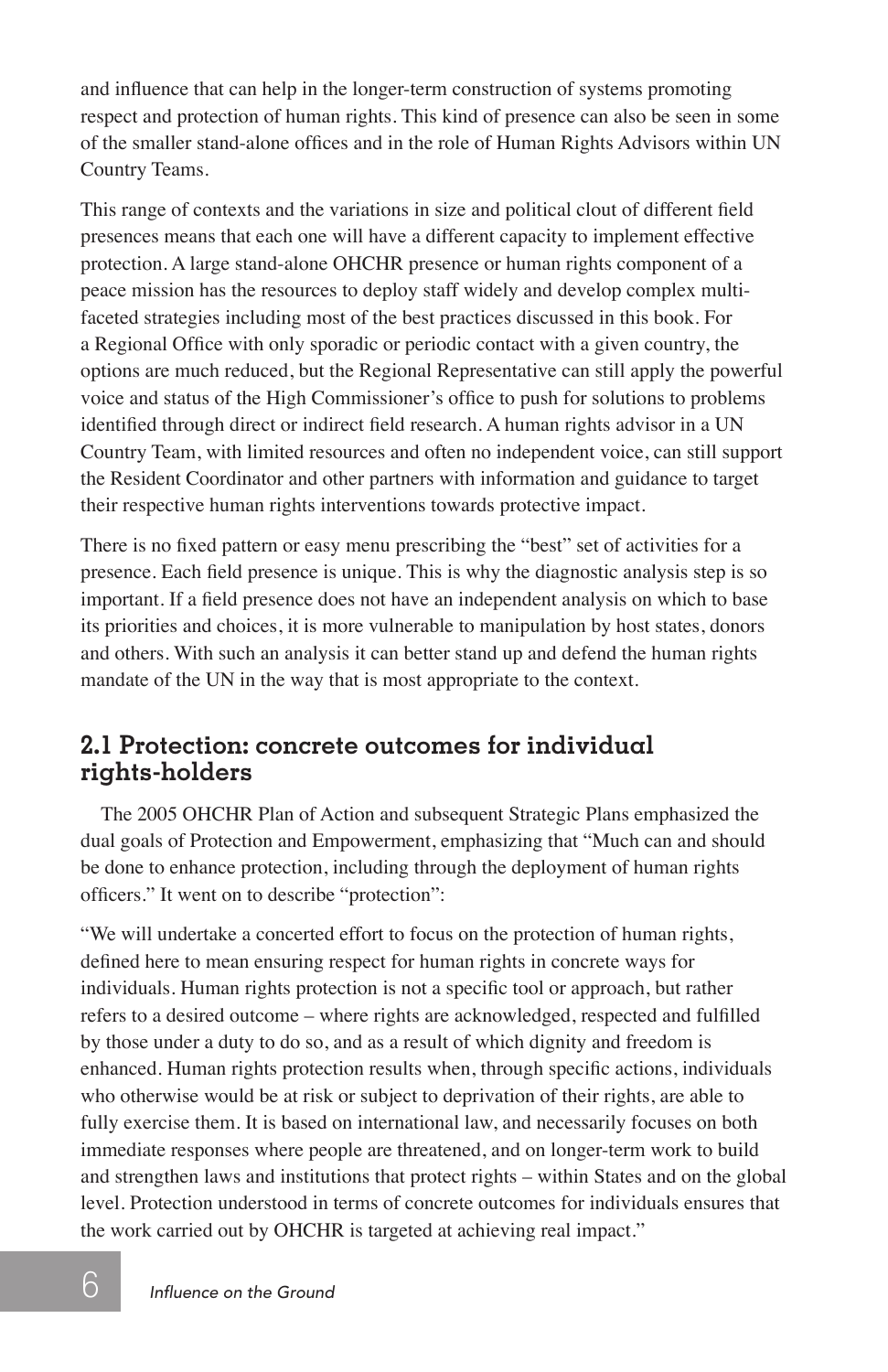and influence that can help in the longer-term construction of systems promoting respect and protection of human rights. This kind of presence can also be seen in some of the smaller stand-alone offices and in the role of Human Rights Advisors within UN Country Teams.

This range of contexts and the variations in size and political clout of different field presences means that each one will have a different capacity to implement effective protection. A large stand-alone OHCHR presence or human rights component of a peace mission has the resources to deploy staff widely and develop complex multi-faceted strategies including most of the best practices discussed in this book. For a Regional Office with only sporadic or periodic contact with a given country, the options are much reduced, but the Regional Representative can still apply the powerful voice and status of the High Commissioner's office to push for solutions to problems identified through direct or indirect field research. A human rights advisor in a UN Country Team, with limited resources and often no independent voice, can still support the Resident Coordinator and other partners with information and guidance to target their respective human rights interventions towards protective impact.

There is no fixed pattern or easy menu prescribing the "best" set of activities for a presence. Each field presence is unique. This is why the diagnostic analysis step is so important. If a field presence does not have an independent analysis on which to base its priorities and choices, it is more vulnerable to manipulation by host states, donors and others. With such an analysis it can better stand up and defend the human rights mandate of the UN in the way that is most appropriate to the context.

## 2.1 Protection: concrete outcomes for individual rights-holders

The 2005 OHCHR Plan of Action and subsequent Strategic Plans emphasized the dual goals of Protection and Empowerment, emphasizing that "Much can and should be done to enhance protection, including through the deployment of human rights officers." It went on to describe "protection":

"We will undertake a concerted effort to focus on the protection of human rights, defined here to mean ensuring respect for human rights in concrete ways for individuals. Human rights protection is not a specific tool or approach, but rather refers to a desired outcome – where rights are acknowledged, respected and fulfilled by those under a duty to do so, and as a result of which dignity and freedom is enhanced. Human rights protection results when, through specific actions, individuals who otherwise would be at risk or subject to deprivation of their rights, are able to fully exercise them. It is based on international law, and necessarily focuses on both immediate responses where people are threatened, and on longer-term work to build and strengthen laws and institutions that protect rights – within States and on the global level. Protection understood in terms of concrete outcomes for individuals ensures that the work carried out by OHCHR is targeted at achieving real impact."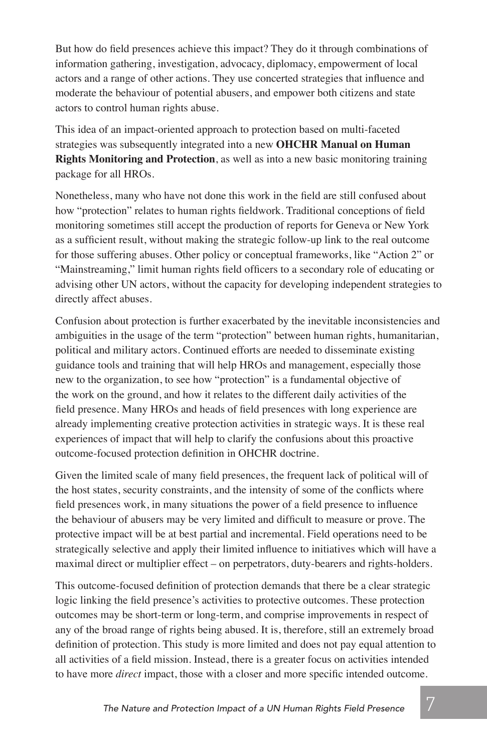But how do field presences achieve this impact? They do it through combinations of information gathering, investigation, advocacy, diplomacy, empowerment of local actors and a range of other actions. They use concerted strategies that influence and moderate the behaviour of potential abusers, and empower both citizens and state actors to control human rights abuse.

This idea of an impact-oriented approach to protection based on multi-faceted strategies was subsequently integrated into a new **OHCHR Manual on Human Rights Monitoring and Protection**, as well as into a new basic monitoring training package for all HROs.

Nonetheless, many who have not done this work in the field are still confused about how "protection" relates to human rights fieldwork. Traditional conceptions of field monitoring sometimes still accept the production of reports for Geneva or New York as a sufficient result, without making the strategic follow-up link to the real outcome for those suffering abuses. Other policy or conceptual frameworks, like "Action 2" or "Mainstreaming," limit human rights field officers to a secondary role of educating or advising other UN actors, without the capacity for developing independent strategies to directly affect abuses.

Confusion about protection is further exacerbated by the inevitable inconsistencies and ambiguities in the usage of the term "protection" between human rights, humanitarian, political and military actors. Continued efforts are needed to disseminate existing guidance tools and training that will help HROs and management, especially those new to the organization, to see how "protection" is a fundamental objective of the work on the ground, and how it relates to the different daily activities of the field presence. Many HROs and heads of field presences with long experience are already implementing creative protection activities in strategic ways. It is these real experiences of impact that will help to clarify the confusions about this proactive outcome-focused protection definition in OHCHR doctrine.

Given the limited scale of many field presences, the frequent lack of political will of the host states, security constraints, and the intensity of some of the conflicts where field presences work, in many situations the power of a field presence to influence the behaviour of abusers may be very limited and difficult to measure or prove. The protective impact will be at best partial and incremental. Field operations need to be strategically selective and apply their limited influence to initiatives which will have a maximal direct or multiplier effect – on perpetrators, duty-bearers and rights-holders.

This outcome-focused definition of protection demands that there be a clear strategic logic linking the field presence's activities to protective outcomes. These protection outcomes may be short-term or long-term, and comprise improvements in respect of any of the broad range of rights being abused. It is, therefore, still an extremely broad definition of protection. This study is more limited and does not pay equal attention to all activities of a field mission. Instead, there is a greater focus on activities intended to have more *direct* impact, those with a closer and more specific intended outcome.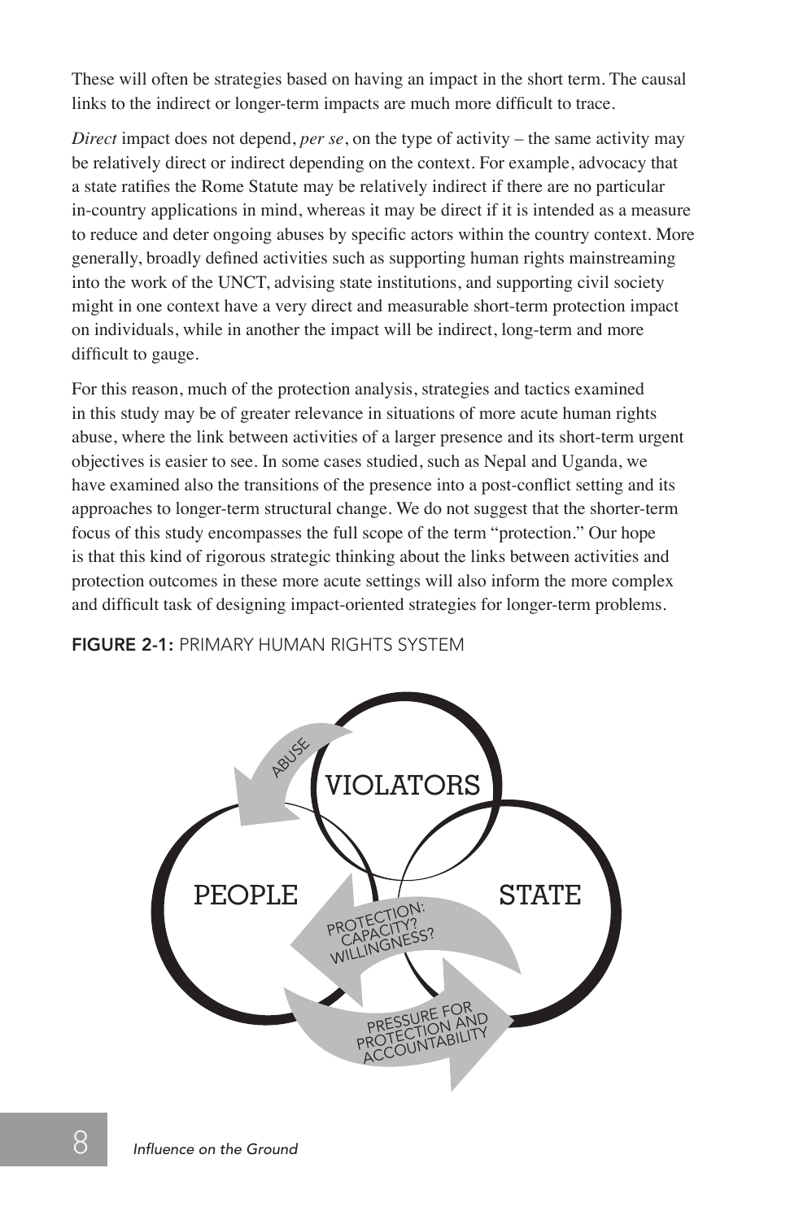These will often be strategies based on having an impact in the short term. The causal links to the indirect or longer-term impacts are much more difficult to trace.

*Direct* impact does not depend, *per se*, on the type of activity – the same activity may be relatively direct or indirect depending on the context. For example, advocacy that a state ratifies the Rome Statute may be relatively indirect if there are no particular in-country applications in mind, whereas it may be direct if it is intended as a measure to reduce and deter ongoing abuses by specific actors within the country context. More generally, broadly defined activities such as supporting human rights mainstreaming into the work of the UNCT, advising state institutions, and supporting civil society might in one context have a very direct and measurable short-term protection impact on individuals, while in another the impact will be indirect, long-term and more difficult to gauge.

For this reason, much of the protection analysis, strategies and tactics examined in this study may be of greater relevance in situations of more acute human rights abuse, where the link between activities of a larger presence and its short-term urgent objectives is easier to see. In some cases studied, such as Nepal and Uganda, we have examined also the transitions of the presence into a post-conflict setting and its approaches to longer-term structural change. We do not suggest that the shorter-term focus of this study encompasses the full scope of the term "protection." Our hope is that this kind of rigorous strategic thinking about the links between activities and protection outcomes in these more acute settings will also inform the more complex and difficult task of designing impact-oriented strategies for longer-term problems.

**FIGURE 2-1:** PRIMARY HUMAN RIGHTS SYSTEM

VIOLATORS

PEOPLE

STATE

ABUSE

PROTECTION: CAPACITY? WILLINGNESS?

PRESSURE FOR PROTECTION AND ACCOUNTABILITY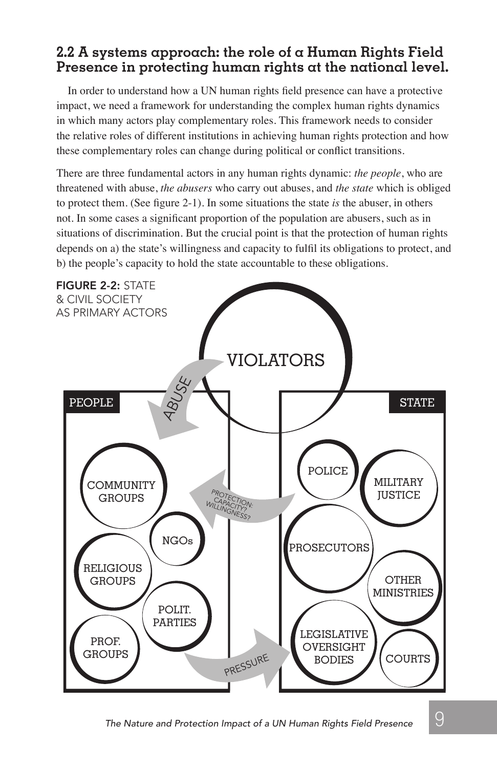## 2.2 A systems approach: the role of a Human Rights Field Presence in protecting human rights at the national level.

In order to understand how a UN human rights field presence can have a protective impact, we need a framework for understanding the complex human rights dynamics in which many actors play complementary roles. This framework needs to consider the relative roles of different institutions in achieving human rights protection and how these complementary roles can change during political or conflict transitions.

There are three fundamental actors in any human rights dynamic: *the people*, who are threatened with abuse, *the abusers* who carry out abuses, and *the state* which is obliged to protect them. (See figure 2-1). In some situations the state *is* the abuser, in others not. In some cases a significant proportion of the population are abusers, such as in situations of discrimination. But the crucial point is that the protection of human rights depends on a) the state's willingness and capacity to fulfil its obligations to protect, and b) the people's capacity to hold the state accountable to these obligations.

**FIGURE 2-2:** STATE & CIVIL SOCIETY AS PRIMARY ACTORS

VIOLATORS

ABUSE

PEOPLE

COMMUNITY GROUPS

NGOs

RELIGIOUS GROUPS

POLIT. PARTIES

PROF. GROUPS

PROTECTION: CAPACITY? WILLINGNESS?

PRESSURE

STATE

POLICE

MILITARY JUSTICE

PROSECUTORS

OTHER MINISTRIES

LEGISLATIVE OVERSIGHT BODIES

COURTS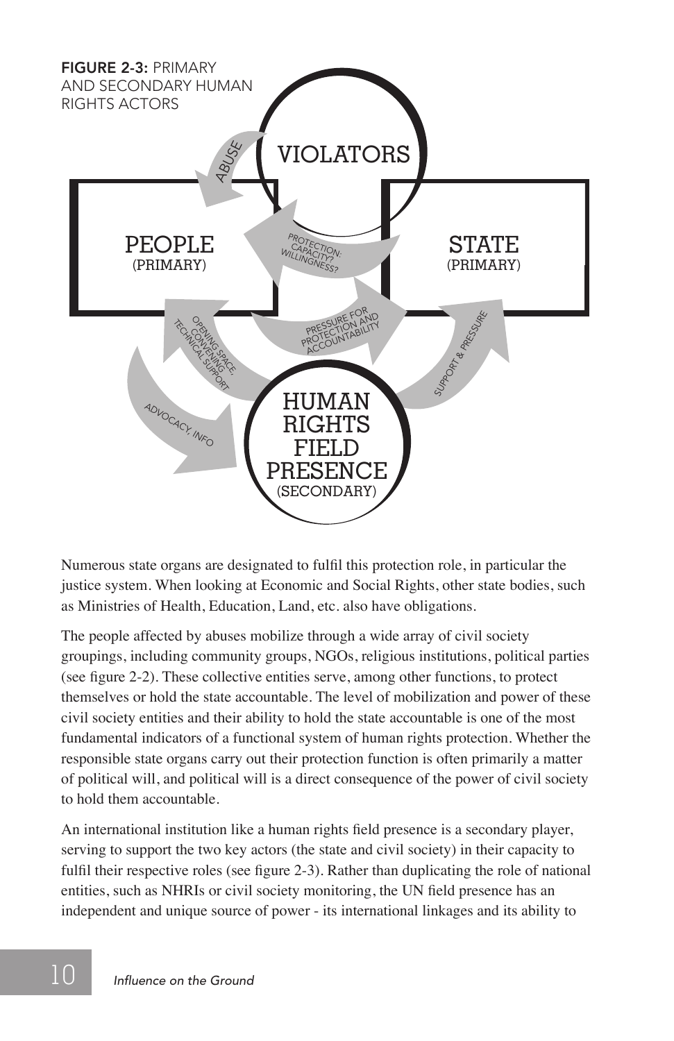**FIGURE 2-3:** PRIMARY AND SECONDARY HUMAN RIGHTS ACTORS

Numerous state organs are designated to fulfil this protection role, in particular the justice system. When looking at Economic and Social Rights, other state bodies, such as Ministries of Health, Education, Land, etc. also have obligations.

The people affected by abuses mobilize through a wide array of civil society groupings, including community groups, NGOs, religious institutions, political parties (see figure 2-2). These collective entities serve, among other functions, to protect themselves or hold the state accountable. The level of mobilization and power of these civil society entities and their ability to hold the state accountable is one of the most fundamental indicators of a functional system of human rights protection. Whether the responsible state organs carry out their protection function is often primarily a matter of political will, and political will is a direct consequence of the power of civil society to hold them accountable.

An international institution like a human rights field presence is a secondary player, serving to support the two key actors (the state and civil society) in their capacity to fulfil their respective roles (see figure 2-3). Rather than duplicating the role of national entities, such as NHRIs or civil society monitoring, the UN field presence has an independent and unique source of power - its international linkages and its ability to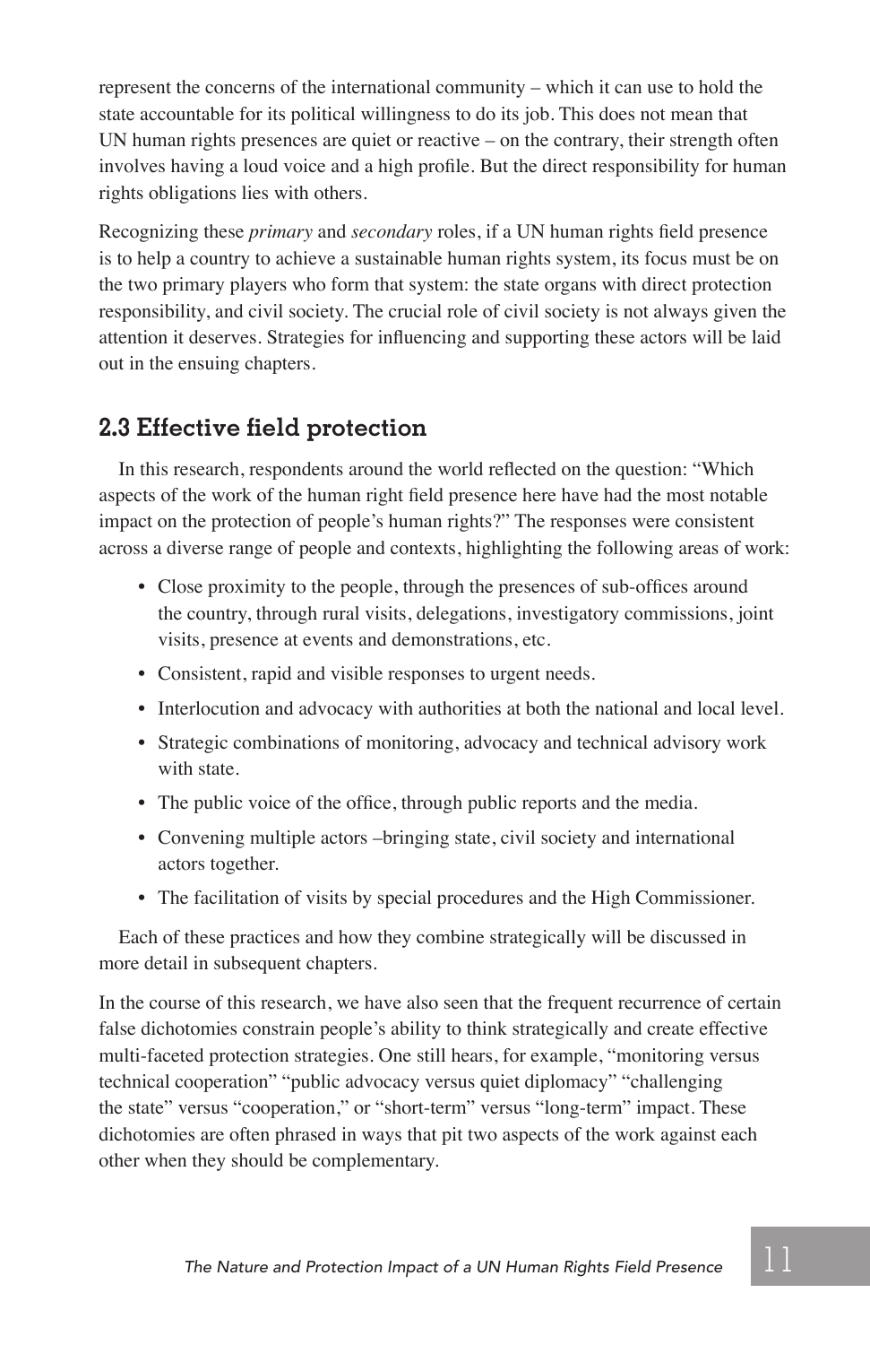represent the concerns of the international community – which it can use to hold the state accountable for its political willingness to do its job. This does not mean that UN human rights presences are quiet or reactive – on the contrary, their strength often involves having a loud voice and a high profile. But the direct responsibility for human rights obligations lies with others.

Recognizing these *primary* and *secondary* roles, if a UN human rights field presence is to help a country to achieve a sustainable human rights system, its focus must be on the two primary players who form that system: the state organs with direct protection responsibility, and civil society. The crucial role of civil society is not always given the attention it deserves. Strategies for influencing and supporting these actors will be laid out in the ensuing chapters.

## 2.3 Effective field protection

In this research, respondents around the world reflected on the question: "Which aspects of the work of the human right field presence here have had the most notable impact on the protection of people's human rights?" The responses were consistent across a diverse range of people and contexts, highlighting the following areas of work:

- Close proximity to the people, through the presences of sub-offices around the country, through rural visits, delegations, investigatory commissions, joint visits, presence at events and demonstrations, etc.
- Consistent, rapid and visible responses to urgent needs.
- Interlocution and advocacy with authorities at both the national and local level.
- Strategic combinations of monitoring, advocacy and technical advisory work with state.
- The public voice of the office, through public reports and the media.
- Convening multiple actors –bringing state, civil society and international actors together.
- The facilitation of visits by special procedures and the High Commissioner.

Each of these practices and how they combine strategically will be discussed in more detail in subsequent chapters.

In the course of this research, we have also seen that the frequent recurrence of certain false dichotomies constrain people's ability to think strategically and create effective multi-faceted protection strategies. One still hears, for example, "monitoring versus technical cooperation" "public advocacy versus quiet diplomacy" "challenging the state" versus "cooperation," or "short-term" versus "long-term" impact. These dichotomies are often phrased in ways that pit two aspects of the work against each other when they should be complementary.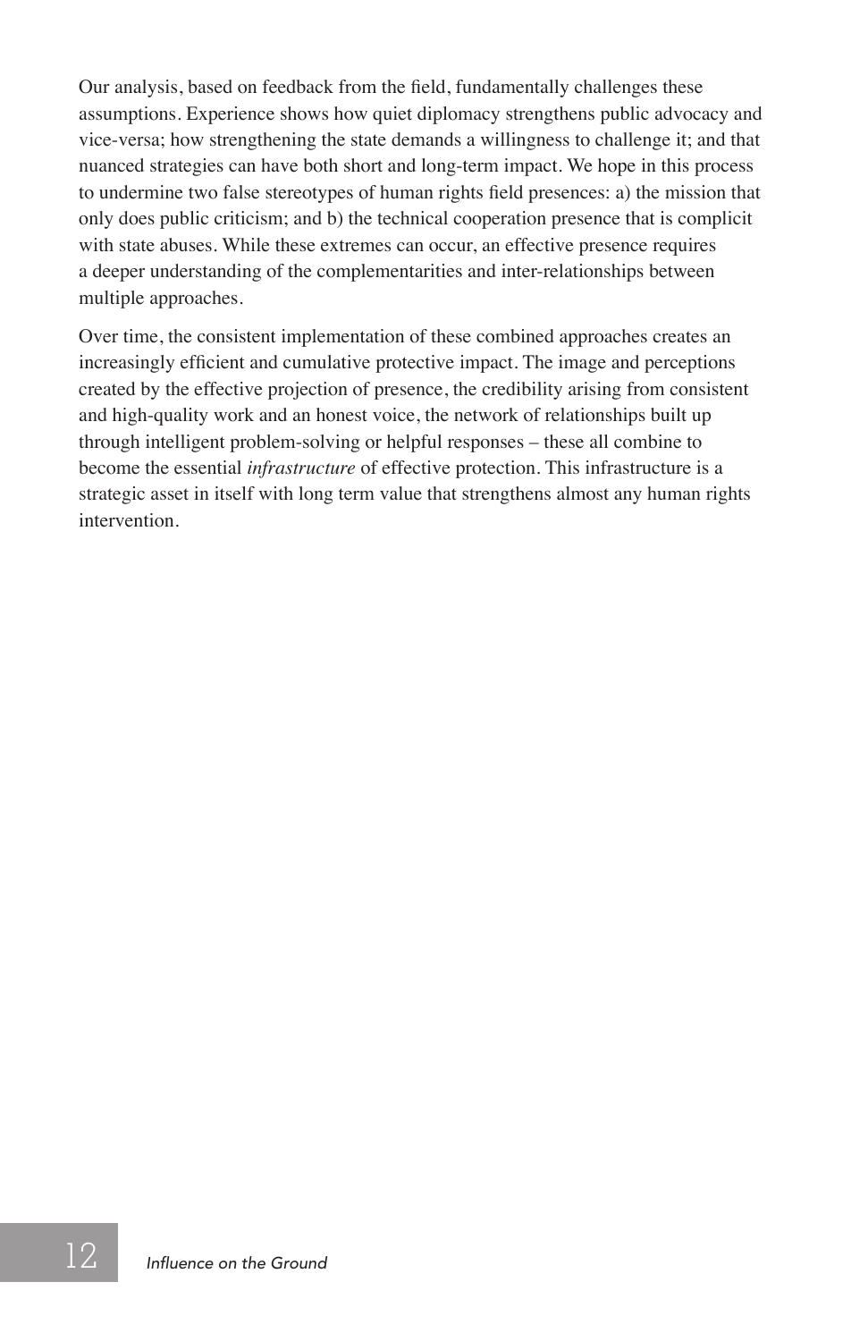Our analysis, based on feedback from the field, fundamentally challenges these assumptions. Experience shows how quiet diplomacy strengthens public advocacy and vice-versa; how strengthening the state demands a willingness to challenge it; and that nuanced strategies can have both short and long-term impact. We hope in this process to undermine two false stereotypes of human rights field presences: a) the mission that only does public criticism; and b) the technical cooperation presence that is complicit with state abuses. While these extremes can occur, an effective presence requires a deeper understanding of the complementarities and inter-relationships between multiple approaches.

Over time, the consistent implementation of these combined approaches creates an increasingly efficient and cumulative protective impact. The image and perceptions created by the effective projection of presence, the credibility arising from consistent and high-quality work and an honest voice, the network of relationships built up through intelligent problem-solving or helpful responses – these all combine to become the essential *infrastructure* of effective protection. This infrastructure is a strategic asset in itself with long term value that strengthens almost any human rights intervention.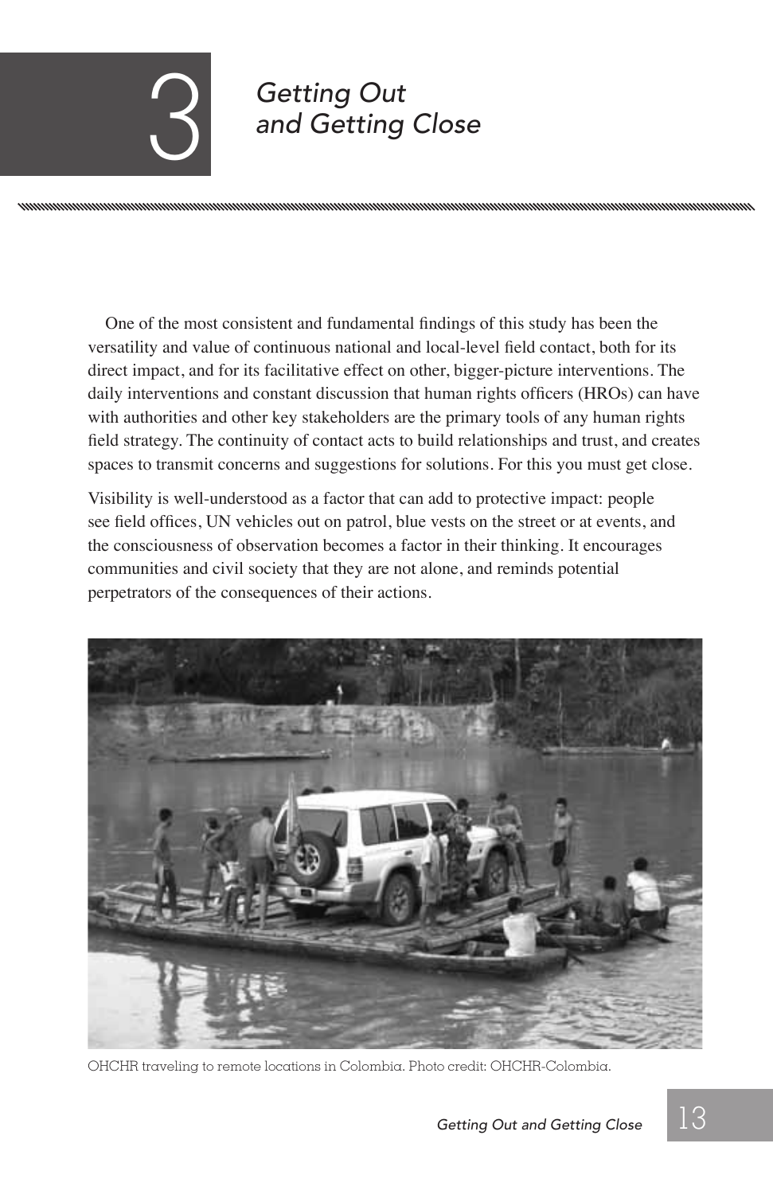# 3 Getting Out and Getting Close

One of the most consistent and fundamental findings of this study has been the versatility and value of continuous national and local-level field contact, both for its direct impact, and for its facilitative effect on other, bigger-picture interventions. The daily interventions and constant discussion that human rights officers (HROs) can have with authorities and other key stakeholders are the primary tools of any human rights field strategy. The continuity of contact acts to build relationships and trust, and creates spaces to transmit concerns and suggestions for solutions. For this you must get close.

Visibility is well-understood as a factor that can add to protective impact: people see field offices, UN vehicles out on patrol, blue vests on the street or at events, and the consciousness of observation becomes a factor in their thinking. It encourages communities and civil society that they are not alone, and reminds potential perpetrators of the consequences of their actions.

OHCHR traveling to remote locations in Colombia. Photo credit: OHCHR-Colombia.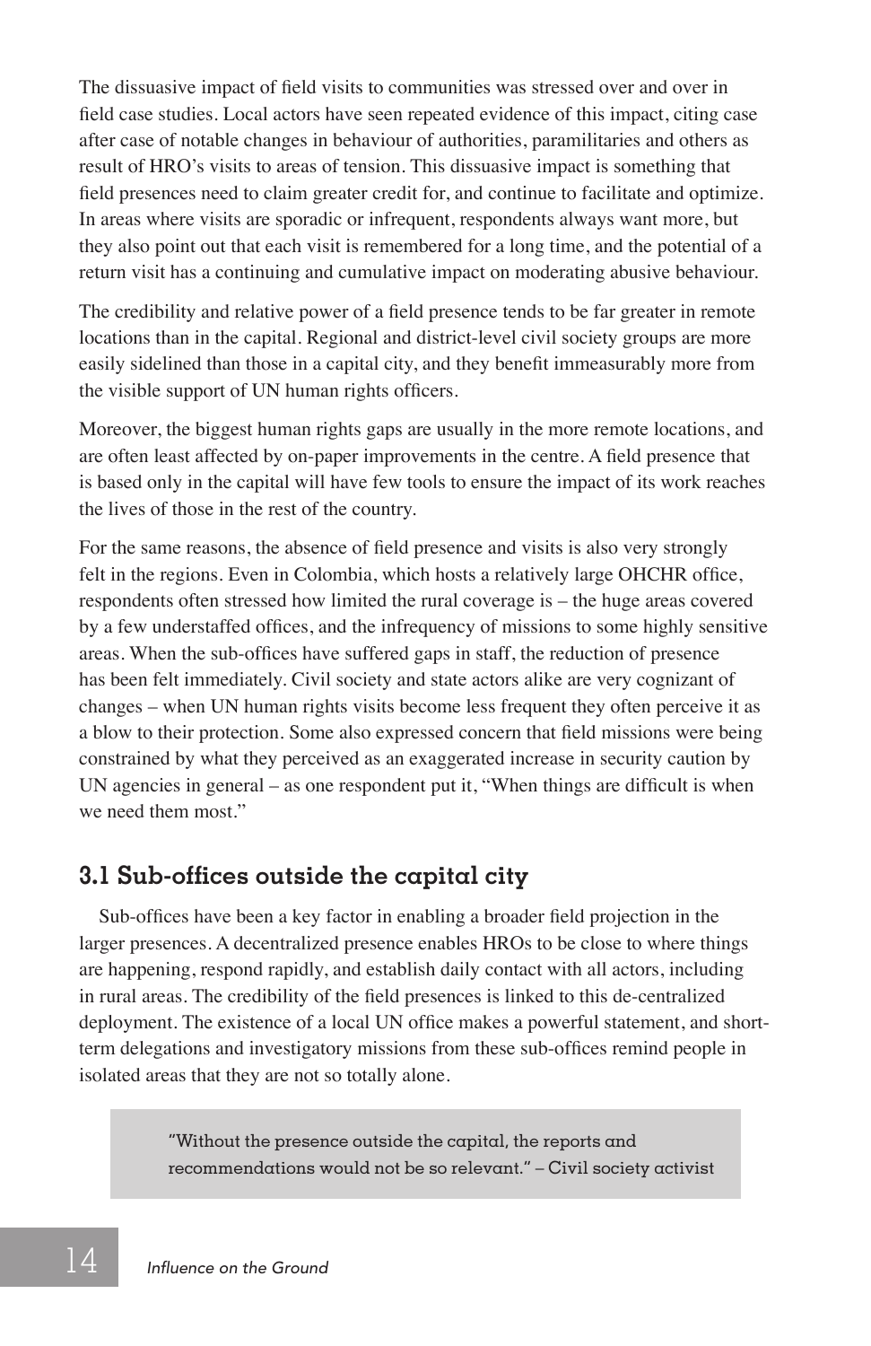The dissuasive impact of field visits to communities was stressed over and over in field case studies. Local actors have seen repeated evidence of this impact, citing case after case of notable changes in behaviour of authorities, paramilitaries and others as result of HRO's visits to areas of tension. This dissuasive impact is something that field presences need to claim greater credit for, and continue to facilitate and optimize. In areas where visits are sporadic or infrequent, respondents always want more, but they also point out that each visit is remembered for a long time, and the potential of a return visit has a continuing and cumulative impact on moderating abusive behaviour.

The credibility and relative power of a field presence tends to be far greater in remote locations than in the capital. Regional and district-level civil society groups are more easily sidelined than those in a capital city, and they benefit immeasurably more from the visible support of UN human rights officers.

Moreover, the biggest human rights gaps are usually in the more remote locations, and are often least affected by on-paper improvements in the centre. A field presence that is based only in the capital will have few tools to ensure the impact of its work reaches the lives of those in the rest of the country.

For the same reasons, the absence of field presence and visits is also very strongly felt in the regions. Even in Colombia, which hosts a relatively large OHCHR office, respondents often stressed how limited the rural coverage is – the huge areas covered by a few understaffed offices, and the infrequency of missions to some highly sensitive areas. When the sub-offices have suffered gaps in staff, the reduction of presence has been felt immediately. Civil society and state actors alike are very cognizant of changes – when UN human rights visits become less frequent they often perceive it as a blow to their protection. Some also expressed concern that field missions were being constrained by what they perceived as an exaggerated increase in security caution by UN agencies in general – as one respondent put it, "When things are difficult is when we need them most."

## 3.1 Sub-offices outside the capital city

Sub-offices have been a key factor in enabling a broader field projection in the larger presences. A decentralized presence enables HROs to be close to where things are happening, respond rapidly, and establish daily contact with all actors, including in rural areas. The credibility of the field presences is linked to this de-centralized deployment. The existence of a local UN office makes a powerful statement, and short-term delegations and investigatory missions from these sub-offices remind people in isolated areas that they are not so totally alone.

> "Without the presence outside the capital, the reports and recommendations would not be so relevant." – Civil society activist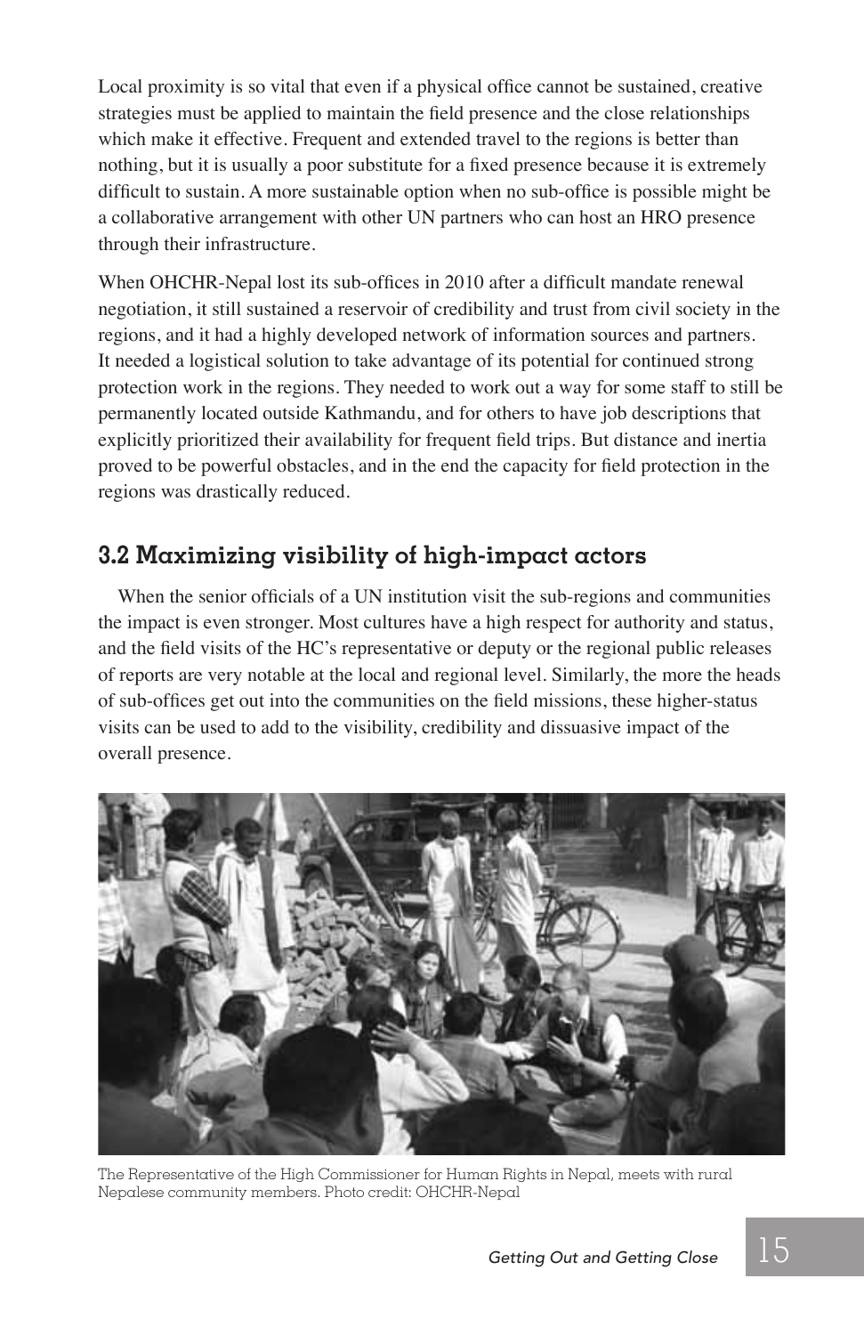Local proximity is so vital that even if a physical office cannot be sustained, creative strategies must be applied to maintain the field presence and the close relationships which make it effective. Frequent and extended travel to the regions is better than nothing, but it is usually a poor substitute for a fixed presence because it is extremely difficult to sustain. A more sustainable option when no sub-office is possible might be a collaborative arrangement with other UN partners who can host an HRO presence through their infrastructure.

When OHCHR-Nepal lost its sub-offices in 2010 after a difficult mandate renewal negotiation, it still sustained a reservoir of credibility and trust from civil society in the regions, and it had a highly developed network of information sources and partners. It needed a logistical solution to take advantage of its potential for continued strong protection work in the regions. They needed to work out a way for some staff to still be permanently located outside Kathmandu, and for others to have job descriptions that explicitly prioritized their availability for frequent field trips. But distance and inertia proved to be powerful obstacles, and in the end the capacity for field protection in the regions was drastically reduced.

## 3.2 Maximizing visibility of high-impact actors

When the senior officials of a UN institution visit the sub-regions and communities the impact is even stronger. Most cultures have a high respect for authority and status, and the field visits of the HC's representative or deputy or the regional public releases of reports are very notable at the local and regional level. Similarly, the more the heads of sub-offices get out into the communities on the field missions, these higher-status visits can be used to add to the visibility, credibility and dissuasive impact of the overall presence.

The Representative of the High Commissioner for Human Rights in Nepal, meets with rural Nepalese community members. Photo credit: OHCHR-Nepal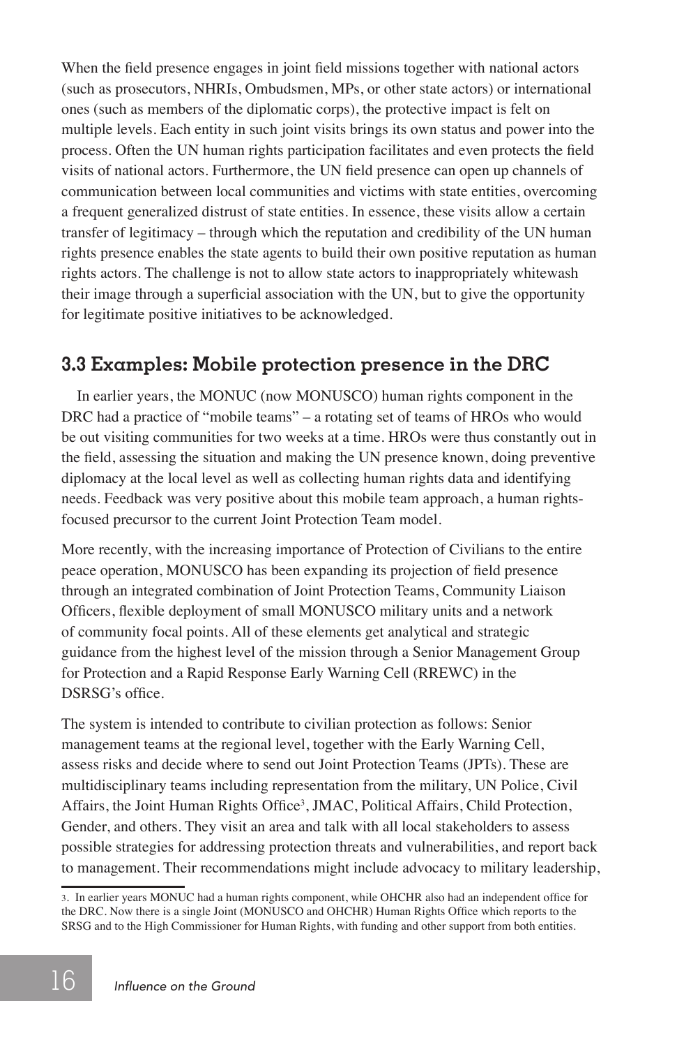When the field presence engages in joint field missions together with national actors (such as prosecutors, NHRIs, Ombudsmen, MPs, or other state actors) or international ones (such as members of the diplomatic corps), the protective impact is felt on multiple levels. Each entity in such joint visits brings its own status and power into the process. Often the UN human rights participation facilitates and even protects the field visits of national actors. Furthermore, the UN field presence can open up channels of communication between local communities and victims with state entities, overcoming a frequent generalized distrust of state entities. In essence, these visits allow a certain transfer of legitimacy – through which the reputation and credibility of the UN human rights presence enables the state agents to build their own positive reputation as human rights actors. The challenge is not to allow state actors to inappropriately whitewash their image through a superficial association with the UN, but to give the opportunity for legitimate positive initiatives to be acknowledged.

## 3.3 Examples: Mobile protection presence in the DRC

In earlier years, the MONUC (now MONUSCO) human rights component in the DRC had a practice of "mobile teams" – a rotating set of teams of HROs who would be out visiting communities for two weeks at a time. HROs were thus constantly out in the field, assessing the situation and making the UN presence known, doing preventive diplomacy at the local level as well as collecting human rights data and identifying needs. Feedback was very positive about this mobile team approach, a human rights-focused precursor to the current Joint Protection Team model.

More recently, with the increasing importance of Protection of Civilians to the entire peace operation, MONUSCO has been expanding its projection of field presence through an integrated combination of Joint Protection Teams, Community Liaison Officers, flexible deployment of small MONUSCO military units and a network of community focal points. All of these elements get analytical and strategic guidance from the highest level of the mission through a Senior Management Group for Protection and a Rapid Response Early Warning Cell (RREWC) in the DSRSG's office.

The system is intended to contribute to civilian protection as follows: Senior management teams at the regional level, together with the Early Warning Cell, assess risks and decide where to send out Joint Protection Teams (JPTs). These are multidisciplinary teams including representation from the military, UN Police, Civil Affairs, the Joint Human Rights Office[3], JMAC, Political Affairs, Child Protection, Gender, and others. They visit an area and talk with all local stakeholders to assess possible strategies for addressing protection threats and vulnerabilities, and report back to management. Their recommendations might include advocacy to military leadership,

3. In earlier years MONUC had a human rights component, while OHCHR also had an independent office for the DRC. Now there is a single Joint (MONUSCO and OHCHR) Human Rights Office which reports to the SRSG and to the High Commissioner for Human Rights, with funding and other support from both entities.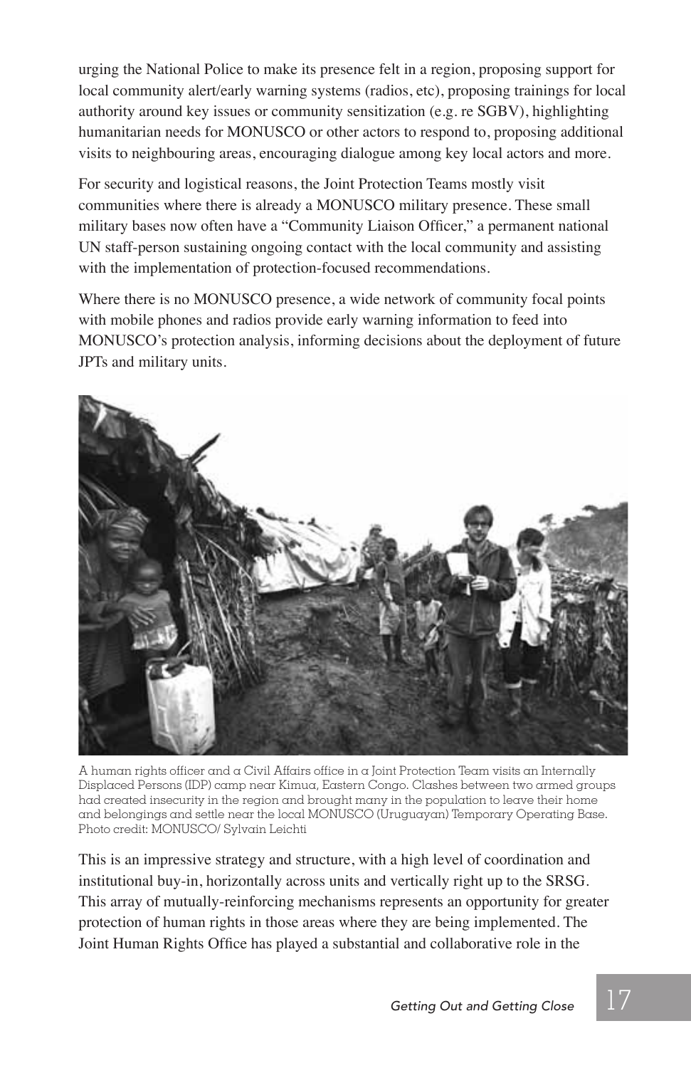urging the National Police to make its presence felt in a region, proposing support for local community alert/early warning systems (radios, etc), proposing trainings for local authority around key issues or community sensitization (e.g. re SGBV), highlighting humanitarian needs for MONUSCO or other actors to respond to, proposing additional visits to neighbouring areas, encouraging dialogue among key local actors and more.

For security and logistical reasons, the Joint Protection Teams mostly visit communities where there is already a MONUSCO military presence. These small military bases now often have a "Community Liaison Officer," a permanent national UN staff-person sustaining ongoing contact with the local community and assisting with the implementation of protection-focused recommendations.

Where there is no MONUSCO presence, a wide network of community focal points with mobile phones and radios provide early warning information to feed into MONUSCO's protection analysis, informing decisions about the deployment of future JPTs and military units.

A human rights officer and a Civil Affairs office in a Joint Protection Team visits an Internally Displaced Persons (IDP) camp near Kimua, Eastern Congo. Clashes between two armed groups had created insecurity in the region and brought many in the population to leave their home and belongings and settle near the local MONUSCO (Uruguayan) Temporary Operating Base. Photo credit: MONUSCO/ Sylvain Leichti

This is an impressive strategy and structure, with a high level of coordination and institutional buy-in, horizontally across units and vertically right up to the SRSG. This array of mutually-reinforcing mechanisms represents an opportunity for greater protection of human rights in those areas where they are being implemented. The Joint Human Rights Office has played a substantial and collaborative role in the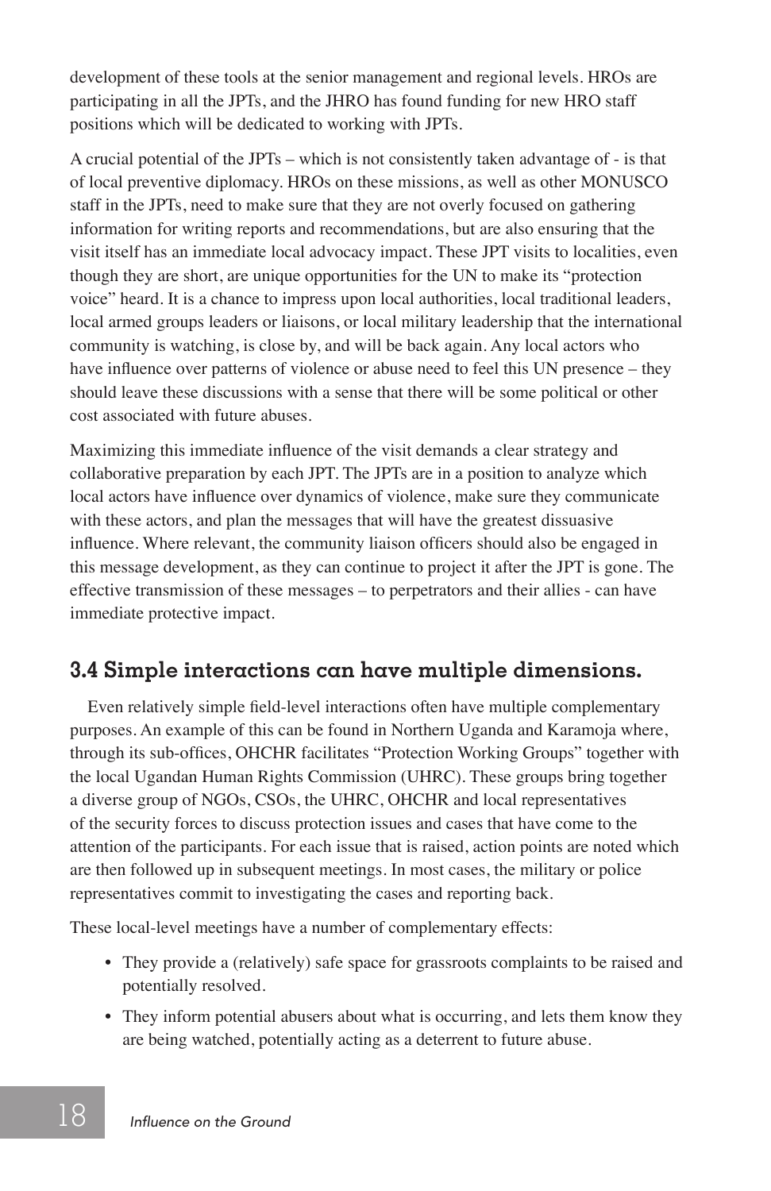development of these tools at the senior management and regional levels. HROs are participating in all the JPTs, and the JHRO has found funding for new HRO staff positions which will be dedicated to working with JPTs.

A crucial potential of the JPTs – which is not consistently taken advantage of - is that of local preventive diplomacy. HROs on these missions, as well as other MONUSCO staff in the JPTs, need to make sure that they are not overly focused on gathering information for writing reports and recommendations, but are also ensuring that the visit itself has an immediate local advocacy impact. These JPT visits to localities, even though they are short, are unique opportunities for the UN to make its "protection voice" heard. It is a chance to impress upon local authorities, local traditional leaders, local armed groups leaders or liaisons, or local military leadership that the international community is watching, is close by, and will be back again. Any local actors who have influence over patterns of violence or abuse need to feel this UN presence – they should leave these discussions with a sense that there will be some political or other cost associated with future abuses.

Maximizing this immediate influence of the visit demands a clear strategy and collaborative preparation by each JPT. The JPTs are in a position to analyze which local actors have influence over dynamics of violence, make sure they communicate with these actors, and plan the messages that will have the greatest dissuasive influence. Where relevant, the community liaison officers should also be engaged in this message development, as they can continue to project it after the JPT is gone. The effective transmission of these messages – to perpetrators and their allies - can have immediate protective impact.

## 3.4 Simple interactions can have multiple dimensions.

Even relatively simple field-level interactions often have multiple complementary purposes. An example of this can be found in Northern Uganda and Karamoja where, through its sub-offices, OHCHR facilitates "Protection Working Groups" together with the local Ugandan Human Rights Commission (UHRC). These groups bring together a diverse group of NGOs, CSOs, the UHRC, OHCHR and local representatives of the security forces to discuss protection issues and cases that have come to the attention of the participants. For each issue that is raised, action points are noted which are then followed up in subsequent meetings. In most cases, the military or police representatives commit to investigating the cases and reporting back.

These local-level meetings have a number of complementary effects:

- They provide a (relatively) safe space for grassroots complaints to be raised and potentially resolved.
- They inform potential abusers about what is occurring, and lets them know they are being watched, potentially acting as a deterrent to future abuse.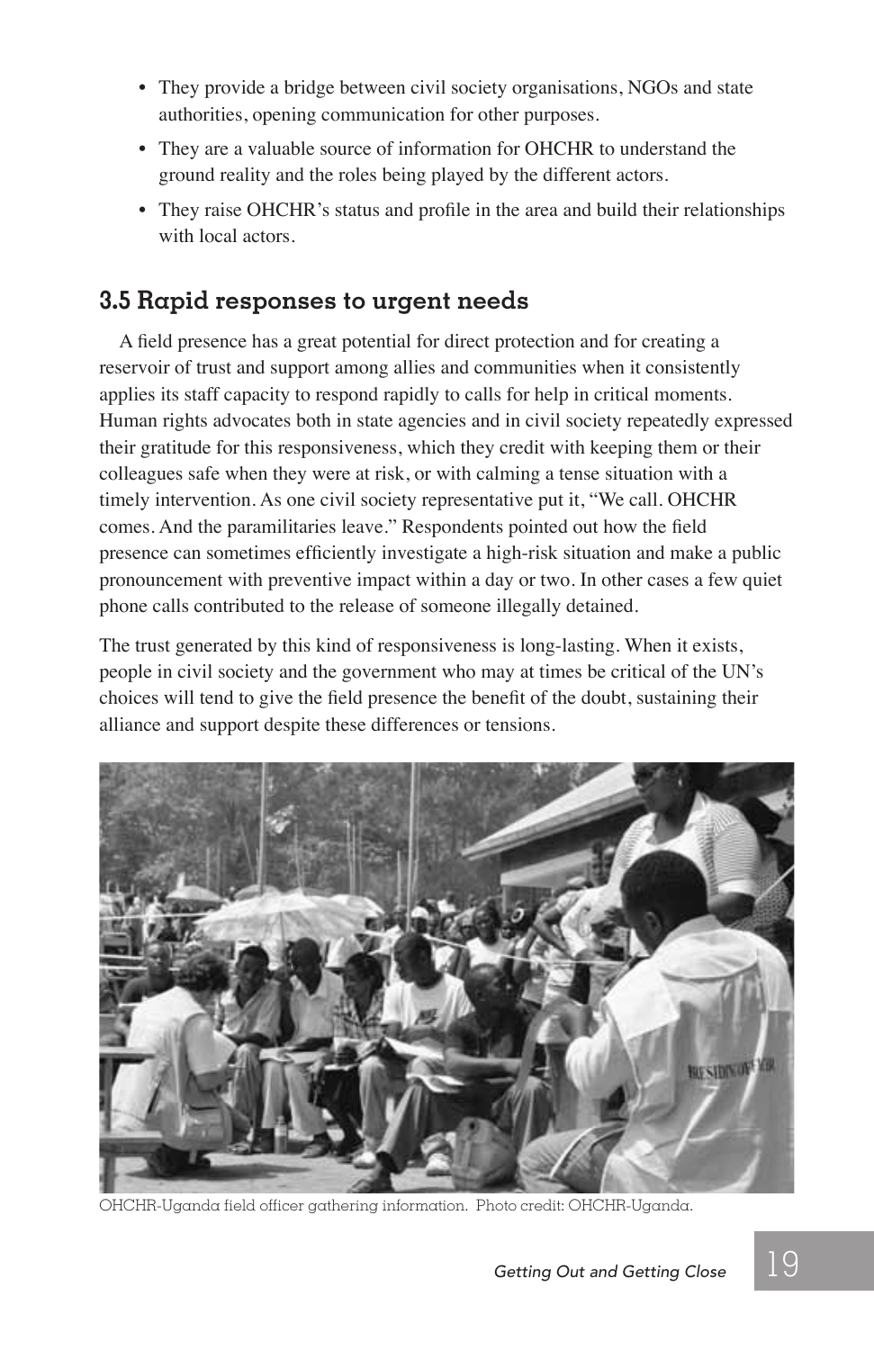- They provide a bridge between civil society organisations, NGOs and state authorities, opening communication for other purposes.
- They are a valuable source of information for OHCHR to understand the ground reality and the roles being played by the different actors.
- They raise OHCHR's status and profile in the area and build their relationships with local actors.

## 3.5 Rapid responses to urgent needs

A field presence has a great potential for direct protection and for creating a reservoir of trust and support among allies and communities when it consistently applies its staff capacity to respond rapidly to calls for help in critical moments. Human rights advocates both in state agencies and in civil society repeatedly expressed their gratitude for this responsiveness, which they credit with keeping them or their colleagues safe when they were at risk, or with calming a tense situation with a timely intervention. As one civil society representative put it, "We call. OHCHR comes. And the paramilitaries leave." Respondents pointed out how the field presence can sometimes efficiently investigate a high-risk situation and make a public pronouncement with preventive impact within a day or two. In other cases a few quiet phone calls contributed to the release of someone illegally detained.

The trust generated by this kind of responsiveness is long-lasting. When it exists, people in civil society and the government who may at times be critical of the UN's choices will tend to give the field presence the benefit of the doubt, sustaining their alliance and support despite these differences or tensions.

OHCHR-Uganda field officer gathering information. Photo credit: OHCHR-Uganda.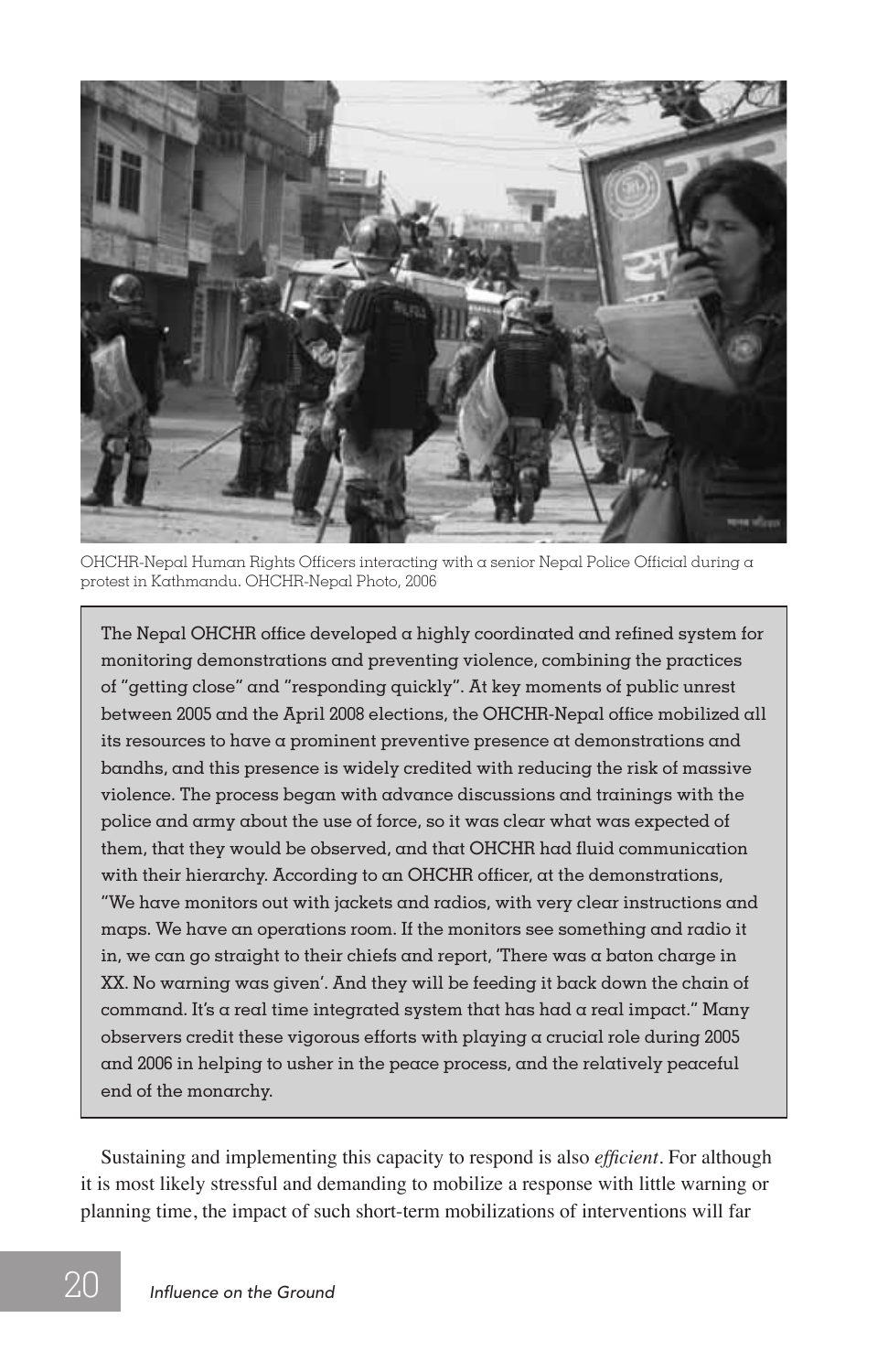OHCHR-Nepal Human Rights Officers interacting with a senior Nepal Police Official during a protest in Kathmandu. OHCHR-Nepal Photo, 2006

> The Nepal OHCHR office developed a highly coordinated and refined system for monitoring demonstrations and preventing violence, combining the practices of "getting close" and "responding quickly". At key moments of public unrest between 2005 and the April 2008 elections, the OHCHR-Nepal office mobilized all its resources to have a prominent preventive presence at demonstrations and bandhs, and this presence is widely credited with reducing the risk of massive violence. The process began with advance discussions and trainings with the police and army about the use of force, so it was clear what was expected of them, that they would be observed, and that OHCHR had fluid communication with their hierarchy. According to an OHCHR officer, at the demonstrations, "We have monitors out with jackets and radios, with very clear instructions and maps. We have an operations room. If the monitors see something and radio it in, we can go straight to their chiefs and report, 'There was a baton charge in XX. No warning was given'. And they will be feeding it back down the chain of command. It's a real time integrated system that has had a real impact." Many observers credit these vigorous efforts with playing a crucial role during 2005 and 2006 in helping to usher in the peace process, and the relatively peaceful end of the monarchy.

Sustaining and implementing this capacity to respond is also *efficient*. For although it is most likely stressful and demanding to mobilize a response with little warning or planning time, the impact of such short-term mobilizations of interventions will far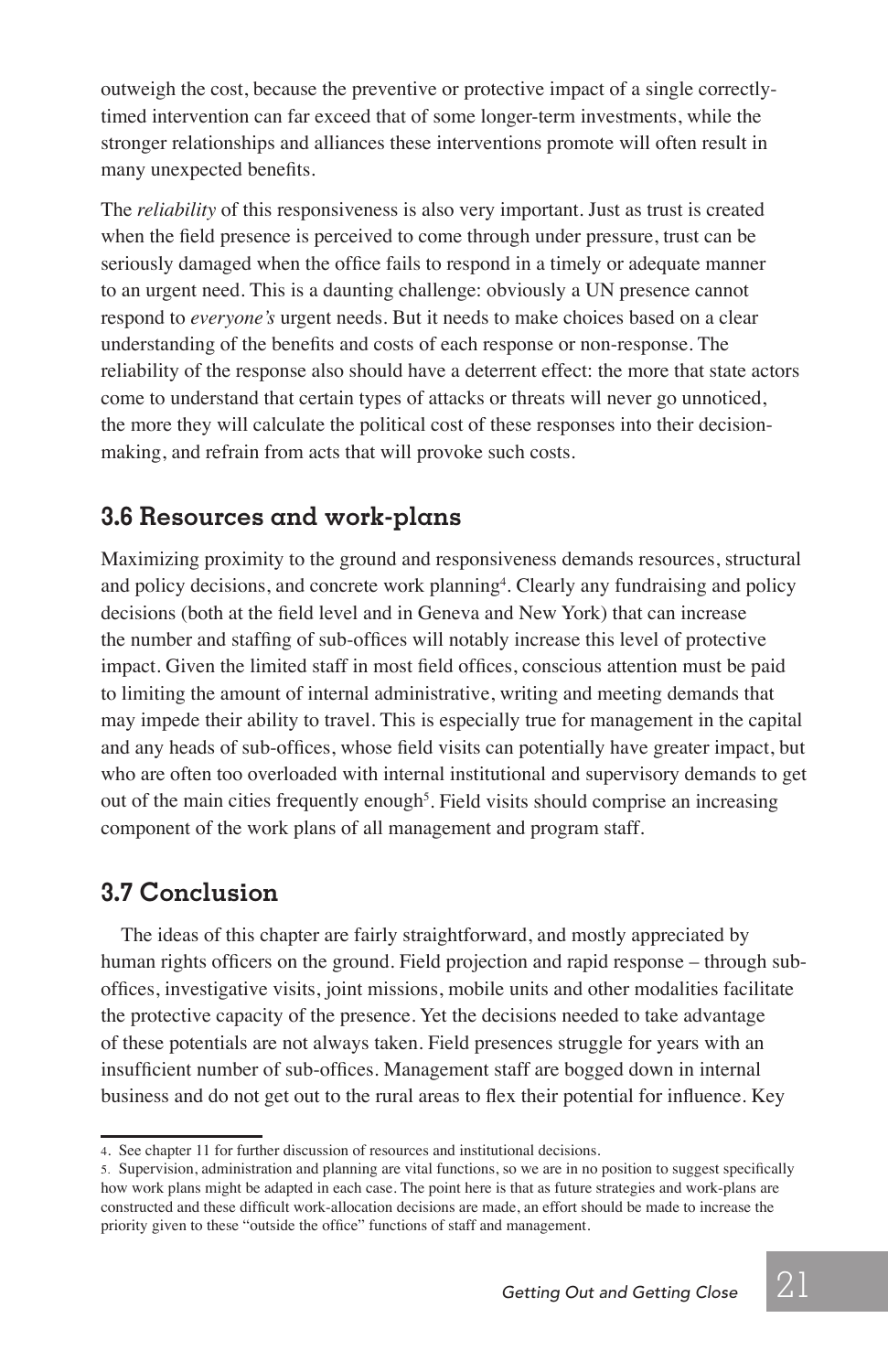outweigh the cost, because the preventive or protective impact of a single correctly-timed intervention can far exceed that of some longer-term investments, while the stronger relationships and alliances these interventions promote will often result in many unexpected benefits.

The *reliability* of this responsiveness is also very important. Just as trust is created when the field presence is perceived to come through under pressure, trust can be seriously damaged when the office fails to respond in a timely or adequate manner to an urgent need. This is a daunting challenge: obviously a UN presence cannot respond to *everyone's* urgent needs. But it needs to make choices based on a clear understanding of the benefits and costs of each response or non-response. The reliability of the response also should have a deterrent effect: the more that state actors come to understand that certain types of attacks or threats will never go unnoticed, the more they will calculate the political cost of these responses into their decision-making, and refrain from acts that will provoke such costs.

## 3.6 Resources and work-plans

Maximizing proximity to the ground and responsiveness demands resources, structural and policy decisions, and concrete work planning[4]. Clearly any fundraising and policy decisions (both at the field level and in Geneva and New York) that can increase the number and staffing of sub-offices will notably increase this level of protective impact. Given the limited staff in most field offices, conscious attention must be paid to limiting the amount of internal administrative, writing and meeting demands that may impede their ability to travel. This is especially true for management in the capital and any heads of sub-offices, whose field visits can potentially have greater impact, but who are often too overloaded with internal institutional and supervisory demands to get out of the main cities frequently enough[5]. Field visits should comprise an increasing component of the work plans of all management and program staff.

## 3.7 Conclusion

The ideas of this chapter are fairly straightforward, and mostly appreciated by human rights officers on the ground. Field projection and rapid response – through sub-offices, investigative visits, joint missions, mobile units and other modalities facilitate the protective capacity of the presence. Yet the decisions needed to take advantage of these potentials are not always taken. Field presences struggle for years with an insufficient number of sub-offices. Management staff are bogged down in internal business and do not get out to the rural areas to flex their potential for influence. Key

---

4. See chapter 11 for further discussion of resources and institutional decisions.

5. Supervision, administration and planning are vital functions, so we are in no position to suggest specifically how work plans might be adapted in each case. The point here is that as future strategies and work-plans are constructed and these difficult work-allocation decisions are made, an effort should be made to increase the priority given to these "outside the office" functions of staff and management.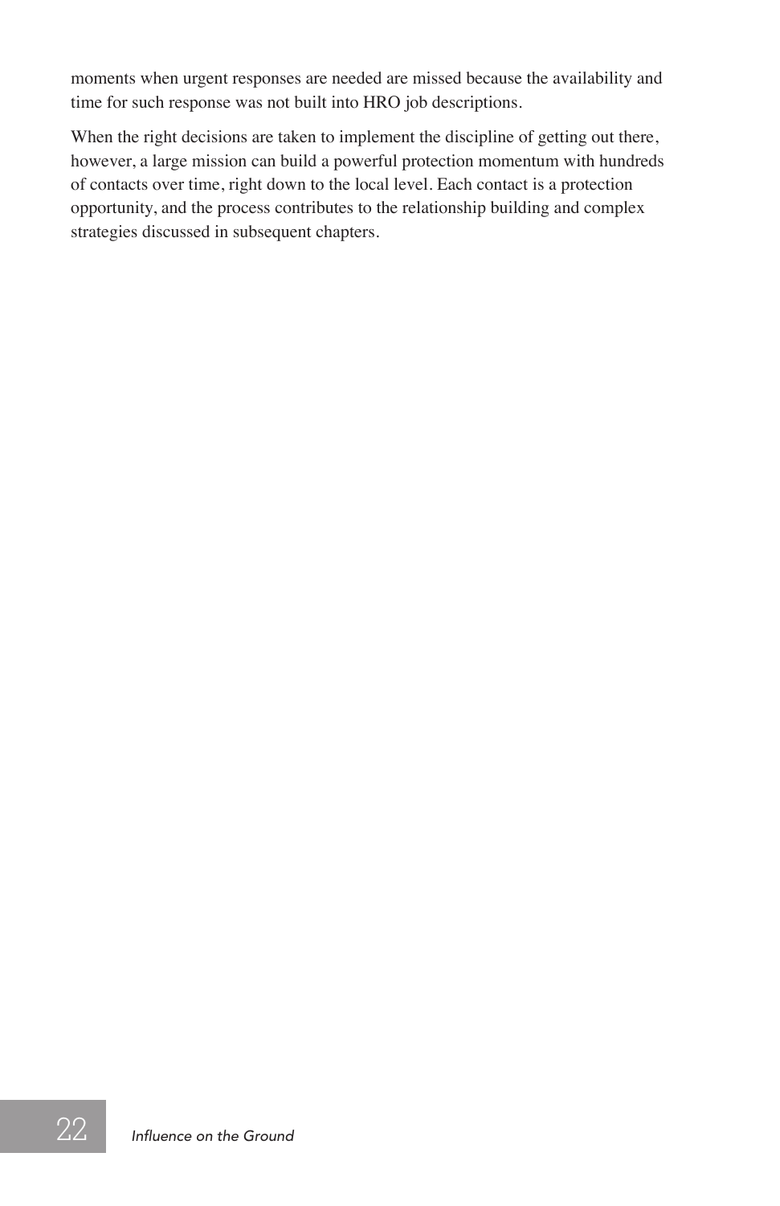moments when urgent responses are needed are missed because the availability and time for such response was not built into HRO job descriptions.

When the right decisions are taken to implement the discipline of getting out there, however, a large mission can build a powerful protection momentum with hundreds of contacts over time, right down to the local level. Each contact is a protection opportunity, and the process contributes to the relationship building and complex strategies discussed in subsequent chapters.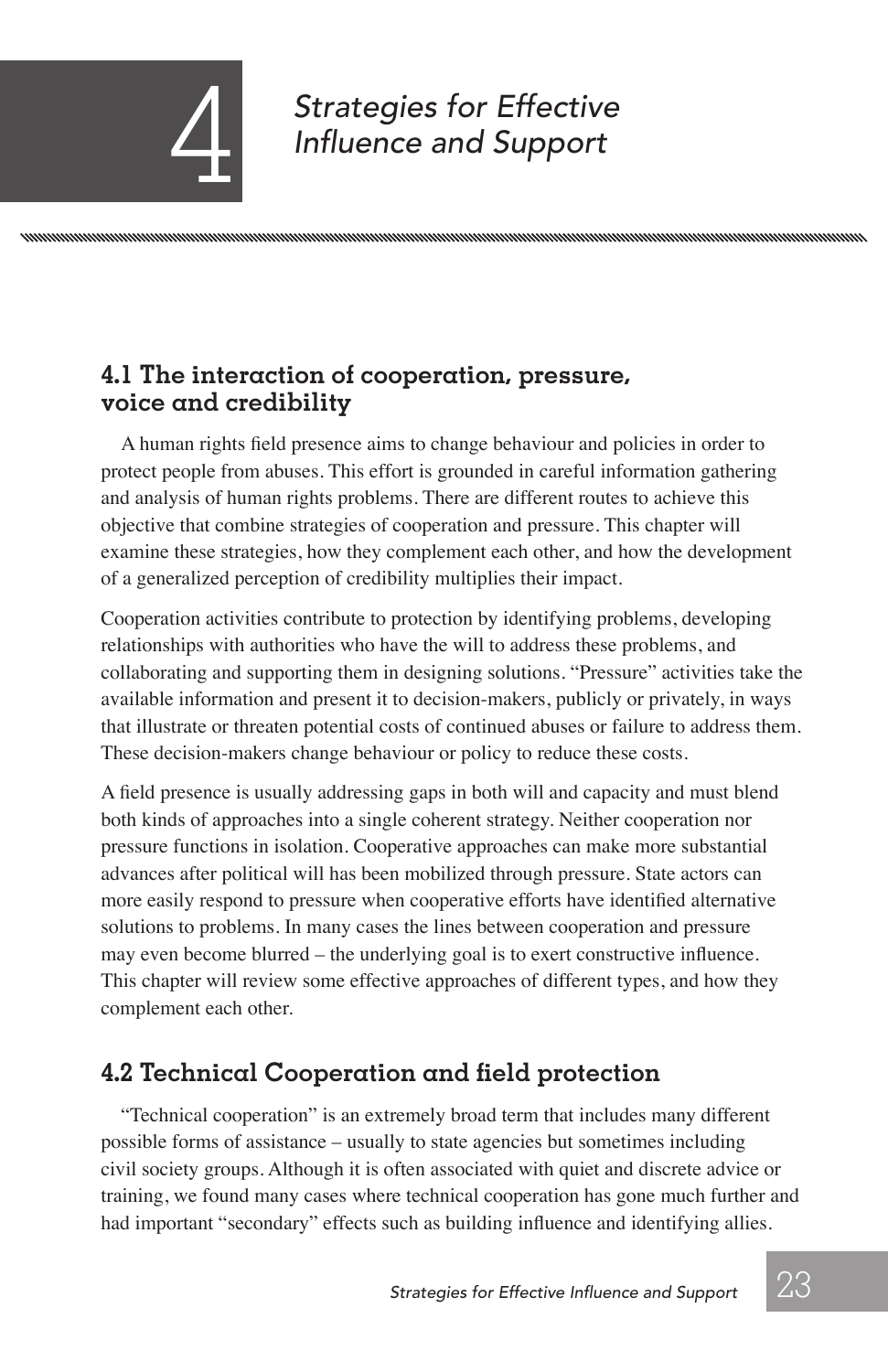# 4 Strategies for Effective Influence and Support

## 4.1 The interaction of cooperation, pressure, voice and credibility

A human rights field presence aims to change behaviour and policies in order to protect people from abuses. This effort is grounded in careful information gathering and analysis of human rights problems. There are different routes to achieve this objective that combine strategies of cooperation and pressure. This chapter will examine these strategies, how they complement each other, and how the development of a generalized perception of credibility multiplies their impact.

Cooperation activities contribute to protection by identifying problems, developing relationships with authorities who have the will to address these problems, and collaborating and supporting them in designing solutions. "Pressure" activities take the available information and present it to decision-makers, publicly or privately, in ways that illustrate or threaten potential costs of continued abuses or failure to address them. These decision-makers change behaviour or policy to reduce these costs.

A field presence is usually addressing gaps in both will and capacity and must blend both kinds of approaches into a single coherent strategy. Neither cooperation nor pressure functions in isolation. Cooperative approaches can make more substantial advances after political will has been mobilized through pressure. State actors can more easily respond to pressure when cooperative efforts have identified alternative solutions to problems. In many cases the lines between cooperation and pressure may even become blurred – the underlying goal is to exert constructive influence. This chapter will review some effective approaches of different types, and how they complement each other.

## 4.2 Technical Cooperation and field protection

"Technical cooperation" is an extremely broad term that includes many different possible forms of assistance – usually to state agencies but sometimes including civil society groups. Although it is often associated with quiet and discrete advice or training, we found many cases where technical cooperation has gone much further and had important "secondary" effects such as building influence and identifying allies.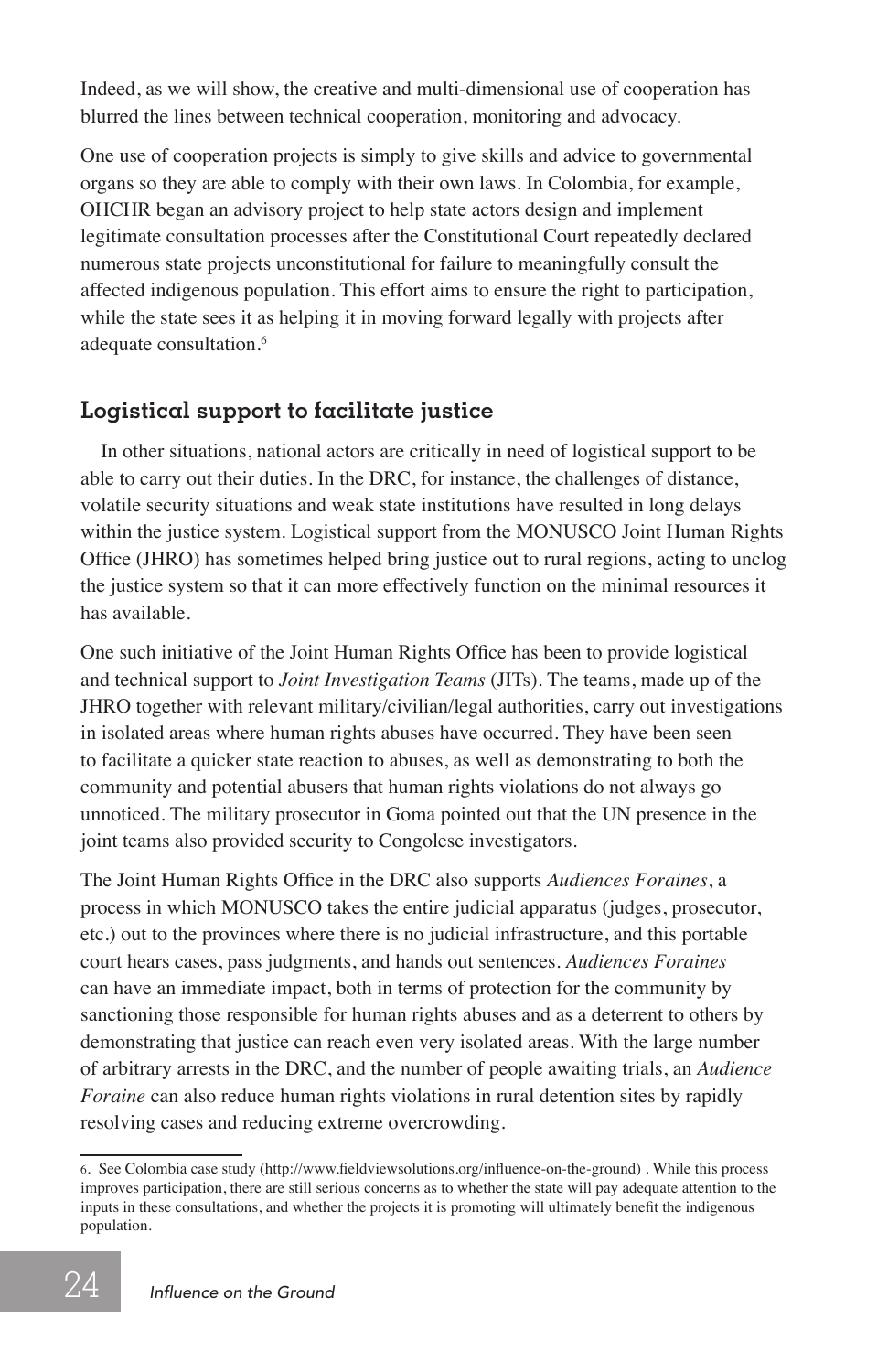Indeed, as we will show, the creative and multi-dimensional use of cooperation has blurred the lines between technical cooperation, monitoring and advocacy.

One use of cooperation projects is simply to give skills and advice to governmental organs so they are able to comply with their own laws. In Colombia, for example, OHCHR began an advisory project to help state actors design and implement legitimate consultation processes after the Constitutional Court repeatedly declared numerous state projects unconstitutional for failure to meaningfully consult the affected indigenous population. This effort aims to ensure the right to participation, while the state sees it as helping it in moving forward legally with projects after adequate consultation.[6]

## Logistical support to facilitate justice

In other situations, national actors are critically in need of logistical support to be able to carry out their duties. In the DRC, for instance, the challenges of distance, volatile security situations and weak state institutions have resulted in long delays within the justice system. Logistical support from the MONUSCO Joint Human Rights Office (JHRO) has sometimes helped bring justice out to rural regions, acting to unclog the justice system so that it can more effectively function on the minimal resources it has available.

One such initiative of the Joint Human Rights Office has been to provide logistical and technical support to *Joint Investigation Teams* (JITs). The teams, made up of the JHRO together with relevant military/civilian/legal authorities, carry out investigations in isolated areas where human rights abuses have occurred. They have been seen to facilitate a quicker state reaction to abuses, as well as demonstrating to both the community and potential abusers that human rights violations do not always go unnoticed. The military prosecutor in Goma pointed out that the UN presence in the joint teams also provided security to Congolese investigators.

The Joint Human Rights Office in the DRC also supports *Audiences Foraines*, a process in which MONUSCO takes the entire judicial apparatus (judges, prosecutor, etc.) out to the provinces where there is no judicial infrastructure, and this portable court hears cases, pass judgments, and hands out sentences. *Audiences Foraines* can have an immediate impact, both in terms of protection for the community by sanctioning those responsible for human rights abuses and as a deterrent to others by demonstrating that justice can reach even very isolated areas. With the large number of arbitrary arrests in the DRC, and the number of people awaiting trials, an *Audience Foraine* can also reduce human rights violations in rural detention sites by rapidly resolving cases and reducing extreme overcrowding.

---

6. See Colombia case study (http://www.fieldviewsolutions.org/influence-on-the-ground) . While this process improves participation, there are still serious concerns as to whether the state will pay adequate attention to the inputs in these consultations, and whether the projects it is promoting will ultimately benefit the indigenous population.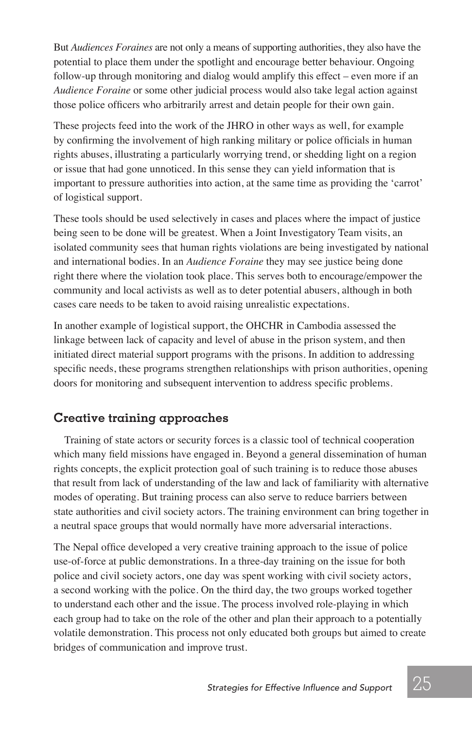But *Audiences Foraines* are not only a means of supporting authorities, they also have the potential to place them under the spotlight and encourage better behaviour. Ongoing follow-up through monitoring and dialog would amplify this effect – even more if an *Audience Foraine* or some other judicial process would also take legal action against those police officers who arbitrarily arrest and detain people for their own gain.

These projects feed into the work of the JHRO in other ways as well, for example by confirming the involvement of high ranking military or police officials in human rights abuses, illustrating a particularly worrying trend, or shedding light on a region or issue that had gone unnoticed. In this sense they can yield information that is important to pressure authorities into action, at the same time as providing the 'carrot' of logistical support.

These tools should be used selectively in cases and places where the impact of justice being seen to be done will be greatest. When a Joint Investigatory Team visits, an isolated community sees that human rights violations are being investigated by national and international bodies. In an *Audience Foraine* they may see justice being done right there where the violation took place. This serves both to encourage/empower the community and local activists as well as to deter potential abusers, although in both cases care needs to be taken to avoid raising unrealistic expectations.

In another example of logistical support, the OHCHR in Cambodia assessed the linkage between lack of capacity and level of abuse in the prison system, and then initiated direct material support programs with the prisons. In addition to addressing specific needs, these programs strengthen relationships with prison authorities, opening doors for monitoring and subsequent intervention to address specific problems.

## Creative training approaches

Training of state actors or security forces is a classic tool of technical cooperation which many field missions have engaged in. Beyond a general dissemination of human rights concepts, the explicit protection goal of such training is to reduce those abuses that result from lack of understanding of the law and lack of familiarity with alternative modes of operating. But training process can also serve to reduce barriers between state authorities and civil society actors. The training environment can bring together in a neutral space groups that would normally have more adversarial interactions.

The Nepal office developed a very creative training approach to the issue of police use-of-force at public demonstrations. In a three-day training on the issue for both police and civil society actors, one day was spent working with civil society actors, a second working with the police. On the third day, the two groups worked together to understand each other and the issue. The process involved role-playing in which each group had to take on the role of the other and plan their approach to a potentially volatile demonstration. This process not only educated both groups but aimed to create bridges of communication and improve trust.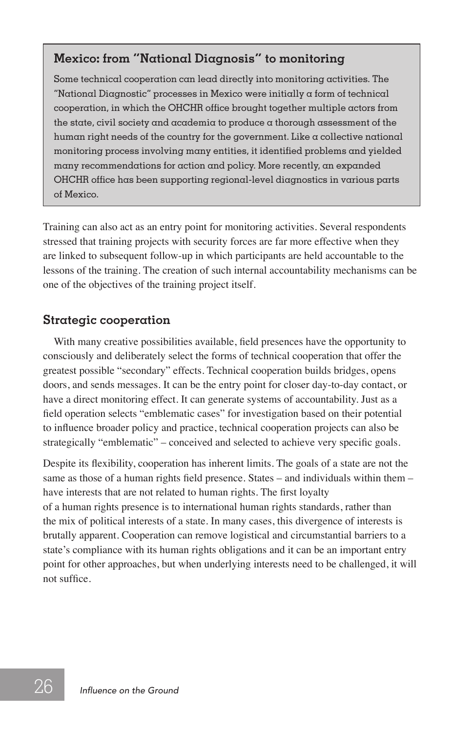### Mexico: from "National Diagnosis" to monitoring

Some technical cooperation can lead directly into monitoring activities. The "National Diagnostic" processes in Mexico were initially a form of technical cooperation, in which the OHCHR office brought together multiple actors from the state, civil society and academia to produce a thorough assessment of the human right needs of the country for the government. Like a collective national monitoring process involving many entities, it identified problems and yielded many recommendations for action and policy. More recently, an expanded OHCHR office has been supporting regional-level diagnostics in various parts of Mexico.

Training can also act as an entry point for monitoring activities. Several respondents stressed that training projects with security forces are far more effective when they are linked to subsequent follow-up in which participants are held accountable to the lessons of the training. The creation of such internal accountability mechanisms can be one of the objectives of the training project itself.

## Strategic cooperation

With many creative possibilities available, field presences have the opportunity to consciously and deliberately select the forms of technical cooperation that offer the greatest possible "secondary" effects. Technical cooperation builds bridges, opens doors, and sends messages. It can be the entry point for closer day-to-day contact, or have a direct monitoring effect. It can generate systems of accountability. Just as a field operation selects "emblematic cases" for investigation based on their potential to influence broader policy and practice, technical cooperation projects can also be strategically "emblematic" – conceived and selected to achieve very specific goals.

Despite its flexibility, cooperation has inherent limits. The goals of a state are not the same as those of a human rights field presence. States – and individuals within them – have interests that are not related to human rights. The first loyalty of a human rights presence is to international human rights standards, rather than the mix of political interests of a state. In many cases, this divergence of interests is brutally apparent. Cooperation can remove logistical and circumstantial barriers to a state's compliance with its human rights obligations and it can be an important entry point for other approaches, but when underlying interests need to be challenged, it will not suffice.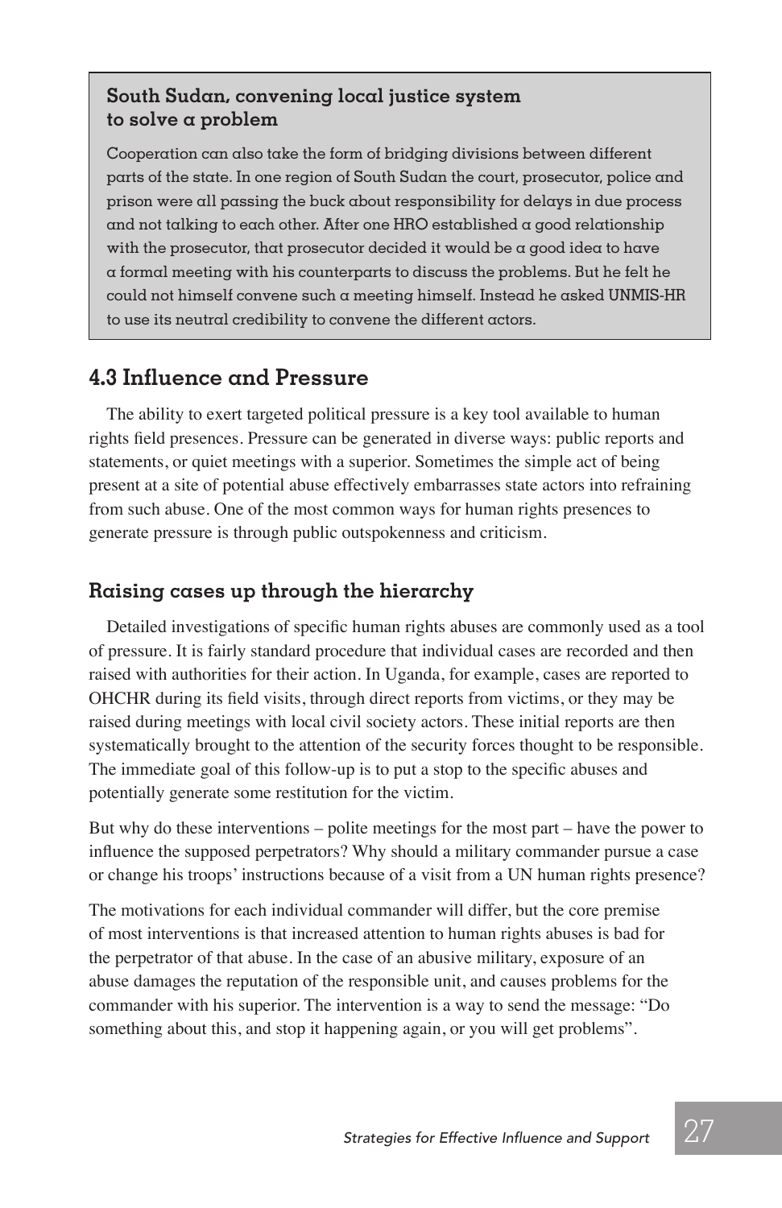**South Sudan, convening local justice system to solve a problem**

Cooperation can also take the form of bridging divisions between different parts of the state. In one region of South Sudan the court, prosecutor, police and prison were all passing the buck about responsibility for delays in due process and not talking to each other. After one HRO established a good relationship with the prosecutor, that prosecutor decided it would be a good idea to have a formal meeting with his counterparts to discuss the problems. But he felt he could not himself convene such a meeting himself. Instead he asked UNMIS-HR to use its neutral credibility to convene the different actors.

## 4.3 Influence and Pressure

The ability to exert targeted political pressure is a key tool available to human rights field presences. Pressure can be generated in diverse ways: public reports and statements, or quiet meetings with a superior. Sometimes the simple act of being present at a site of potential abuse effectively embarrasses state actors into refraining from such abuse. One of the most common ways for human rights presences to generate pressure is through public outspokenness and criticism.

### Raising cases up through the hierarchy

Detailed investigations of specific human rights abuses are commonly used as a tool of pressure. It is fairly standard procedure that individual cases are recorded and then raised with authorities for their action. In Uganda, for example, cases are reported to OHCHR during its field visits, through direct reports from victims, or they may be raised during meetings with local civil society actors. These initial reports are then systematically brought to the attention of the security forces thought to be responsible. The immediate goal of this follow-up is to put a stop to the specific abuses and potentially generate some restitution for the victim.

But why do these interventions – polite meetings for the most part – have the power to influence the supposed perpetrators? Why should a military commander pursue a case or change his troops' instructions because of a visit from a UN human rights presence?

The motivations for each individual commander will differ, but the core premise of most interventions is that increased attention to human rights abuses is bad for the perpetrator of that abuse. In the case of an abusive military, exposure of an abuse damages the reputation of the responsible unit, and causes problems for the commander with his superior. The intervention is a way to send the message: "Do something about this, and stop it happening again, or you will get problems".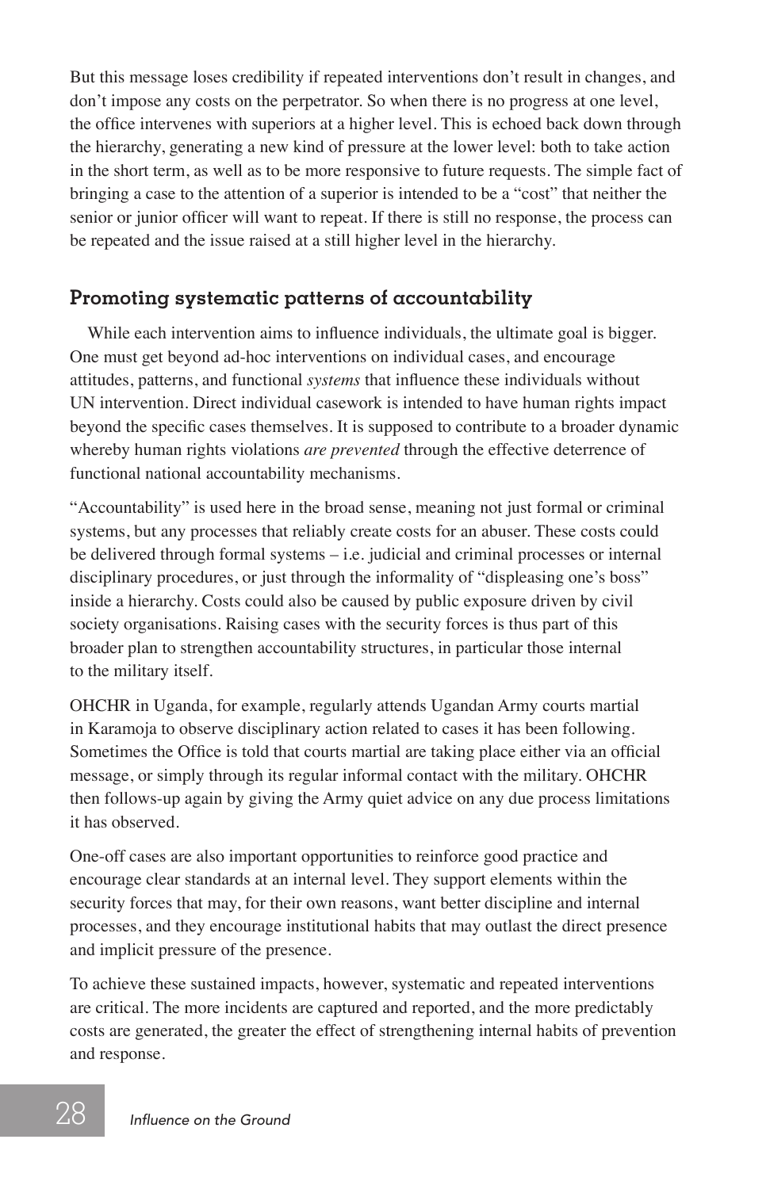But this message loses credibility if repeated interventions don't result in changes, and don't impose any costs on the perpetrator. So when there is no progress at one level, the office intervenes with superiors at a higher level. This is echoed back down through the hierarchy, generating a new kind of pressure at the lower level: both to take action in the short term, as well as to be more responsive to future requests. The simple fact of bringing a case to the attention of a superior is intended to be a "cost" that neither the senior or junior officer will want to repeat. If there is still no response, the process can be repeated and the issue raised at a still higher level in the hierarchy.

## Promoting systematic patterns of accountability

While each intervention aims to influence individuals, the ultimate goal is bigger. One must get beyond ad-hoc interventions on individual cases, and encourage attitudes, patterns, and functional *systems* that influence these individuals without UN intervention. Direct individual casework is intended to have human rights impact beyond the specific cases themselves. It is supposed to contribute to a broader dynamic whereby human rights violations *are prevented* through the effective deterrence of functional national accountability mechanisms.

"Accountability" is used here in the broad sense, meaning not just formal or criminal systems, but any processes that reliably create costs for an abuser. These costs could be delivered through formal systems – i.e. judicial and criminal processes or internal disciplinary procedures, or just through the informality of "displeasing one's boss" inside a hierarchy. Costs could also be caused by public exposure driven by civil society organisations. Raising cases with the security forces is thus part of this broader plan to strengthen accountability structures, in particular those internal to the military itself.

OHCHR in Uganda, for example, regularly attends Ugandan Army courts martial in Karamoja to observe disciplinary action related to cases it has been following. Sometimes the Office is told that courts martial are taking place either via an official message, or simply through its regular informal contact with the military. OHCHR then follows-up again by giving the Army quiet advice on any due process limitations it has observed.

One-off cases are also important opportunities to reinforce good practice and encourage clear standards at an internal level. They support elements within the security forces that may, for their own reasons, want better discipline and internal processes, and they encourage institutional habits that may outlast the direct presence and implicit pressure of the presence.

To achieve these sustained impacts, however, systematic and repeated interventions are critical. The more incidents are captured and reported, and the more predictably costs are generated, the greater the effect of strengthening internal habits of prevention and response.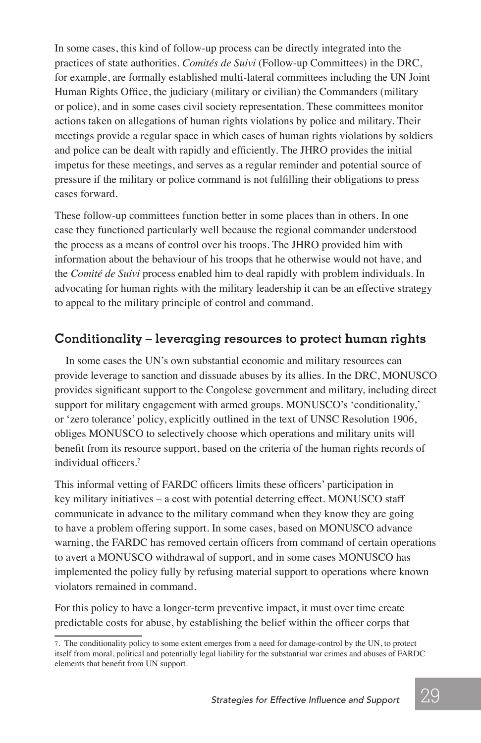In some cases, this kind of follow-up process can be directly integrated into the practices of state authorities. *Comités de Suivi* (Follow-up Committees) in the DRC, for example, are formally established multi-lateral committees including the UN Joint Human Rights Office, the judiciary (military or civilian) the Commanders (military or police), and in some cases civil society representation. These committees monitor actions taken on allegations of human rights violations by police and military. Their meetings provide a regular space in which cases of human rights violations by soldiers and police can be dealt with rapidly and efficiently. The JHRO provides the initial impetus for these meetings, and serves as a regular reminder and potential source of pressure if the military or police command is not fulfilling their obligations to press cases forward.

These follow-up committees function better in some places than in others. In one case they functioned particularly well because the regional commander understood the process as a means of control over his troops. The JHRO provided him with information about the behaviour of his troops that he otherwise would not have, and the *Comité de Suivi* process enabled him to deal rapidly with problem individuals. In advocating for human rights with the military leadership it can be an effective strategy to appeal to the military principle of control and command.

## Conditionality – leveraging resources to protect human rights

In some cases the UN's own substantial economic and military resources can provide leverage to sanction and dissuade abuses by its allies. In the DRC, MONUSCO provides significant support to the Congolese government and military, including direct support for military engagement with armed groups. MONUSCO's 'conditionality,' or 'zero tolerance' policy, explicitly outlined in the text of UNSC Resolution 1906, obliges MONUSCO to selectively choose which operations and military units will benefit from its resource support, based on the criteria of the human rights records of individual officers.[7]

This informal vetting of FARDC officers limits these officers' participation in key military initiatives – a cost with potential deterring effect. MONUSCO staff communicate in advance to the military command when they know they are going to have a problem offering support. In some cases, based on MONUSCO advance warning, the FARDC has removed certain officers from command of certain operations to avert a MONUSCO withdrawal of support, and in some cases MONUSCO has implemented the policy fully by refusing material support to operations where known violators remained in command.

For this policy to have a longer-term preventive impact, it must over time create predictable costs for abuse, by establishing the belief within the officer corps that

7. The conditionality policy to some extent emerges from a need for damage-control by the UN, to protect itself from moral, political and potentially legal liability for the substantial war crimes and abuses of FARDC elements that benefit from UN support.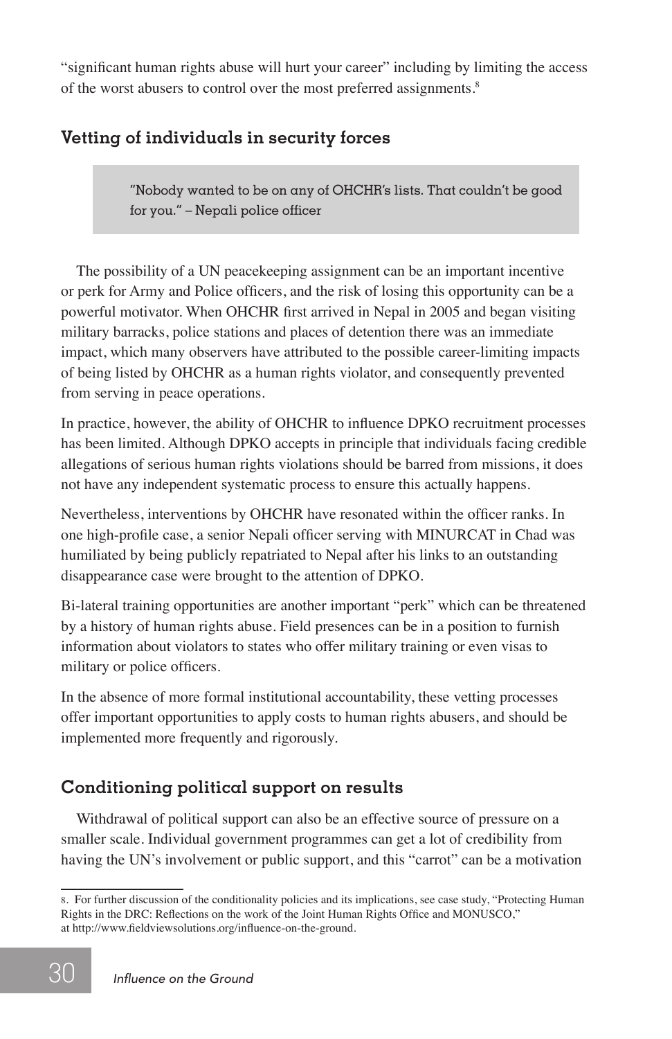"significant human rights abuse will hurt your career" including by limiting the access of the worst abusers to control over the most preferred assignments.[8]

## Vetting of individuals in security forces

> "Nobody wanted to be on any of OHCHR's lists. That couldn't be good for you." – Nepali police officer

The possibility of a UN peacekeeping assignment can be an important incentive or perk for Army and Police officers, and the risk of losing this opportunity can be a powerful motivator. When OHCHR first arrived in Nepal in 2005 and began visiting military barracks, police stations and places of detention there was an immediate impact, which many observers have attributed to the possible career-limiting impacts of being listed by OHCHR as a human rights violator, and consequently prevented from serving in peace operations.

In practice, however, the ability of OHCHR to influence DPKO recruitment processes has been limited. Although DPKO accepts in principle that individuals facing credible allegations of serious human rights violations should be barred from missions, it does not have any independent systematic process to ensure this actually happens.

Nevertheless, interventions by OHCHR have resonated within the officer ranks. In one high-profile case, a senior Nepali officer serving with MINURCAT in Chad was humiliated by being publicly repatriated to Nepal after his links to an outstanding disappearance case were brought to the attention of DPKO.

Bi-lateral training opportunities are another important "perk" which can be threatened by a history of human rights abuse. Field presences can be in a position to furnish information about violators to states who offer military training or even visas to military or police officers.

In the absence of more formal institutional accountability, these vetting processes offer important opportunities to apply costs to human rights abusers, and should be implemented more frequently and rigorously.

## Conditioning political support on results

Withdrawal of political support can also be an effective source of pressure on a smaller scale. Individual government programmes can get a lot of credibility from having the UN's involvement or public support, and this "carrot" can be a motivation

---

8. For further discussion of the conditionality policies and its implications, see case study, "Protecting Human Rights in the DRC: Reflections on the work of the Joint Human Rights Office and MONUSCO," at http://www.fieldviewsolutions.org/influence-on-the-ground.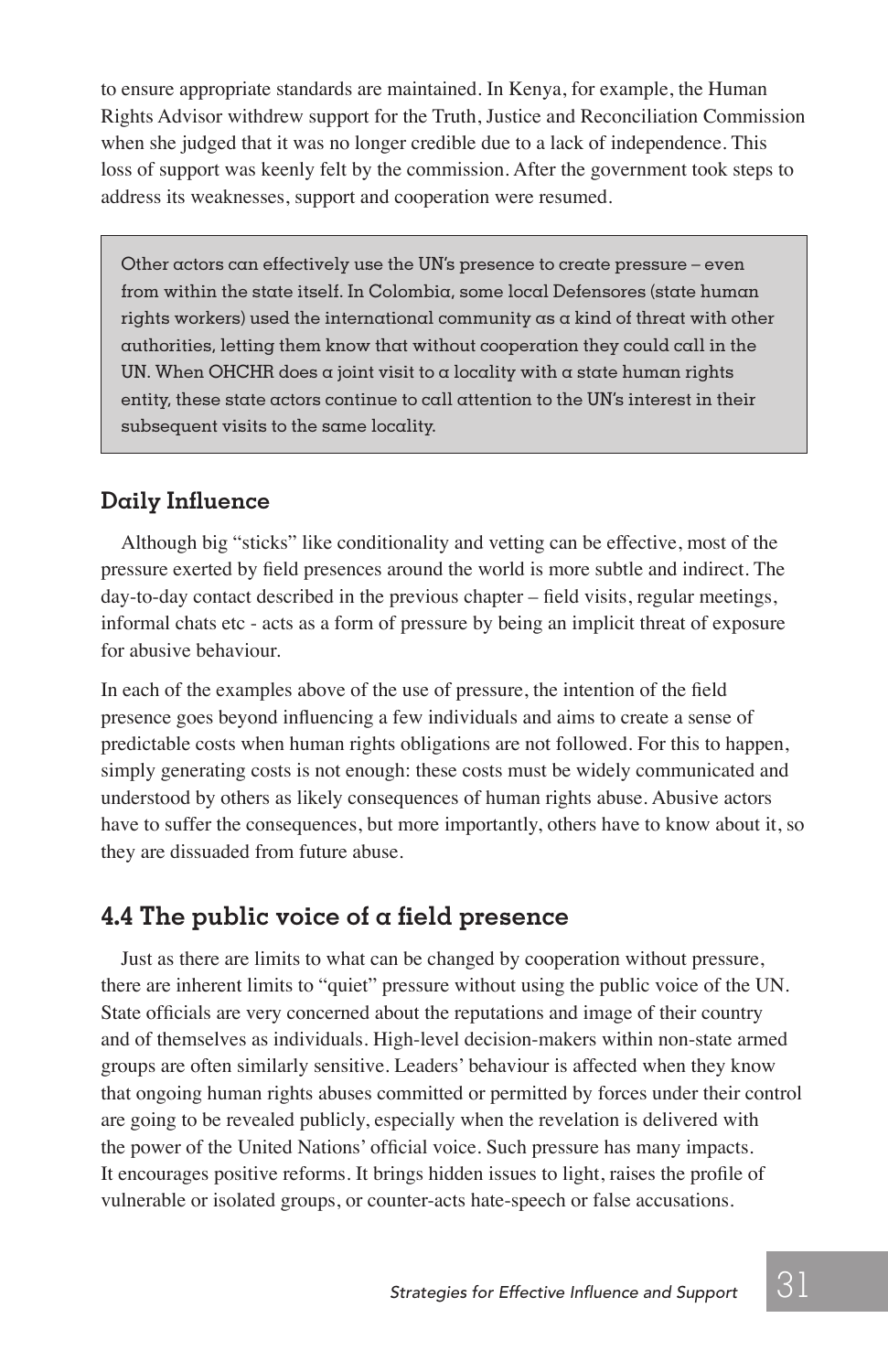to ensure appropriate standards are maintained. In Kenya, for example, the Human Rights Advisor withdrew support for the Truth, Justice and Reconciliation Commission when she judged that it was no longer credible due to a lack of independence. This loss of support was keenly felt by the commission. After the government took steps to address its weaknesses, support and cooperation were resumed.

> Other actors can effectively use the UN's presence to create pressure – even from within the state itself. In Colombia, some local Defensores (state human rights workers) used the international community as a kind of threat with other authorities, letting them know that without cooperation they could call in the UN. When OHCHR does a joint visit to a locality with a state human rights entity, these state actors continue to call attention to the UN's interest in their subsequent visits to the same locality.

### Daily Influence

Although big "sticks" like conditionality and vetting can be effective, most of the pressure exerted by field presences around the world is more subtle and indirect. The day-to-day contact described in the previous chapter – field visits, regular meetings, informal chats etc - acts as a form of pressure by being an implicit threat of exposure for abusive behaviour.

In each of the examples above of the use of pressure, the intention of the field presence goes beyond influencing a few individuals and aims to create a sense of predictable costs when human rights obligations are not followed. For this to happen, simply generating costs is not enough: these costs must be widely communicated and understood by others as likely consequences of human rights abuse. Abusive actors have to suffer the consequences, but more importantly, others have to know about it, so they are dissuaded from future abuse.

## 4.4 The public voice of a field presence

Just as there are limits to what can be changed by cooperation without pressure, there are inherent limits to "quiet" pressure without using the public voice of the UN. State officials are very concerned about the reputations and image of their country and of themselves as individuals. High-level decision-makers within non-state armed groups are often similarly sensitive. Leaders' behaviour is affected when they know that ongoing human rights abuses committed or permitted by forces under their control are going to be revealed publicly, especially when the revelation is delivered with the power of the United Nations' official voice. Such pressure has many impacts. It encourages positive reforms. It brings hidden issues to light, raises the profile of vulnerable or isolated groups, or counter-acts hate-speech or false accusations.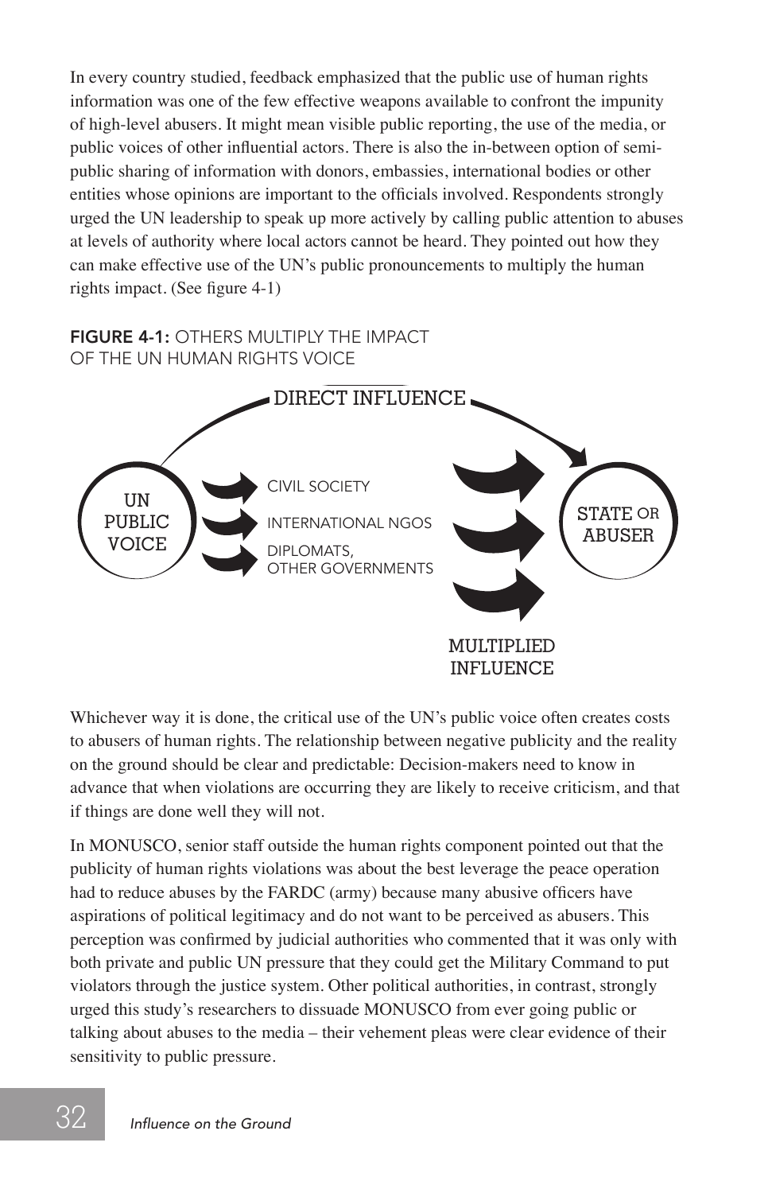In every country studied, feedback emphasized that the public use of human rights information was one of the few effective weapons available to confront the impunity of high-level abusers. It might mean visible public reporting, the use of the media, or public voices of other influential actors. There is also the in-between option of semi-public sharing of information with donors, embassies, international bodies or other entities whose opinions are important to the officials involved. Respondents strongly urged the UN leadership to speak up more actively by calling public attention to abuses at levels of authority where local actors cannot be heard. They pointed out how they can make effective use of the UN's public pronouncements to multiply the human rights impact. (See figure 4-1)

**FIGURE 4-1:** OTHERS MULTIPLY THE IMPACT OF THE UN HUMAN RIGHTS VOICE

DIRECT INFLUENCE

UN PUBLIC VOICE

CIVIL SOCIETY

INTERNATIONAL NGOS

DIPLOMATS, OTHER GOVERNMENTS

STATE OR ABUSER

MULTIPLIED INFLUENCE

Whichever way it is done, the critical use of the UN's public voice often creates costs to abusers of human rights. The relationship between negative publicity and the reality on the ground should be clear and predictable: Decision-makers need to know in advance that when violations are occurring they are likely to receive criticism, and that if things are done well they will not.

In MONUSCO, senior staff outside the human rights component pointed out that the publicity of human rights violations was about the best leverage the peace operation had to reduce abuses by the FARDC (army) because many abusive officers have aspirations of political legitimacy and do not want to be perceived as abusers. This perception was confirmed by judicial authorities who commented that it was only with both private and public UN pressure that they could get the Military Command to put violators through the justice system. Other political authorities, in contrast, strongly urged this study's researchers to dissuade MONUSCO from ever going public or talking about abuses to the media – their vehement pleas were clear evidence of their sensitivity to public pressure.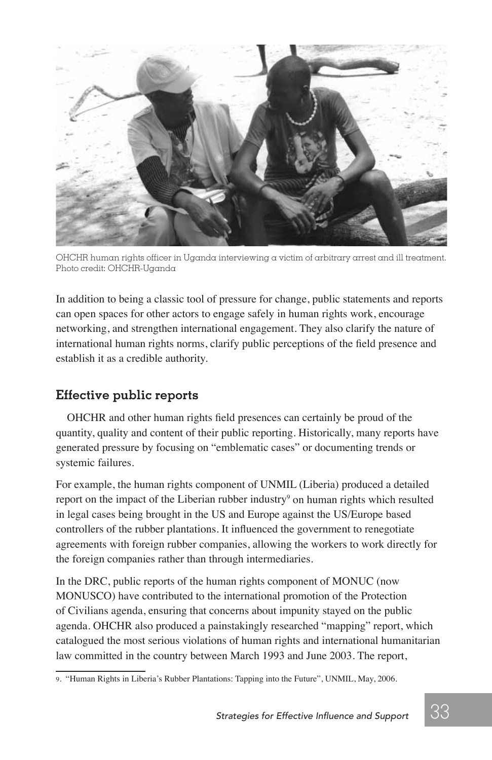OHCHR human rights officer in Uganda interviewing a victim of arbitrary arrest and ill treatment. Photo credit: OHCHR-Uganda

In addition to being a classic tool of pressure for change, public statements and reports can open spaces for other actors to engage safely in human rights work, encourage networking, and strengthen international engagement. They also clarify the nature of international human rights norms, clarify public perceptions of the field presence and establish it as a credible authority.

## Effective public reports

OHCHR and other human rights field presences can certainly be proud of the quantity, quality and content of their public reporting. Historically, many reports have generated pressure by focusing on "emblematic cases" or documenting trends or systemic failures.

For example, the human rights component of UNMIL (Liberia) produced a detailed report on the impact of the Liberian rubber industry[9] on human rights which resulted in legal cases being brought in the US and Europe against the US/Europe based controllers of the rubber plantations. It influenced the government to renegotiate agreements with foreign rubber companies, allowing the workers to work directly for the foreign companies rather than through intermediaries.

In the DRC, public reports of the human rights component of MONUC (now MONUSCO) have contributed to the international promotion of the Protection of Civilians agenda, ensuring that concerns about impunity stayed on the public agenda. OHCHR also produced a painstakingly researched "mapping" report, which catalogued the most serious violations of human rights and international humanitarian law committed in the country between March 1993 and June 2003. The report,

---

9. "Human Rights in Liberia's Rubber Plantations: Tapping into the Future", UNMIL, May, 2006.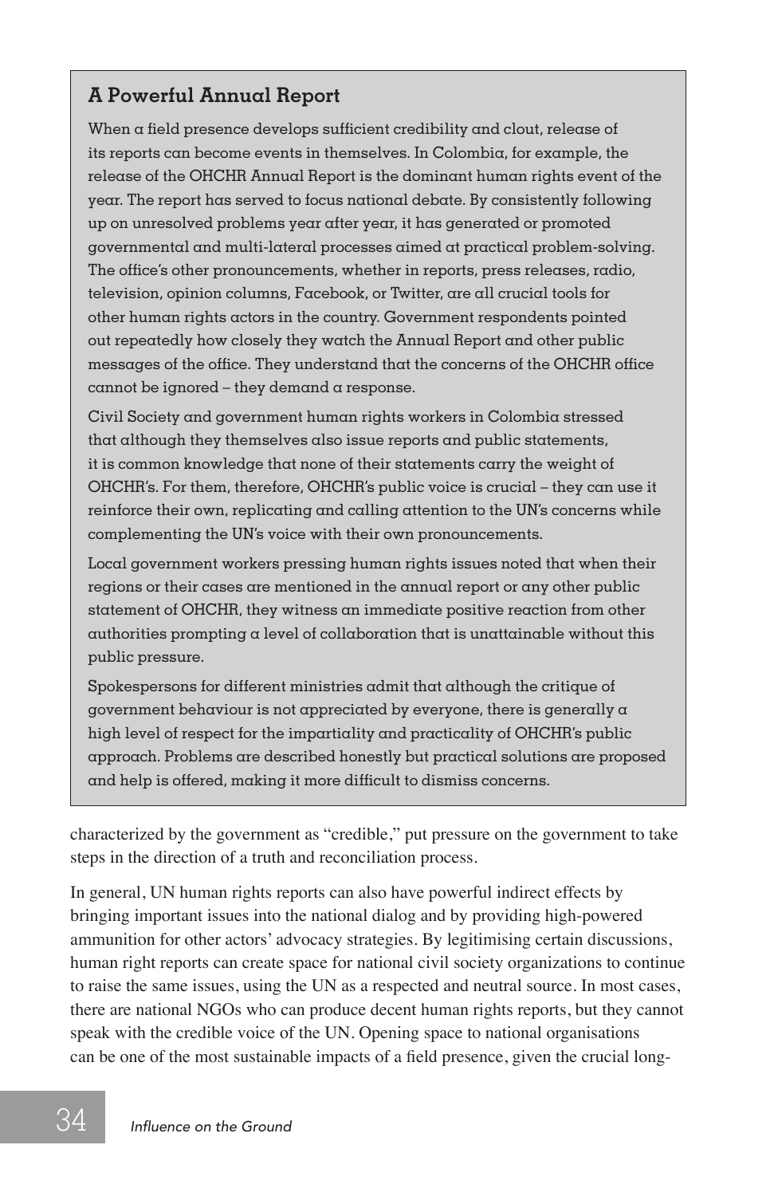### A Powerful Annual Report

When a field presence develops sufficient credibility and clout, release of its reports can become events in themselves. In Colombia, for example, the release of the OHCHR Annual Report is the dominant human rights event of the year. The report has served to focus national debate. By consistently following up on unresolved problems year after year, it has generated or promoted governmental and multi-lateral processes aimed at practical problem-solving. The office's other pronouncements, whether in reports, press releases, radio, television, opinion columns, Facebook, or Twitter, are all crucial tools for other human rights actors in the country. Government respondents pointed out repeatedly how closely they watch the Annual Report and other public messages of the office. They understand that the concerns of the OHCHR office cannot be ignored – they demand a response.

Civil Society and government human rights workers in Colombia stressed that although they themselves also issue reports and public statements, it is common knowledge that none of their statements carry the weight of OHCHR's. For them, therefore, OHCHR's public voice is crucial – they can use it reinforce their own, replicating and calling attention to the UN's concerns while complementing the UN's voice with their own pronouncements.

Local government workers pressing human rights issues noted that when their regions or their cases are mentioned in the annual report or any other public statement of OHCHR, they witness an immediate positive reaction from other authorities prompting a level of collaboration that is unattainable without this public pressure.

Spokespersons for different ministries admit that although the critique of government behaviour is not appreciated by everyone, there is generally a high level of respect for the impartiality and practicality of OHCHR's public approach. Problems are described honestly but practical solutions are proposed and help is offered, making it more difficult to dismiss concerns.

characterized by the government as "credible," put pressure on the government to take steps in the direction of a truth and reconciliation process.

In general, UN human rights reports can also have powerful indirect effects by bringing important issues into the national dialog and by providing high-powered ammunition for other actors' advocacy strategies. By legitimising certain discussions, human right reports can create space for national civil society organizations to continue to raise the same issues, using the UN as a respected and neutral source. In most cases, there are national NGOs who can produce decent human rights reports, but they cannot speak with the credible voice of the UN. Opening space to national organisations can be one of the most sustainable impacts of a field presence, given the crucial long-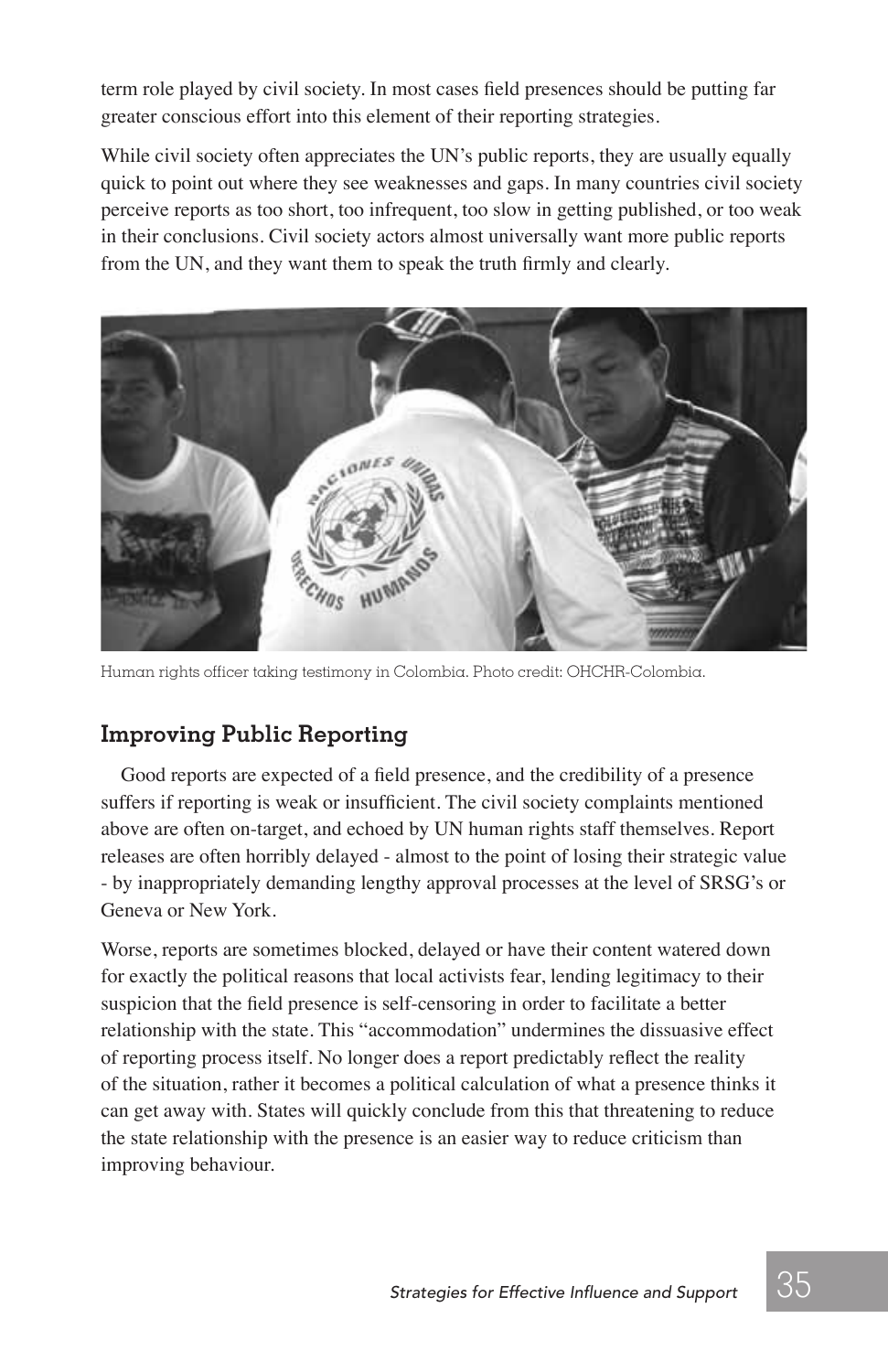term role played by civil society. In most cases field presences should be putting far greater conscious effort into this element of their reporting strategies.

While civil society often appreciates the UN's public reports, they are usually equally quick to point out where they see weaknesses and gaps. In many countries civil society perceive reports as too short, too infrequent, too slow in getting published, or too weak in their conclusions. Civil society actors almost universally want more public reports from the UN, and they want them to speak the truth firmly and clearly.

Human rights officer taking testimony in Colombia. Photo credit: OHCHR-Colombia.

## Improving Public Reporting

Good reports are expected of a field presence, and the credibility of a presence suffers if reporting is weak or insufficient. The civil society complaints mentioned above are often on-target, and echoed by UN human rights staff themselves. Report releases are often horribly delayed - almost to the point of losing their strategic value - by inappropriately demanding lengthy approval processes at the level of SRSG's or Geneva or New York.

Worse, reports are sometimes blocked, delayed or have their content watered down for exactly the political reasons that local activists fear, lending legitimacy to their suspicion that the field presence is self-censoring in order to facilitate a better relationship with the state. This "accommodation" undermines the dissuasive effect of reporting process itself. No longer does a report predictably reflect the reality of the situation, rather it becomes a political calculation of what a presence thinks it can get away with. States will quickly conclude from this that threatening to reduce the state relationship with the presence is an easier way to reduce criticism than improving behaviour.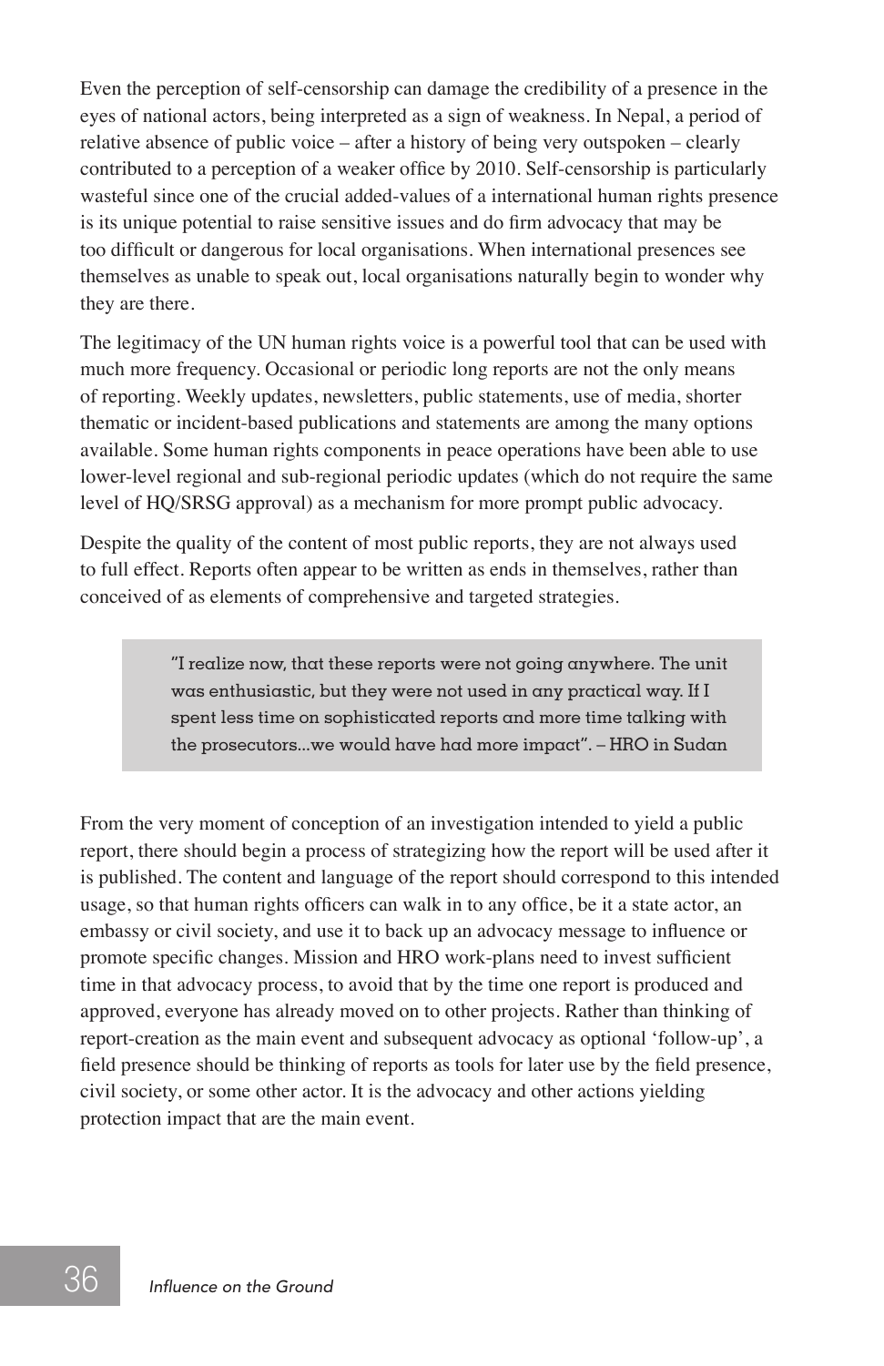Even the perception of self-censorship can damage the credibility of a presence in the eyes of national actors, being interpreted as a sign of weakness. In Nepal, a period of relative absence of public voice – after a history of being very outspoken – clearly contributed to a perception of a weaker office by 2010. Self-censorship is particularly wasteful since one of the crucial added-values of a international human rights presence is its unique potential to raise sensitive issues and do firm advocacy that may be too difficult or dangerous for local organisations. When international presences see themselves as unable to speak out, local organisations naturally begin to wonder why they are there.

The legitimacy of the UN human rights voice is a powerful tool that can be used with much more frequency. Occasional or periodic long reports are not the only means of reporting. Weekly updates, newsletters, public statements, use of media, shorter thematic or incident-based publications and statements are among the many options available. Some human rights components in peace operations have been able to use lower-level regional and sub-regional periodic updates (which do not require the same level of HQ/SRSG approval) as a mechanism for more prompt public advocacy.

Despite the quality of the content of most public reports, they are not always used to full effect. Reports often appear to be written as ends in themselves, rather than conceived of as elements of comprehensive and targeted strategies.

> "I realize now, that these reports were not going anywhere. The unit was enthusiastic, but they were not used in any practical way. If I spent less time on sophisticated reports and more time talking with the prosecutors...we would have had more impact". – HRO in Sudan

From the very moment of conception of an investigation intended to yield a public report, there should begin a process of strategizing how the report will be used after it is published. The content and language of the report should correspond to this intended usage, so that human rights officers can walk in to any office, be it a state actor, an embassy or civil society, and use it to back up an advocacy message to influence or promote specific changes. Mission and HRO work-plans need to invest sufficient time in that advocacy process, to avoid that by the time one report is produced and approved, everyone has already moved on to other projects. Rather than thinking of report-creation as the main event and subsequent advocacy as optional 'follow-up', a field presence should be thinking of reports as tools for later use by the field presence, civil society, or some other actor. It is the advocacy and other actions yielding protection impact that are the main event.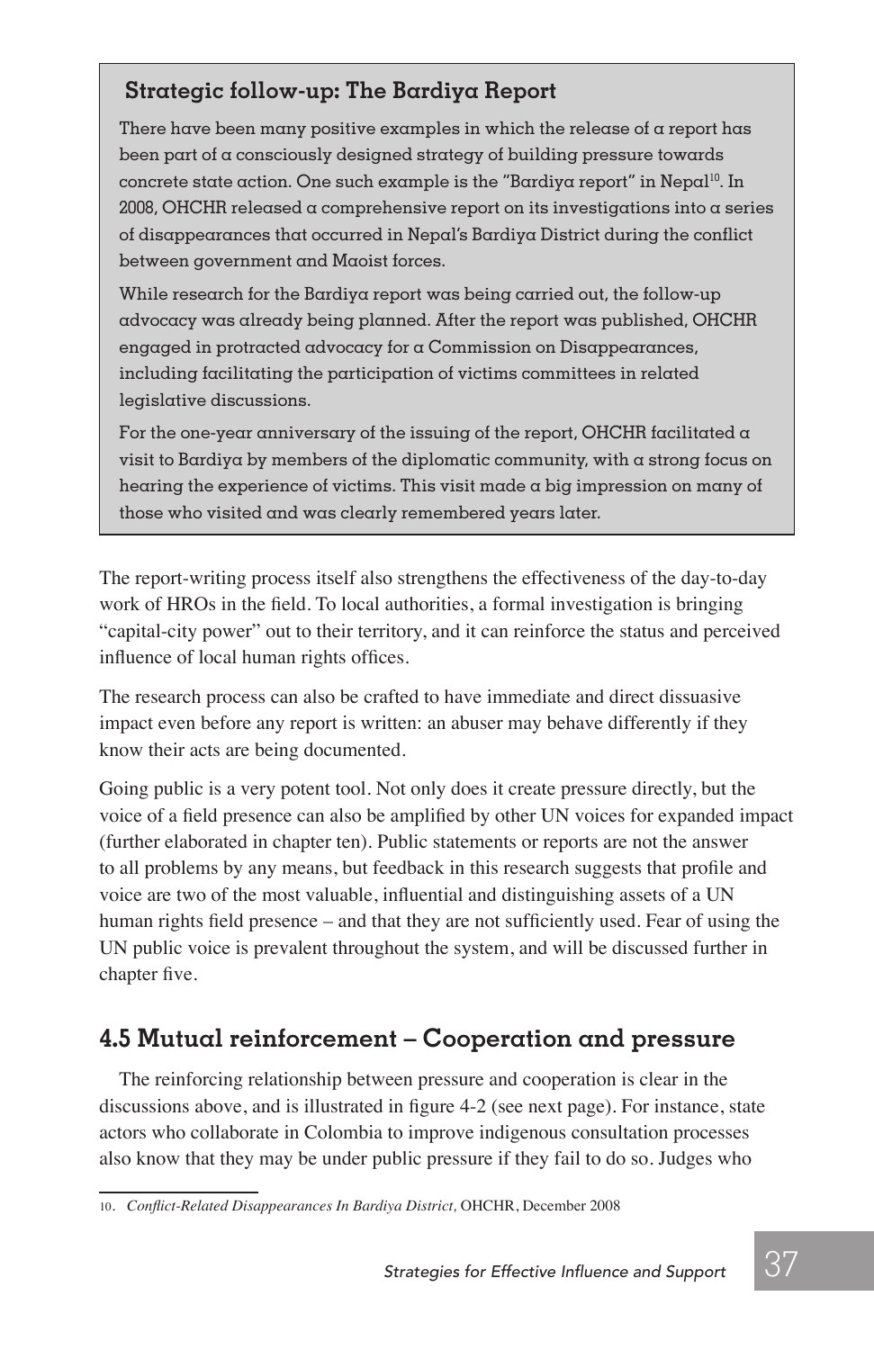### Strategic follow-up: The Bardiya Report

There have been many positive examples in which the release of a report has been part of a consciously designed strategy of building pressure towards concrete state action. One such example is the "Bardiya report" in Nepal[10]. In 2008, OHCHR released a comprehensive report on its investigations into a series of disappearances that occurred in Nepal's Bardiya District during the conflict between government and Maoist forces.

While research for the Bardiya report was being carried out, the follow-up advocacy was already being planned. After the report was published, OHCHR engaged in protracted advocacy for a Commission on Disappearances, including facilitating the participation of victims committees in related legislative discussions.

For the one-year anniversary of the issuing of the report, OHCHR facilitated a visit to Bardiya by members of the diplomatic community, with a strong focus on hearing the experience of victims. This visit made a big impression on many of those who visited and was clearly remembered years later.

The report-writing process itself also strengthens the effectiveness of the day-to-day work of HROs in the field. To local authorities, a formal investigation is bringing "capital-city power" out to their territory, and it can reinforce the status and perceived influence of local human rights offices.

The research process can also be crafted to have immediate and direct dissuasive impact even before any report is written: an abuser may behave differently if they know their acts are being documented.

Going public is a very potent tool. Not only does it create pressure directly, but the voice of a field presence can also be amplified by other UN voices for expanded impact (further elaborated in chapter ten). Public statements or reports are not the answer to all problems by any means, but feedback in this research suggests that profile and voice are two of the most valuable, influential and distinguishing assets of a UN human rights field presence – and that they are not sufficiently used. Fear of using the UN public voice is prevalent throughout the system, and will be discussed further in chapter five.

## 4.5 Mutual reinforcement – Cooperation and pressure

The reinforcing relationship between pressure and cooperation is clear in the discussions above, and is illustrated in figure 4-2 (see next page). For instance, state actors who collaborate in Colombia to improve indigenous consultation processes also know that they may be under public pressure if they fail to do so. Judges who

---

10. *Conflict-Related Disappearances In Bardiya District*, OHCHR, December 2008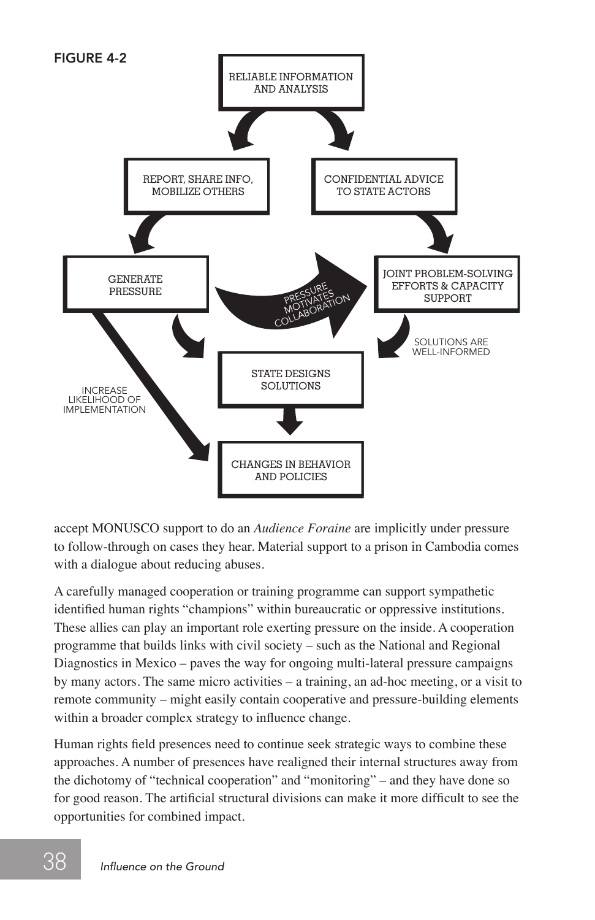FIGURE 4-2

RELIABLE INFORMATION AND ANALYSIS

REPORT, SHARE INFO, MOBILIZE OTHERS

CONFIDENTIAL ADVICE TO STATE ACTORS

GENERATE PRESSURE

PRESSURE MOTIVATES COLLABORATION

JOINT PROBLEM-SOLVING EFFORTS & CAPACITY SUPPORT

SOLUTIONS ARE WELL-INFORMED

STATE DESIGNS SOLUTIONS

INCREASE LIKELIHOOD OF IMPLEMENTATION

CHANGES IN BEHAVIOR AND POLICIES

accept MONUSCO support to do an *Audience Foraine* are implicitly under pressure to follow-through on cases they hear. Material support to a prison in Cambodia comes with a dialogue about reducing abuses.

A carefully managed cooperation or training programme can support sympathetic identified human rights "champions" within bureaucratic or oppressive institutions. These allies can play an important role exerting pressure on the inside. A cooperation programme that builds links with civil society – such as the National and Regional Diagnostics in Mexico – paves the way for ongoing multi-lateral pressure campaigns by many actors. The same micro activities – a training, an ad-hoc meeting, or a visit to remote community – might easily contain cooperative and pressure-building elements within a broader complex strategy to influence change.

Human rights field presences need to continue seek strategic ways to combine these approaches. A number of presences have realigned their internal structures away from the dichotomy of "technical cooperation" and "monitoring" – and they have done so for good reason. The artificial structural divisions can make it more difficult to see the opportunities for combined impact.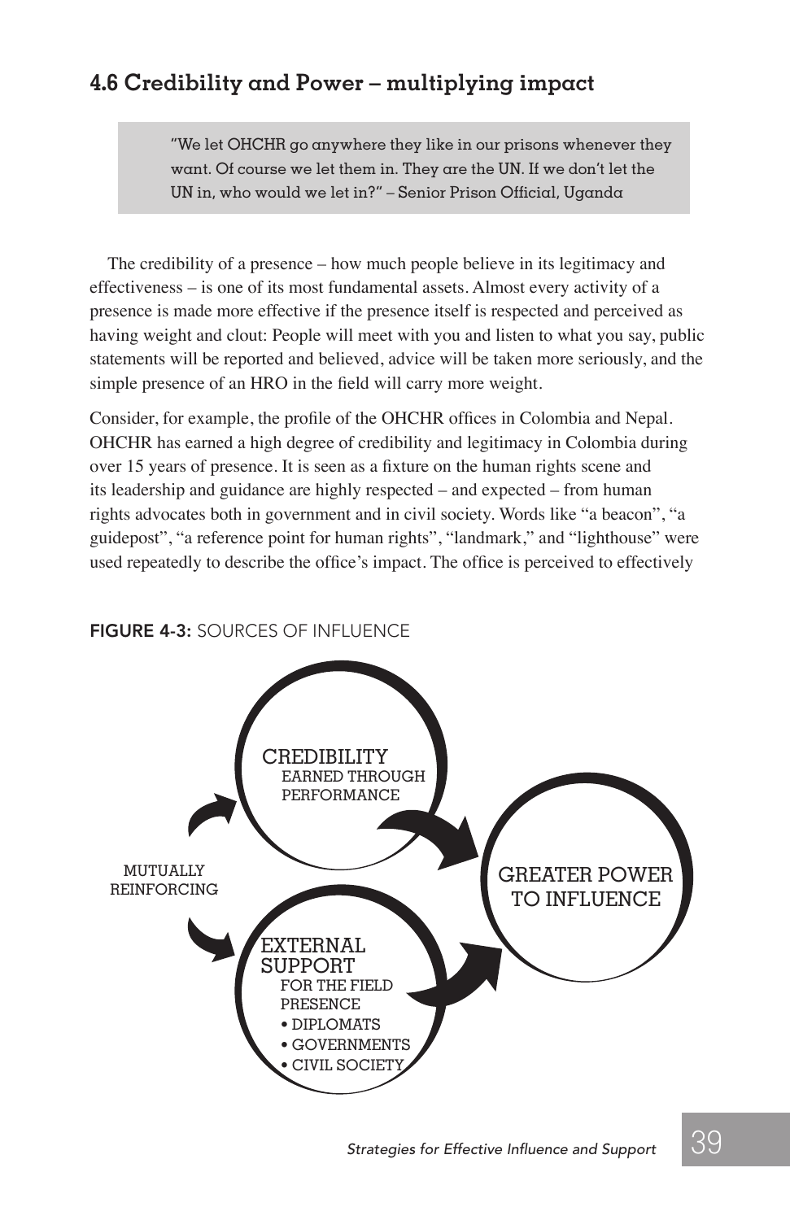## 4.6 Credibility and Power – multiplying impact

> "We let OHCHR go anywhere they like in our prisons whenever they want. Of course we let them in. They are the UN. If we don't let the UN in, who would we let in?" – Senior Prison Official, Uganda

The credibility of a presence – how much people believe in its legitimacy and effectiveness – is one of its most fundamental assets. Almost every activity of a presence is made more effective if the presence itself is respected and perceived as having weight and clout: People will meet with you and listen to what you say, public statements will be reported and believed, advice will be taken more seriously, and the simple presence of an HRO in the field will carry more weight.

Consider, for example, the profile of the OHCHR offices in Colombia and Nepal. OHCHR has earned a high degree of credibility and legitimacy in Colombia during over 15 years of presence. It is seen as a fixture on the human rights scene and its leadership and guidance are highly respected – and expected – from human rights advocates both in government and in civil society. Words like "a beacon", "a guidepost", "a reference point for human rights", "landmark," and "lighthouse" were used repeatedly to describe the office's impact. The office is perceived to effectively

**FIGURE 4-3:** SOURCES OF INFLUENCE

CREDIBILITY
EARNED THROUGH PERFORMANCE

MUTUALLY REINFORCING

EXTERNAL SUPPORT
FOR THE FIELD PRESENCE
- DIPLOMATS
- GOVERNMENTS
- CIVIL SOCIETY

GREATER POWER TO INFLUENCE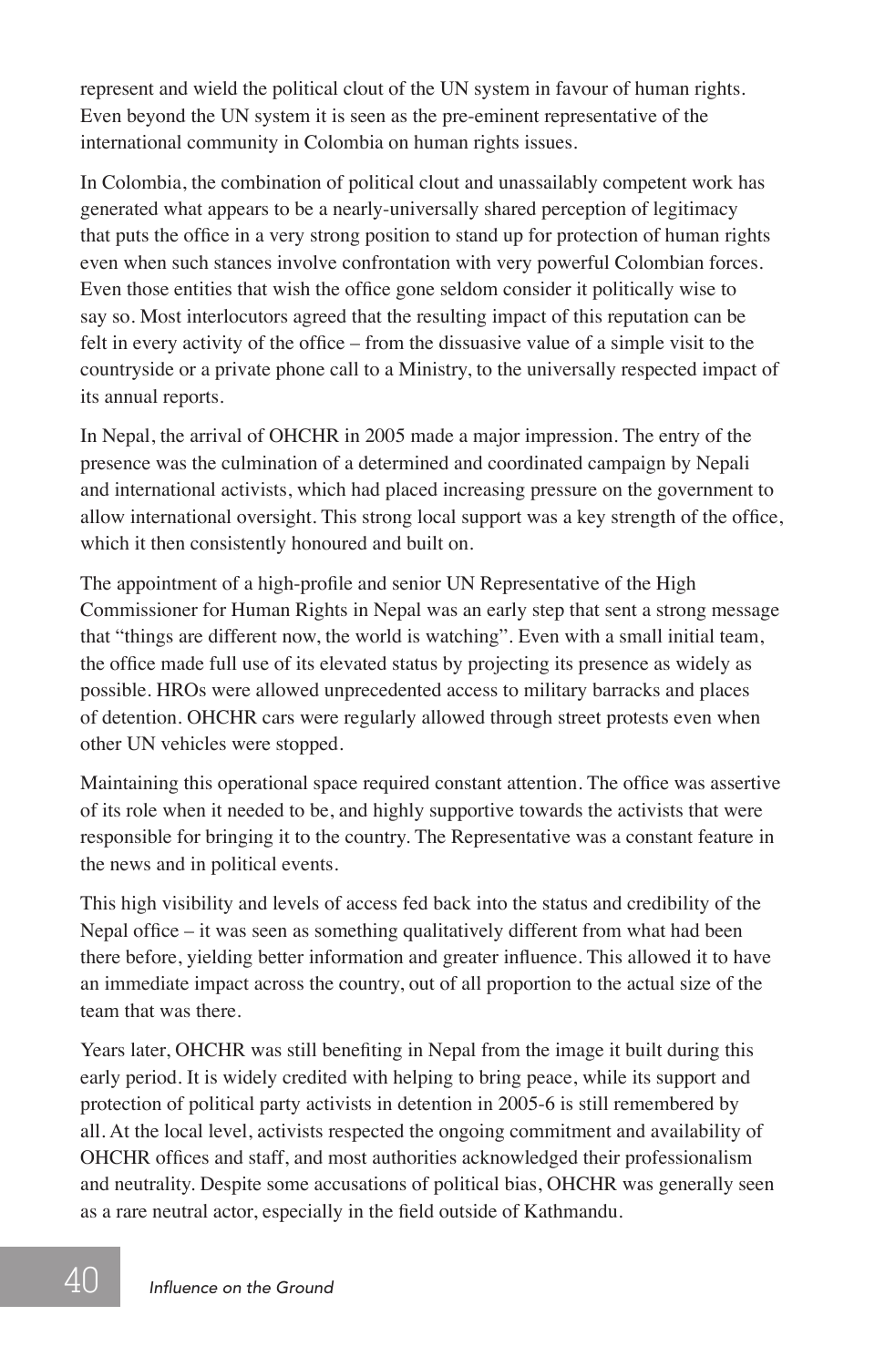represent and wield the political clout of the UN system in favour of human rights. Even beyond the UN system it is seen as the pre-eminent representative of the international community in Colombia on human rights issues.

In Colombia, the combination of political clout and unassailably competent work has generated what appears to be a nearly-universally shared perception of legitimacy that puts the office in a very strong position to stand up for protection of human rights even when such stances involve confrontation with very powerful Colombian forces. Even those entities that wish the office gone seldom consider it politically wise to say so. Most interlocutors agreed that the resulting impact of this reputation can be felt in every activity of the office – from the dissuasive value of a simple visit to the countryside or a private phone call to a Ministry, to the universally respected impact of its annual reports.

In Nepal, the arrival of OHCHR in 2005 made a major impression. The entry of the presence was the culmination of a determined and coordinated campaign by Nepali and international activists, which had placed increasing pressure on the government to allow international oversight. This strong local support was a key strength of the office, which it then consistently honoured and built on.

The appointment of a high-profile and senior UN Representative of the High Commissioner for Human Rights in Nepal was an early step that sent a strong message that "things are different now, the world is watching". Even with a small initial team, the office made full use of its elevated status by projecting its presence as widely as possible. HROs were allowed unprecedented access to military barracks and places of detention. OHCHR cars were regularly allowed through street protests even when other UN vehicles were stopped.

Maintaining this operational space required constant attention. The office was assertive of its role when it needed to be, and highly supportive towards the activists that were responsible for bringing it to the country. The Representative was a constant feature in the news and in political events.

This high visibility and levels of access fed back into the status and credibility of the Nepal office – it was seen as something qualitatively different from what had been there before, yielding better information and greater influence. This allowed it to have an immediate impact across the country, out of all proportion to the actual size of the team that was there.

Years later, OHCHR was still benefiting in Nepal from the image it built during this early period. It is widely credited with helping to bring peace, while its support and protection of political party activists in detention in 2005-6 is still remembered by all. At the local level, activists respected the ongoing commitment and availability of OHCHR offices and staff, and most authorities acknowledged their professionalism and neutrality. Despite some accusations of political bias, OHCHR was generally seen as a rare neutral actor, especially in the field outside of Kathmandu.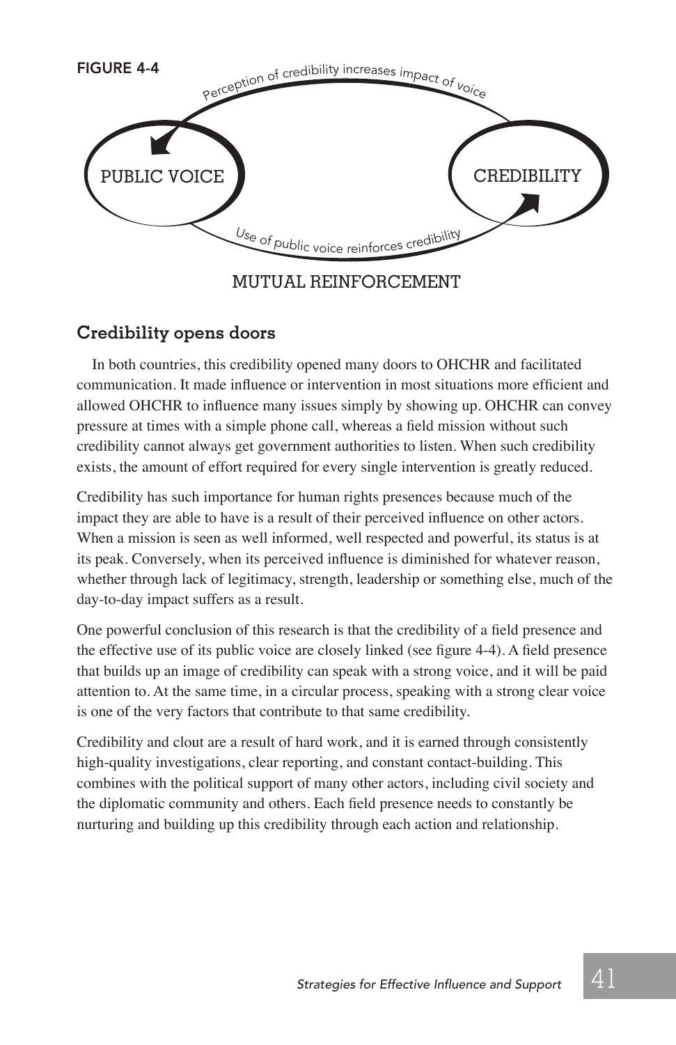FIGURE 4-4

PUBLIC VOICE

CREDIBILITY

Perception of credibility increases impact of voice

Use of public voice reinforces credibility

MUTUAL REINFORCEMENT

### Credibility opens doors

In both countries, this credibility opened many doors to OHCHR and facilitated communication. It made influence or intervention in most situations more efficient and allowed OHCHR to influence many issues simply by showing up. OHCHR can convey pressure at times with a simple phone call, whereas a field mission without such credibility cannot always get government authorities to listen. When such credibility exists, the amount of effort required for every single intervention is greatly reduced.

Credibility has such importance for human rights presences because much of the impact they are able to have is a result of their perceived influence on other actors. When a mission is seen as well informed, well respected and powerful, its status is at its peak. Conversely, when its perceived influence is diminished for whatever reason, whether through lack of legitimacy, strength, leadership or something else, much of the day-to-day impact suffers as a result.

One powerful conclusion of this research is that the credibility of a field presence and the effective use of its public voice are closely linked (see figure 4-4). A field presence that builds up an image of credibility can speak with a strong voice, and it will be paid attention to. At the same time, in a circular process, speaking with a strong clear voice is one of the very factors that contribute to that same credibility.

Credibility and clout are a result of hard work, and it is earned through consistently high-quality investigations, clear reporting, and constant contact-building. This combines with the political support of many other actors, including civil society and the diplomatic community and others. Each field presence needs to constantly be nurturing and building up this credibility through each action and relationship.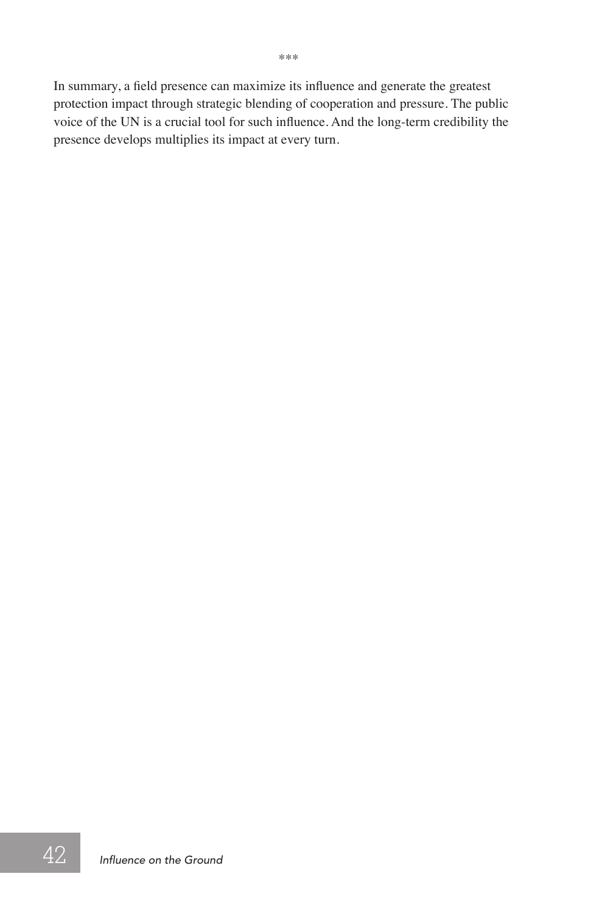\*\*\*

In summary, a field presence can maximize its influence and generate the greatest protection impact through strategic blending of cooperation and pressure. The public voice of the UN is a crucial tool for such influence. And the long-term credibility the presence develops multiplies its impact at every turn.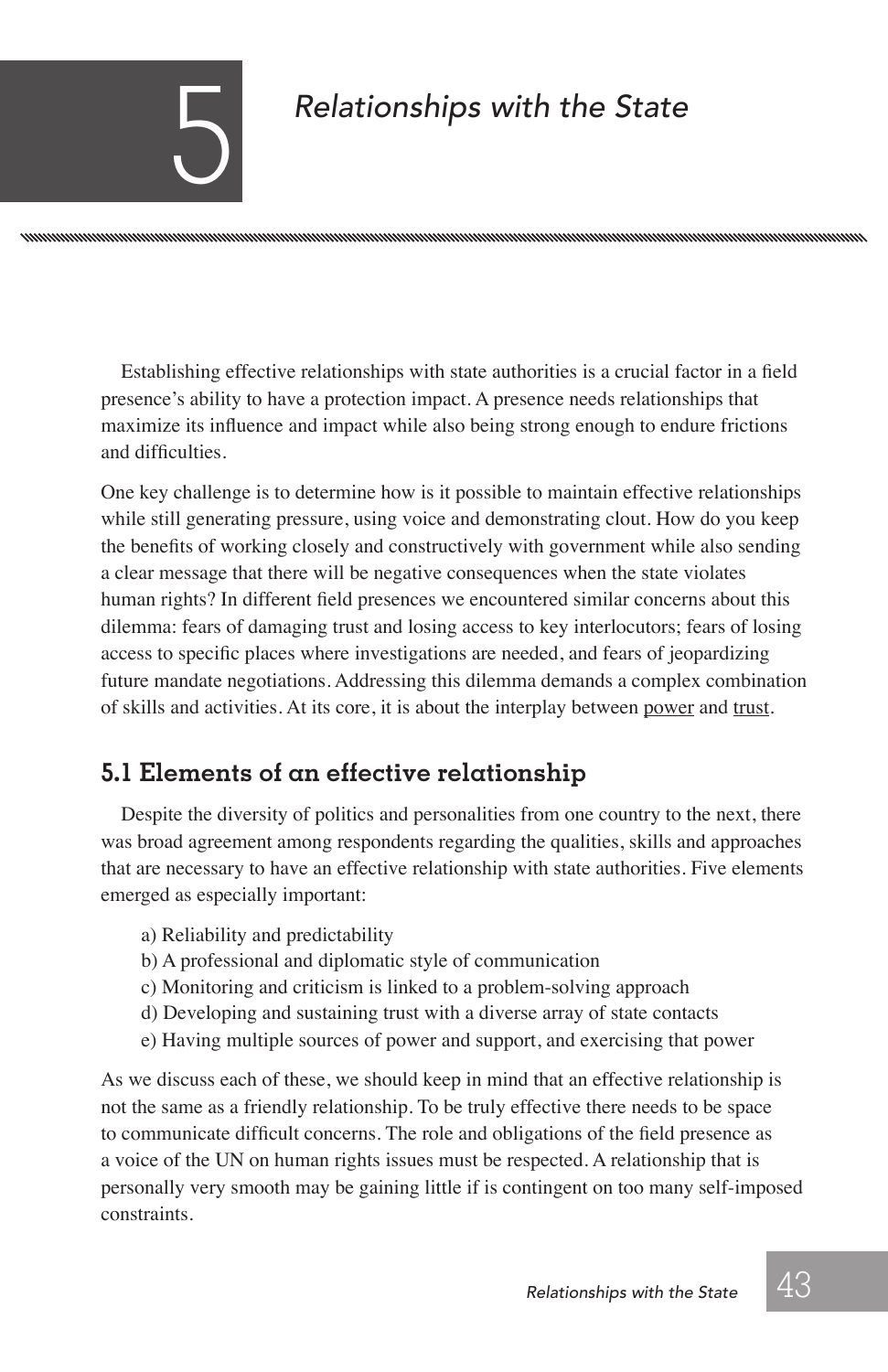# 5 Relationships with the State

Establishing effective relationships with state authorities is a crucial factor in a field presence's ability to have a protection impact. A presence needs relationships that maximize its influence and impact while also being strong enough to endure frictions and difficulties.

One key challenge is to determine how is it possible to maintain effective relationships while still generating pressure, using voice and demonstrating clout. How do you keep the benefits of working closely and constructively with government while also sending a clear message that there will be negative consequences when the state violates human rights? In different field presences we encountered similar concerns about this dilemma: fears of damaging trust and losing access to key interlocutors; fears of losing access to specific places where investigations are needed, and fears of jeopardizing future mandate negotiations. Addressing this dilemma demands a complex combination of skills and activities. At its core, it is about the interplay between <u>power</u> and <u>trust</u>.

## 5.1 Elements of an effective relationship

Despite the diversity of politics and personalities from one country to the next, there was broad agreement among respondents regarding the qualities, skills and approaches that are necessary to have an effective relationship with state authorities. Five elements emerged as especially important:

a) Reliability and predictability
b) A professional and diplomatic style of communication
c) Monitoring and criticism is linked to a problem-solving approach
d) Developing and sustaining trust with a diverse array of state contacts
e) Having multiple sources of power and support, and exercising that power

As we discuss each of these, we should keep in mind that an effective relationship is not the same as a friendly relationship. To be truly effective there needs to be space to communicate difficult concerns. The role and obligations of the field presence as a voice of the UN on human rights issues must be respected. A relationship that is personally very smooth may be gaining little if is contingent on too many self-imposed constraints.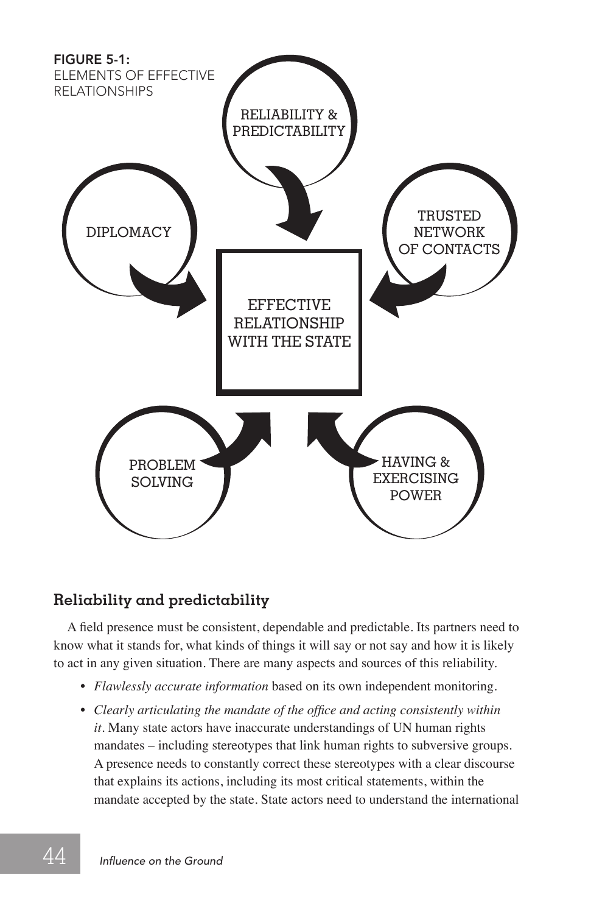**FIGURE 5-1:**
ELEMENTS OF EFFECTIVE RELATIONSHIPS

RELIABILITY & PREDICTABILITY

DIPLOMACY

TRUSTED NETWORK OF CONTACTS

EFFECTIVE RELATIONSHIP WITH THE STATE

PROBLEM SOLVING

HAVING & EXERCISING POWER

### Reliability and predictability

A field presence must be consistent, dependable and predictable. Its partners need to know what it stands for, what kinds of things it will say or not say and how it is likely to act in any given situation. There are many aspects and sources of this reliability.

- *Flawlessly accurate information* based on its own independent monitoring.
- *Clearly articulating the mandate of the office and acting consistently within it*. Many state actors have inaccurate understandings of UN human rights mandates – including stereotypes that link human rights to subversive groups. A presence needs to constantly correct these stereotypes with a clear discourse that explains its actions, including its most critical statements, within the mandate accepted by the state. State actors need to understand the international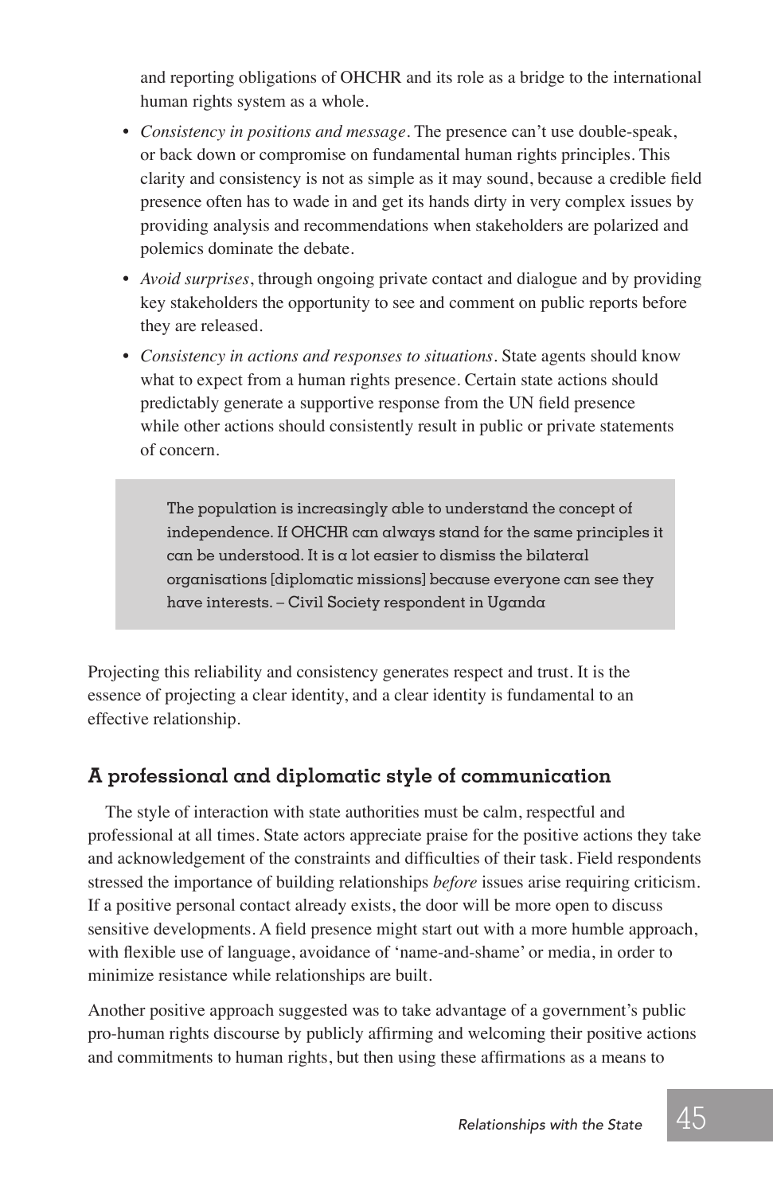and reporting obligations of OHCHR and its role as a bridge to the international human rights system as a whole.

- *Consistency in positions and message*. The presence can't use double-speak, or back down or compromise on fundamental human rights principles. This clarity and consistency is not as simple as it may sound, because a credible field presence often has to wade in and get its hands dirty in very complex issues by providing analysis and recommendations when stakeholders are polarized and polemics dominate the debate.
- *Avoid surprises*, through ongoing private contact and dialogue and by providing key stakeholders the opportunity to see and comment on public reports before they are released.
- *Consistency in actions and responses to situations*. State agents should know what to expect from a human rights presence. Certain state actions should predictably generate a supportive response from the UN field presence while other actions should consistently result in public or private statements of concern.

> The population is increasingly able to understand the concept of independence. If OHCHR can always stand for the same principles it can be understood. It is a lot easier to dismiss the bilateral organisations [diplomatic missions] because everyone can see they have interests. – Civil Society respondent in Uganda

Projecting this reliability and consistency generates respect and trust. It is the essence of projecting a clear identity, and a clear identity is fundamental to an effective relationship.

## A professional and diplomatic style of communication

The style of interaction with state authorities must be calm, respectful and professional at all times. State actors appreciate praise for the positive actions they take and acknowledgement of the constraints and difficulties of their task. Field respondents stressed the importance of building relationships *before* issues arise requiring criticism. If a positive personal contact already exists, the door will be more open to discuss sensitive developments. A field presence might start out with a more humble approach, with flexible use of language, avoidance of 'name-and-shame' or media, in order to minimize resistance while relationships are built.

Another positive approach suggested was to take advantage of a government's public pro-human rights discourse by publicly affirming and welcoming their positive actions and commitments to human rights, but then using these affirmations as a means to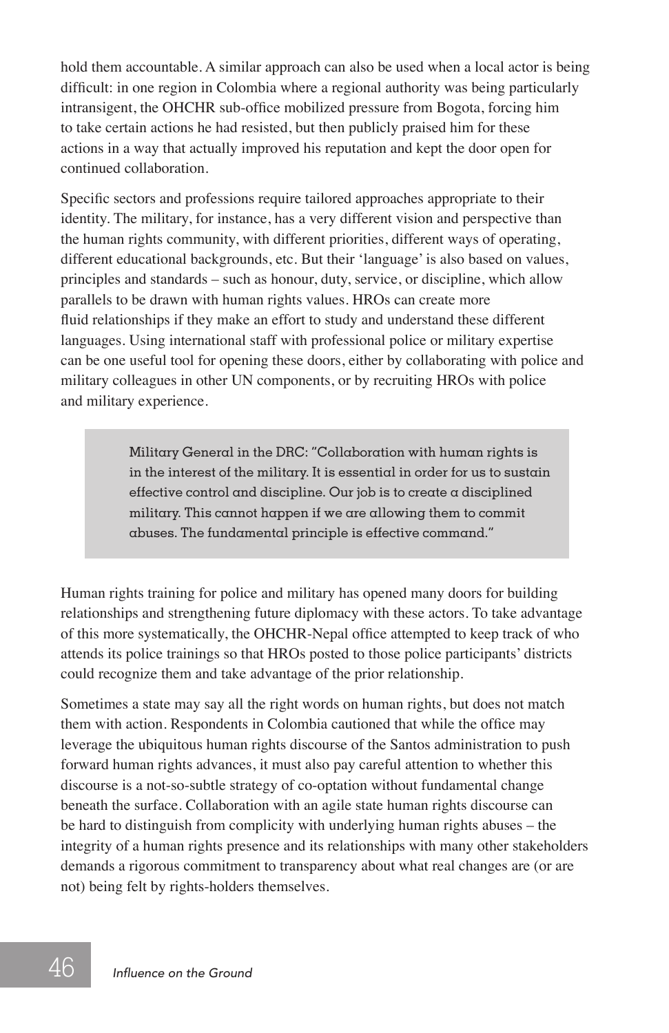hold them accountable. A similar approach can also be used when a local actor is being difficult: in one region in Colombia where a regional authority was being particularly intransigent, the OHCHR sub-office mobilized pressure from Bogota, forcing him to take certain actions he had resisted, but then publicly praised him for these actions in a way that actually improved his reputation and kept the door open for continued collaboration.

Specific sectors and professions require tailored approaches appropriate to their identity. The military, for instance, has a very different vision and perspective than the human rights community, with different priorities, different ways of operating, different educational backgrounds, etc. But their 'language' is also based on values, principles and standards – such as honour, duty, service, or discipline, which allow parallels to be drawn with human rights values. HROs can create more fluid relationships if they make an effort to study and understand these different languages. Using international staff with professional police or military expertise can be one useful tool for opening these doors, either by collaborating with police and military colleagues in other UN components, or by recruiting HROs with police and military experience.

> Military General in the DRC: "Collaboration with human rights is in the interest of the military. It is essential in order for us to sustain effective control and discipline. Our job is to create a disciplined military. This cannot happen if we are allowing them to commit abuses. The fundamental principle is effective command."

Human rights training for police and military has opened many doors for building relationships and strengthening future diplomacy with these actors. To take advantage of this more systematically, the OHCHR-Nepal office attempted to keep track of who attends its police trainings so that HROs posted to those police participants' districts could recognize them and take advantage of the prior relationship.

Sometimes a state may say all the right words on human rights, but does not match them with action. Respondents in Colombia cautioned that while the office may leverage the ubiquitous human rights discourse of the Santos administration to push forward human rights advances, it must also pay careful attention to whether this discourse is a not-so-subtle strategy of co-optation without fundamental change beneath the surface. Collaboration with an agile state human rights discourse can be hard to distinguish from complicity with underlying human rights abuses – the integrity of a human rights presence and its relationships with many other stakeholders demands a rigorous commitment to transparency about what real changes are (or are not) being felt by rights-holders themselves.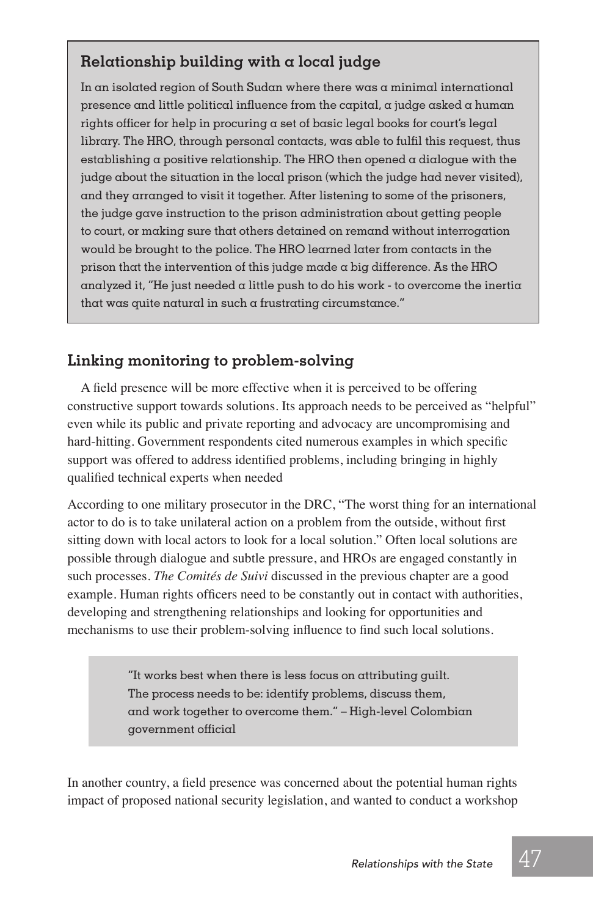### Relationship building with a local judge

In an isolated region of South Sudan where there was a minimal international presence and little political influence from the capital, a judge asked a human rights officer for help in procuring a set of basic legal books for court's legal library. The HRO, through personal contacts, was able to fulfil this request, thus establishing a positive relationship. The HRO then opened a dialogue with the judge about the situation in the local prison (which the judge had never visited), and they arranged to visit it together. After listening to some of the prisoners, the judge gave instruction to the prison administration about getting people to court, or making sure that others detained on remand without interrogation would be brought to the police. The HRO learned later from contacts in the prison that the intervention of this judge made a big difference. As the HRO analyzed it, "He just needed a little push to do his work - to overcome the inertia that was quite natural in such a frustrating circumstance."

## Linking monitoring to problem-solving

A field presence will be more effective when it is perceived to be offering constructive support towards solutions. Its approach needs to be perceived as "helpful" even while its public and private reporting and advocacy are uncompromising and hard-hitting. Government respondents cited numerous examples in which specific support was offered to address identified problems, including bringing in highly qualified technical experts when needed

According to one military prosecutor in the DRC, "The worst thing for an international actor to do is to take unilateral action on a problem from the outside, without first sitting down with local actors to look for a local solution." Often local solutions are possible through dialogue and subtle pressure, and HROs are engaged constantly in such processes. *The Comités de Suivi* discussed in the previous chapter are a good example. Human rights officers need to be constantly out in contact with authorities, developing and strengthening relationships and looking for opportunities and mechanisms to use their problem-solving influence to find such local solutions.

> "It works best when there is less focus on attributing guilt. The process needs to be: identify problems, discuss them, and work together to overcome them." – High-level Colombian government official

In another country, a field presence was concerned about the potential human rights impact of proposed national security legislation, and wanted to conduct a workshop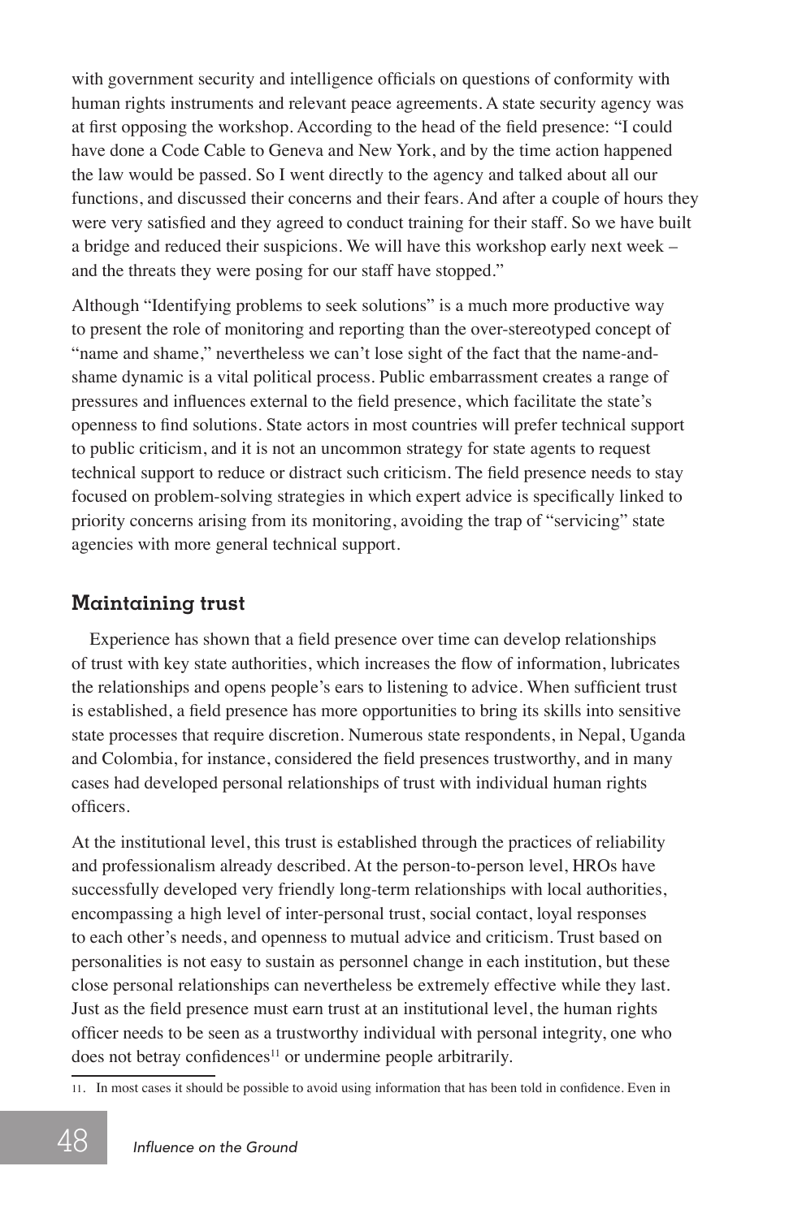with government security and intelligence officials on questions of conformity with human rights instruments and relevant peace agreements. A state security agency was at first opposing the workshop. According to the head of the field presence: "I could have done a Code Cable to Geneva and New York, and by the time action happened the law would be passed. So I went directly to the agency and talked about all our functions, and discussed their concerns and their fears. And after a couple of hours they were very satisfied and they agreed to conduct training for their staff. So we have built a bridge and reduced their suspicions. We will have this workshop early next week – and the threats they were posing for our staff have stopped."

Although "Identifying problems to seek solutions" is a much more productive way to present the role of monitoring and reporting than the over-stereotyped concept of "name and shame," nevertheless we can't lose sight of the fact that the name-and-shame dynamic is a vital political process. Public embarrassment creates a range of pressures and influences external to the field presence, which facilitate the state's openness to find solutions. State actors in most countries will prefer technical support to public criticism, and it is not an uncommon strategy for state agents to request technical support to reduce or distract such criticism. The field presence needs to stay focused on problem-solving strategies in which expert advice is specifically linked to priority concerns arising from its monitoring, avoiding the trap of "servicing" state agencies with more general technical support.

## Maintaining trust

Experience has shown that a field presence over time can develop relationships of trust with key state authorities, which increases the flow of information, lubricates the relationships and opens people's ears to listening to advice. When sufficient trust is established, a field presence has more opportunities to bring its skills into sensitive state processes that require discretion. Numerous state respondents, in Nepal, Uganda and Colombia, for instance, considered the field presences trustworthy, and in many cases had developed personal relationships of trust with individual human rights officers.

At the institutional level, this trust is established through the practices of reliability and professionalism already described. At the person-to-person level, HROs have successfully developed very friendly long-term relationships with local authorities, encompassing a high level of inter-personal trust, social contact, loyal responses to each other's needs, and openness to mutual advice and criticism. Trust based on personalities is not easy to sustain as personnel change in each institution, but these close personal relationships can nevertheless be extremely effective while they last. Just as the field presence must earn trust at an institutional level, the human rights officer needs to be seen as a trustworthy individual with personal integrity, one who does not betray confidences[11] or undermine people arbitrarily.

11. In most cases it should be possible to avoid using information that has been told in confidence. Even in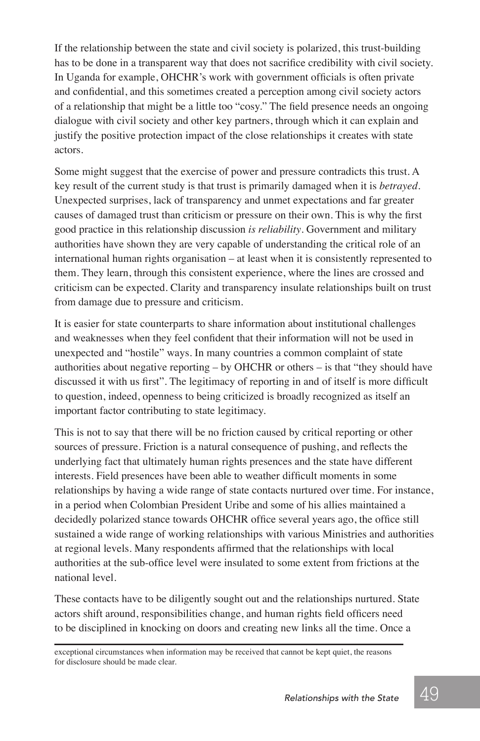If the relationship between the state and civil society is polarized, this trust-building has to be done in a transparent way that does not sacrifice credibility with civil society. In Uganda for example, OHCHR's work with government officials is often private and confidential, and this sometimes created a perception among civil society actors of a relationship that might be a little too "cosy." The field presence needs an ongoing dialogue with civil society and other key partners, through which it can explain and justify the positive protection impact of the close relationships it creates with state actors.

Some might suggest that the exercise of power and pressure contradicts this trust. A key result of the current study is that trust is primarily damaged when it is *betrayed*. Unexpected surprises, lack of transparency and unmet expectations and far greater causes of damaged trust than criticism or pressure on their own. This is why the first good practice in this relationship discussion *is reliability*. Government and military authorities have shown they are very capable of understanding the critical role of an international human rights organisation – at least when it is consistently represented to them. They learn, through this consistent experience, where the lines are crossed and criticism can be expected. Clarity and transparency insulate relationships built on trust from damage due to pressure and criticism.

It is easier for state counterparts to share information about institutional challenges and weaknesses when they feel confident that their information will not be used in unexpected and "hostile" ways. In many countries a common complaint of state authorities about negative reporting – by OHCHR or others – is that "they should have discussed it with us first". The legitimacy of reporting in and of itself is more difficult to question, indeed, openness to being criticized is broadly recognized as itself an important factor contributing to state legitimacy.

This is not to say that there will be no friction caused by critical reporting or other sources of pressure. Friction is a natural consequence of pushing, and reflects the underlying fact that ultimately human rights presences and the state have different interests. Field presences have been able to weather difficult moments in some relationships by having a wide range of state contacts nurtured over time. For instance, in a period when Colombian President Uribe and some of his allies maintained a decidedly polarized stance towards OHCHR office several years ago, the office still sustained a wide range of working relationships with various Ministries and authorities at regional levels. Many respondents affirmed that the relationships with local authorities at the sub-office level were insulated to some extent from frictions at the national level.

These contacts have to be diligently sought out and the relationships nurtured. State actors shift around, responsibilities change, and human rights field officers need to be disciplined in knocking on doors and creating new links all the time. Once a

---

exceptional circumstances when information may be received that cannot be kept quiet, the reasons for disclosure should be made clear.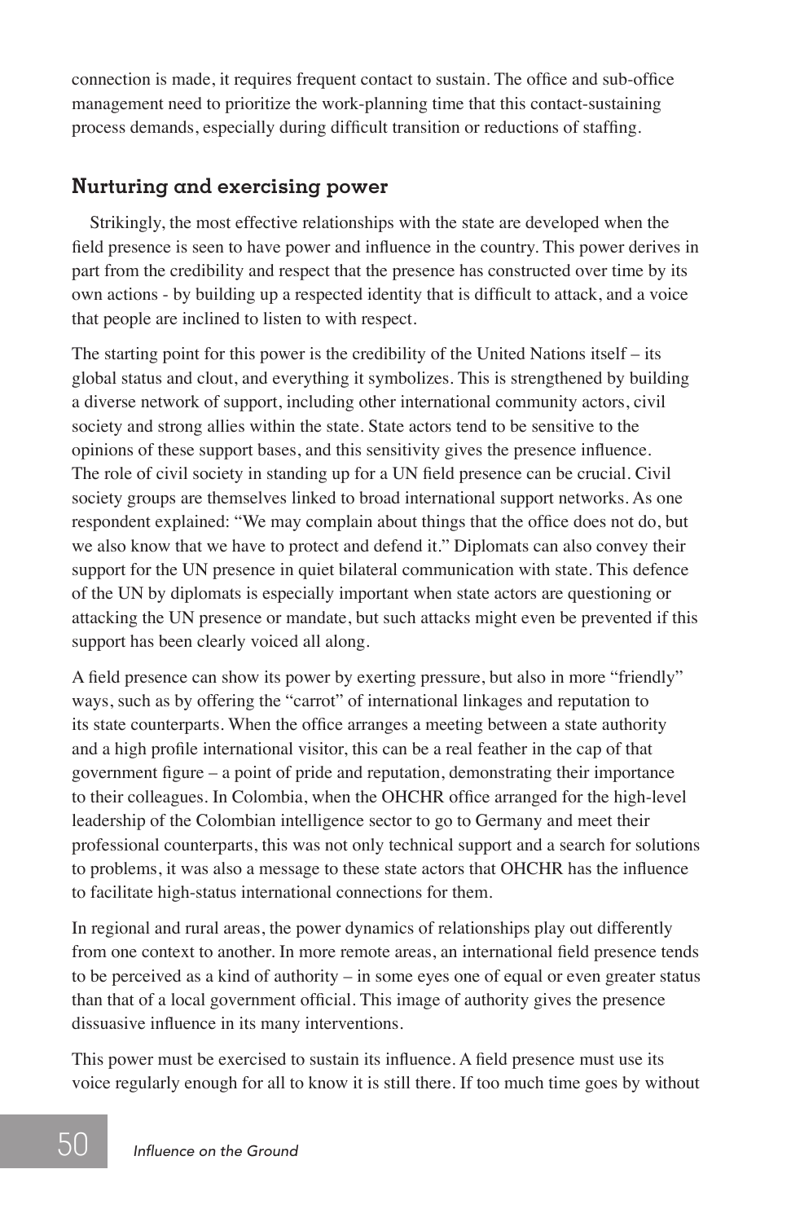connection is made, it requires frequent contact to sustain. The office and sub-office management need to prioritize the work-planning time that this contact-sustaining process demands, especially during difficult transition or reductions of staffing.

## Nurturing and exercising power

Strikingly, the most effective relationships with the state are developed when the field presence is seen to have power and influence in the country. This power derives in part from the credibility and respect that the presence has constructed over time by its own actions - by building up a respected identity that is difficult to attack, and a voice that people are inclined to listen to with respect.

The starting point for this power is the credibility of the United Nations itself – its global status and clout, and everything it symbolizes. This is strengthened by building a diverse network of support, including other international community actors, civil society and strong allies within the state. State actors tend to be sensitive to the opinions of these support bases, and this sensitivity gives the presence influence. The role of civil society in standing up for a UN field presence can be crucial. Civil society groups are themselves linked to broad international support networks. As one respondent explained: "We may complain about things that the office does not do, but we also know that we have to protect and defend it." Diplomats can also convey their support for the UN presence in quiet bilateral communication with state. This defence of the UN by diplomats is especially important when state actors are questioning or attacking the UN presence or mandate, but such attacks might even be prevented if this support has been clearly voiced all along.

A field presence can show its power by exerting pressure, but also in more "friendly" ways, such as by offering the "carrot" of international linkages and reputation to its state counterparts. When the office arranges a meeting between a state authority and a high profile international visitor, this can be a real feather in the cap of that government figure – a point of pride and reputation, demonstrating their importance to their colleagues. In Colombia, when the OHCHR office arranged for the high-level leadership of the Colombian intelligence sector to go to Germany and meet their professional counterparts, this was not only technical support and a search for solutions to problems, it was also a message to these state actors that OHCHR has the influence to facilitate high-status international connections for them.

In regional and rural areas, the power dynamics of relationships play out differently from one context to another. In more remote areas, an international field presence tends to be perceived as a kind of authority – in some eyes one of equal or even greater status than that of a local government official. This image of authority gives the presence dissuasive influence in its many interventions.

This power must be exercised to sustain its influence. A field presence must use its voice regularly enough for all to know it is still there. If too much time goes by without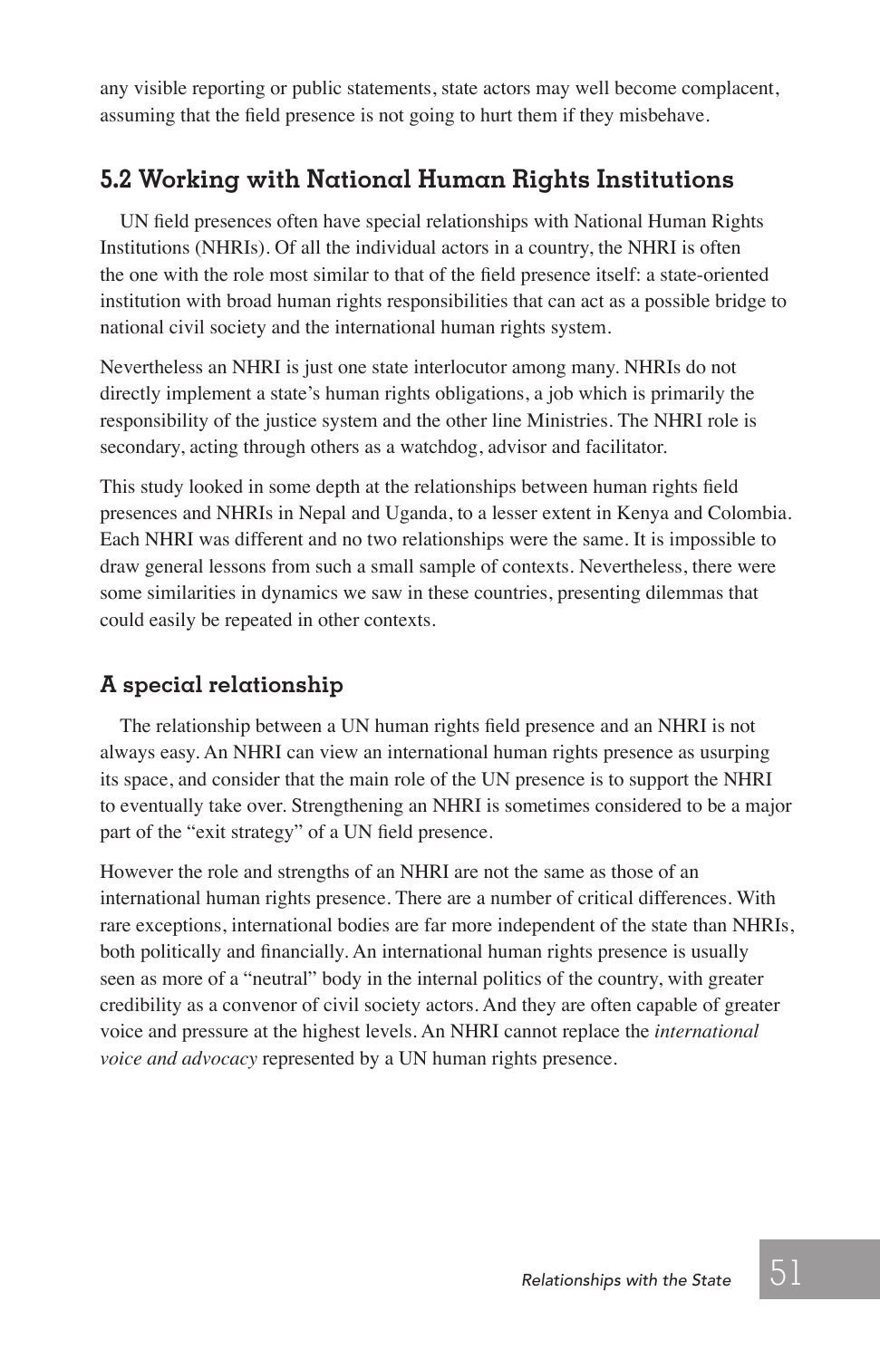any visible reporting or public statements, state actors may well become complacent, assuming that the field presence is not going to hurt them if they misbehave.

## 5.2 Working with National Human Rights Institutions

UN field presences often have special relationships with National Human Rights Institutions (NHRIs). Of all the individual actors in a country, the NHRI is often the one with the role most similar to that of the field presence itself: a state-oriented institution with broad human rights responsibilities that can act as a possible bridge to national civil society and the international human rights system.

Nevertheless an NHRI is just one state interlocutor among many. NHRIs do not directly implement a state's human rights obligations, a job which is primarily the responsibility of the justice system and the other line Ministries. The NHRI role is secondary, acting through others as a watchdog, advisor and facilitator.

This study looked in some depth at the relationships between human rights field presences and NHRIs in Nepal and Uganda, to a lesser extent in Kenya and Colombia. Each NHRI was different and no two relationships were the same. It is impossible to draw general lessons from such a small sample of contexts. Nevertheless, there were some similarities in dynamics we saw in these countries, presenting dilemmas that could easily be repeated in other contexts.

### A special relationship

The relationship between a UN human rights field presence and an NHRI is not always easy. An NHRI can view an international human rights presence as usurping its space, and consider that the main role of the UN presence is to support the NHRI to eventually take over. Strengthening an NHRI is sometimes considered to be a major part of the "exit strategy" of a UN field presence.

However the role and strengths of an NHRI are not the same as those of an international human rights presence. There are a number of critical differences. With rare exceptions, international bodies are far more independent of the state than NHRIs, both politically and financially. An international human rights presence is usually seen as more of a "neutral" body in the internal politics of the country, with greater credibility as a convenor of civil society actors. And they are often capable of greater voice and pressure at the highest levels. An NHRI cannot replace the *international voice and advocacy* represented by a UN human rights presence.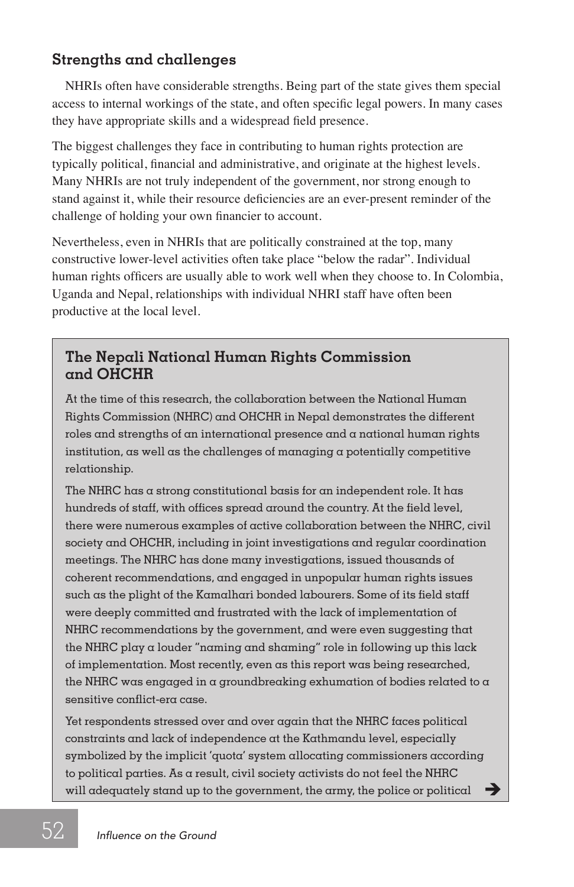## Strengths and challenges

NHRIs often have considerable strengths. Being part of the state gives them special access to internal workings of the state, and often specific legal powers. In many cases they have appropriate skills and a widespread field presence.

The biggest challenges they face in contributing to human rights protection are typically political, financial and administrative, and originate at the highest levels. Many NHRIs are not truly independent of the government, nor strong enough to stand against it, while their resource deficiencies are an ever-present reminder of the challenge of holding your own financier to account.

Nevertheless, even in NHRIs that are politically constrained at the top, many constructive lower-level activities often take place "below the radar". Individual human rights officers are usually able to work well when they choose to. In Colombia, Uganda and Nepal, relationships with individual NHRI staff have often been productive at the local level.

### The Nepali National Human Rights Commission and OHCHR

At the time of this research, the collaboration between the National Human Rights Commission (NHRC) and OHCHR in Nepal demonstrates the different roles and strengths of an international presence and a national human rights institution, as well as the challenges of managing a potentially competitive relationship.

The NHRC has a strong constitutional basis for an independent role. It has hundreds of staff, with offices spread around the country. At the field level, there were numerous examples of active collaboration between the NHRC, civil society and OHCHR, including in joint investigations and regular coordination meetings. The NHRC has done many investigations, issued thousands of coherent recommendations, and engaged in unpopular human rights issues such as the plight of the Kamalhari bonded labourers. Some of its field staff were deeply committed and frustrated with the lack of implementation of NHRC recommendations by the government, and were even suggesting that the NHRC play a louder "naming and shaming" role in following up this lack of implementation. Most recently, even as this report was being researched, the NHRC was engaged in a groundbreaking exhumation of bodies related to a sensitive conflict-era case.

Yet respondents stressed over and again that the NHRC faces political constraints and lack of independence at the Kathmandu level, especially symbolized by the implicit 'quota' system allocating commissioners according to political parties. As a result, civil society activists do not feel the NHRC will adequately stand up to the government, the army, the police or political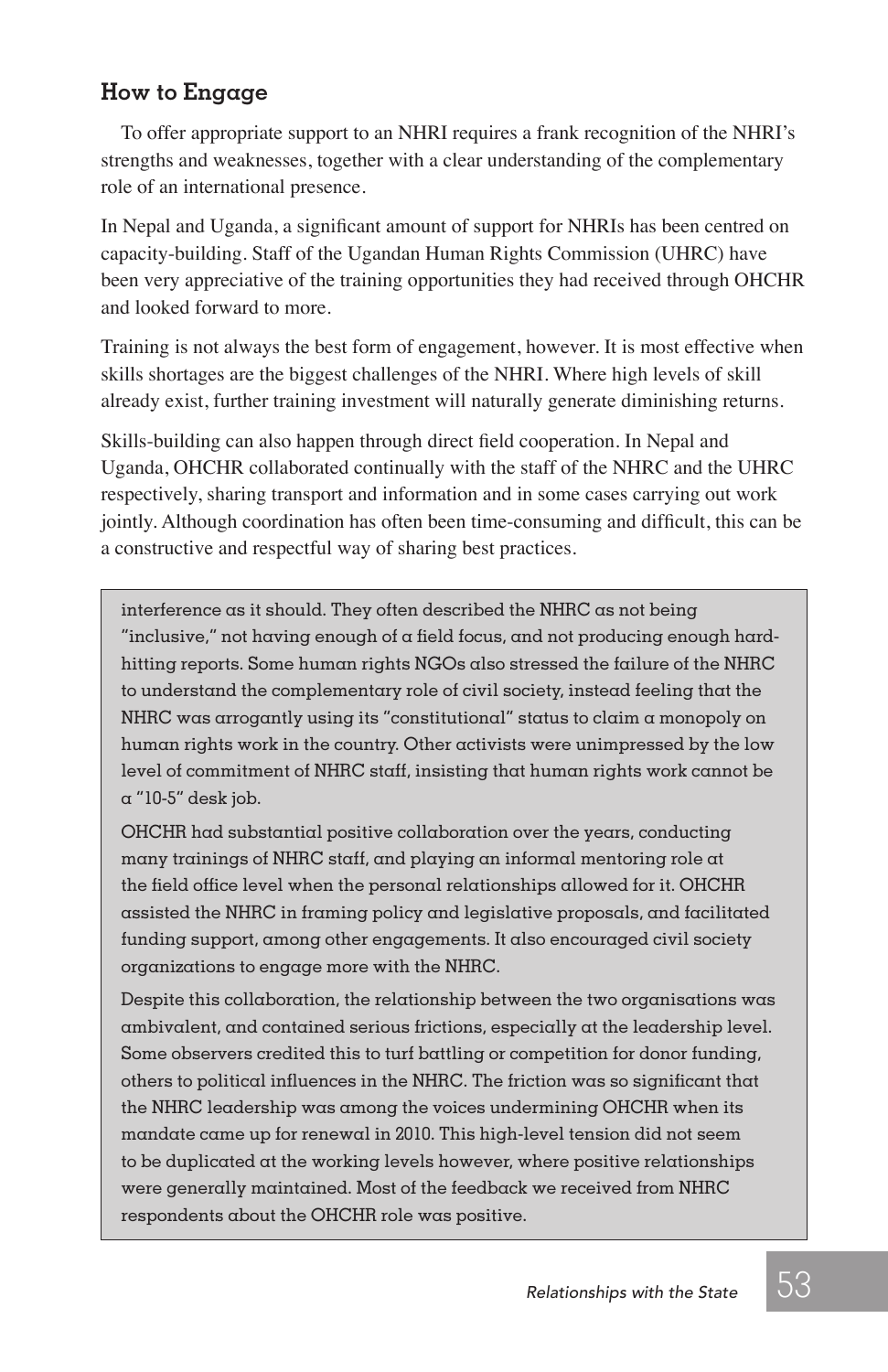## How to Engage

To offer appropriate support to an NHRI requires a frank recognition of the NHRI's strengths and weaknesses, together with a clear understanding of the complementary role of an international presence.

In Nepal and Uganda, a significant amount of support for NHRIs has been centred on capacity-building. Staff of the Ugandan Human Rights Commission (UHRC) have been very appreciative of the training opportunities they had received through OHCHR and looked forward to more.

Training is not always the best form of engagement, however. It is most effective when skills shortages are the biggest challenges of the NHRI. Where high levels of skill already exist, further training investment will naturally generate diminishing returns.

Skills-building can also happen through direct field cooperation. In Nepal and Uganda, OHCHR collaborated continually with the staff of the NHRC and the UHRC respectively, sharing transport and information and in some cases carrying out work jointly. Although coordination has often been time-consuming and difficult, this can be a constructive and respectful way of sharing best practices.

> interference as it should. They often described the NHRC as not being "inclusive," not having enough of a field focus, and not producing enough hard-hitting reports. Some human rights NGOs also stressed the failure of the NHRC to understand the complementary role of civil society, instead feeling that the NHRC was arrogantly using its "constitutional" status to claim a monopoly on human rights work in the country. Other activists were unimpressed by the low level of commitment of NHRC staff, insisting that human rights work cannot be a "10-5" desk job.
>
> OHCHR had substantial positive collaboration over the years, conducting many trainings of NHRC staff, and playing an informal mentoring role at the field office level when the personal relationships allowed for it. OHCHR assisted the NHRC in framing policy and legislative proposals, and facilitated funding support, among other engagements. It also encouraged civil society organizations to engage more with the NHRC.
>
> Despite this collaboration, the relationship between the two organisations was ambivalent, and contained serious frictions, especially at the leadership level. Some observers credited this to turf battling or competition for donor funding, others to political influences in the NHRC. The friction was so significant that the NHRC leadership was among the voices undermining OHCHR when its mandate came up for renewal in 2010. This high-level tension did not seem to be duplicated at the working levels however, where positive relationships were generally maintained. Most of the feedback we received from NHRC respondents about the OHCHR role was positive.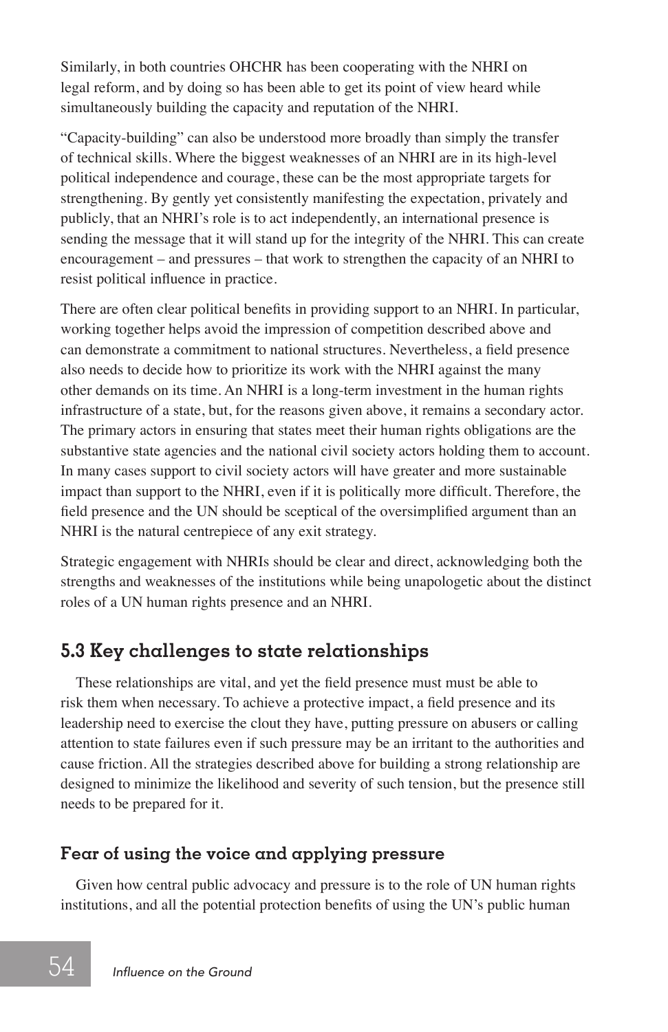Similarly, in both countries OHCHR has been cooperating with the NHRI on legal reform, and by doing so has been able to get its point of view heard while simultaneously building the capacity and reputation of the NHRI.

"Capacity-building" can also be understood more broadly than simply the transfer of technical skills. Where the biggest weaknesses of an NHRI are in its high-level political independence and courage, these can be the most appropriate targets for strengthening. By gently yet consistently manifesting the expectation, privately and publicly, that an NHRI's role is to act independently, an international presence is sending the message that it will stand up for the integrity of the NHRI. This can create encouragement – and pressures – that work to strengthen the capacity of an NHRI to resist political influence in practice.

There are often clear political benefits in providing support to an NHRI. In particular, working together helps avoid the impression of competition described above and can demonstrate a commitment to national structures. Nevertheless, a field presence also needs to decide how to prioritize its work with the NHRI against the many other demands on its time. An NHRI is a long-term investment in the human rights infrastructure of a state, but, for the reasons given above, it remains a secondary actor. The primary actors in ensuring that states meet their human rights obligations are the substantive state agencies and the national civil society actors holding them to account. In many cases support to civil society actors will have greater and more sustainable impact than support to the NHRI, even if it is politically more difficult. Therefore, the field presence and the UN should be sceptical of the oversimplified argument than an NHRI is the natural centrepiece of any exit strategy.

Strategic engagement with NHRIs should be clear and direct, acknowledging both the strengths and weaknesses of the institutions while being unapologetic about the distinct roles of a UN human rights presence and an NHRI.

## 5.3 Key challenges to state relationships

These relationships are vital, and yet the field presence must must be able to risk them when necessary. To achieve a protective impact, a field presence and its leadership need to exercise the clout they have, putting pressure on abusers or calling attention to state failures even if such pressure may be an irritant to the authorities and cause friction. All the strategies described above for building a strong relationship are designed to minimize the likelihood and severity of such tension, but the presence still needs to be prepared for it.

### Fear of using the voice and applying pressure

Given how central public advocacy and pressure is to the role of UN human rights institutions, and all the potential protection benefits of using the UN's public human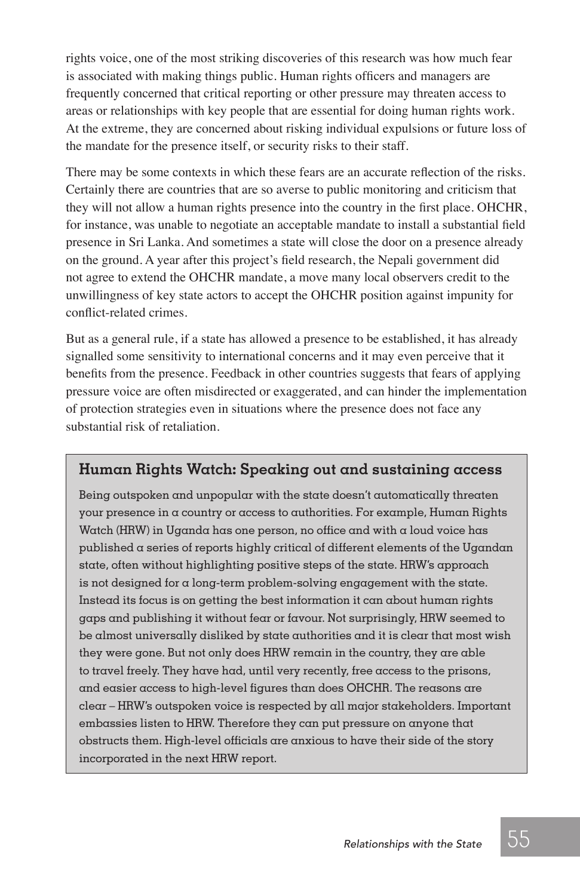rights voice, one of the most striking discoveries of this research was how much fear is associated with making things public. Human rights officers and managers are frequently concerned that critical reporting or other pressure may threaten access to areas or relationships with key people that are essential for doing human rights work. At the extreme, they are concerned about risking individual expulsions or future loss of the mandate for the presence itself, or security risks to their staff.

There may be some contexts in which these fears are an accurate reflection of the risks. Certainly there are countries that are so averse to public monitoring and criticism that they will not allow a human rights presence into the country in the first place. OHCHR, for instance, was unable to negotiate an acceptable mandate to install a substantial field presence in Sri Lanka. And sometimes a state will close the door on a presence already on the ground. A year after this project's field research, the Nepali government did not agree to extend the OHCHR mandate, a move many local observers credit to the unwillingness of key state actors to accept the OHCHR position against impunity for conflict-related crimes.

But as a general rule, if a state has allowed a presence to be established, it has already signalled some sensitivity to international concerns and it may even perceive that it benefits from the presence. Feedback in other countries suggests that fears of applying pressure voice are often misdirected or exaggerated, and can hinder the implementation of protection strategies even in situations where the presence does not face any substantial risk of retaliation.

### Human Rights Watch: Speaking out and sustaining access

Being outspoken and unpopular with the state doesn't automatically threaten your presence in a country or access to authorities. For example, Human Rights Watch (HRW) in Uganda has one person, no office and with a loud voice has published a series of reports highly critical of different elements of the Ugandan state, often without highlighting positive steps of the state. HRW's approach is not designed for a long-term problem-solving engagement with the state. Instead its focus is on getting the best information it can about human rights gaps and publishing it without fear or favour. Not surprisingly, HRW seemed to be almost universally disliked by state authorities and it is clear that most wish they were gone. But not only does HRW remain in the country, they are able to travel freely. They have had, until very recently, free access to the prisons, and easier access to high-level figures than does OHCHR. The reasons are clear – HRW's outspoken voice is respected by all major stakeholders. Important embassies listen to HRW. Therefore they can put pressure on anyone that obstructs them. High-level officials are anxious to have their side of the story incorporated in the next HRW report.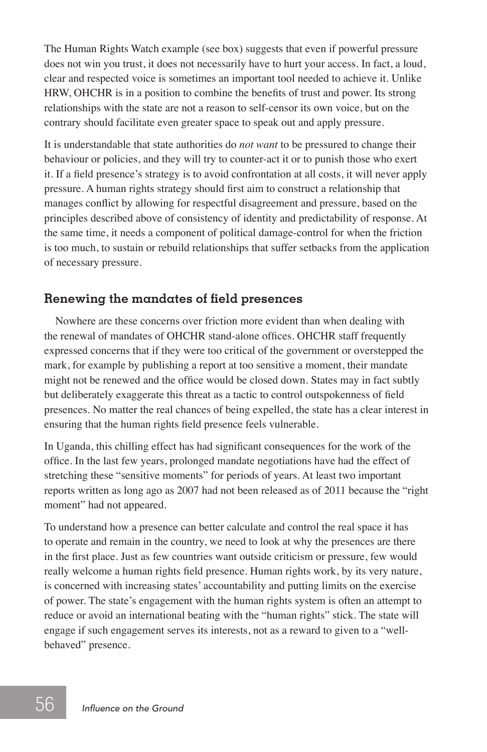The Human Rights Watch example (see box) suggests that even if powerful pressure does not win you trust, it does not necessarily have to hurt your access. In fact, a loud, clear and respected voice is sometimes an important tool needed to achieve it. Unlike HRW, OHCHR is in a position to combine the benefits of trust and power. Its strong relationships with the state are not a reason to self-censor its own voice, but on the contrary should facilitate even greater space to speak out and apply pressure.

It is understandable that state authorities do *not want* to be pressured to change their behaviour or policies, and they will try to counter-act it or to punish those who exert it. If a field presence's strategy is to avoid confrontation at all costs, it will never apply pressure. A human rights strategy should first aim to construct a relationship that manages conflict by allowing for respectful disagreement and pressure, based on the principles described above of consistency of identity and predictability of response. At the same time, it needs a component of political damage-control for when the friction is too much, to sustain or rebuild relationships that suffer setbacks from the application of necessary pressure.

## Renewing the mandates of field presences

Nowhere are these concerns over friction more evident than when dealing with the renewal of mandates of OHCHR stand-alone offices. OHCHR staff frequently expressed concerns that if they were too critical of the government or overstepped the mark, for example by publishing a report at too sensitive a moment, their mandate might not be renewed and the office would be closed down. States may in fact subtly but deliberately exaggerate this threat as a tactic to control outspokenness of field presences. No matter the real chances of being expelled, the state has a clear interest in ensuring that the human rights field presence feels vulnerable.

In Uganda, this chilling effect has had significant consequences for the work of the office. In the last few years, prolonged mandate negotiations have had the effect of stretching these "sensitive moments" for periods of years. At least two important reports written as long ago as 2007 had not been released as of 2011 because the "right moment" had not appeared.

To understand how a presence can better calculate and control the real space it has to operate and remain in the country, we need to look at why the presences are there in the first place. Just as few countries want outside criticism or pressure, few would really welcome a human rights field presence. Human rights work, by its very nature, is concerned with increasing states' accountability and putting limits on the exercise of power. The state's engagement with the human rights system is often an attempt to reduce or avoid an international beating with the "human rights" stick. The state will engage if such engagement serves its interests, not as a reward to given to a "well-behaved" presence.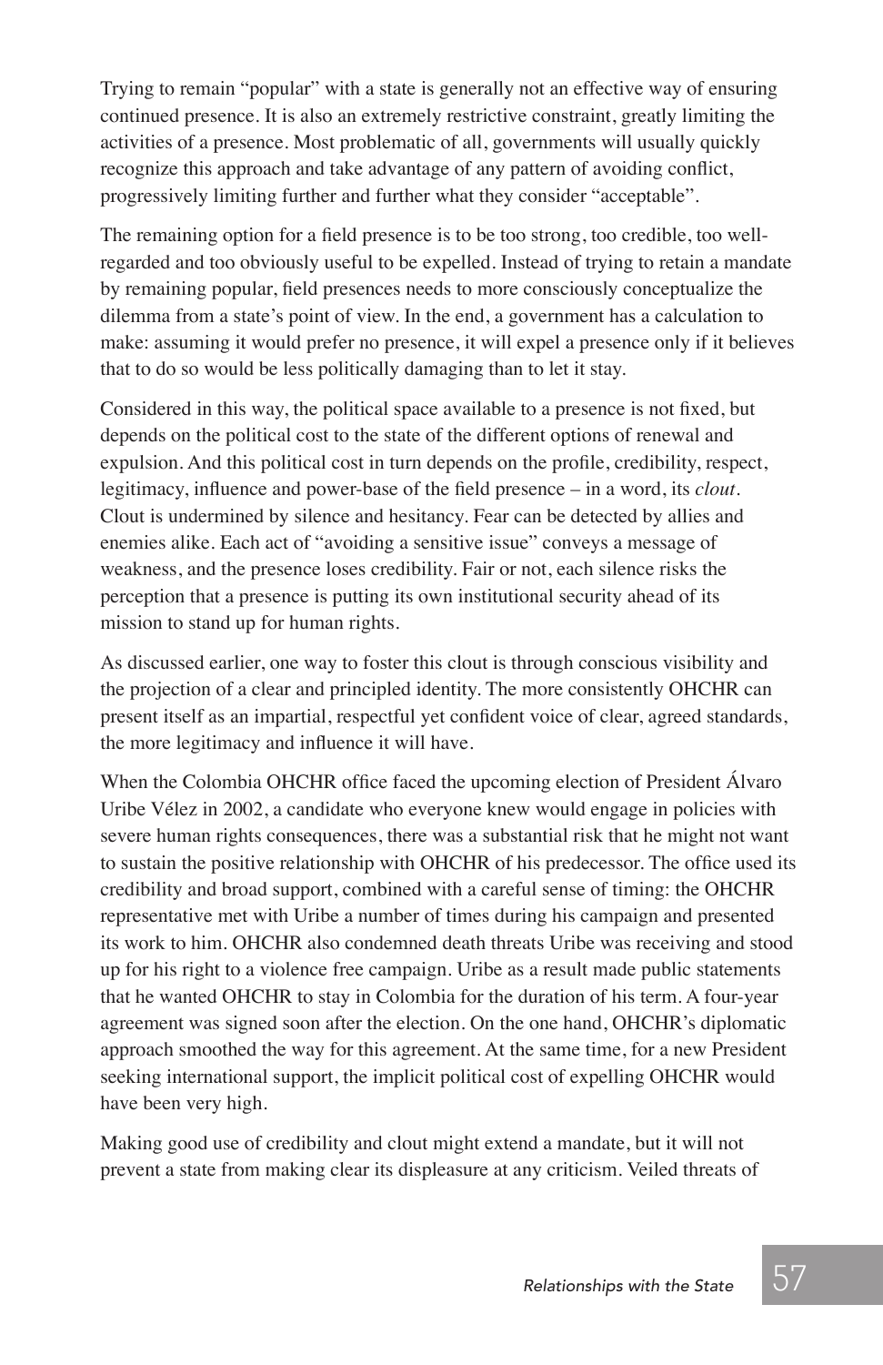Trying to remain "popular" with a state is generally not an effective way of ensuring continued presence. It is also an extremely restrictive constraint, greatly limiting the activities of a presence. Most problematic of all, governments will usually quickly recognize this approach and take advantage of any pattern of avoiding conflict, progressively limiting further and further what they consider "acceptable".

The remaining option for a field presence is to be too strong, too credible, too well-regarded and too obviously useful to be expelled. Instead of trying to retain a mandate by remaining popular, field presences needs to more consciously conceptualize the dilemma from a state's point of view. In the end, a government has a calculation to make: assuming it would prefer no presence, it will expel a presence only if it believes that to do so would be less politically damaging than to let it stay.

Considered in this way, the political space available to a presence is not fixed, but depends on the political cost to the state of the different options of renewal and expulsion. And this political cost in turn depends on the profile, credibility, respect, legitimacy, influence and power-base of the field presence – in a word, its *clout*. Clout is undermined by silence and hesitancy. Fear can be detected by allies and enemies alike. Each act of "avoiding a sensitive issue" conveys a message of weakness, and the presence loses credibility. Fair or not, each silence risks the perception that a presence is putting its own institutional security ahead of its mission to stand up for human rights.

As discussed earlier, one way to foster this clout is through conscious visibility and the projection of a clear and principled identity. The more consistently OHCHR can present itself as an impartial, respectful yet confident voice of clear, agreed standards, the more legitimacy and influence it will have.

When the Colombia OHCHR office faced the upcoming election of President Álvaro Uribe Vélez in 2002, a candidate who everyone knew would engage in policies with severe human rights consequences, there was a substantial risk that he might not want to sustain the positive relationship with OHCHR of his predecessor. The office used its credibility and broad support, combined with a careful sense of timing: the OHCHR representative met with Uribe a number of times during his campaign and presented its work to him. OHCHR also condemned death threats Uribe was receiving and stood up for his right to a violence free campaign. Uribe as a result made public statements that he wanted OHCHR to stay in Colombia for the duration of his term. A four-year agreement was signed soon after the election. On the one hand, OHCHR's diplomatic approach smoothed the way for this agreement. At the same time, for a new President seeking international support, the implicit political cost of expelling OHCHR would have been very high.

Making good use of credibility and clout might extend a mandate, but it will not prevent a state from making clear its displeasure at any criticism. Veiled threats of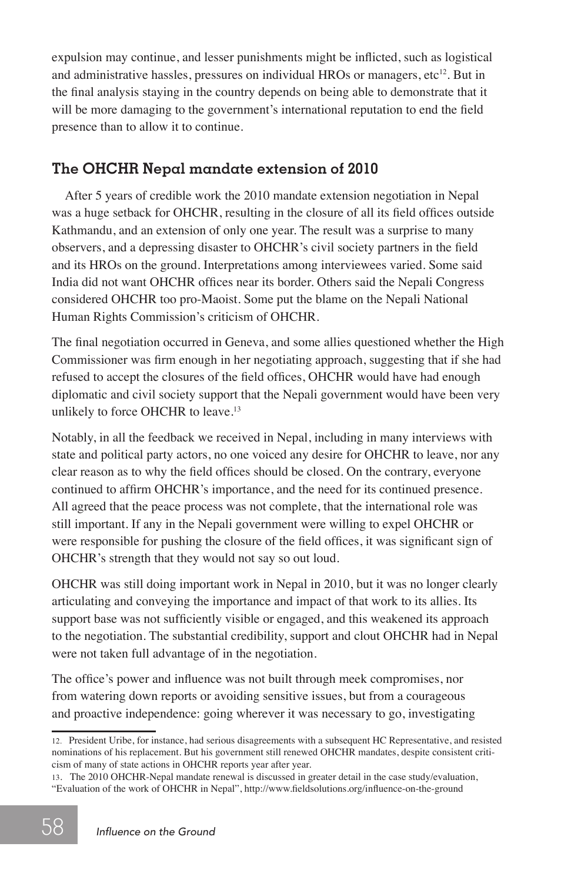expulsion may continue, and lesser punishments might be inflicted, such as logistical and administrative hassles, pressures on individual HROs or managers, etc[12]. But in the final analysis staying in the country depends on being able to demonstrate that it will be more damaging to the government's international reputation to end the field presence than to allow it to continue.

## The OHCHR Nepal mandate extension of 2010

After 5 years of credible work the 2010 mandate extension negotiation in Nepal was a huge setback for OHCHR, resulting in the closure of all its field offices outside Kathmandu, and an extension of only one year. The result was a surprise to many observers, and a depressing disaster to OHCHR's civil society partners in the field and its HROs on the ground. Interpretations among interviewees varied. Some said India did not want OHCHR offices near its border. Others said the Nepali Congress considered OHCHR too pro-Maoist. Some put the blame on the Nepali National Human Rights Commission's criticism of OHCHR.

The final negotiation occurred in Geneva, and some allies questioned whether the High Commissioner was firm enough in her negotiating approach, suggesting that if she had refused to accept the closures of the field offices, OHCHR would have had enough diplomatic and civil society support that the Nepali government would have been very unlikely to force OHCHR to leave.[13]

Notably, in all the feedback we received in Nepal, including in many interviews with state and political party actors, no one voiced any desire for OHCHR to leave, nor any clear reason as to why the field offices should be closed. On the contrary, everyone continued to affirm OHCHR's importance, and the need for its continued presence. All agreed that the peace process was not complete, that the international role was still important. If any in the Nepali government were willing to expel OHCHR or were responsible for pushing the closure of the field offices, it was significant sign of OHCHR's strength that they would not say so out loud.

OHCHR was still doing important work in Nepal in 2010, but it was no longer clearly articulating and conveying the importance and impact of that work to its allies. Its support base was not sufficiently visible or engaged, and this weakened its approach to the negotiation. The substantial credibility, support and clout OHCHR had in Nepal were not taken full advantage of in the negotiation.

The office's power and influence was not built through meek compromises, nor from watering down reports or avoiding sensitive issues, but from a courageous and proactive independence: going wherever it was necessary to go, investigating

---

12. President Uribe, for instance, had serious disagreements with a subsequent HC Representative, and resisted nominations of his replacement. But his government still renewed OHCHR mandates, despite consistent criticism of many of state actions in OHCHR reports year after year.

13. The 2010 OHCHR-Nepal mandate renewal is discussed in greater detail in the case study/evaluation, "Evaluation of the work of OHCHR in Nepal", http://www.fieldsolutions.org/influence-on-the-ground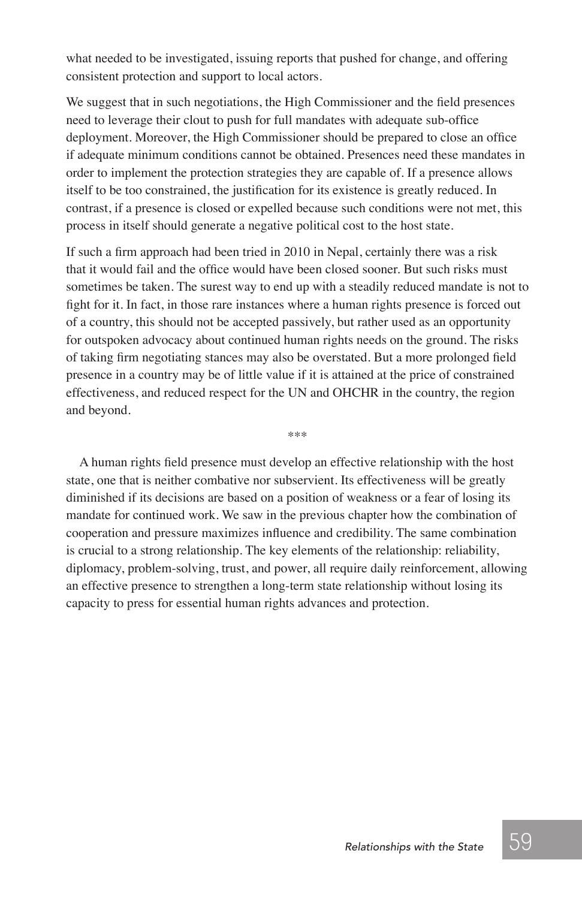what needed to be investigated, issuing reports that pushed for change, and offering consistent protection and support to local actors.

We suggest that in such negotiations, the High Commissioner and the field presences need to leverage their clout to push for full mandates with adequate sub-office deployment. Moreover, the High Commissioner should be prepared to close an office if adequate minimum conditions cannot be obtained. Presences need these mandates in order to implement the protection strategies they are capable of. If a presence allows itself to be too constrained, the justification for its existence is greatly reduced. In contrast, if a presence is closed or expelled because such conditions were not met, this process in itself should generate a negative political cost to the host state.

If such a firm approach had been tried in 2010 in Nepal, certainly there was a risk that it would fail and the office would have been closed sooner. But such risks must sometimes be taken. The surest way to end up with a steadily reduced mandate is not to fight for it. In fact, in those rare instances where a human rights presence is forced out of a country, this should not be accepted passively, but rather used as an opportunity for outspoken advocacy about continued human rights needs on the ground. The risks of taking firm negotiating stances may also be overstated. But a more prolonged field presence in a country may be of little value if it is attained at the price of constrained effectiveness, and reduced respect for the UN and OHCHR in the country, the region and beyond.

***

A human rights field presence must develop an effective relationship with the host state, one that is neither combative nor subservient. Its effectiveness will be greatly diminished if its decisions are based on a position of weakness or a fear of losing its mandate for continued work. We saw in the previous chapter how the combination of cooperation and pressure maximizes influence and credibility. The same combination is crucial to a strong relationship. The key elements of the relationship: reliability, diplomacy, problem-solving, trust, and power, all require daily reinforcement, allowing an effective presence to strengthen a long-term state relationship without losing its capacity to press for essential human rights advances and protection.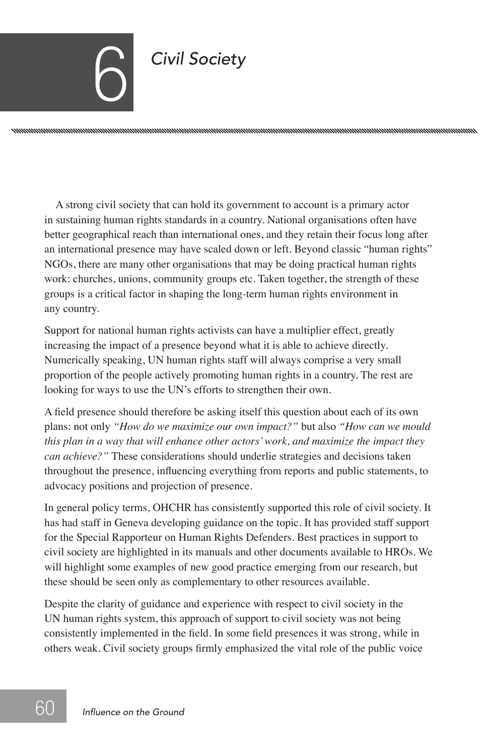# 6 Civil Society

A strong civil society that can hold its government to account is a primary actor in sustaining human rights standards in a country. National organisations often have better geographical reach than international ones, and they retain their focus long after an international presence may have scaled down or left. Beyond classic "human rights" NGOs, there are many other organisations that may be doing practical human rights work: churches, unions, community groups etc. Taken together, the strength of these groups is a critical factor in shaping the long-term human rights environment in any country.

Support for national human rights activists can have a multiplier effect, greatly increasing the impact of a presence beyond what it is able to achieve directly. Numerically speaking, UN human rights staff will always comprise a very small proportion of the people actively promoting human rights in a country. The rest are looking for ways to use the UN's efforts to strengthen their own.

A field presence should therefore be asking itself this question about each of its own plans: not only *"How do we maximize our own impact?"* but also *"How can we mould this plan in a way that will enhance other actors' work, and maximize the impact they can achieve?"* These considerations should underlie strategies and decisions taken throughout the presence, influencing everything from reports and public statements, to advocacy positions and projection of presence.

In general policy terms, OHCHR has consistently supported this role of civil society. It has had staff in Geneva developing guidance on the topic. It has provided staff support for the Special Rapporteur on Human Rights Defenders. Best practices in support to civil society are highlighted in its manuals and other documents available to HROs. We will highlight some examples of new good practice emerging from our research, but these should be seen only as complementary to other resources available.

Despite the clarity of guidance and experience with respect to civil society in the UN human rights system, this approach of support to civil society was not being consistently implemented in the field. In some field presences it was strong, while in others weak. Civil society groups firmly emphasized the vital role of the public voice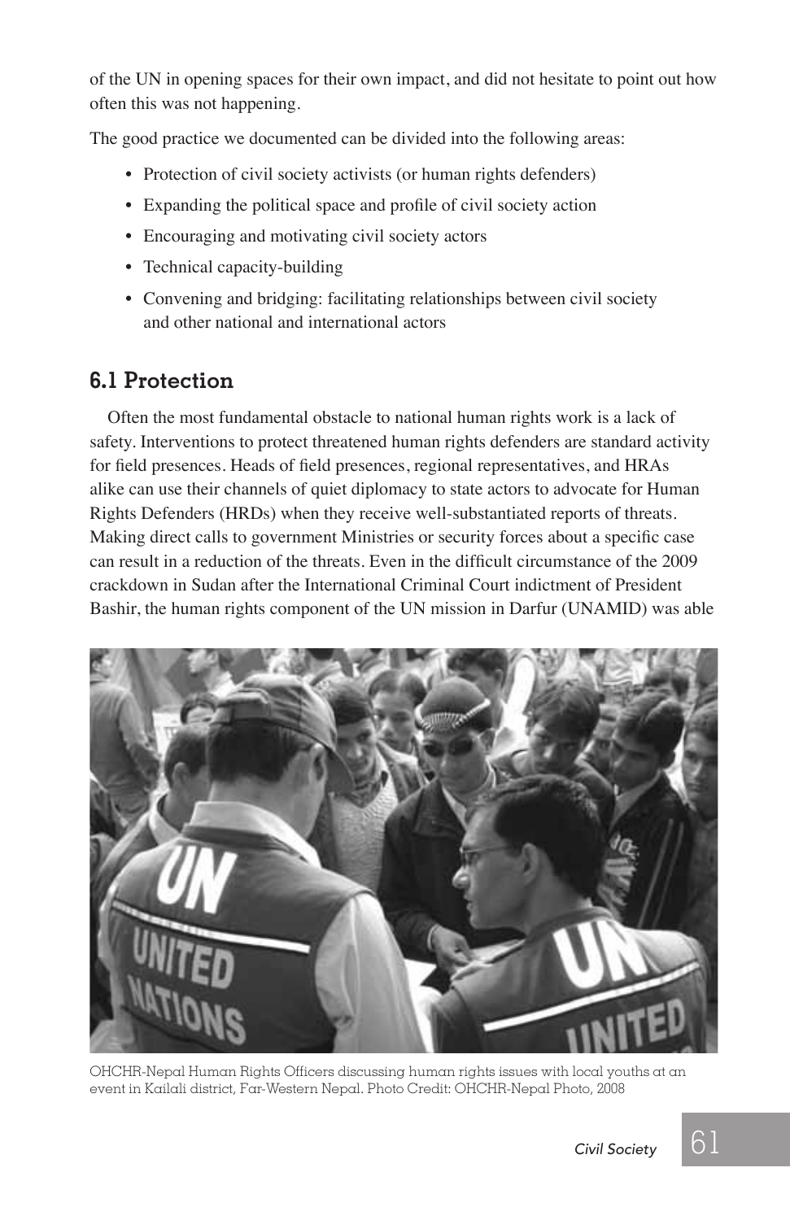of the UN in opening spaces for their own impact, and did not hesitate to point out how often this was not happening.

The good practice we documented can be divided into the following areas:

- Protection of civil society activists (or human rights defenders)
- Expanding the political space and profile of civil society action
- Encouraging and motivating civil society actors
- Technical capacity-building
- Convening and bridging: facilitating relationships between civil society and other national and international actors

## 6.1 Protection

Often the most fundamental obstacle to national human rights work is a lack of safety. Interventions to protect threatened human rights defenders are standard activity for field presences. Heads of field presences, regional representatives, and HRAs alike can use their channels of quiet diplomacy to state actors to advocate for Human Rights Defenders (HRDs) when they receive well-substantiated reports of threats. Making direct calls to government Ministries or security forces about a specific case can result in a reduction of the threats. Even in the difficult circumstance of the 2009 crackdown in Sudan after the International Criminal Court indictment of President Bashir, the human rights component of the UN mission in Darfur (UNAMID) was able

OHCHR-Nepal Human Rights Officers discussing human rights issues with local youths at an event in Kailali district, Far-Western Nepal. Photo Credit: OHCHR-Nepal Photo, 2008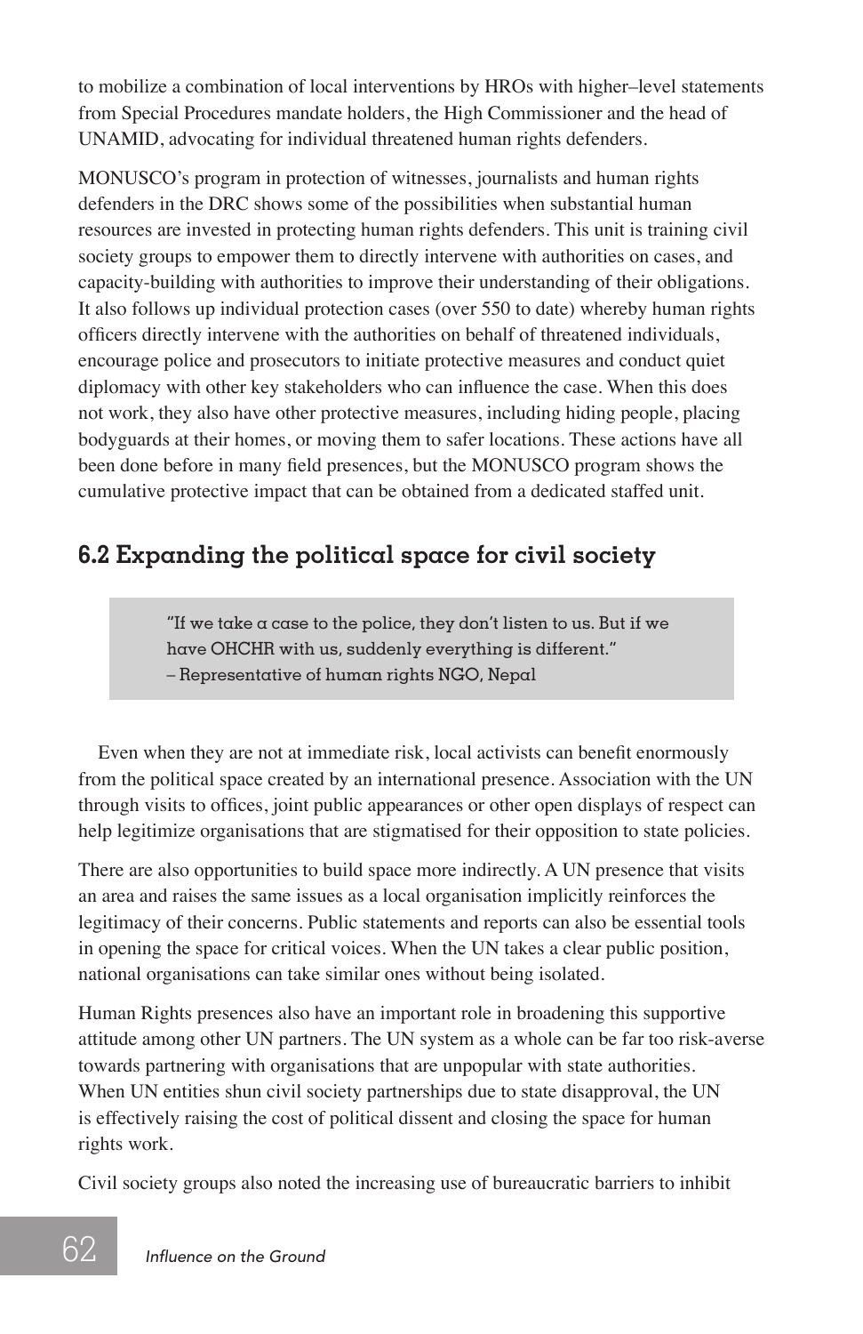to mobilize a combination of local interventions by HROs with higher–level statements from Special Procedures mandate holders, the High Commissioner and the head of UNAMID, advocating for individual threatened human rights defenders.

MONUSCO's program in protection of witnesses, journalists and human rights defenders in the DRC shows some of the possibilities when substantial human resources are invested in protecting human rights defenders. This unit is training civil society groups to empower them to directly intervene with authorities on cases, and capacity-building with authorities to improve their understanding of their obligations. It also follows up individual protection cases (over 550 to date) whereby human rights officers directly intervene with the authorities on behalf of threatened individuals, encourage police and prosecutors to initiate protective measures and conduct quiet diplomacy with other key stakeholders who can influence the case. When this does not work, they also have other protective measures, including hiding people, placing bodyguards at their homes, or moving them to safer locations. These actions have all been done before in many field presences, but the MONUSCO program shows the cumulative protective impact that can be obtained from a dedicated staffed unit.

## 6.2 Expanding the political space for civil society

> "If we take a case to the police, they don't listen to us. But if we have OHCHR with us, suddenly everything is different."
> – Representative of human rights NGO, Nepal

Even when they are not at immediate risk, local activists can benefit enormously from the political space created by an international presence. Association with the UN through visits to offices, joint public appearances or other open displays of respect can help legitimize organisations that are stigmatised for their opposition to state policies.

There are also opportunities to build space more indirectly. A UN presence that visits an area and raises the same issues as a local organisation implicitly reinforces the legitimacy of their concerns. Public statements and reports can also be essential tools in opening the space for critical voices. When the UN takes a clear public position, national organisations can take similar ones without being isolated.

Human Rights presences also have an important role in broadening this supportive attitude among other UN partners. The UN system as a whole can be far too risk-averse towards partnering with organisations that are unpopular with state authorities. When UN entities shun civil society partnerships due to state disapproval, the UN is effectively raising the cost of political dissent and closing the space for human rights work.

Civil society groups also noted the increasing use of bureaucratic barriers to inhibit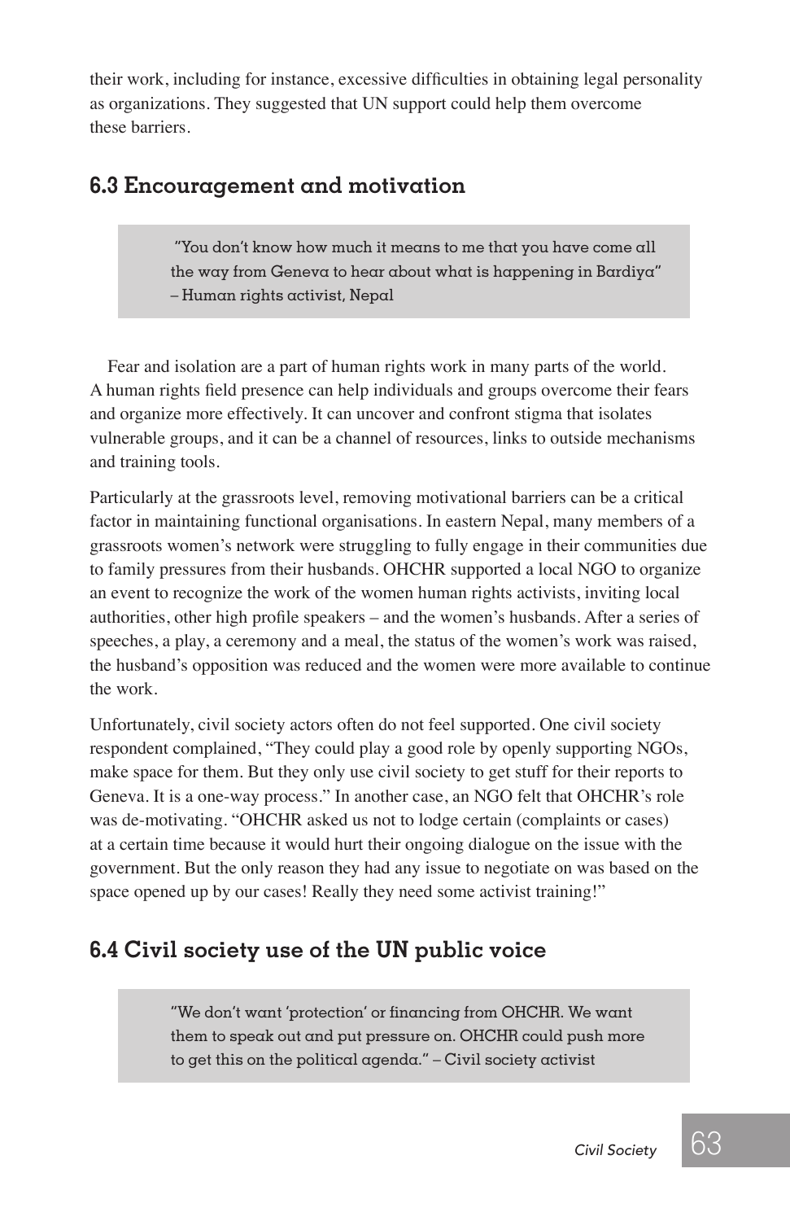their work, including for instance, excessive difficulties in obtaining legal personality as organizations. They suggested that UN support could help them overcome these barriers.

## 6.3 Encouragement and motivation

> "You don't know how much it means to me that you have come all the way from Geneva to hear about what is happening in Bardiya" – Human rights activist, Nepal

Fear and isolation are a part of human rights work in many parts of the world. A human rights field presence can help individuals and groups overcome their fears and organize more effectively. It can uncover and confront stigma that isolates vulnerable groups, and it can be a channel of resources, links to outside mechanisms and training tools.

Particularly at the grassroots level, removing motivational barriers can be a critical factor in maintaining functional organisations. In eastern Nepal, many members of a grassroots women's network were struggling to fully engage in their communities due to family pressures from their husbands. OHCHR supported a local NGO to organize an event to recognize the work of the women human rights activists, inviting local authorities, other high profile speakers – and the women's husbands. After a series of speeches, a play, a ceremony and a meal, the status of the women's work was raised, the husband's opposition was reduced and the women were more available to continue the work.

Unfortunately, civil society actors often do not feel supported. One civil society respondent complained, "They could play a good role by openly supporting NGOs, make space for them. But they only use civil society to get stuff for their reports to Geneva. It is a one-way process." In another case, an NGO felt that OHCHR's role was de-motivating. "OHCHR asked us not to lodge certain (complaints or cases) at a certain time because it would hurt their ongoing dialogue on the issue with the government. But the only reason they had any issue to negotiate on was based on the space opened up by our cases! Really they need some activist training!"

## 6.4 Civil society use of the UN public voice

> "We don't want 'protection' or financing from OHCHR. We want them to speak out and put pressure on. OHCHR could push more to get this on the political agenda." – Civil society activist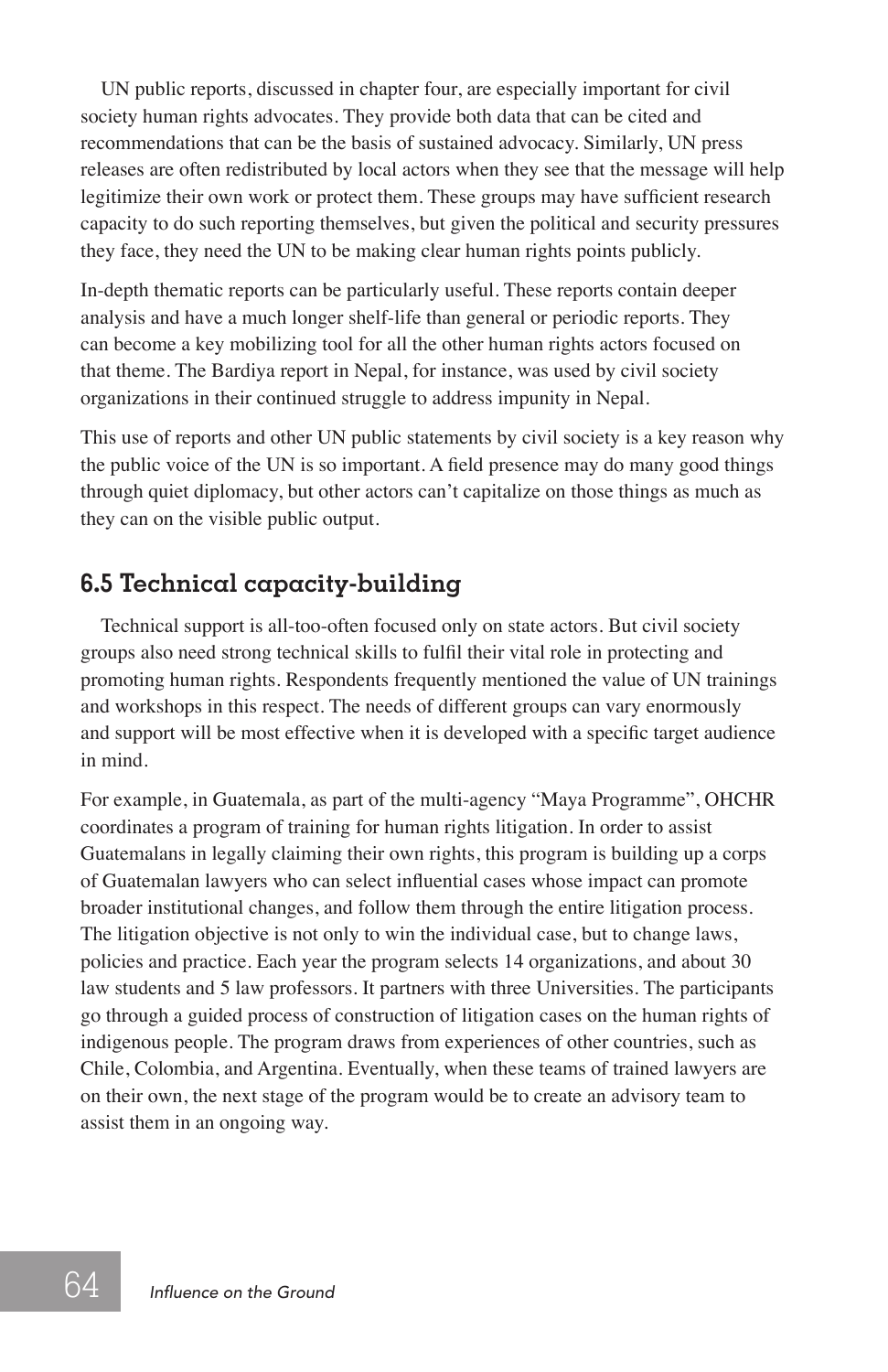UN public reports, discussed in chapter four, are especially important for civil society human rights advocates. They provide both data that can be cited and recommendations that can be the basis of sustained advocacy. Similarly, UN press releases are often redistributed by local actors when they see that the message will help legitimize their own work or protect them. These groups may have sufficient research capacity to do such reporting themselves, but given the political and security pressures they face, they need the UN to be making clear human rights points publicly.

In-depth thematic reports can be particularly useful. These reports contain deeper analysis and have a much longer shelf-life than general or periodic reports. They can become a key mobilizing tool for all the other human rights actors focused on that theme. The Bardiya report in Nepal, for instance, was used by civil society organizations in their continued struggle to address impunity in Nepal.

This use of reports and other UN public statements by civil society is a key reason why the public voice of the UN is so important. A field presence may do many good things through quiet diplomacy, but other actors can't capitalize on those things as much as they can on the visible public output.

## 6.5 Technical capacity-building

Technical support is all-too-often focused only on state actors. But civil society groups also need strong technical skills to fulfil their vital role in protecting and promoting human rights. Respondents frequently mentioned the value of UN trainings and workshops in this respect. The needs of different groups can vary enormously and support will be most effective when it is developed with a specific target audience in mind.

For example, in Guatemala, as part of the multi-agency "Maya Programme", OHCHR coordinates a program of training for human rights litigation. In order to assist Guatemalans in legally claiming their own rights, this program is building up a corps of Guatemalan lawyers who can select influential cases whose impact can promote broader institutional changes, and follow them through the entire litigation process. The litigation objective is not only to win the individual case, but to change laws, policies and practice. Each year the program selects 14 organizations, and about 30 law students and 5 law professors. It partners with three Universities. The participants go through a guided process of construction of litigation cases on the human rights of indigenous people. The program draws from experiences of other countries, such as Chile, Colombia, and Argentina. Eventually, when these teams of trained lawyers are on their own, the next stage of the program would be to create an advisory team to assist them in an ongoing way.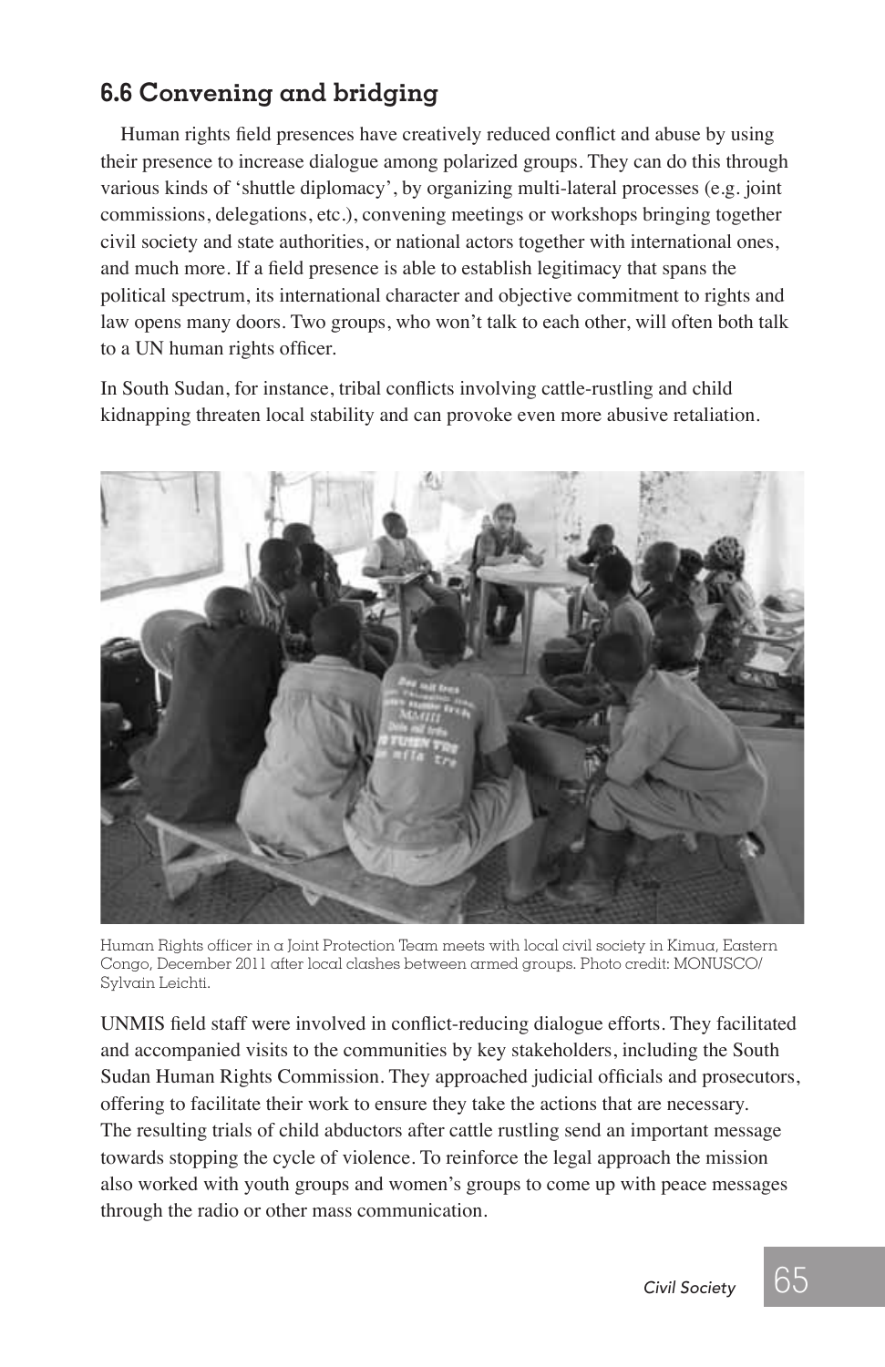## 6.6 Convening and bridging

Human rights field presences have creatively reduced conflict and abuse by using their presence to increase dialogue among polarized groups. They can do this through various kinds of 'shuttle diplomacy', by organizing multi-lateral processes (e.g. joint commissions, delegations, etc.), convening meetings or workshops bringing together civil society and state authorities, or national actors together with international ones, and much more. If a field presence is able to establish legitimacy that spans the political spectrum, its international character and objective commitment to rights and law opens many doors. Two groups, who won't talk to each other, will often both talk to a UN human rights officer.

In South Sudan, for instance, tribal conflicts involving cattle-rustling and child kidnapping threaten local stability and can provoke even more abusive retaliation.

Human Rights officer in a Joint Protection Team meets with local civil society in Kimua, Eastern Congo, December 2011 after local clashes between armed groups. Photo credit: MONUSCO/ Sylvain Leichti.

UNMIS field staff were involved in conflict-reducing dialogue efforts. They facilitated and accompanied visits to the communities by key stakeholders, including the South Sudan Human Rights Commission. They approached judicial officials and prosecutors, offering to facilitate their work to ensure they take the actions that are necessary. The resulting trials of child abductors after cattle rustling send an important message towards stopping the cycle of violence. To reinforce the legal approach the mission also worked with youth groups and women's groups to come up with peace messages through the radio or other mass communication.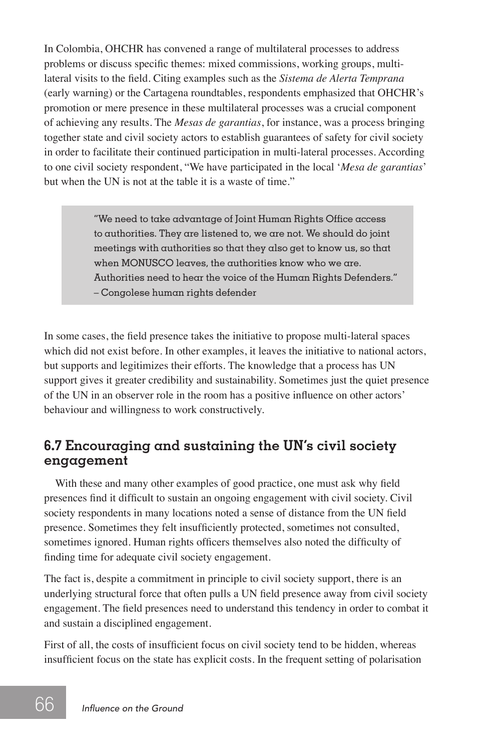In Colombia, OHCHR has convened a range of multilateral processes to address problems or discuss specific themes: mixed commissions, working groups, multi-lateral visits to the field. Citing examples such as the *Sistema de Alerta Temprana* (early warning) or the Cartagena roundtables, respondents emphasized that OHCHR's promotion or mere presence in these multilateral processes was a crucial component of achieving any results. The *Mesas de garantias*, for instance, was a process bringing together state and civil society actors to establish guarantees of safety for civil society in order to facilitate their continued participation in multi-lateral processes. According to one civil society respondent, "We have participated in the local '*Mesa de garantias*' but when the UN is not at the table it is a waste of time."

> "We need to take advantage of Joint Human Rights Office access to authorities. They are listened to, we are not. We should do joint meetings with authorities so that they also get to know us, so that when MONUSCO leaves, the authorities know who we are. Authorities need to hear the voice of the Human Rights Defenders."
> – Congolese human rights defender

In some cases, the field presence takes the initiative to propose multi-lateral spaces which did not exist before. In other examples, it leaves the initiative to national actors, but supports and legitimizes their efforts. The knowledge that a process has UN support gives it greater credibility and sustainability. Sometimes just the quiet presence of the UN in an observer role in the room has a positive influence on other actors' behaviour and willingness to work constructively.

## 6.7 Encouraging and sustaining the UN's civil society engagement

With these and many other examples of good practice, one must ask why field presences find it difficult to sustain an ongoing engagement with civil society. Civil society respondents in many locations noted a sense of distance from the UN field presence. Sometimes they felt insufficiently protected, sometimes not consulted, sometimes ignored. Human rights officers themselves also noted the difficulty of finding time for adequate civil society engagement.

The fact is, despite a commitment in principle to civil society support, there is an underlying structural force that often pulls a UN field presence away from civil society engagement. The field presences need to understand this tendency in order to combat it and sustain a disciplined engagement.

First of all, the costs of insufficient focus on civil society tend to be hidden, whereas insufficient focus on the state has explicit costs. In the frequent setting of polarisation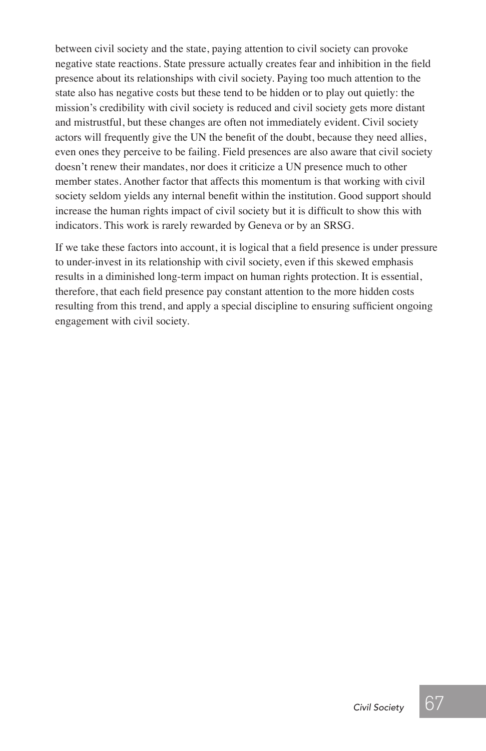between civil society and the state, paying attention to civil society can provoke negative state reactions. State pressure actually creates fear and inhibition in the field presence about its relationships with civil society. Paying too much attention to the state also has negative costs but these tend to be hidden or to play out quietly: the mission's credibility with civil society is reduced and civil society gets more distant and mistrustful, but these changes are often not immediately evident. Civil society actors will frequently give the UN the benefit of the doubt, because they need allies, even ones they perceive to be failing. Field presences are also aware that civil society doesn't renew their mandates, nor does it criticize a UN presence much to other member states. Another factor that affects this momentum is that working with civil society seldom yields any internal benefit within the institution. Good support should increase the human rights impact of civil society but it is difficult to show this with indicators. This work is rarely rewarded by Geneva or by an SRSG.

If we take these factors into account, it is logical that a field presence is under pressure to under-invest in its relationship with civil society, even if this skewed emphasis results in a diminished long-term impact on human rights protection. It is essential, therefore, that each field presence pay constant attention to the more hidden costs resulting from this trend, and apply a special discipline to ensuring sufficient ongoing engagement with civil society.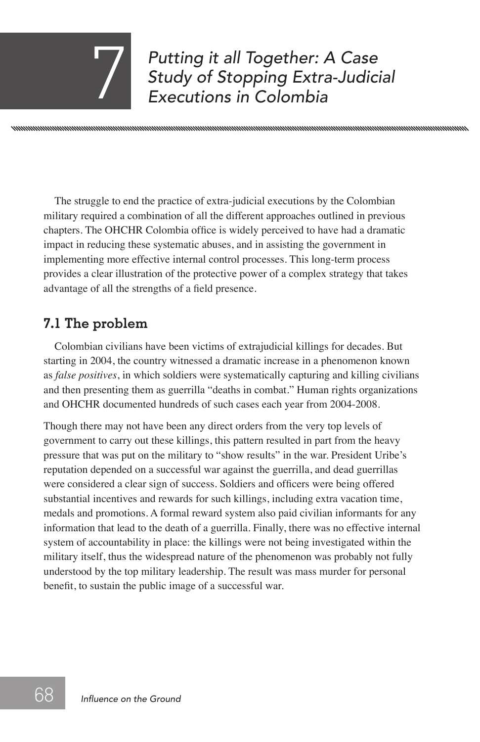# 7 Putting it all Together: A Case Study of Stopping Extra-Judicial Executions in Colombia

The struggle to end the practice of extra-judicial executions by the Colombian military required a combination of all the different approaches outlined in previous chapters. The OHCHR Colombia office is widely perceived to have had a dramatic impact in reducing these systematic abuses, and in assisting the government in implementing more effective internal control processes. This long-term process provides a clear illustration of the protective power of a complex strategy that takes advantage of all the strengths of a field presence.

## 7.1 The problem

Colombian civilians have been victims of extrajudicial killings for decades. But starting in 2004, the country witnessed a dramatic increase in a phenomenon known as *false positives*, in which soldiers were systematically capturing and killing civilians and then presenting them as guerrilla "deaths in combat." Human rights organizations and OHCHR documented hundreds of such cases each year from 2004-2008.

Though there may not have been any direct orders from the very top levels of government to carry out these killings, this pattern resulted in part from the heavy pressure that was put on the military to "show results" in the war. President Uribe's reputation depended on a successful war against the guerrilla, and dead guerrillas were considered a clear sign of success. Soldiers and officers were being offered substantial incentives and rewards for such killings, including extra vacation time, medals and promotions. A formal reward system also paid civilian informants for any information that lead to the death of a guerrilla. Finally, there was no effective internal system of accountability in place: the killings were not being investigated within the military itself, thus the widespread nature of the phenomenon was probably not fully understood by the top military leadership. The result was mass murder for personal benefit, to sustain the public image of a successful war.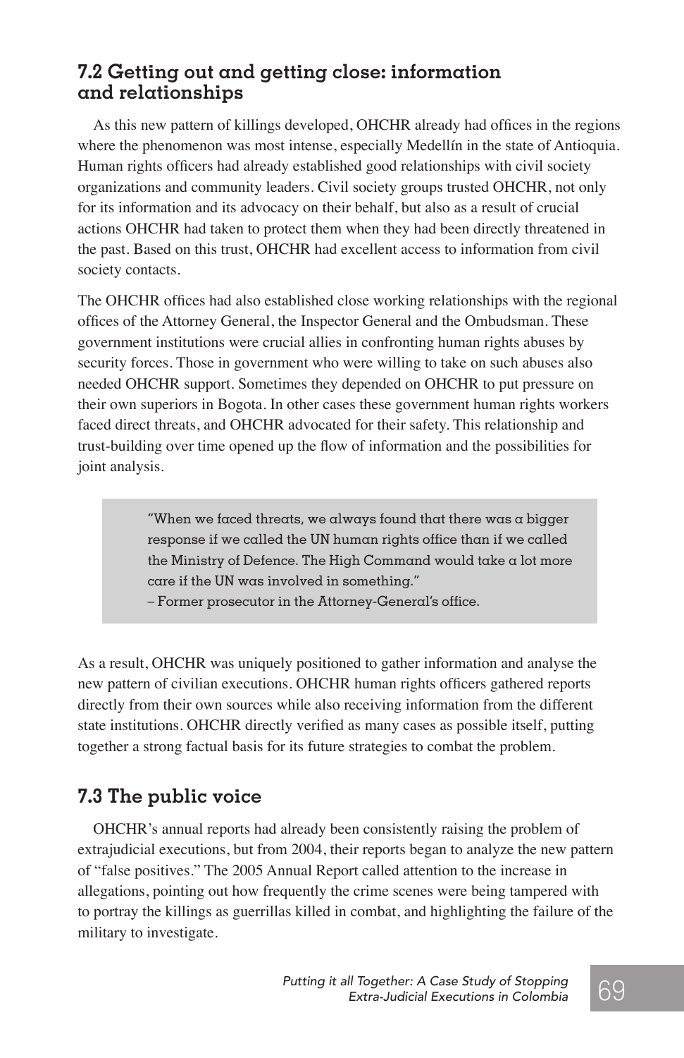## 7.2 Getting out and getting close: information and relationships

As this new pattern of killings developed, OHCHR already had offices in the regions where the phenomenon was most intense, especially Medellín in the state of Antioquia. Human rights officers had already established good relationships with civil society organizations and community leaders. Civil society groups trusted OHCHR, not only for its information and its advocacy on their behalf, but also as a result of crucial actions OHCHR had taken to protect them when they had been directly threatened in the past. Based on this trust, OHCHR had excellent access to information from civil society contacts.

The OHCHR offices had also established close working relationships with the regional offices of the Attorney General, the Inspector General and the Ombudsman. These government institutions were crucial allies in confronting human rights abuses by security forces. Those in government who were willing to take on such abuses also needed OHCHR support. Sometimes they depended on OHCHR to put pressure on their own superiors in Bogota. In other cases these government human rights workers faced direct threats, and OHCHR advocated for their safety. This relationship and trust-building over time opened up the flow of information and the possibilities for joint analysis.

> "When we faced threats, we always found that there was a bigger response if we called the UN human rights office than if we called the Ministry of Defence. The High Command would take a lot more care if the UN was involved in something."
> – Former prosecutor in the Attorney-General's office.

As a result, OHCHR was uniquely positioned to gather information and analyse the new pattern of civilian executions. OHCHR human rights officers gathered reports directly from their own sources while also receiving information from the different state institutions. OHCHR directly verified as many cases as possible itself, putting together a strong factual basis for its future strategies to combat the problem.

## 7.3 The public voice

OHCHR's annual reports had already been consistently raising the problem of extrajudicial executions, but from 2004, their reports began to analyze the new pattern of "false positives." The 2005 Annual Report called attention to the increase in allegations, pointing out how frequently the crime scenes were being tampered with to portray the killings as guerrillas killed in combat, and highlighting the failure of the military to investigate.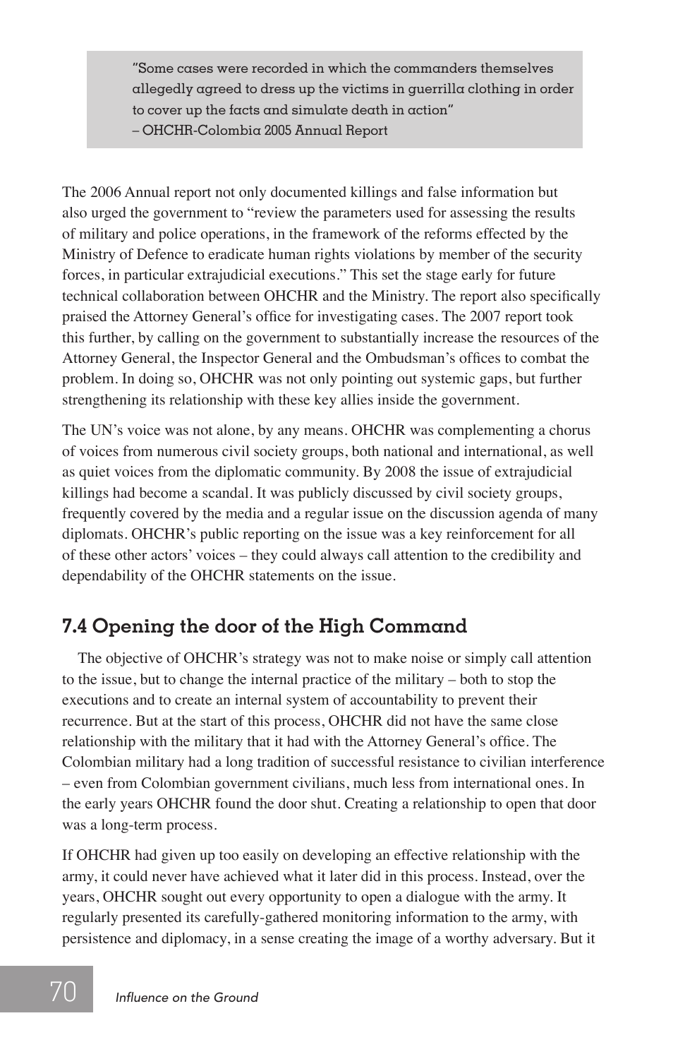> "Some cases were recorded in which the commanders themselves allegedly agreed to dress up the victims in guerrilla clothing in order to cover up the facts and simulate death in action"
> – OHCHR-Colombia 2005 Annual Report

The 2006 Annual report not only documented killings and false information but also urged the government to "review the parameters used for assessing the results of military and police operations, in the framework of the reforms effected by the Ministry of Defence to eradicate human rights violations by member of the security forces, in particular extrajudicial executions." This set the stage early for future technical collaboration between OHCHR and the Ministry. The report also specifically praised the Attorney General's office for investigating cases. The 2007 report took this further, by calling on the government to substantially increase the resources of the Attorney General, the Inspector General and the Ombudsman's offices to combat the problem. In doing so, OHCHR was not only pointing out systemic gaps, but further strengthening its relationship with these key allies inside the government.

The UN's voice was not alone, by any means. OHCHR was complementing a chorus of voices from numerous civil society groups, both national and international, as well as quiet voices from the diplomatic community. By 2008 the issue of extrajudicial killings had become a scandal. It was publicly discussed by civil society groups, frequently covered by the media and a regular issue on the discussion agenda of many diplomats. OHCHR's public reporting on the issue was a key reinforcement for all of these other actors' voices – they could always call attention to the credibility and dependability of the OHCHR statements on the issue.

## 7.4 Opening the door of the High Command

The objective of OHCHR's strategy was not to make noise or simply call attention to the issue, but to change the internal practice of the military – both to stop the executions and to create an internal system of accountability to prevent their recurrence. But at the start of this process, OHCHR did not have the same close relationship with the military that it had with the Attorney General's office. The Colombian military had a long tradition of successful resistance to civilian interference – even from Colombian government civilians, much less from international ones. In the early years OHCHR found the door shut. Creating a relationship to open that door was a long-term process.

If OHCHR had given up too easily on developing an effective relationship with the army, it could never have achieved what it later did in this process. Instead, over the years, OHCHR sought out every opportunity to open a dialogue with the army. It regularly presented its carefully-gathered monitoring information to the army, with persistence and diplomacy, in a sense creating the image of a worthy adversary. But it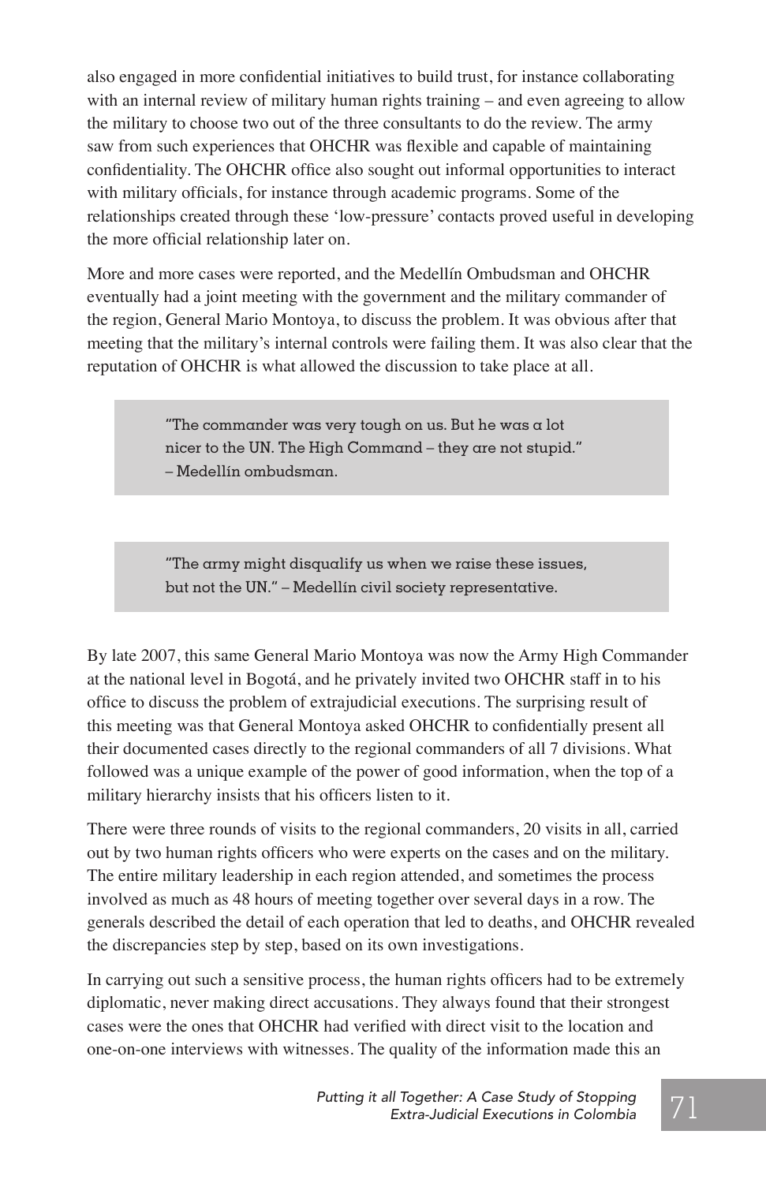also engaged in more confidential initiatives to build trust, for instance collaborating with an internal review of military human rights training – and even agreeing to allow the military to choose two out of the three consultants to do the review. The army saw from such experiences that OHCHR was flexible and capable of maintaining confidentiality. The OHCHR office also sought out informal opportunities to interact with military officials, for instance through academic programs. Some of the relationships created through these 'low-pressure' contacts proved useful in developing the more official relationship later on.

More and more cases were reported, and the Medellín Ombudsman and OHCHR eventually had a joint meeting with the government and the military commander of the region, General Mario Montoya, to discuss the problem. It was obvious after that meeting that the military's internal controls were failing them. It was also clear that the reputation of OHCHR is what allowed the discussion to take place at all.

> "The commander was very tough on us. But he was a lot nicer to the UN. The High Command – they are not stupid." – Medellín ombudsman.

> "The army might disqualify us when we raise these issues, but not the UN." – Medellín civil society representative.

By late 2007, this same General Mario Montoya was now the Army High Commander at the national level in Bogotá, and he privately invited two OHCHR staff in to his office to discuss the problem of extrajudicial executions. The surprising result of this meeting was that General Montoya asked OHCHR to confidentially present all their documented cases directly to the regional commanders of all 7 divisions. What followed was a unique example of the power of good information, when the top of a military hierarchy insists that his officers listen to it.

There were three rounds of visits to the regional commanders, 20 visits in all, carried out by two human rights officers who were experts on the cases and on the military. The entire military leadership in each region attended, and sometimes the process involved as much as 48 hours of meeting together over several days in a row. The generals described the detail of each operation that led to deaths, and OHCHR revealed the discrepancies step by step, based on its own investigations.

In carrying out such a sensitive process, the human rights officers had to be extremely diplomatic, never making direct accusations. They always found that their strongest cases were the ones that OHCHR had verified with direct visit to the location and one-on-one interviews with witnesses. The quality of the information made this an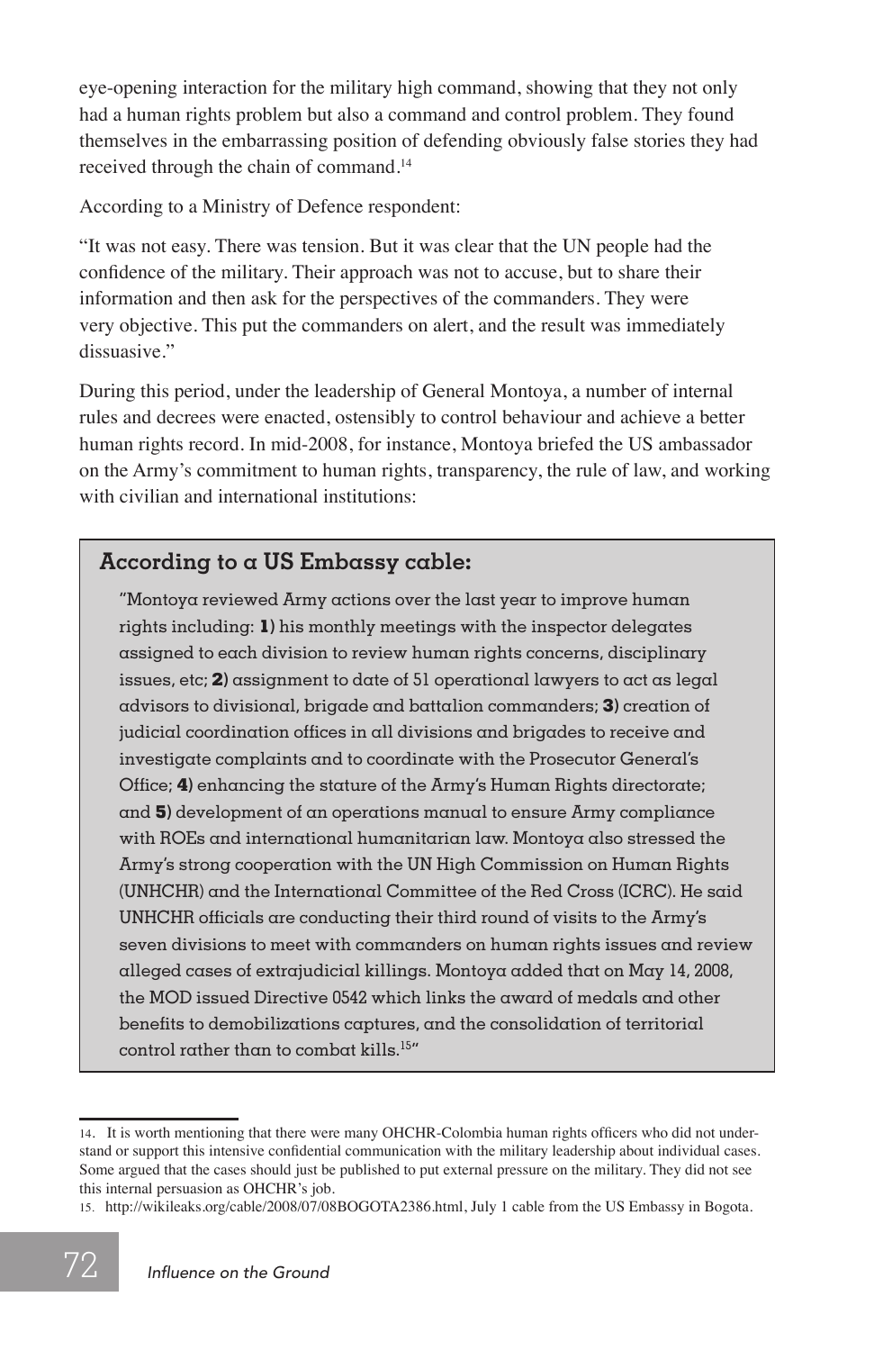eye-opening interaction for the military high command, showing that they not only had a human rights problem but also a command and control problem. They found themselves in the embarrassing position of defending obviously false stories they had received through the chain of command.[14]

According to a Ministry of Defence respondent:

"It was not easy. There was tension. But it was clear that the UN people had the confidence of the military. Their approach was not to accuse, but to share their information and then ask for the perspectives of the commanders. They were very objective. This put the commanders on alert, and the result was immediately dissuasive."

During this period, under the leadership of General Montoya, a number of internal rules and decrees were enacted, ostensibly to control behaviour and achieve a better human rights record. In mid-2008, for instance, Montoya briefed the US ambassador on the Army's commitment to human rights, transparency, the rule of law, and working with civilian and international institutions:

### According to a US Embassy cable:

"Montoya reviewed Army actions over the last year to improve human rights including: **1)** his monthly meetings with the inspector delegates assigned to each division to review human rights concerns, disciplinary issues, etc; **2)** assignment to date of 51 operational lawyers to act as legal advisors to divisional, brigade and battalion commanders; **3)** creation of judicial coordination offices in all divisions and brigades to receive and investigate complaints and to coordinate with the Prosecutor General's Office; **4)** enhancing the stature of the Army's Human Rights directorate; and **5)** development of an operations manual to ensure Army compliance with ROEs and international humanitarian law. Montoya also stressed the Army's strong cooperation with the UN High Commission on Human Rights (UNHCHR) and the International Committee of the Red Cross (ICRC). He said UNHCHR officials are conducting their third round of visits to the Army's seven divisions to meet with commanders on human rights issues and review alleged cases of extrajudicial killings. Montoya added that on May 14, 2008, the MOD issued Directive 0542 which links the award of medals and other benefits to demobilizations captures, and the consolidation of territorial control rather than to combat kills.[15]"

---

14. It is worth mentioning that there were many OHCHR-Colombia human rights officers who did not understand or support this intensive confidential communication with the military leadership about individual cases. Some argued that the cases should just be published to put external pressure on the military. They did not see this internal persuasion as OHCHR's job.

15. http://wikileaks.org/cable/2008/07/08BOGOTA2386.html, July 1 cable from the US Embassy in Bogota.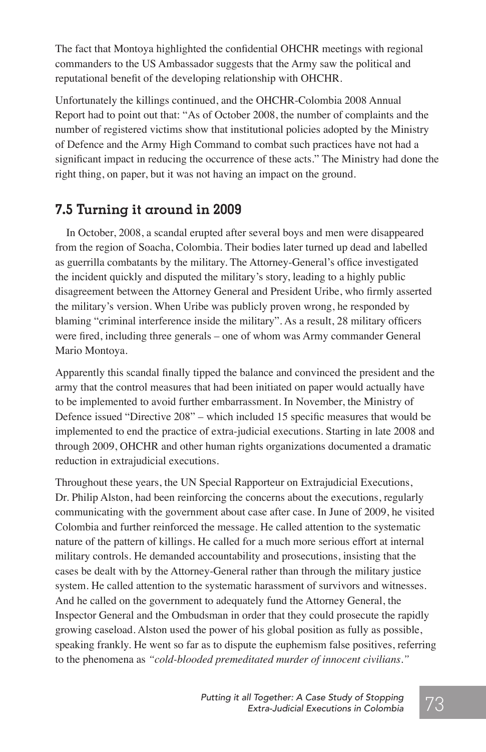The fact that Montoya highlighted the confidential OHCHR meetings with regional commanders to the US Ambassador suggests that the Army saw the political and reputational benefit of the developing relationship with OHCHR.

Unfortunately the killings continued, and the OHCHR-Colombia 2008 Annual Report had to point out that: "As of October 2008, the number of complaints and the number of registered victims show that institutional policies adopted by the Ministry of Defence and the Army High Command to combat such practices have not had a significant impact in reducing the occurrence of these acts." The Ministry had done the right thing, on paper, but it was not having an impact on the ground.

## 7.5 Turning it around in 2009

In October, 2008, a scandal erupted after several boys and men were disappeared from the region of Soacha, Colombia. Their bodies later turned up dead and labelled as guerrilla combatants by the military. The Attorney-General's office investigated the incident quickly and disputed the military's story, leading to a highly public disagreement between the Attorney General and President Uribe, who firmly asserted the military's version. When Uribe was publicly proven wrong, he responded by blaming "criminal interference inside the military". As a result, 28 military officers were fired, including three generals – one of whom was Army commander General Mario Montoya.

Apparently this scandal finally tipped the balance and convinced the president and the army that the control measures that had been initiated on paper would actually have to be implemented to avoid further embarrassment. In November, the Ministry of Defence issued "Directive 208" – which included 15 specific measures that would be implemented to end the practice of extra-judicial executions. Starting in late 2008 and through 2009, OHCHR and other human rights organizations documented a dramatic reduction in extrajudicial executions.

Throughout these years, the UN Special Rapporteur on Extrajudicial Executions, Dr. Philip Alston, had been reinforcing the concerns about the executions, regularly communicating with the government about case after case. In June of 2009, he visited Colombia and further reinforced the message. He called attention to the systematic nature of the pattern of killings. He called for a much more serious effort at internal military controls. He demanded accountability and prosecutions, insisting that the cases be dealt with by the Attorney-General rather than through the military justice system. He called attention to the systematic harassment of survivors and witnesses. And he called on the government to adequately fund the Attorney General, the Inspector General and the Ombudsman in order that they could prosecute the rapidly growing caseload. Alston used the power of his global position as fully as possible, speaking frankly. He went so far as to dispute the euphemism false positives, referring to the phenomena as *"cold-blooded premeditated murder of innocent civilians."*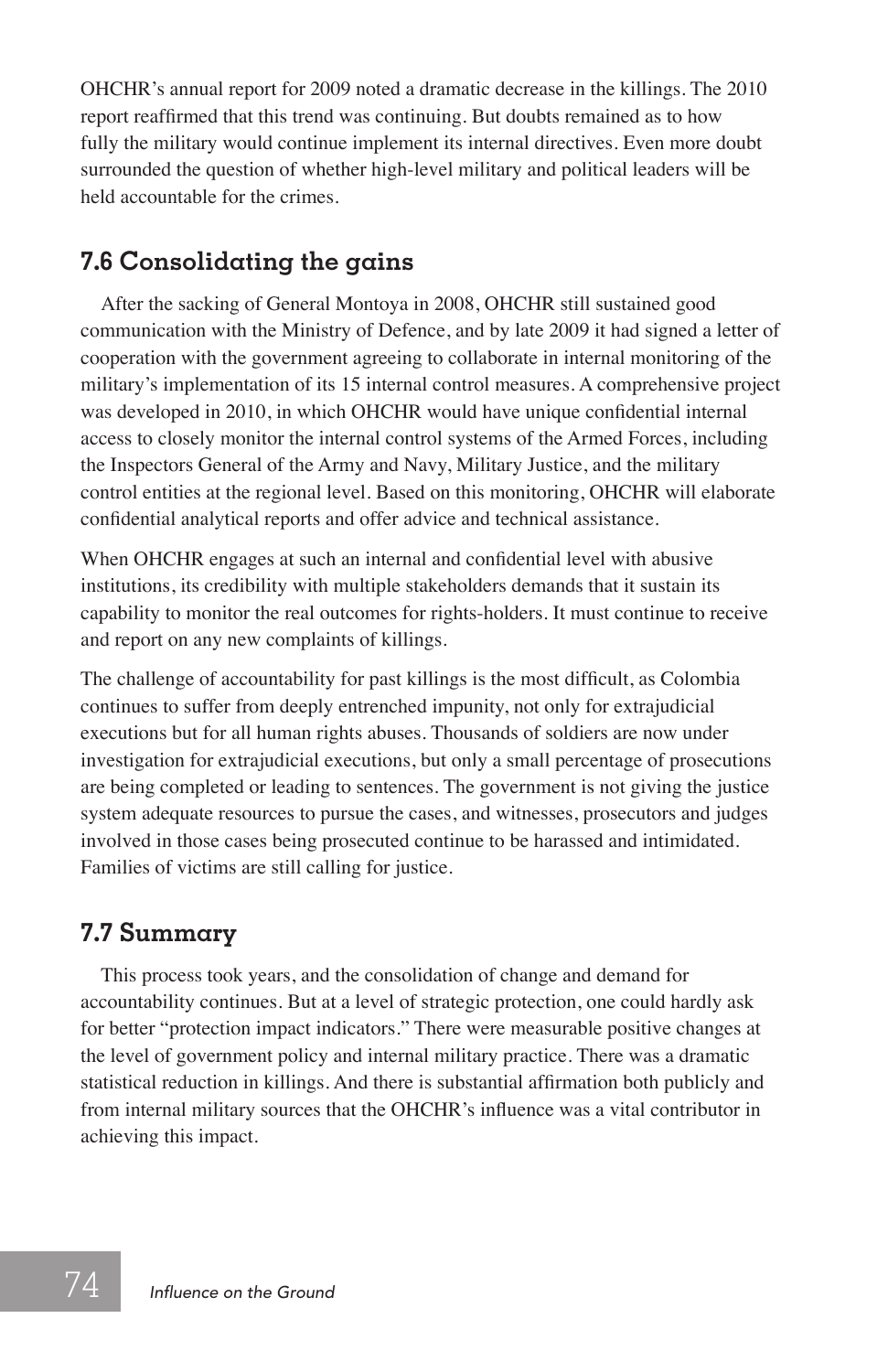OHCHR's annual report for 2009 noted a dramatic decrease in the killings. The 2010 report reaffirmed that this trend was continuing. But doubts remained as to how fully the military would continue implement its internal directives. Even more doubt surrounded the question of whether high-level military and political leaders will be held accountable for the crimes.

## 7.6 Consolidating the gains

After the sacking of General Montoya in 2008, OHCHR still sustained good communication with the Ministry of Defence, and by late 2009 it had signed a letter of cooperation with the government agreeing to collaborate in internal monitoring of the military's implementation of its 15 internal control measures. A comprehensive project was developed in 2010, in which OHCHR would have unique confidential internal access to closely monitor the internal control systems of the Armed Forces, including the Inspectors General of the Army and Navy, Military Justice, and the military control entities at the regional level. Based on this monitoring, OHCHR will elaborate confidential analytical reports and offer advice and technical assistance.

When OHCHR engages at such an internal and confidential level with abusive institutions, its credibility with multiple stakeholders demands that it sustain its capability to monitor the real outcomes for rights-holders. It must continue to receive and report on any new complaints of killings.

The challenge of accountability for past killings is the most difficult, as Colombia continues to suffer from deeply entrenched impunity, not only for extrajudicial executions but for all human rights abuses. Thousands of soldiers are now under investigation for extrajudicial executions, but only a small percentage of prosecutions are being completed or leading to sentences. The government is not giving the justice system adequate resources to pursue the cases, and witnesses, prosecutors and judges involved in those cases being prosecuted continue to be harassed and intimidated. Families of victims are still calling for justice.

## 7.7 Summary

This process took years, and the consolidation of change and demand for accountability continues. But at a level of strategic protection, one could hardly ask for better "protection impact indicators." There were measurable positive changes at the level of government policy and internal military practice. There was a dramatic statistical reduction in killings. And there is substantial affirmation both publicly and from internal military sources that the OHCHR's influence was a vital contributor in achieving this impact.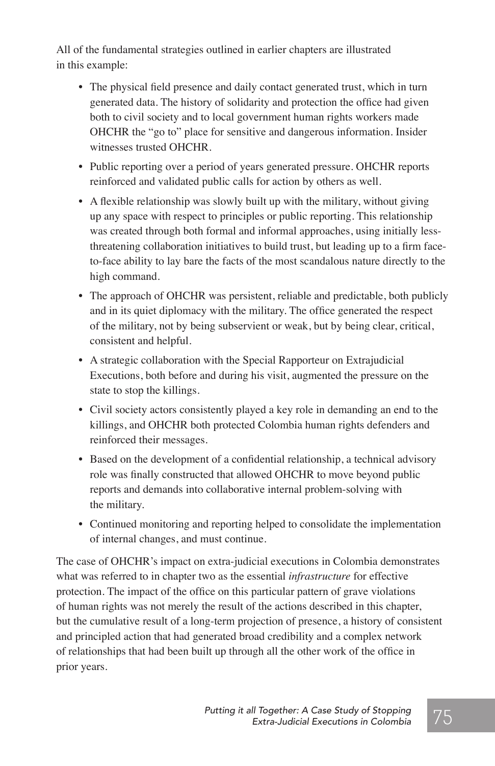All of the fundamental strategies outlined in earlier chapters are illustrated in this example:

- The physical field presence and daily contact generated trust, which in turn generated data. The history of solidarity and protection the office had given both to civil society and to local government human rights workers made OHCHR the "go to" place for sensitive and dangerous information. Insider witnesses trusted OHCHR.
- Public reporting over a period of years generated pressure. OHCHR reports reinforced and validated public calls for action by others as well.
- A flexible relationship was slowly built up with the military, without giving up any space with respect to principles or public reporting. This relationship was created through both formal and informal approaches, using initially less-threatening collaboration initiatives to build trust, but leading up to a firm face-to-face ability to lay bare the facts of the most scandalous nature directly to the high command.
- The approach of OHCHR was persistent, reliable and predictable, both publicly and in its quiet diplomacy with the military. The office generated the respect of the military, not by being subservient or weak, but by being clear, critical, consistent and helpful.
- A strategic collaboration with the Special Rapporteur on Extrajudicial Executions, both before and during his visit, augmented the pressure on the state to stop the killings.
- Civil society actors consistently played a key role in demanding an end to the killings, and OHCHR both protected Colombia human rights defenders and reinforced their messages.
- Based on the development of a confidential relationship, a technical advisory role was finally constructed that allowed OHCHR to move beyond public reports and demands into collaborative internal problem-solving with the military.
- Continued monitoring and reporting helped to consolidate the implementation of internal changes, and must continue.

The case of OHCHR's impact on extra-judicial executions in Colombia demonstrates what was referred to in chapter two as the essential *infrastructure* for effective protection. The impact of the office on this particular pattern of grave violations of human rights was not merely the result of the actions described in this chapter, but the cumulative result of a long-term projection of presence, a history of consistent and principled action that had generated broad credibility and a complex network of relationships that had been built up through all the other work of the office in prior years.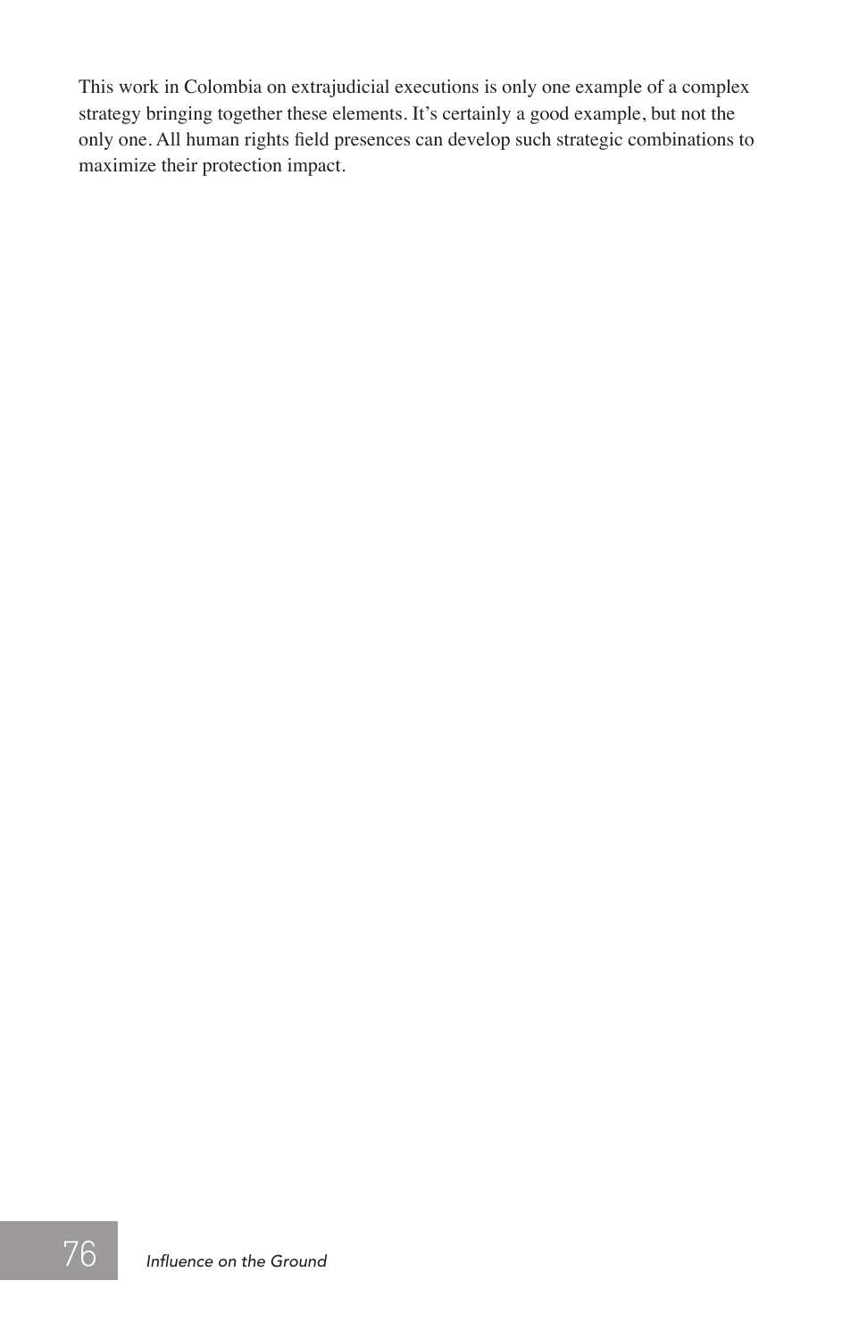This work in Colombia on extrajudicial executions is only one example of a complex strategy bringing together these elements. It's certainly a good example, but not the only one. All human rights field presences can develop such strategic combinations to maximize their protection impact.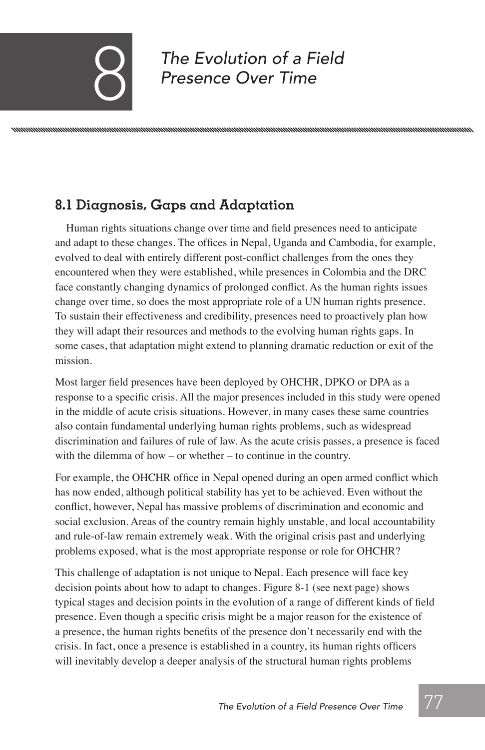# 8 The Evolution of a Field Presence Over Time

## 8.1 Diagnosis, Gaps and Adaptation

Human rights situations change over time and field presences need to anticipate and adapt to these changes. The offices in Nepal, Uganda and Cambodia, for example, evolved to deal with entirely different post-conflict challenges from the ones they encountered when they were established, while presences in Colombia and the DRC face constantly changing dynamics of prolonged conflict. As the human rights issues change over time, so does the most appropriate role of a UN human rights presence. To sustain their effectiveness and credibility, presences need to proactively plan how they will adapt their resources and methods to the evolving human rights gaps. In some cases, that adaptation might extend to planning dramatic reduction or exit of the mission.

Most larger field presences have been deployed by OHCHR, DPKO or DPA as a response to a specific crisis. All the major presences included in this study were opened in the middle of acute crisis situations. However, in many cases these same countries also contain fundamental underlying human rights problems, such as widespread discrimination and failures of rule of law. As the acute crisis passes, a presence is faced with the dilemma of how – or whether – to continue in the country.

For example, the OHCHR office in Nepal opened during an open armed conflict which has now ended, although political stability has yet to be achieved. Even without the conflict, however, Nepal has massive problems of discrimination and economic and social exclusion. Areas of the country remain highly unstable, and local accountability and rule-of-law remain extremely weak. With the original crisis past and underlying problems exposed, what is the most appropriate response or role for OHCHR?

This challenge of adaptation is not unique to Nepal. Each presence will face key decision points about how to adapt to changes. Figure 8-1 (see next page) shows typical stages and decision points in the evolution of a range of different kinds of field presence. Even though a specific crisis might be a major reason for the existence of a presence, the human rights benefits of the presence don't necessarily end with the crisis. In fact, once a presence is established in a country, its human rights officers will inevitably develop a deeper analysis of the structural human rights problems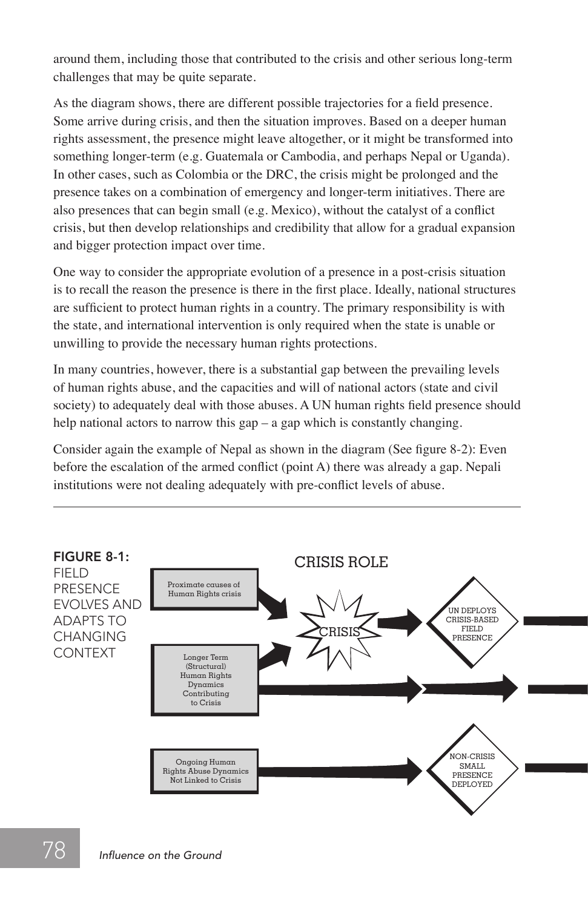around them, including those that contributed to the crisis and other serious long-term challenges that may be quite separate.

As the diagram shows, there are different possible trajectories for a field presence. Some arrive during crisis, and then the situation improves. Based on a deeper human rights assessment, the presence might leave altogether, or it might be transformed into something longer-term (e.g. Guatemala or Cambodia, and perhaps Nepal or Uganda). In other cases, such as Colombia or the DRC, the crisis might be prolonged and the presence takes on a combination of emergency and longer-term initiatives. There are also presences that can begin small (e.g. Mexico), without the catalyst of a conflict crisis, but then develop relationships and credibility that allow for a gradual expansion and bigger protection impact over time.

One way to consider the appropriate evolution of a presence in a post-crisis situation is to recall the reason the presence is there in the first place. Ideally, national structures are sufficient to protect human rights in a country. The primary responsibility is with the state, and international intervention is only required when the state is unable or unwilling to provide the necessary human rights protections.

In many countries, however, there is a substantial gap between the prevailing levels of human rights abuse, and the capacities and will of national actors (state and civil society) to adequately deal with those abuses. A UN human rights field presence should help national actors to narrow this gap – a gap which is constantly changing.

Consider again the example of Nepal as shown in the diagram (See figure 8-2): Even before the escalation of the armed conflict (point A) there was already a gap. Nepali institutions were not dealing adequately with pre-conflict levels of abuse.

**FIGURE 8-1:** FIELD PRESENCE EVOLVES AND ADAPTS TO CHANGING CONTEXT

CRISIS ROLE

Proximate causes of Human Rights crisis

CRISIS

UN DEPLOYS CRISIS-BASED FIELD PRESENCE

Longer Term (Structural) Human Rights Dynamics Contributing to Crisis

Ongoing Human Rights Abuse Dynamics Not Linked to Crisis

NON-CRISIS SMALL PRESENCE DEPLOYED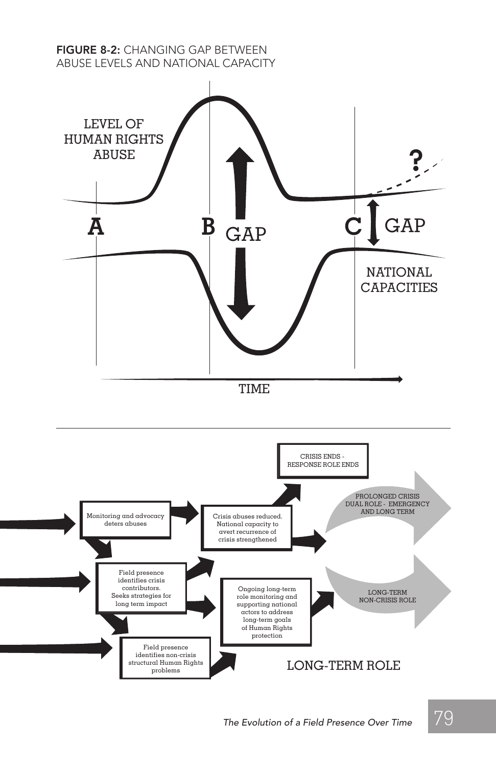**FIGURE 8-2:** CHANGING GAP BETWEEN ABUSE LEVELS AND NATIONAL CAPACITY

LEVEL OF HUMAN RIGHTS ABUSE

A

B

GAP

C

GAP

?

NATIONAL CAPACITIES

TIME

Monitoring and advocacy deters abuses

Crisis abuses reduced. National capacity to avert recurrence of crisis strengthened

CRISIS ENDS - RESPONSE ROLE ENDS

PROLONGED CRISIS DUAL ROLE - EMERGENCY AND LONG TERM

Field presence identifies crisis contributors. Seeks strategies for long term impact

Ongoing long-term role monitoring and supporting national actors to address long-term goals of Human Rights protection

LONG-TERM NON-CRISIS ROLE

Field presence identifies non-crisis structural Human Rights problems

LONG-TERM ROLE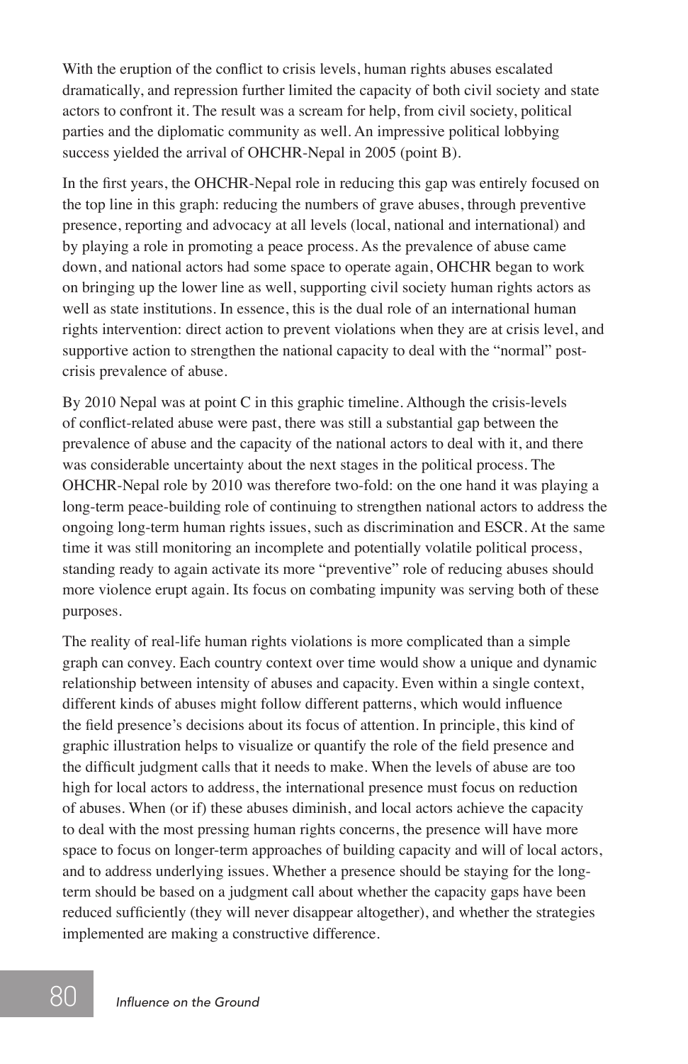With the eruption of the conflict to crisis levels, human rights abuses escalated dramatically, and repression further limited the capacity of both civil society and state actors to confront it. The result was a scream for help, from civil society, political parties and the diplomatic community as well. An impressive political lobbying success yielded the arrival of OHCHR-Nepal in 2005 (point B).

In the first years, the OHCHR-Nepal role in reducing this gap was entirely focused on the top line in this graph: reducing the numbers of grave abuses, through preventive presence, reporting and advocacy at all levels (local, national and international) and by playing a role in promoting a peace process. As the prevalence of abuse came down, and national actors had some space to operate again, OHCHR began to work on bringing up the lower line as well, supporting civil society human rights actors as well as state institutions. In essence, this is the dual role of an international human rights intervention: direct action to prevent violations when they are at crisis level, and supportive action to strengthen the national capacity to deal with the "normal" post-crisis prevalence of abuse.

By 2010 Nepal was at point C in this graphic timeline. Although the crisis-levels of conflict-related abuse were past, there was still a substantial gap between the prevalence of abuse and the capacity of the national actors to deal with it, and there was considerable uncertainty about the next stages in the political process. The OHCHR-Nepal role by 2010 was therefore two-fold: on the one hand it was playing a long-term peace-building role of continuing to strengthen national actors to address the ongoing long-term human rights issues, such as discrimination and ESCR. At the same time it was still monitoring an incomplete and potentially volatile political process, standing ready to again activate its more "preventive" role of reducing abuses should more violence erupt again. Its focus on combating impunity was serving both of these purposes.

The reality of real-life human rights violations is more complicated than a simple graph can convey. Each country context over time would show a unique and dynamic relationship between intensity of abuses and capacity. Even within a single context, different kinds of abuses might follow different patterns, which would influence the field presence's decisions about its focus of attention. In principle, this kind of graphic illustration helps to visualize or quantify the role of the field presence and the difficult judgment calls that it needs to make. When the levels of abuse are too high for local actors to address, the international presence must focus on reduction of abuses. When (or if) these abuses diminish, and local actors achieve the capacity to deal with the most pressing human rights concerns, the presence will have more space to focus on longer-term approaches of building capacity and will of local actors, and to address underlying issues. Whether a presence should be staying for the long-term should be based on a judgment call about whether the capacity gaps have been reduced sufficiently (they will never disappear altogether), and whether the strategies implemented are making a constructive difference.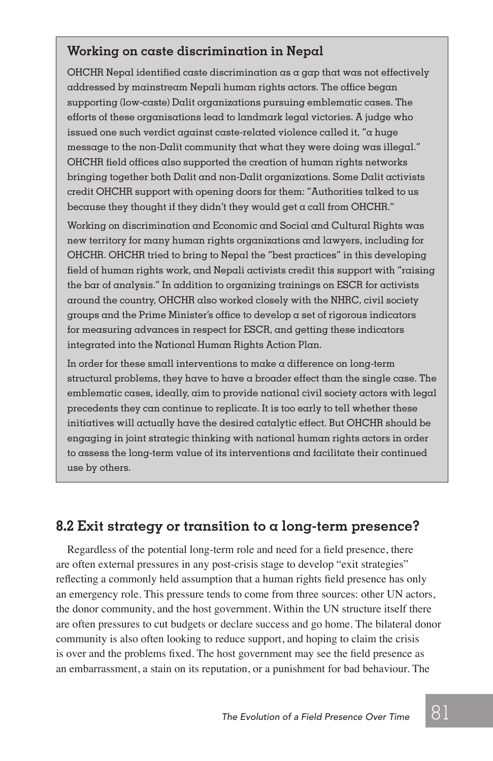### Working on caste discrimination in Nepal

OHCHR Nepal identified caste discrimination as a gap that was not effectively addressed by mainstream Nepali human rights actors. The office began supporting (low-caste) Dalit organizations pursuing emblematic cases. The efforts of these organisations lead to landmark legal victories. A judge who issued one such verdict against caste-related violence called it, "a huge message to the non-Dalit community that what they were doing was illegal." OHCHR field offices also supported the creation of human rights networks bringing together both Dalit and non-Dalit organizations. Some Dalit activists credit OHCHR support with opening doors for them: "Authorities talked to us because they thought if they didn't they would get a call from OHCHR."

Working on discrimination and Economic and Social and Cultural Rights was new territory for many human rights organizations and lawyers, including for OHCHR. OHCHR tried to bring to Nepal the "best practices" in this developing field of human rights work, and Nepali activists credit this support with "raising the bar of analysis." In addition to organizing trainings on ESCR for activists around the country, OHCHR also worked closely with the NHRC, civil society groups and the Prime Minister's office to develop a set of rigorous indicators for measuring advances in respect for ESCR, and getting these indicators integrated into the National Human Rights Action Plan.

In order for these small interventions to make a difference on long-term structural problems, they have to have a broader effect than the single case. The emblematic cases, ideally, aim to provide national civil society actors with legal precedents they can continue to replicate. It is too early to tell whether these initiatives will actually have the desired catalytic effect. But OHCHR should be engaging in joint strategic thinking with national human rights actors in order to assess the long-term value of its interventions and facilitate their continued use by others.

## 8.2 Exit strategy or transition to a long-term presence?

Regardless of the potential long-term role and need for a field presence, there are often external pressures in any post-crisis stage to develop "exit strategies" reflecting a commonly held assumption that a human rights field presence has only an emergency role. This pressure tends to come from three sources: other UN actors, the donor community, and the host government. Within the UN structure itself there are often pressures to cut budgets or declare success and go home. The bilateral donor community is also often looking to reduce support, and hoping to claim the crisis is over and the problems fixed. The host government may see the field presence as an embarrassment, a stain on its reputation, or a punishment for bad behaviour. The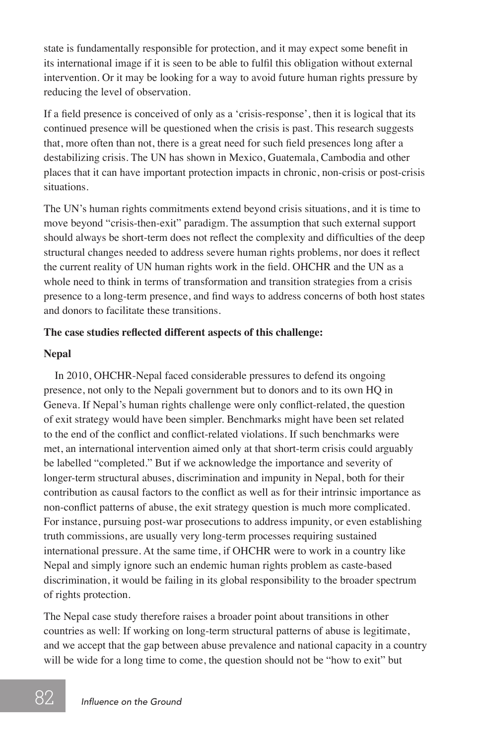state is fundamentally responsible for protection, and it may expect some benefit in its international image if it is seen to be able to fulfil this obligation without external intervention. Or it may be looking for a way to avoid future human rights pressure by reducing the level of observation.

If a field presence is conceived of only as a 'crisis-response', then it is logical that its continued presence will be questioned when the crisis is past. This research suggests that, more often than not, there is a great need for such field presences long after a destabilizing crisis. The UN has shown in Mexico, Guatemala, Cambodia and other places that it can have important protection impacts in chronic, non-crisis or post-crisis situations.

The UN's human rights commitments extend beyond crisis situations, and it is time to move beyond "crisis-then-exit" paradigm. The assumption that such external support should always be short-term does not reflect the complexity and difficulties of the deep structural changes needed to address severe human rights problems, nor does it reflect the current reality of UN human rights work in the field. OHCHR and the UN as a whole need to think in terms of transformation and transition strategies from a crisis presence to a long-term presence, and find ways to address concerns of both host states and donors to facilitate these transitions.

**The case studies reflected different aspects of this challenge:**

**Nepal**

In 2010, OHCHR-Nepal faced considerable pressures to defend its ongoing presence, not only to the Nepali government but to donors and to its own HQ in Geneva. If Nepal's human rights challenge were only conflict-related, the question of exit strategy would have been simpler. Benchmarks might have been set related to the end of the conflict and conflict-related violations. If such benchmarks were met, an international intervention aimed only at that short-term crisis could arguably be labelled "completed." But if we acknowledge the importance and severity of longer-term structural abuses, discrimination and impunity in Nepal, both for their contribution as causal factors to the conflict as well as for their intrinsic importance as non-conflict patterns of abuse, the exit strategy question is much more complicated. For instance, pursuing post-war prosecutions to address impunity, or even establishing truth commissions, are usually very long-term processes requiring sustained international pressure. At the same time, if OHCHR were to work in a country like Nepal and simply ignore such an endemic human rights problem as caste-based discrimination, it would be failing in its global responsibility to the broader spectrum of rights protection.

The Nepal case study therefore raises a broader point about transitions in other countries as well: If working on long-term structural patterns of abuse is legitimate, and we accept that the gap between abuse prevalence and national capacity in a country will be wide for a long time to come, the question should not be "how to exit" but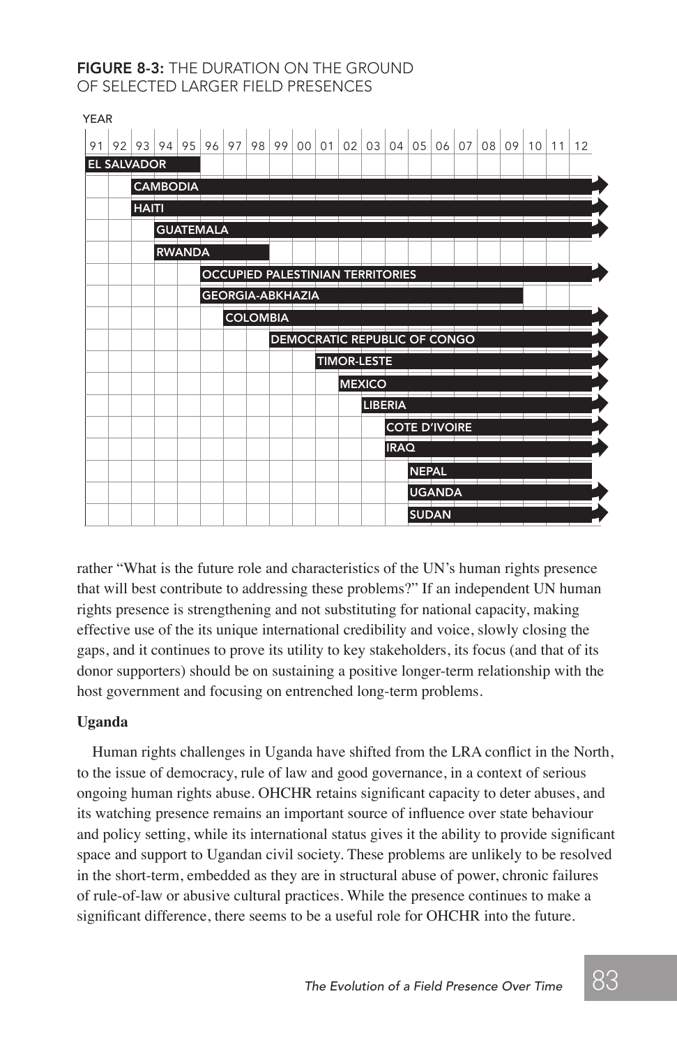**FIGURE 8-3:** THE DURATION ON THE GROUND OF SELECTED LARGER FIELD PRESENCES

| Field presence | Start (year) | End (year) |
|---|---|---|
| EL SALVADOR | 91 | 95 |
| CAMBODIA | 93 | ongoing (→) |
| HAITI | 93 | ongoing (→) |
| GUATEMALA | 94 | ongoing (→) |
| RWANDA | 94 | 98 |
| OCCUPIED PALESTINIAN TERRITORIES | 96 | ongoing (→) |
| GEORGIA-ABKHAZIA | 96 | 09 |
| COLOMBIA | 97 | ongoing (→) |
| DEMOCRATIC REPUBLIC OF CONGO | 99 | ongoing (→) |
| TIMOR-LESTE | 01 | ongoing (→) |
| MEXICO | 02 | ongoing (→) |
| LIBERIA | 03 | ongoing (→) |
| COTE D'IVOIRE | 04 | ongoing (→) |
| IRAQ | 04 | ongoing (→) |
| NEPAL | 05 | 12 |
| UGANDA | 05 | ongoing (→) |
| SUDAN | 05 | ongoing (→) |

rather "What is the future role and characteristics of the UN's human rights presence that will best contribute to addressing these problems?" If an independent UN human rights presence is strengthening and not substituting for national capacity, making effective use of the its unique international credibility and voice, slowly closing the gaps, and it continues to prove its utility to key stakeholders, its focus (and that of its donor supporters) should be on sustaining a positive longer-term relationship with the host government and focusing on entrenched long-term problems.

**Uganda**

Human rights challenges in Uganda have shifted from the LRA conflict in the North, to the issue of democracy, rule of law and good governance, in a context of serious ongoing human rights abuse. OHCHR retains significant capacity to deter abuses, and its watching presence remains an important source of influence over state behaviour and policy setting, while its international status gives it the ability to provide significant space and support to Ugandan civil society. These problems are unlikely to be resolved in the short-term, embedded as they are in structural abuse of power, chronic failures of rule-of-law or abusive cultural practices. While the presence continues to make a significant difference, there seems to be a useful role for OHCHR into the future.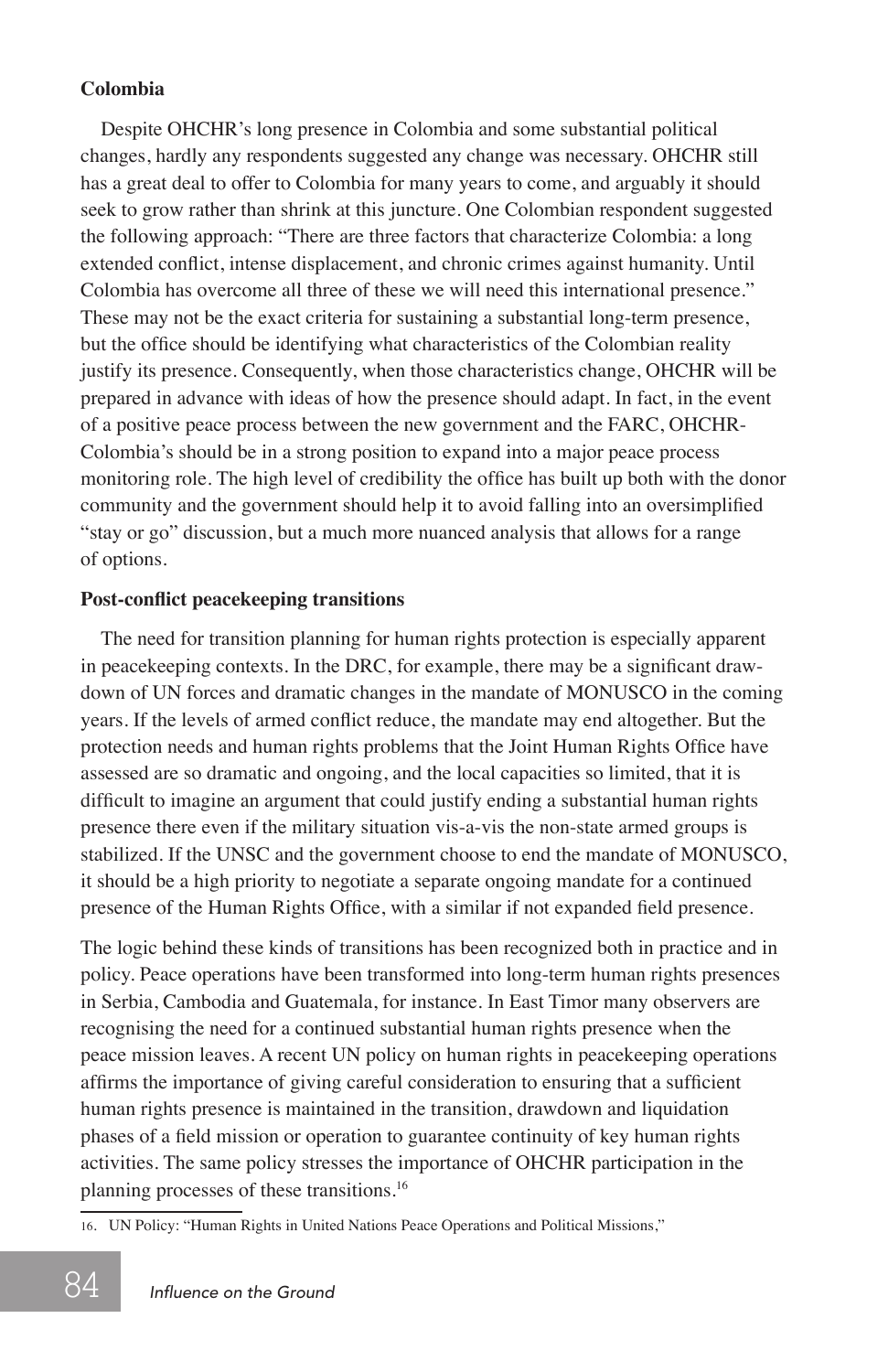**Colombia**

Despite OHCHR's long presence in Colombia and some substantial political changes, hardly any respondents suggested any change was necessary. OHCHR still has a great deal to offer to Colombia for many years to come, and arguably it should seek to grow rather than shrink at this juncture. One Colombian respondent suggested the following approach: "There are three factors that characterize Colombia: a long extended conflict, intense displacement, and chronic crimes against humanity. Until Colombia has overcome all three of these we will need this international presence." These may not be the exact criteria for sustaining a substantial long-term presence, but the office should be identifying what characteristics of the Colombian reality justify its presence. Consequently, when those characteristics change, OHCHR will be prepared in advance with ideas of how the presence should adapt. In fact, in the event of a positive peace process between the new government and the FARC, OHCHR-Colombia's should be in a strong position to expand into a major peace process monitoring role. The high level of credibility the office has built up both with the donor community and the government should help it to avoid falling into an oversimplified "stay or go" discussion, but a much more nuanced analysis that allows for a range of options.

**Post-conflict peacekeeping transitions**

The need for transition planning for human rights protection is especially apparent in peacekeeping contexts. In the DRC, for example, there may be a significant draw-down of UN forces and dramatic changes in the mandate of MONUSCO in the coming years. If the levels of armed conflict reduce, the mandate may end altogether. But the protection needs and human rights problems that the Joint Human Rights Office have assessed are so dramatic and ongoing, and the local capacities so limited, that it is difficult to imagine an argument that could justify ending a substantial human rights presence there even if the military situation vis-a-vis the non-state armed groups is stabilized. If the UNSC and the government choose to end the mandate of MONUSCO, it should be a high priority to negotiate a separate ongoing mandate for a continued presence of the Human Rights Office, with a similar if not expanded field presence.

The logic behind these kinds of transitions has been recognized both in practice and in policy. Peace operations have been transformed into long-term human rights presences in Serbia, Cambodia and Guatemala, for instance. In East Timor many observers are recognising the need for a continued substantial human rights presence when the peace mission leaves. A recent UN policy on human rights in peacekeeping operations affirms the importance of giving careful consideration to ensuring that a sufficient human rights presence is maintained in the transition, drawdown and liquidation phases of a field mission or operation to guarantee continuity of key human rights activities. The same policy stresses the importance of OHCHR participation in the planning processes of these transitions.[16]

16. UN Policy: "Human Rights in United Nations Peace Operations and Political Missions,"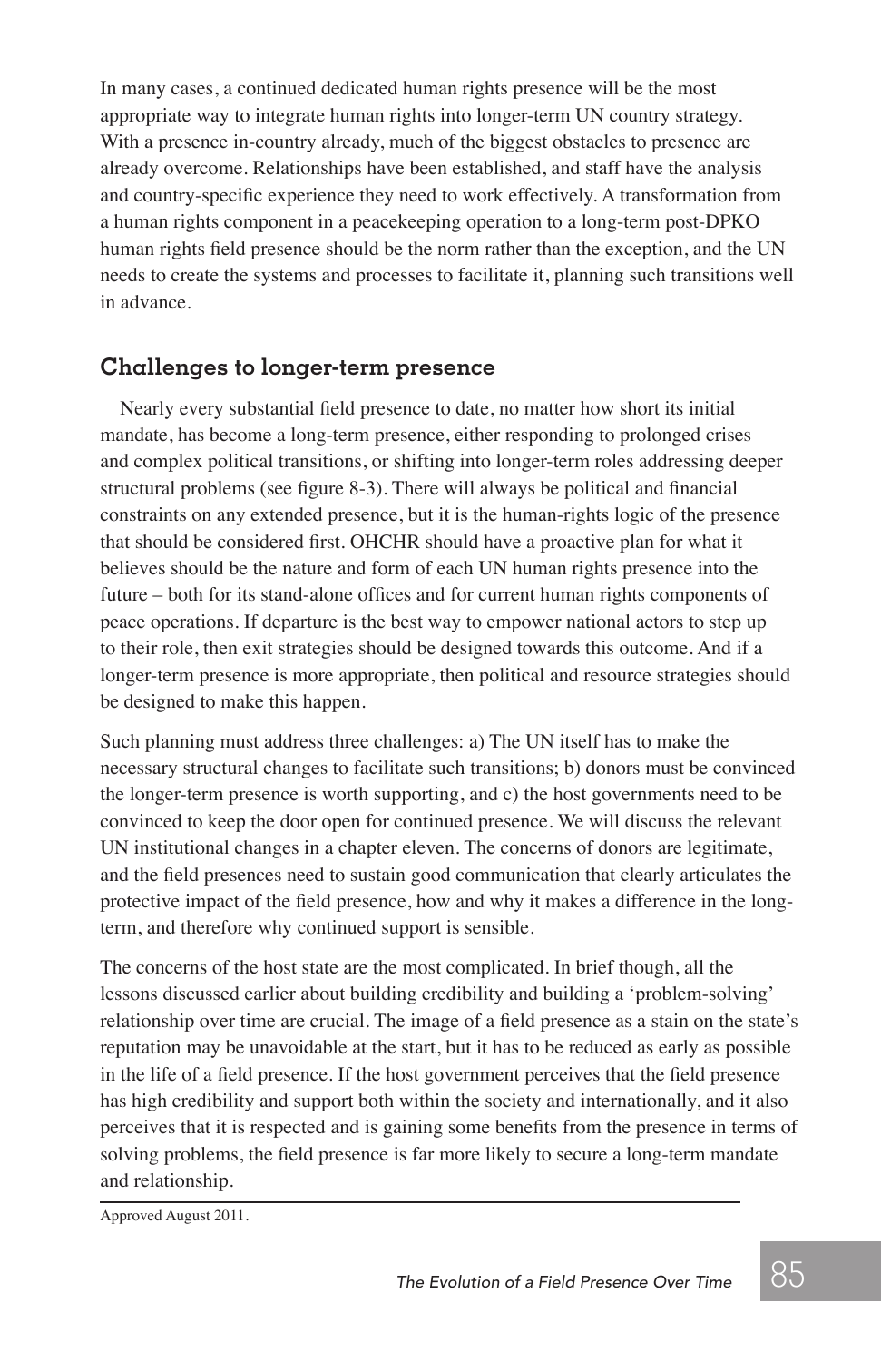In many cases, a continued dedicated human rights presence will be the most appropriate way to integrate human rights into longer-term UN country strategy. With a presence in-country already, much of the biggest obstacles to presence are already overcome. Relationships have been established, and staff have the analysis and country-specific experience they need to work effectively. A transformation from a human rights component in a peacekeeping operation to a long-term post-DPKO human rights field presence should be the norm rather than the exception, and the UN needs to create the systems and processes to facilitate it, planning such transitions well in advance.

## Challenges to longer-term presence

Nearly every substantial field presence to date, no matter how short its initial mandate, has become a long-term presence, either responding to prolonged crises and complex political transitions, or shifting into longer-term roles addressing deeper structural problems (see figure 8-3). There will always be political and financial constraints on any extended presence, but it is the human-rights logic of the presence that should be considered first. OHCHR should have a proactive plan for what it believes should be the nature and form of each UN human rights presence into the future – both for its stand-alone offices and for current human rights components of peace operations. If departure is the best way to empower national actors to step up to their role, then exit strategies should be designed towards this outcome. And if a longer-term presence is more appropriate, then political and resource strategies should be designed to make this happen.

Such planning must address three challenges: a) The UN itself has to make the necessary structural changes to facilitate such transitions; b) donors must be convinced the longer-term presence is worth supporting, and c) the host governments need to be convinced to keep the door open for continued presence. We will discuss the relevant UN institutional changes in a chapter eleven. The concerns of donors are legitimate, and the field presences need to sustain good communication that clearly articulates the protective impact of the field presence, how and why it makes a difference in the long-term, and therefore why continued support is sensible.

The concerns of the host state are the most complicated. In brief though, all the lessons discussed earlier about building credibility and building a 'problem-solving' relationship over time are crucial. The image of a field presence as a stain on the state's reputation may be unavoidable at the start, but it has to be reduced as early as possible in the life of a field presence. If the host government perceives that the field presence has high credibility and support both within the society and internationally, and it also perceives that it is respected and is gaining some benefits from the presence in terms of solving problems, the field presence is far more likely to secure a long-term mandate and relationship.

Approved August 2011.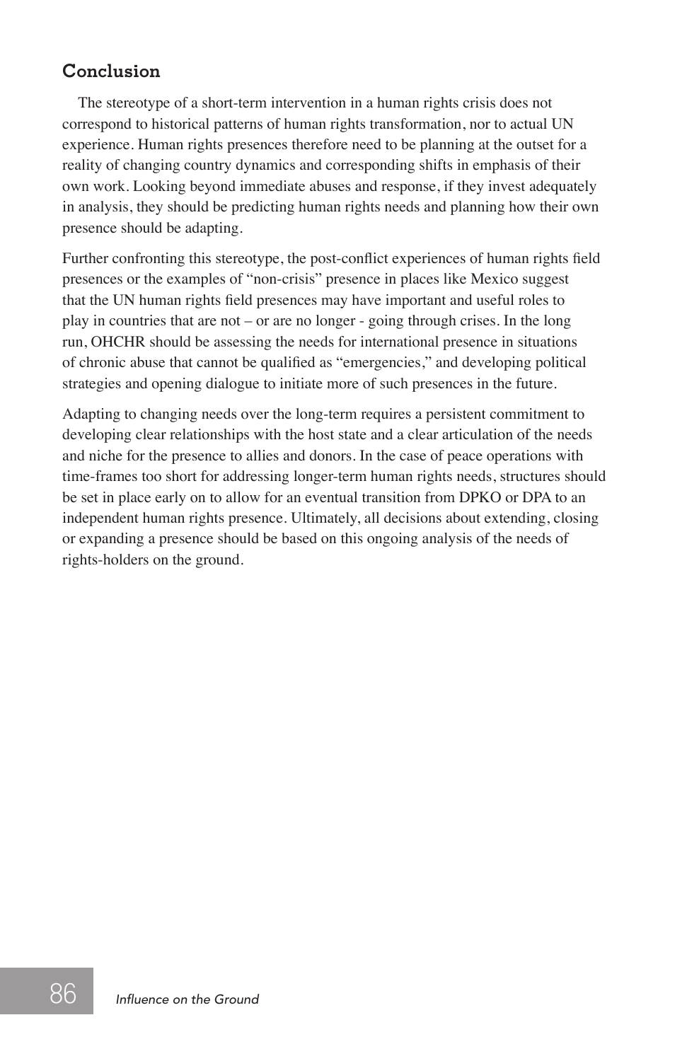## Conclusion

The stereotype of a short-term intervention in a human rights crisis does not correspond to historical patterns of human rights transformation, nor to actual UN experience. Human rights presences therefore need to be planning at the outset for a reality of changing country dynamics and corresponding shifts in emphasis of their own work. Looking beyond immediate abuses and response, if they invest adequately in analysis, they should be predicting human rights needs and planning how their own presence should be adapting.

Further confronting this stereotype, the post-conflict experiences of human rights field presences or the examples of "non-crisis" presence in places like Mexico suggest that the UN human rights field presences may have important and useful roles to play in countries that are not – or are no longer - going through crises. In the long run, OHCHR should be assessing the needs for international presence in situations of chronic abuse that cannot be qualified as "emergencies," and developing political strategies and opening dialogue to initiate more of such presences in the future.

Adapting to changing needs over the long-term requires a persistent commitment to developing clear relationships with the host state and a clear articulation of the needs and niche for the presence to allies and donors. In the case of peace operations with time-frames too short for addressing longer-term human rights needs, structures should be set in place early on to allow for an eventual transition from DPKO or DPA to an independent human rights presence. Ultimately, all decisions about extending, closing or expanding a presence should be based on this ongoing analysis of the needs of rights-holders on the ground.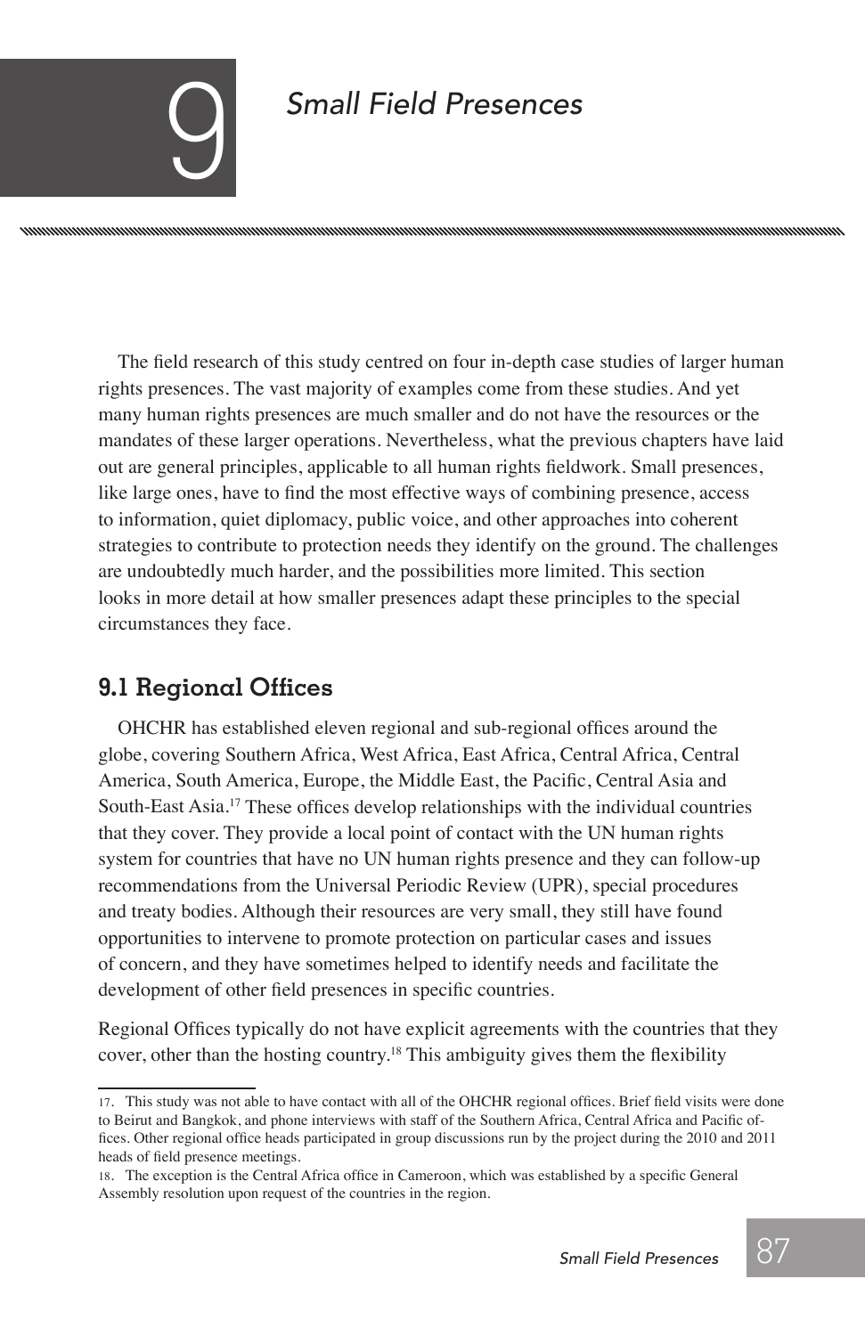# 9 Small Field Presences

The field research of this study centred on four in-depth case studies of larger human rights presences. The vast majority of examples come from these studies. And yet many human rights presences are much smaller and do not have the resources or the mandates of these larger operations. Nevertheless, what the previous chapters have laid out are general principles, applicable to all human rights fieldwork. Small presences, like large ones, have to find the most effective ways of combining presence, access to information, quiet diplomacy, public voice, and other approaches into coherent strategies to contribute to protection needs they identify on the ground. The challenges are undoubtedly much harder, and the possibilities more limited. This section looks in more detail at how smaller presences adapt these principles to the special circumstances they face.

## 9.1 Regional Offices

OHCHR has established eleven regional and sub-regional offices around the globe, covering Southern Africa, West Africa, East Africa, Central Africa, Central America, South America, Europe, the Middle East, the Pacific, Central Asia and South-East Asia.[17] These offices develop relationships with the individual countries that they cover. They provide a local point of contact with the UN human rights system for countries that have no UN human rights presence and they can follow-up recommendations from the Universal Periodic Review (UPR), special procedures and treaty bodies. Although their resources are very small, they still have found opportunities to intervene to promote protection on particular cases and issues of concern, and they have sometimes helped to identify needs and facilitate the development of other field presences in specific countries.

Regional Offices typically do not have explicit agreements with the countries that they cover, other than the hosting country.[18] This ambiguity gives them the flexibility

17. This study was not able to have contact with all of the OHCHR regional offices. Brief field visits were done to Beirut and Bangkok, and phone interviews with staff of the Southern Africa, Central Africa and Pacific offices. Other regional office heads participated in group discussions run by the project during the 2010 and 2011 heads of field presence meetings.

18. The exception is the Central Africa office in Cameroon, which was established by a specific General Assembly resolution upon request of the countries in the region.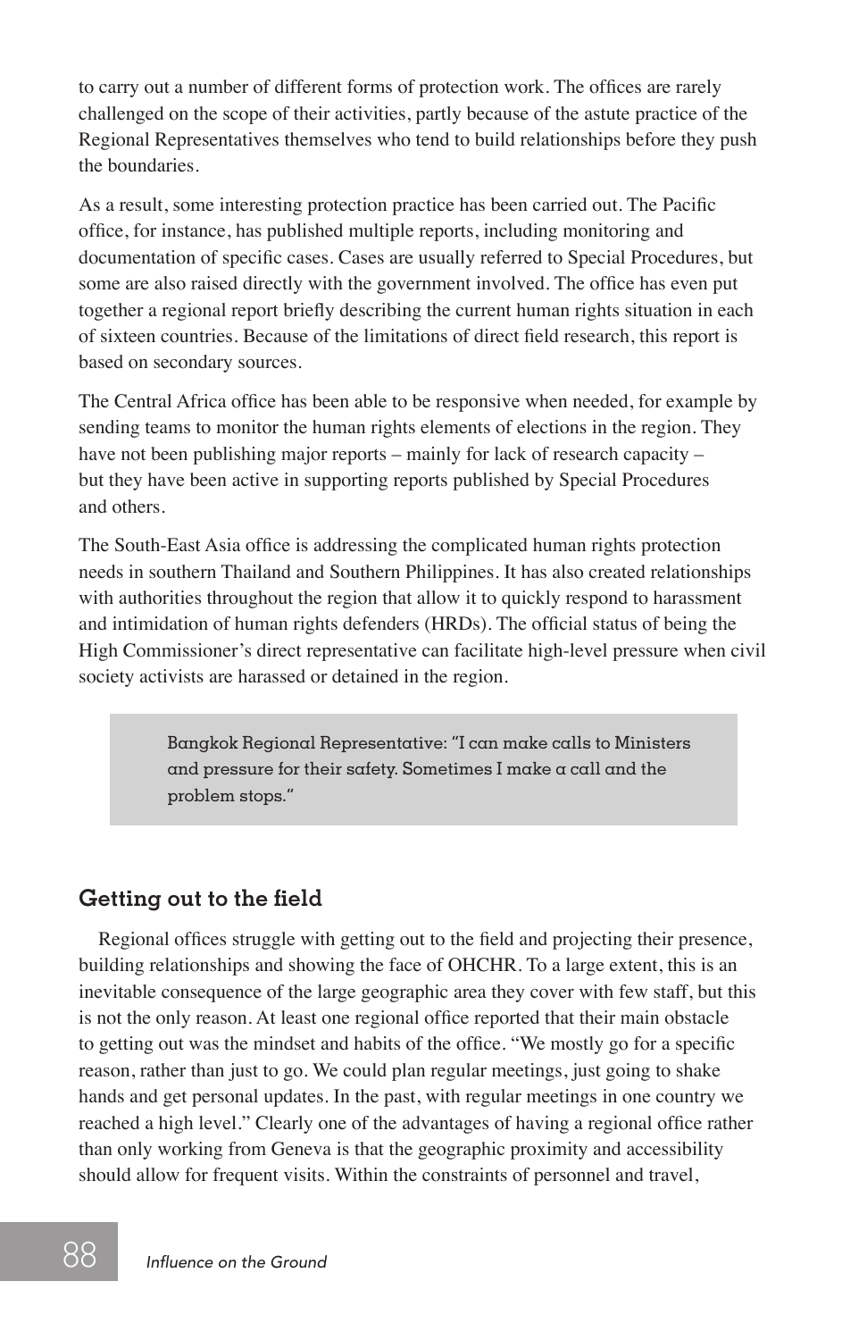to carry out a number of different forms of protection work. The offices are rarely challenged on the scope of their activities, partly because of the astute practice of the Regional Representatives themselves who tend to build relationships before they push the boundaries.

As a result, some interesting protection practice has been carried out. The Pacific office, for instance, has published multiple reports, including monitoring and documentation of specific cases. Cases are usually referred to Special Procedures, but some are also raised directly with the government involved. The office has even put together a regional report briefly describing the current human rights situation in each of sixteen countries. Because of the limitations of direct field research, this report is based on secondary sources.

The Central Africa office has been able to be responsive when needed, for example by sending teams to monitor the human rights elements of elections in the region. They have not been publishing major reports – mainly for lack of research capacity – but they have been active in supporting reports published by Special Procedures and others.

The South-East Asia office is addressing the complicated human rights protection needs in southern Thailand and Southern Philippines. It has also created relationships with authorities throughout the region that allow it to quickly respond to harassment and intimidation of human rights defenders (HRDs). The official status of being the High Commissioner's direct representative can facilitate high-level pressure when civil society activists are harassed or detained in the region.

> Bangkok Regional Representative: "I can make calls to Ministers and pressure for their safety. Sometimes I make a call and the problem stops."

## Getting out to the field

Regional offices struggle with getting out to the field and projecting their presence, building relationships and showing the face of OHCHR. To a large extent, this is an inevitable consequence of the large geographic area they cover with few staff, but this is not the only reason. At least one regional office reported that their main obstacle to getting out was the mindset and habits of the office. "We mostly go for a specific reason, rather than just to go. We could plan regular meetings, just going to shake hands and get personal updates. In the past, with regular meetings in one country we reached a high level." Clearly one of the advantages of having a regional office rather than only working from Geneva is that the geographic proximity and accessibility should allow for frequent visits. Within the constraints of personnel and travel,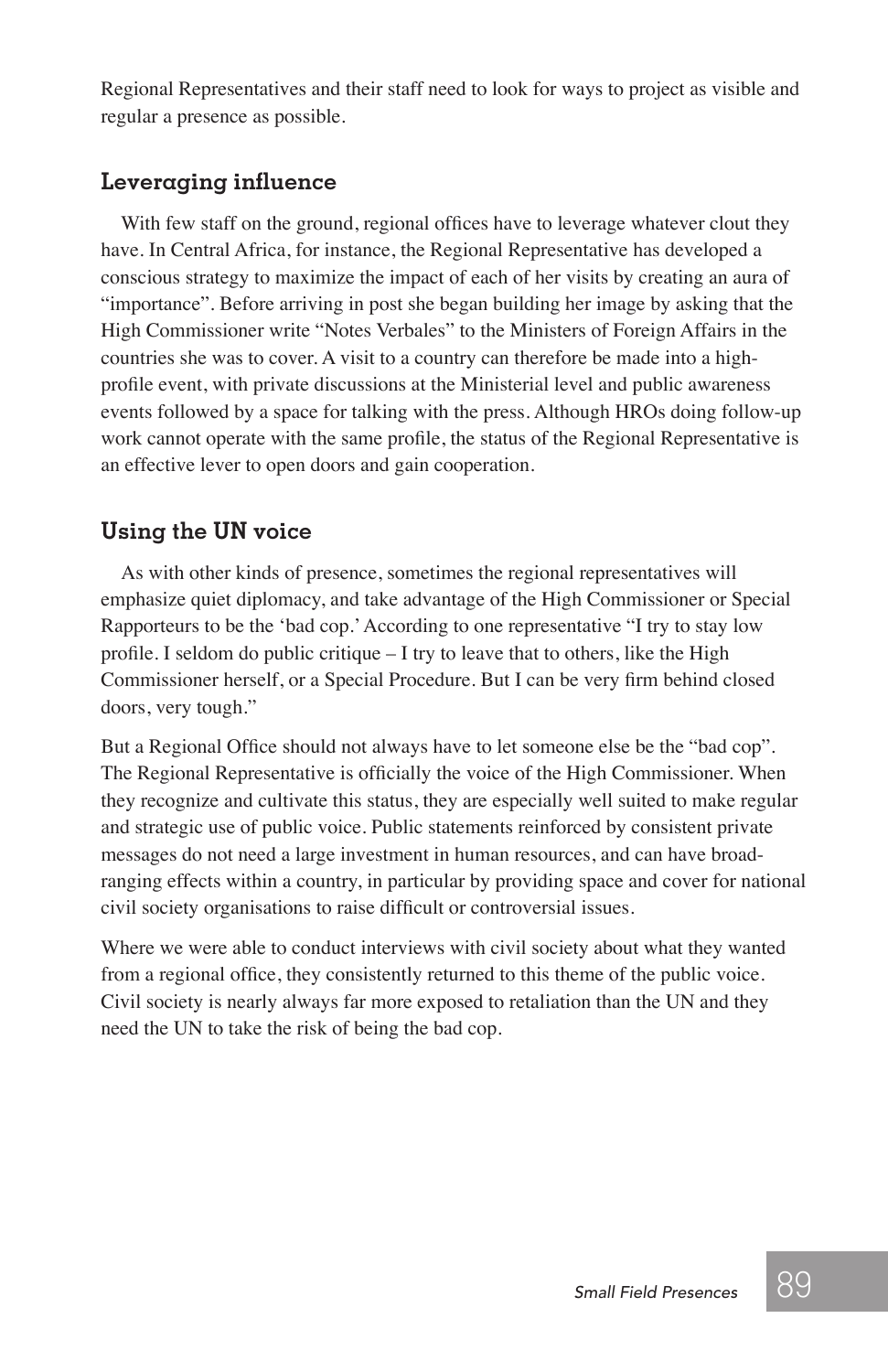Regional Representatives and their staff need to look for ways to project as visible and regular a presence as possible.

### Leveraging influence

With few staff on the ground, regional offices have to leverage whatever clout they have. In Central Africa, for instance, the Regional Representative has developed a conscious strategy to maximize the impact of each of her visits by creating an aura of "importance". Before arriving in post she began building her image by asking that the High Commissioner write "Notes Verbales" to the Ministers of Foreign Affairs in the countries she was to cover. A visit to a country can therefore be made into a high-profile event, with private discussions at the Ministerial level and public awareness events followed by a space for talking with the press. Although HROs doing follow-up work cannot operate with the same profile, the status of the Regional Representative is an effective lever to open doors and gain cooperation.

### Using the UN voice

As with other kinds of presence, sometimes the regional representatives will emphasize quiet diplomacy, and take advantage of the High Commissioner or Special Rapporteurs to be the 'bad cop.' According to one representative "I try to stay low profile. I seldom do public critique – I try to leave that to others, like the High Commissioner herself, or a Special Procedure. But I can be very firm behind closed doors, very tough."

But a Regional Office should not always have to let someone else be the "bad cop". The Regional Representative is officially the voice of the High Commissioner. When they recognize and cultivate this status, they are especially well suited to make regular and strategic use of public voice. Public statements reinforced by consistent private messages do not need a large investment in human resources, and can have broad-ranging effects within a country, in particular by providing space and cover for national civil society organisations to raise difficult or controversial issues.

Where we were able to conduct interviews with civil society about what they wanted from a regional office, they consistently returned to this theme of the public voice. Civil society is nearly always far more exposed to retaliation than the UN and they need the UN to take the risk of being the bad cop.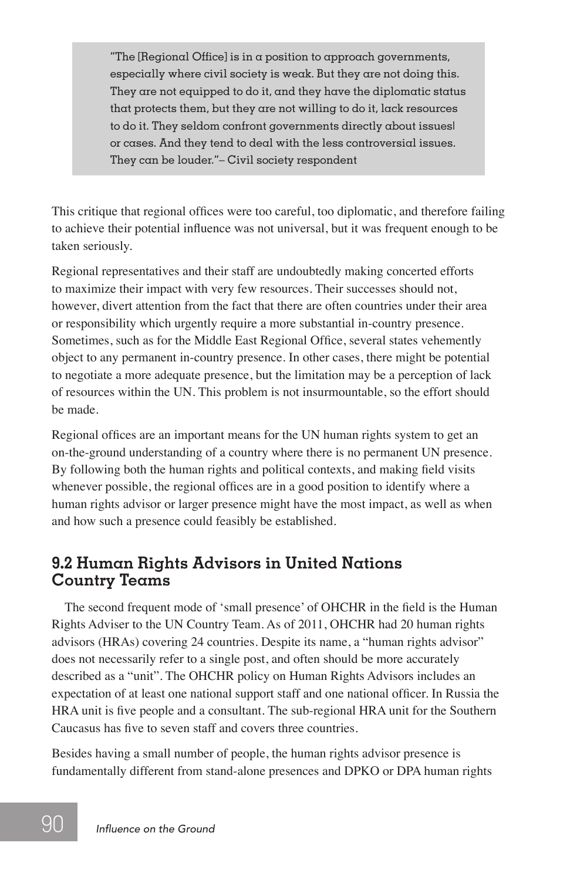> "The [Regional Office] is in a position to approach governments, especially where civil society is weak. But they are not doing this. They are not equipped to do it, and they have the diplomatic status that protects them, but they are not willing to do it, lack resources to do it. They seldom confront governments directly about issues/ or cases. And they tend to deal with the less controversial issues. They can be louder."– Civil society respondent

This critique that regional offices were too careful, too diplomatic, and therefore failing to achieve their potential influence was not universal, but it was frequent enough to be taken seriously.

Regional representatives and their staff are undoubtedly making concerted efforts to maximize their impact with very few resources. Their successes should not, however, divert attention from the fact that there are often countries under their area or responsibility which urgently require a more substantial in-country presence. Sometimes, such as for the Middle East Regional Office, several states vehemently object to any permanent in-country presence. In other cases, there might be potential to negotiate a more adequate presence, but the limitation may be a perception of lack of resources within the UN. This problem is not insurmountable, so the effort should be made.

Regional offices are an important means for the UN human rights system to get an on-the-ground understanding of a country where there is no permanent UN presence. By following both the human rights and political contexts, and making field visits whenever possible, the regional offices are in a good position to identify where a human rights advisor or larger presence might have the most impact, as well as when and how such a presence could feasibly be established.

## 9.2 Human Rights Advisors in United Nations Country Teams

The second frequent mode of 'small presence' of OHCHR in the field is the Human Rights Adviser to the UN Country Team. As of 2011, OHCHR had 20 human rights advisors (HRAs) covering 24 countries. Despite its name, a "human rights advisor" does not necessarily refer to a single post, and often should be more accurately described as a "unit". The OHCHR policy on Human Rights Advisors includes an expectation of at least one national support staff and one national officer. In Russia the HRA unit is five people and a consultant. The sub-regional HRA unit for the Southern Caucasus has five to seven staff and covers three countries.

Besides having a small number of people, the human rights advisor presence is fundamentally different from stand-alone presences and DPKO or DPA human rights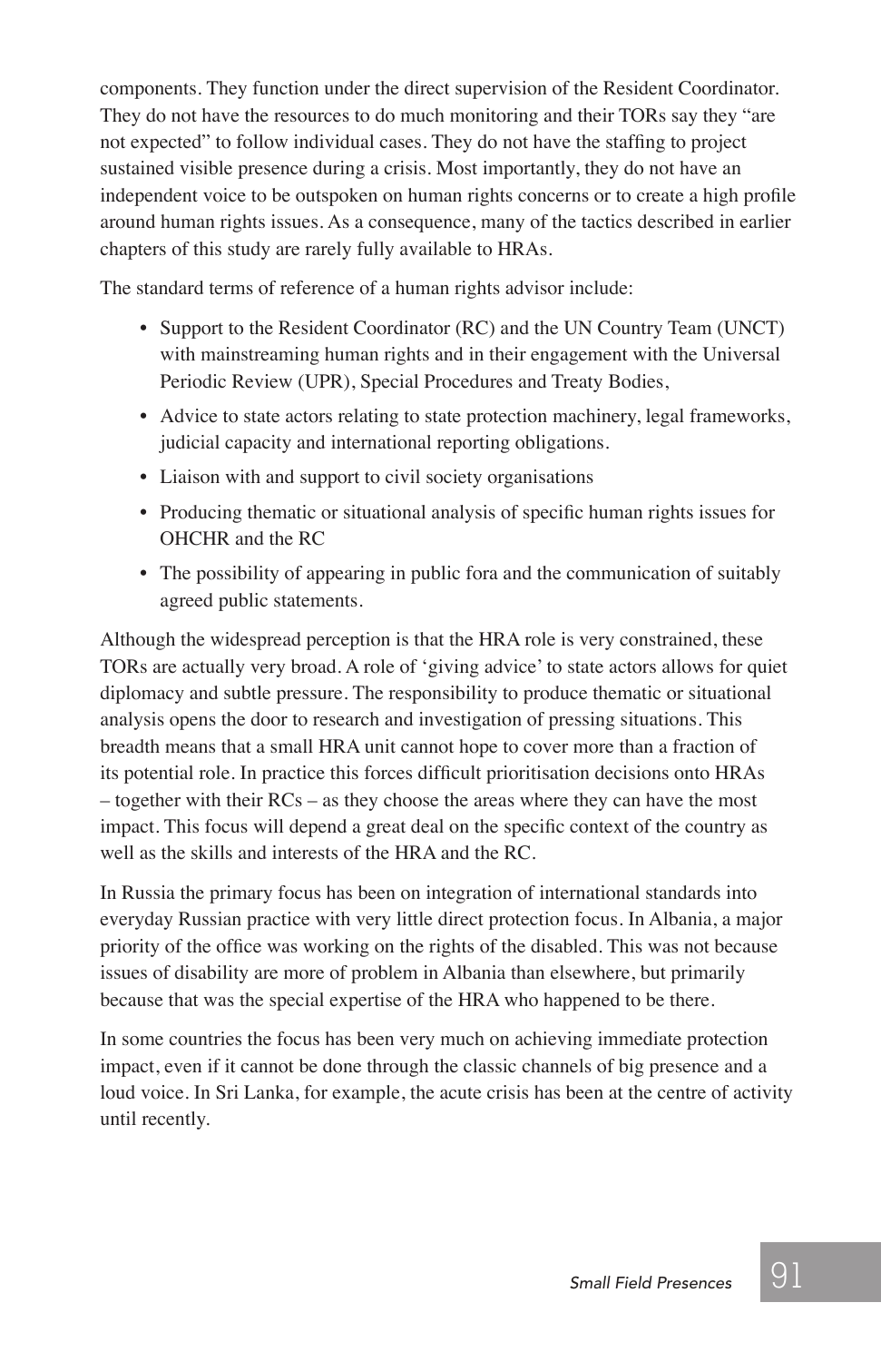components. They function under the direct supervision of the Resident Coordinator. They do not have the resources to do much monitoring and their TORs say they "are not expected" to follow individual cases. They do not have the staffing to project sustained visible presence during a crisis. Most importantly, they do not have an independent voice to be outspoken on human rights concerns or to create a high profile around human rights issues. As a consequence, many of the tactics described in earlier chapters of this study are rarely fully available to HRAs.

The standard terms of reference of a human rights advisor include:

- Support to the Resident Coordinator (RC) and the UN Country Team (UNCT) with mainstreaming human rights and in their engagement with the Universal Periodic Review (UPR), Special Procedures and Treaty Bodies,
- Advice to state actors relating to state protection machinery, legal frameworks, judicial capacity and international reporting obligations.
- Liaison with and support to civil society organisations
- Producing thematic or situational analysis of specific human rights issues for OHCHR and the RC
- The possibility of appearing in public fora and the communication of suitably agreed public statements.

Although the widespread perception is that the HRA role is very constrained, these TORs are actually very broad. A role of 'giving advice' to state actors allows for quiet diplomacy and subtle pressure. The responsibility to produce thematic or situational analysis opens the door to research and investigation of pressing situations. This breadth means that a small HRA unit cannot hope to cover more than a fraction of its potential role. In practice this forces difficult prioritisation decisions onto HRAs – together with their RCs – as they choose the areas where they can have the most impact. This focus will depend a great deal on the specific context of the country as well as the skills and interests of the HRA and the RC.

In Russia the primary focus has been on integration of international standards into everyday Russian practice with very little direct protection focus. In Albania, a major priority of the office was working on the rights of the disabled. This was not because issues of disability are more of problem in Albania than elsewhere, but primarily because that was the special expertise of the HRA who happened to be there.

In some countries the focus has been very much on achieving immediate protection impact, even if it cannot be done through the classic channels of big presence and a loud voice. In Sri Lanka, for example, the acute crisis has been at the centre of activity until recently.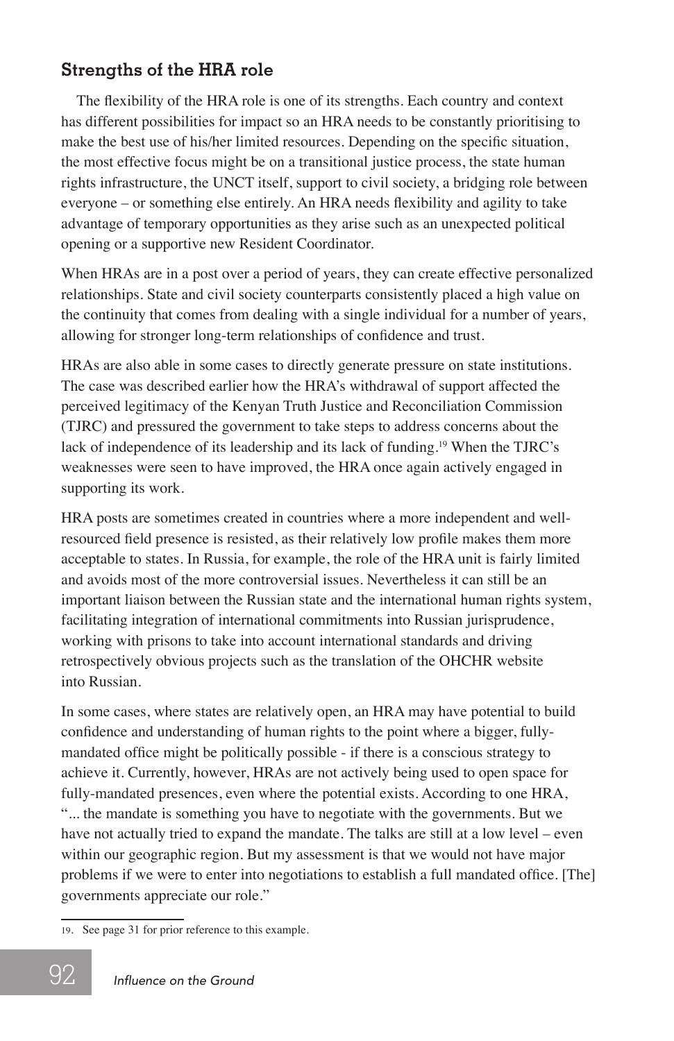### Strengths of the HRA role

The flexibility of the HRA role is one of its strengths. Each country and context has different possibilities for impact so an HRA needs to be constantly prioritising to make the best use of his/her limited resources. Depending on the specific situation, the most effective focus might be on a transitional justice process, the state human rights infrastructure, the UNCT itself, support to civil society, a bridging role between everyone – or something else entirely. An HRA needs flexibility and agility to take advantage of temporary opportunities as they arise such as an unexpected political opening or a supportive new Resident Coordinator.

When HRAs are in a post over a period of years, they can create effective personalized relationships. State and civil society counterparts consistently placed a high value on the continuity that comes from dealing with a single individual for a number of years, allowing for stronger long-term relationships of confidence and trust.

HRAs are also able in some cases to directly generate pressure on state institutions. The case was described earlier how the HRA's withdrawal of support affected the perceived legitimacy of the Kenyan Truth Justice and Reconciliation Commission (TJRC) and pressured the government to take steps to address concerns about the lack of independence of its leadership and its lack of funding.[19] When the TJRC's weaknesses were seen to have improved, the HRA once again actively engaged in supporting its work.

HRA posts are sometimes created in countries where a more independent and well-resourced field presence is resisted, as their relatively low profile makes them more acceptable to states. In Russia, for example, the role of the HRA unit is fairly limited and avoids most of the more controversial issues. Nevertheless it can still be an important liaison between the Russian state and the international human rights system, facilitating integration of international commitments into Russian jurisprudence, working with prisons to take into account international standards and driving retrospectively obvious projects such as the translation of the OHCHR website into Russian.

In some cases, where states are relatively open, an HRA may have potential to build confidence and understanding of human rights to the point where a bigger, fully-mandated office might be politically possible - if there is a conscious strategy to achieve it. Currently, however, HRAs are not actively being used to open space for fully-mandated presences, even where the potential exists. According to one HRA, "... the mandate is something you have to negotiate with the governments. But we have not actually tried to expand the mandate. The talks are still at a low level – even within our geographic region. But my assessment is that we would not have major problems if we were to enter into negotiations to establish a full mandated office. [The] governments appreciate our role."

19. See page 31 for prior reference to this example.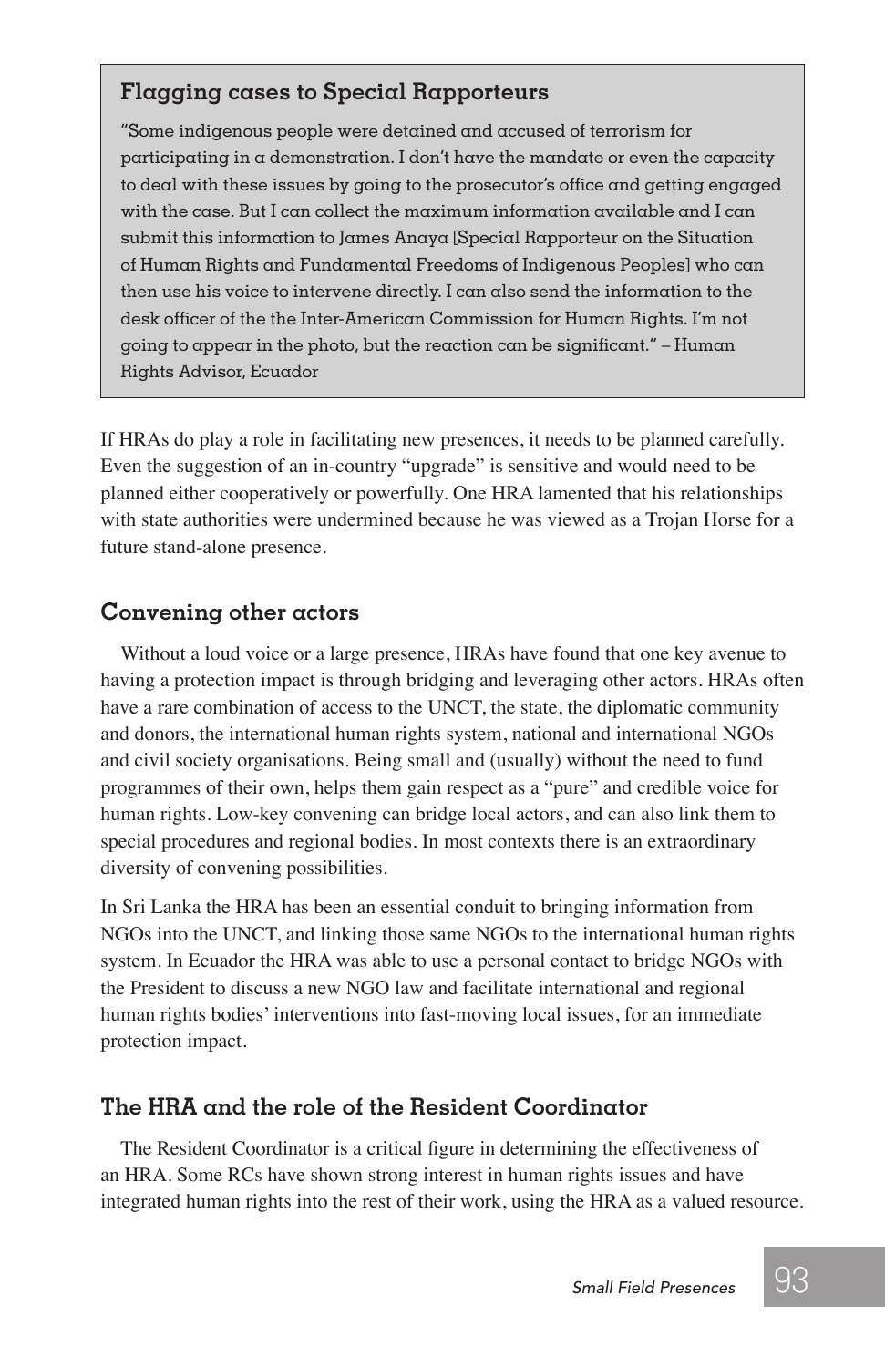### Flagging cases to Special Rapporteurs

"Some indigenous people were detained and accused of terrorism for participating in a demonstration. I don't have the mandate or even the capacity to deal with these issues by going to the prosecutor's office and getting engaged with the case. But I can collect the maximum information available and I can submit this information to James Anaya [Special Rapporteur on the Situation of Human Rights and Fundamental Freedoms of Indigenous Peoples] who can then use his voice to intervene directly. I can also send the information to the desk officer of the the Inter-American Commission for Human Rights. I'm not going to appear in the photo, but the reaction can be significant." – Human Rights Advisor, Ecuador

If HRAs do play a role in facilitating new presences, it needs to be planned carefully. Even the suggestion of an in-country "upgrade" is sensitive and would need to be planned either cooperatively or powerfully. One HRA lamented that his relationships with state authorities were undermined because he was viewed as a Trojan Horse for a future stand-alone presence.

### Convening other actors

Without a loud voice or a large presence, HRAs have found that one key avenue to having a protection impact is through bridging and leveraging other actors. HRAs often have a rare combination of access to the UNCT, the state, the diplomatic community and donors, the international human rights system, national and international NGOs and civil society organisations. Being small and (usually) without the need to fund programmes of their own, helps them gain respect as a "pure" and credible voice for human rights. Low-key convening can bridge local actors, and can also link them to special procedures and regional bodies. In most contexts there is an extraordinary diversity of convening possibilities.

In Sri Lanka the HRA has been an essential conduit to bringing information from NGOs into the UNCT, and linking those same NGOs to the international human rights system. In Ecuador the HRA was able to use a personal contact to bridge NGOs with the President to discuss a new NGO law and facilitate international and regional human rights bodies' interventions into fast-moving local issues, for an immediate protection impact.

### The HRA and the role of the Resident Coordinator

The Resident Coordinator is a critical figure in determining the effectiveness of an HRA. Some RCs have shown strong interest in human rights issues and have integrated human rights into the rest of their work, using the HRA as a valued resource.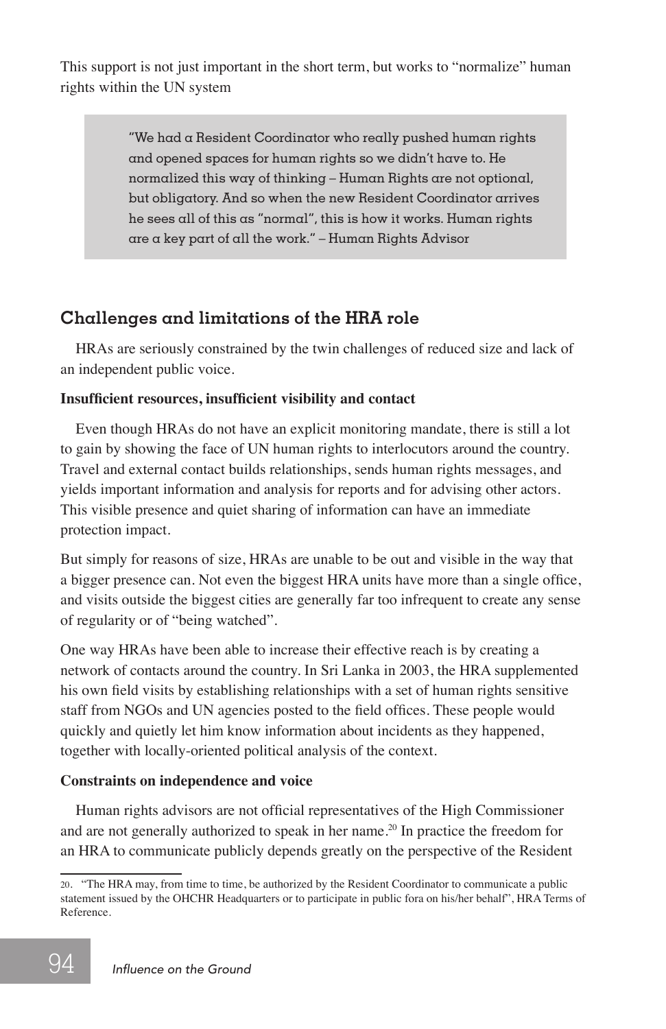This support is not just important in the short term, but works to "normalize" human rights within the UN system

> "We had a Resident Coordinator who really pushed human rights and opened spaces for human rights so we didn't have to. He normalized this way of thinking – Human Rights are not optional, but obligatory. And so when the new Resident Coordinator arrives he sees all of this as "normal", this is how it works. Human rights are a key part of all the work." – Human Rights Advisor

## Challenges and limitations of the HRA role

HRAs are seriously constrained by the twin challenges of reduced size and lack of an independent public voice.

**Insufficient resources, insufficient visibility and contact**

Even though HRAs do not have an explicit monitoring mandate, there is still a lot to gain by showing the face of UN human rights to interlocutors around the country. Travel and external contact builds relationships, sends human rights messages, and yields important information and analysis for reports and for advising other actors. This visible presence and quiet sharing of information can have an immediate protection impact.

But simply for reasons of size, HRAs are unable to be out and visible in the way that a bigger presence can. Not even the biggest HRA units have more than a single office, and visits outside the biggest cities are generally far too infrequent to create any sense of regularity or of "being watched".

One way HRAs have been able to increase their effective reach is by creating a network of contacts around the country. In Sri Lanka in 2003, the HRA supplemented his own field visits by establishing relationships with a set of human rights sensitive staff from NGOs and UN agencies posted to the field offices. These people would quickly and quietly let him know information about incidents as they happened, together with locally-oriented political analysis of the context.

**Constraints on independence and voice**

Human rights advisors are not official representatives of the High Commissioner and are not generally authorized to speak in her name.[20] In practice the freedom for an HRA to communicate publicly depends greatly on the perspective of the Resident

---

20. "The HRA may, from time to time, be authorized by the Resident Coordinator to communicate a public statement issued by the OHCHR Headquarters or to participate in public fora on his/her behalf", HRA Terms of Reference.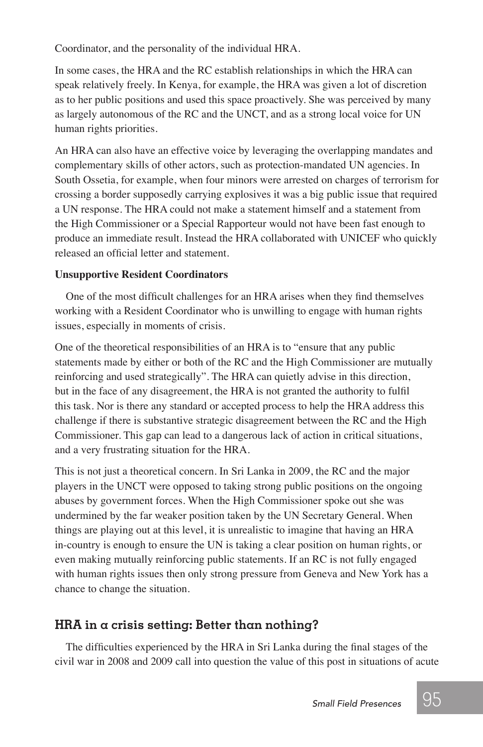Coordinator, and the personality of the individual HRA.

In some cases, the HRA and the RC establish relationships in which the HRA can speak relatively freely. In Kenya, for example, the HRA was given a lot of discretion as to her public positions and used this space proactively. She was perceived by many as largely autonomous of the RC and the UNCT, and as a strong local voice for UN human rights priorities.

An HRA can also have an effective voice by leveraging the overlapping mandates and complementary skills of other actors, such as protection-mandated UN agencies. In South Ossetia, for example, when four minors were arrested on charges of terrorism for crossing a border supposedly carrying explosives it was a big public issue that required a UN response. The HRA could not make a statement himself and a statement from the High Commissioner or a Special Rapporteur would not have been fast enough to produce an immediate result. Instead the HRA collaborated with UNICEF who quickly released an official letter and statement.

**Unsupportive Resident Coordinators**

One of the most difficult challenges for an HRA arises when they find themselves working with a Resident Coordinator who is unwilling to engage with human rights issues, especially in moments of crisis.

One of the theoretical responsibilities of an HRA is to "ensure that any public statements made by either or both of the RC and the High Commissioner are mutually reinforcing and used strategically". The HRA can quietly advise in this direction, but in the face of any disagreement, the HRA is not granted the authority to fulfil this task. Nor is there any standard or accepted process to help the HRA address this challenge if there is substantive strategic disagreement between the RC and the High Commissioner. This gap can lead to a dangerous lack of action in critical situations, and a very frustrating situation for the HRA.

This is not just a theoretical concern. In Sri Lanka in 2009, the RC and the major players in the UNCT were opposed to taking strong public positions on the ongoing abuses by government forces. When the High Commissioner spoke out she was undermined by the far weaker position taken by the UN Secretary General. When things are playing out at this level, it is unrealistic to imagine that having an HRA in-country is enough to ensure the UN is taking a clear position on human rights, or even making mutually reinforcing public statements. If an RC is not fully engaged with human rights issues then only strong pressure from Geneva and New York has a chance to change the situation.

## HRA in a crisis setting: Better than nothing?

The difficulties experienced by the HRA in Sri Lanka during the final stages of the civil war in 2008 and 2009 call into question the value of this post in situations of acute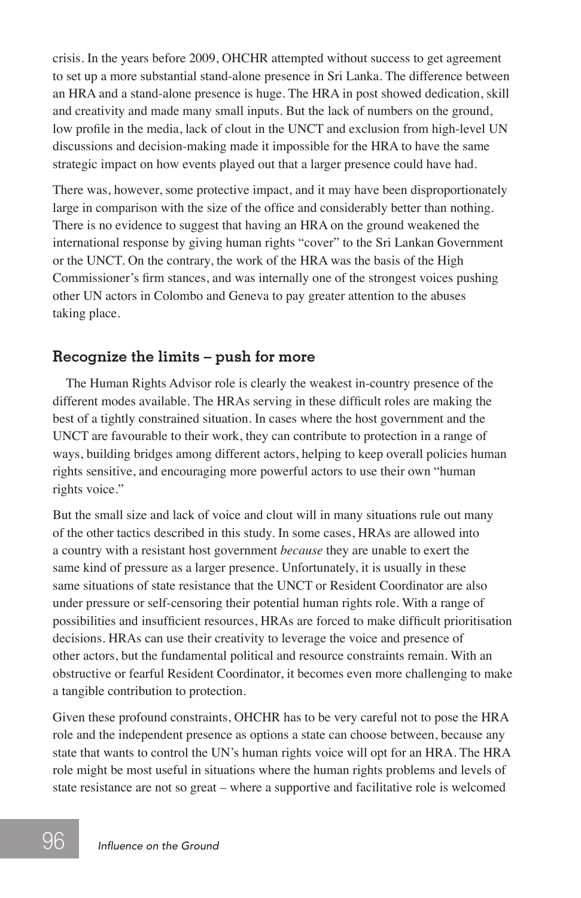crisis. In the years before 2009, OHCHR attempted without success to get agreement to set up a more substantial stand-alone presence in Sri Lanka. The difference between an HRA and a stand-alone presence is huge. The HRA in post showed dedication, skill and creativity and made many small inputs. But the lack of numbers on the ground, low profile in the media, lack of clout in the UNCT and exclusion from high-level UN discussions and decision-making made it impossible for the HRA to have the same strategic impact on how events played out that a larger presence could have had.

There was, however, some protective impact, and it may have been disproportionately large in comparison with the size of the office and considerably better than nothing. There is no evidence to suggest that having an HRA on the ground weakened the international response by giving human rights "cover" to the Sri Lankan Government or the UNCT. On the contrary, the work of the HRA was the basis of the High Commissioner's firm stances, and was internally one of the strongest voices pushing other UN actors in Colombo and Geneva to pay greater attention to the abuses taking place.

## Recognize the limits – push for more

The Human Rights Advisor role is clearly the weakest in-country presence of the different modes available. The HRAs serving in these difficult roles are making the best of a tightly constrained situation. In cases where the host government and the UNCT are favourable to their work, they can contribute to protection in a range of ways, building bridges among different actors, helping to keep overall policies human rights sensitive, and encouraging more powerful actors to use their own "human rights voice."

But the small size and lack of voice and clout will in many situations rule out many of the other tactics described in this study. In some cases, HRAs are allowed into a country with a resistant host government *because* they are unable to exert the same kind of pressure as a larger presence. Unfortunately, it is usually in these same situations of state resistance that the UNCT or Resident Coordinator are also under pressure or self-censoring their potential human rights role. With a range of possibilities and insufficient resources, HRAs are forced to make difficult prioritisation decisions. HRAs can use their creativity to leverage the voice and presence of other actors, but the fundamental political and resource constraints remain. With an obstructive or fearful Resident Coordinator, it becomes even more challenging to make a tangible contribution to protection.

Given these profound constraints, OHCHR has to be very careful not to pose the HRA role and the independent presence as options a state can choose between, because any state that wants to control the UN's human rights voice will opt for an HRA. The HRA role might be most useful in situations where the human rights problems and levels of state resistance are not so great – where a supportive and facilitative role is welcomed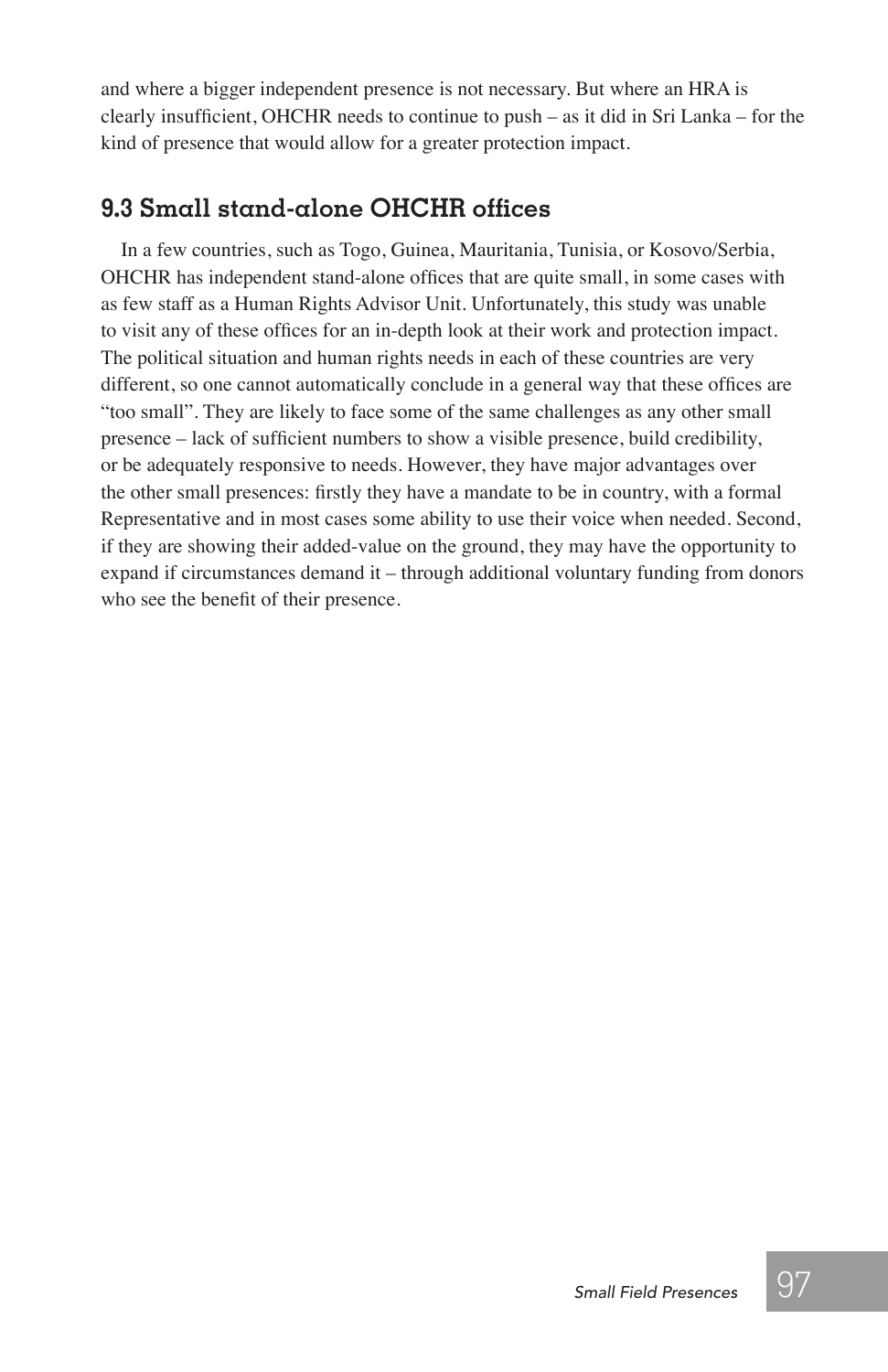and where a bigger independent presence is not necessary. But where an HRA is clearly insufficient, OHCHR needs to continue to push – as it did in Sri Lanka – for the kind of presence that would allow for a greater protection impact.

## 9.3 Small stand-alone OHCHR offices

In a few countries, such as Togo, Guinea, Mauritania, Tunisia, or Kosovo/Serbia, OHCHR has independent stand-alone offices that are quite small, in some cases with as few staff as a Human Rights Advisor Unit. Unfortunately, this study was unable to visit any of these offices for an in-depth look at their work and protection impact. The political situation and human rights needs in each of these countries are very different, so one cannot automatically conclude in a general way that these offices are "too small". They are likely to face some of the same challenges as any other small presence – lack of sufficient numbers to show a visible presence, build credibility, or be adequately responsive to needs. However, they have major advantages over the other small presences: firstly they have a mandate to be in country, with a formal Representative and in most cases some ability to use their voice when needed. Second, if they are showing their added-value on the ground, they may have the opportunity to expand if circumstances demand it – through additional voluntary funding from donors who see the benefit of their presence.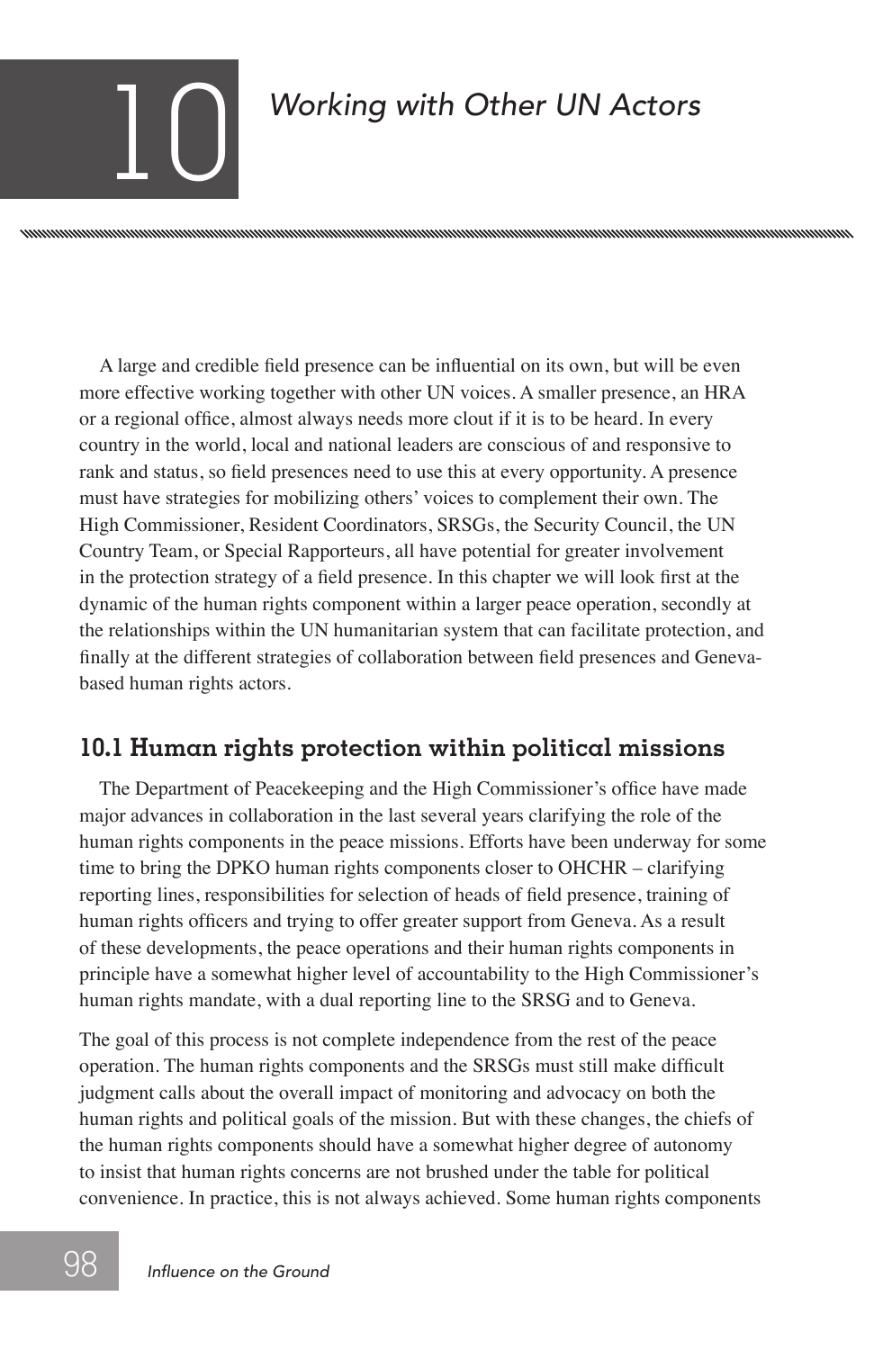# 10 Working with Other UN Actors

A large and credible field presence can be influential on its own, but will be even more effective working together with other UN voices. A smaller presence, an HRA or a regional office, almost always needs more clout if it is to be heard. In every country in the world, local and national leaders are conscious of and responsive to rank and status, so field presences need to use this at every opportunity. A presence must have strategies for mobilizing others' voices to complement their own. The High Commissioner, Resident Coordinators, SRSGs, the Security Council, the UN Country Team, or Special Rapporteurs, all have potential for greater involvement in the protection strategy of a field presence. In this chapter we will look first at the dynamic of the human rights component within a larger peace operation, secondly at the relationships within the UN humanitarian system that can facilitate protection, and finally at the different strategies of collaboration between field presences and Geneva-based human rights actors.

## 10.1 Human rights protection within political missions

The Department of Peacekeeping and the High Commissioner's office have made major advances in collaboration in the last several years clarifying the role of the human rights components in the peace missions. Efforts have been underway for some time to bring the DPKO human rights components closer to OHCHR – clarifying reporting lines, responsibilities for selection of heads of field presence, training of human rights officers and trying to offer greater support from Geneva. As a result of these developments, the peace operations and their human rights components in principle have a somewhat higher level of accountability to the High Commissioner's human rights mandate, with a dual reporting line to the SRSG and to Geneva.

The goal of this process is not complete independence from the rest of the peace operation. The human rights components and the SRSGs must still make difficult judgment calls about the overall impact of monitoring and advocacy on both the human rights and political goals of the mission. But with these changes, the chiefs of the human rights components should have a somewhat higher degree of autonomy to insist that human rights concerns are not brushed under the table for political convenience. In practice, this is not always achieved. Some human rights components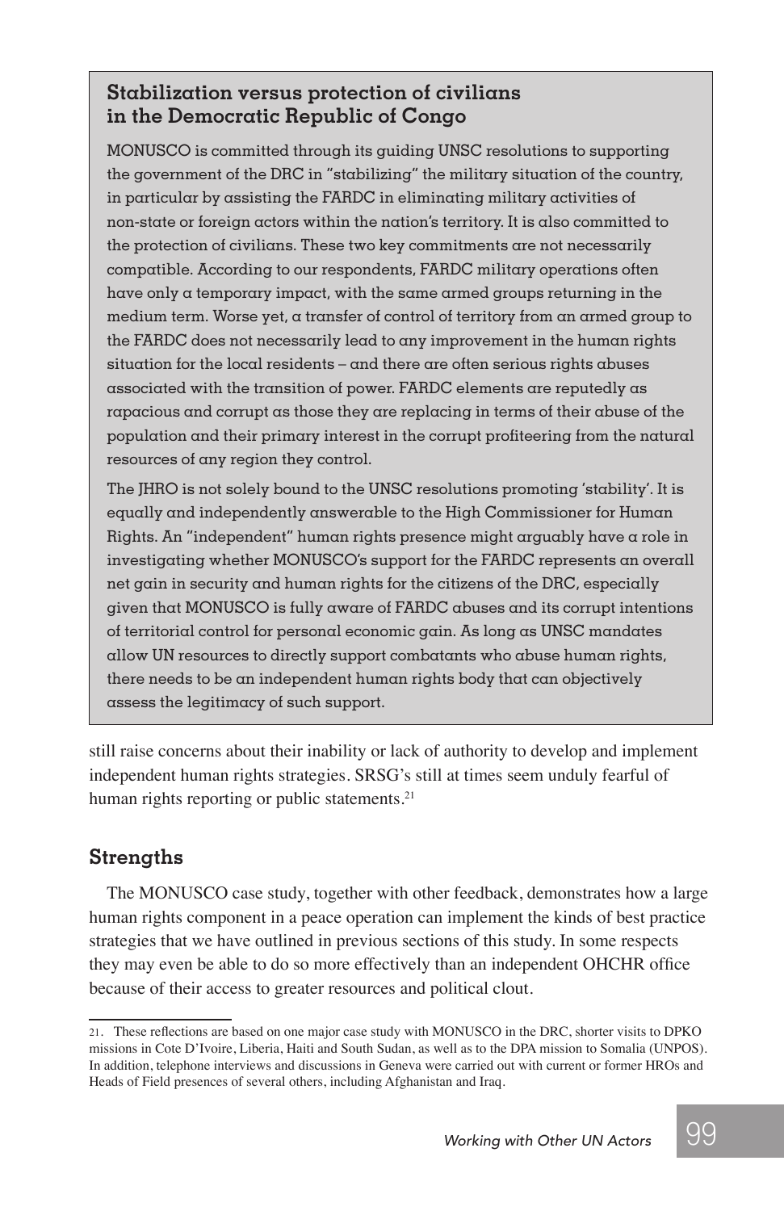### Stabilization versus protection of civilians in the Democratic Republic of Congo

MONUSCO is committed through its guiding UNSC resolutions to supporting the government of the DRC in "stabilizing" the military situation of the country, in particular by assisting the FARDC in eliminating military activities of non-state or foreign actors within the nation's territory. It is also committed to the protection of civilians. These two key commitments are not necessarily compatible. According to our respondents, FARDC military operations often have only a temporary impact, with the same armed groups returning in the medium term. Worse yet, a transfer of control of territory from an armed group to the FARDC does not necessarily lead to any improvement in the human rights situation for the local residents – and there are often serious rights abuses associated with the transition of power. FARDC elements are reputedly as rapacious and corrupt as those they are replacing in terms of their abuse of the population and their primary interest in the corrupt profiteering from the natural resources of any region they control.

The JHRO is not solely bound to the UNSC resolutions promoting 'stability'. It is equally and independently answerable to the High Commissioner for Human Rights. An "independent" human rights presence might arguably have a role in investigating whether MONUSCO's support for the FARDC represents an overall net gain in security and human rights for the citizens of the DRC, especially given that MONUSCO is fully aware of FARDC abuses and its corrupt intentions of territorial control for personal economic gain. As long as UNSC mandates allow UN resources to directly support combatants who abuse human rights, there needs to be an independent human rights body that can objectively assess the legitimacy of such support.

still raise concerns about their inability or lack of authority to develop and implement independent human rights strategies. SRSG's still at times seem unduly fearful of human rights reporting or public statements.[21]

## Strengths

The MONUSCO case study, together with other feedback, demonstrates how a large human rights component in a peace operation can implement the kinds of best practice strategies that we have outlined in previous sections of this study. In some respects they may even be able to do so more effectively than an independent OHCHR office because of their access to greater resources and political clout.

21. These reflections are based on one major case study with MONUSCO in the DRC, shorter visits to DPKO missions in Cote D'Ivoire, Liberia, Haiti and South Sudan, as well as to the DPA mission to Somalia (UNPOS). In addition, telephone interviews and discussions in Geneva were carried out with current or former HROs and Heads of Field presences of several others, including Afghanistan and Iraq.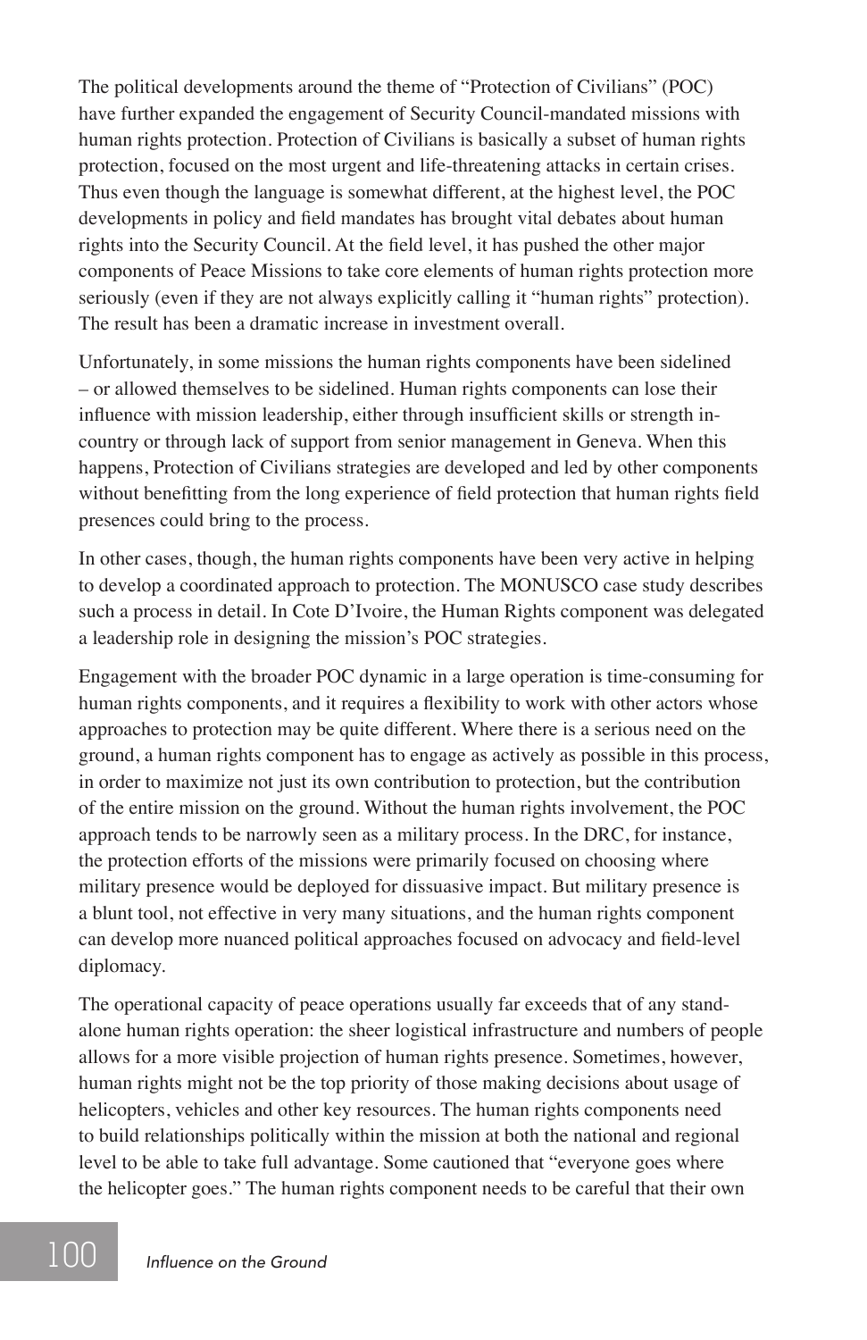The political developments around the theme of "Protection of Civilians" (POC) have further expanded the engagement of Security Council-mandated missions with human rights protection. Protection of Civilians is basically a subset of human rights protection, focused on the most urgent and life-threatening attacks in certain crises. Thus even though the language is somewhat different, at the highest level, the POC developments in policy and field mandates has brought vital debates about human rights into the Security Council. At the field level, it has pushed the other major components of Peace Missions to take core elements of human rights protection more seriously (even if they are not always explicitly calling it "human rights" protection). The result has been a dramatic increase in investment overall.

Unfortunately, in some missions the human rights components have been sidelined – or allowed themselves to be sidelined. Human rights components can lose their influence with mission leadership, either through insufficient skills or strength in-country or through lack of support from senior management in Geneva. When this happens, Protection of Civilians strategies are developed and led by other components without benefitting from the long experience of field protection that human rights field presences could bring to the process.

In other cases, though, the human rights components have been very active in helping to develop a coordinated approach to protection. The MONUSCO case study describes such a process in detail. In Cote D'Ivoire, the Human Rights component was delegated a leadership role in designing the mission's POC strategies.

Engagement with the broader POC dynamic in a large operation is time-consuming for human rights components, and it requires a flexibility to work with other actors whose approaches to protection may be quite different. Where there is a serious need on the ground, a human rights component has to engage as actively as possible in this process, in order to maximize not just its own contribution to protection, but the contribution of the entire mission on the ground. Without the human rights involvement, the POC approach tends to be narrowly seen as a military process. In the DRC, for instance, the protection efforts of the missions were primarily focused on choosing where military presence would be deployed for dissuasive impact. But military presence is a blunt tool, not effective in very many situations, and the human rights component can develop more nuanced political approaches focused on advocacy and field-level diplomacy.

The operational capacity of peace operations usually far exceeds that of any stand-alone human rights operation: the sheer logistical infrastructure and numbers of people allows for a more visible projection of human rights presence. Sometimes, however, human rights might not be the top priority of those making decisions about usage of helicopters, vehicles and other key resources. The human rights components need to build relationships politically within the mission at both the national and regional level to be able to take full advantage. Some cautioned that "everyone goes where the helicopter goes." The human rights component needs to be careful that their own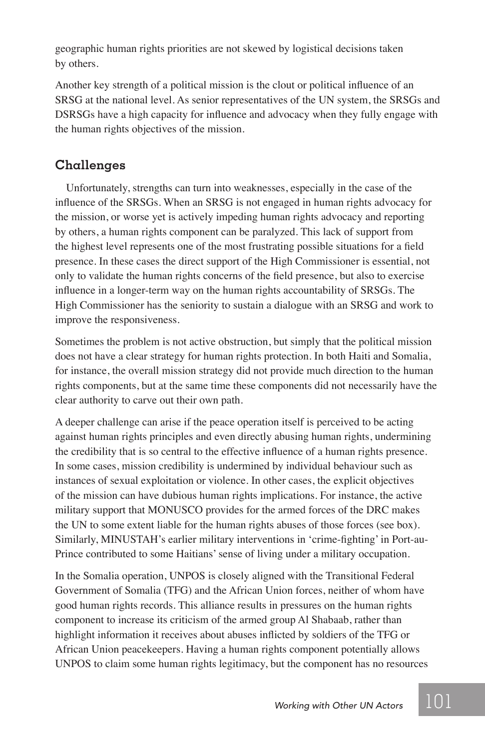geographic human rights priorities are not skewed by logistical decisions taken by others.

Another key strength of a political mission is the clout or political influence of an SRSG at the national level. As senior representatives of the UN system, the SRSGs and DSRSGs have a high capacity for influence and advocacy when they fully engage with the human rights objectives of the mission.

## Challenges

Unfortunately, strengths can turn into weaknesses, especially in the case of the influence of the SRSGs. When an SRSG is not engaged in human rights advocacy for the mission, or worse yet is actively impeding human rights advocacy and reporting by others, a human rights component can be paralyzed. This lack of support from the highest level represents one of the most frustrating possible situations for a field presence. In these cases the direct support of the High Commissioner is essential, not only to validate the human rights concerns of the field presence, but also to exercise influence in a longer-term way on the human rights accountability of SRSGs. The High Commissioner has the seniority to sustain a dialogue with an SRSG and work to improve the responsiveness.

Sometimes the problem is not active obstruction, but simply that the political mission does not have a clear strategy for human rights protection. In both Haiti and Somalia, for instance, the overall mission strategy did not provide much direction to the human rights components, but at the same time these components did not necessarily have the clear authority to carve out their own path.

A deeper challenge can arise if the peace operation itself is perceived to be acting against human rights principles and even directly abusing human rights, undermining the credibility that is so central to the effective influence of a human rights presence. In some cases, mission credibility is undermined by individual behaviour such as instances of sexual exploitation or violence. In other cases, the explicit objectives of the mission can have dubious human rights implications. For instance, the active military support that MONUSCO provides for the armed forces of the DRC makes the UN to some extent liable for the human rights abuses of those forces (see box). Similarly, MINUSTAH's earlier military interventions in 'crime-fighting' in Port-au-Prince contributed to some Haitians' sense of living under a military occupation.

In the Somalia operation, UNPOS is closely aligned with the Transitional Federal Government of Somalia (TFG) and the African Union forces, neither of whom have good human rights records. This alliance results in pressures on the human rights component to increase its criticism of the armed group Al Shabaab, rather than highlight information it receives about abuses inflicted by soldiers of the TFG or African Union peacekeepers. Having a human rights component potentially allows UNPOS to claim some human rights legitimacy, but the component has no resources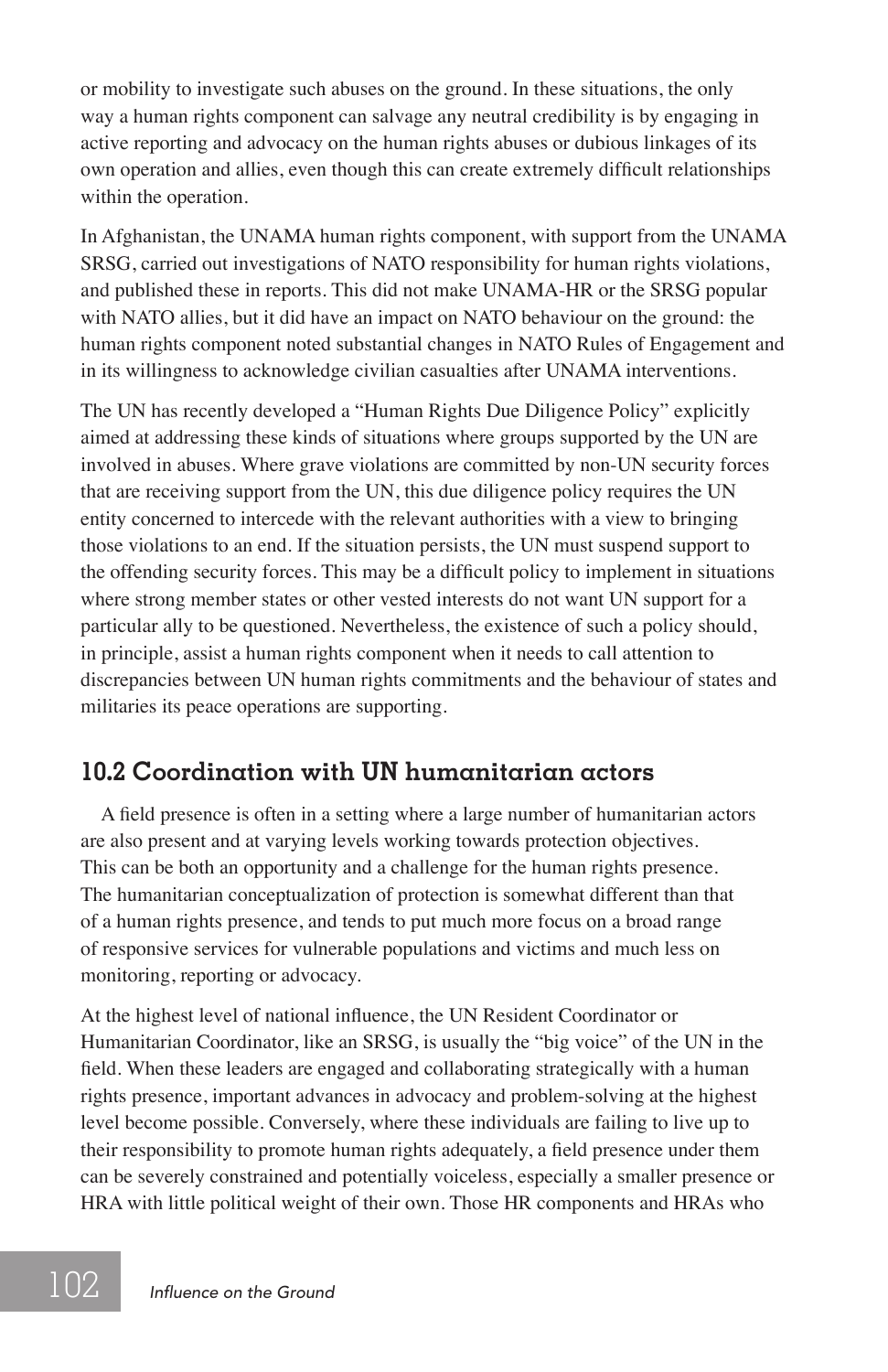or mobility to investigate such abuses on the ground. In these situations, the only way a human rights component can salvage any neutral credibility is by engaging in active reporting and advocacy on the human rights abuses or dubious linkages of its own operation and allies, even though this can create extremely difficult relationships within the operation.

In Afghanistan, the UNAMA human rights component, with support from the UNAMA SRSG, carried out investigations of NATO responsibility for human rights violations, and published these in reports. This did not make UNAMA-HR or the SRSG popular with NATO allies, but it did have an impact on NATO behaviour on the ground: the human rights component noted substantial changes in NATO Rules of Engagement and in its willingness to acknowledge civilian casualties after UNAMA interventions.

The UN has recently developed a "Human Rights Due Diligence Policy" explicitly aimed at addressing these kinds of situations where groups supported by the UN are involved in abuses. Where grave violations are committed by non-UN security forces that are receiving support from the UN, this due diligence policy requires the UN entity concerned to intercede with the relevant authorities with a view to bringing those violations to an end. If the situation persists, the UN must suspend support to the offending security forces. This may be a difficult policy to implement in situations where strong member states or other vested interests do not want UN support for a particular ally to be questioned. Nevertheless, the existence of such a policy should, in principle, assist a human rights component when it needs to call attention to discrepancies between UN human rights commitments and the behaviour of states and militaries its peace operations are supporting.

## 10.2 Coordination with UN humanitarian actors

A field presence is often in a setting where a large number of humanitarian actors are also present and at varying levels working towards protection objectives. This can be both an opportunity and a challenge for the human rights presence. The humanitarian conceptualization of protection is somewhat different than that of a human rights presence, and tends to put much more focus on a broad range of responsive services for vulnerable populations and victims and much less on monitoring, reporting or advocacy.

At the highest level of national influence, the UN Resident Coordinator or Humanitarian Coordinator, like an SRSG, is usually the "big voice" of the UN in the field. When these leaders are engaged and collaborating strategically with a human rights presence, important advances in advocacy and problem-solving at the highest level become possible. Conversely, where these individuals are failing to live up to their responsibility to promote human rights adequately, a field presence under them can be severely constrained and potentially voiceless, especially a smaller presence or HRA with little political weight of their own. Those HR components and HRAs who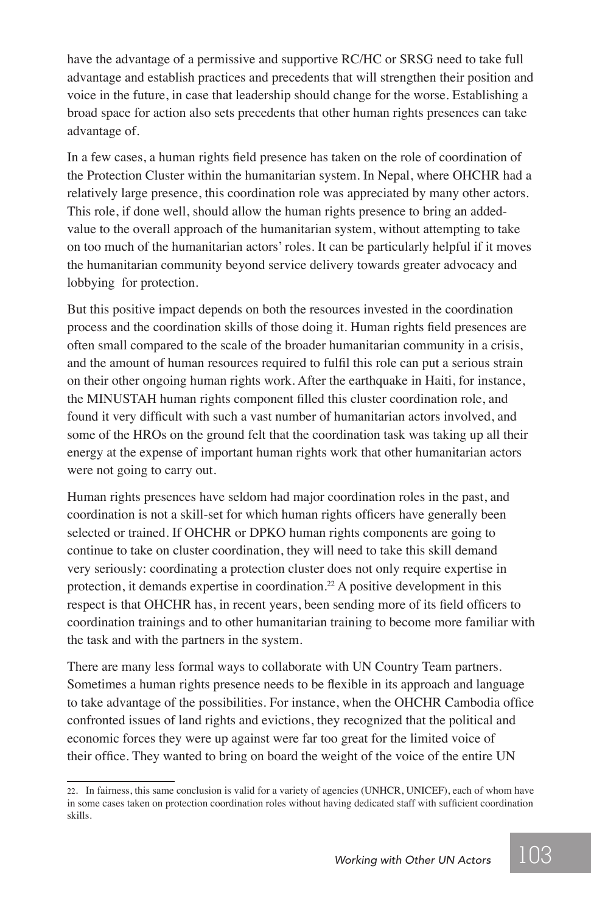have the advantage of a permissive and supportive RC/HC or SRSG need to take full advantage and establish practices and precedents that will strengthen their position and voice in the future, in case that leadership should change for the worse. Establishing a broad space for action also sets precedents that other human rights presences can take advantage of.

In a few cases, a human rights field presence has taken on the role of coordination of the Protection Cluster within the humanitarian system. In Nepal, where OHCHR had a relatively large presence, this coordination role was appreciated by many other actors. This role, if done well, should allow the human rights presence to bring an added-value to the overall approach of the humanitarian system, without attempting to take on too much of the humanitarian actors' roles. It can be particularly helpful if it moves the humanitarian community beyond service delivery towards greater advocacy and lobbying for protection.

But this positive impact depends on both the resources invested in the coordination process and the coordination skills of those doing it. Human rights field presences are often small compared to the scale of the broader humanitarian community in a crisis, and the amount of human resources required to fulfil this role can put a serious strain on their other ongoing human rights work. After the earthquake in Haiti, for instance, the MINUSTAH human rights component filled this cluster coordination role, and found it very difficult with such a vast number of humanitarian actors involved, and some of the HROs on the ground felt that the coordination task was taking up all their energy at the expense of important human rights work that other humanitarian actors were not going to carry out.

Human rights presences have seldom had major coordination roles in the past, and coordination is not a skill-set for which human rights officers have generally been selected or trained. If OHCHR or DPKO human rights components are going to continue to take on cluster coordination, they will need to take this skill demand very seriously: coordinating a protection cluster does not only require expertise in protection, it demands expertise in coordination.[22] A positive development in this respect is that OHCHR has, in recent years, been sending more of its field officers to coordination trainings and to other humanitarian training to become more familiar with the task and with the partners in the system.

There are many less formal ways to collaborate with UN Country Team partners. Sometimes a human rights presence needs to be flexible in its approach and language to take advantage of the possibilities. For instance, when the OHCHR Cambodia office confronted issues of land rights and evictions, they recognized that the political and economic forces they were up against were far too great for the limited voice of their office. They wanted to bring on board the weight of the voice of the entire UN

---

22. In fairness, this same conclusion is valid for a variety of agencies (UNHCR, UNICEF), each of whom have in some cases taken on protection coordination roles without having dedicated staff with sufficient coordination skills.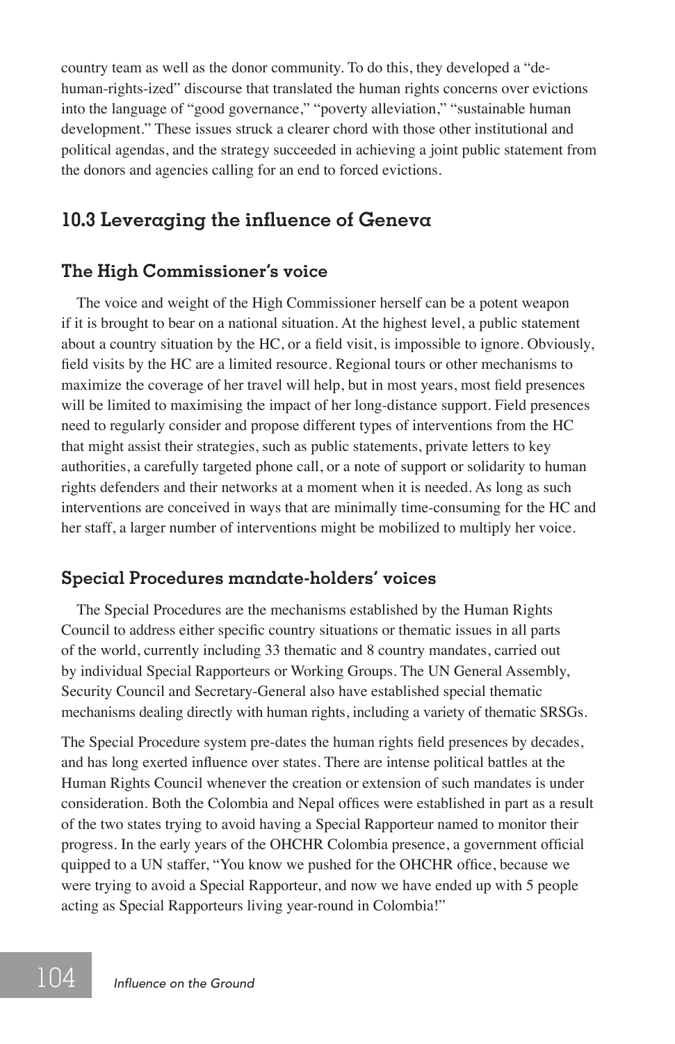country team as well as the donor community. To do this, they developed a "de-human-rights-ized" discourse that translated the human rights concerns over evictions into the language of "good governance," "poverty alleviation," "sustainable human development." These issues struck a clearer chord with those other institutional and political agendas, and the strategy succeeded in achieving a joint public statement from the donors and agencies calling for an end to forced evictions.

## 10.3 Leveraging the influence of Geneva

### The High Commissioner's voice

The voice and weight of the High Commissioner herself can be a potent weapon if it is brought to bear on a national situation. At the highest level, a public statement about a country situation by the HC, or a field visit, is impossible to ignore. Obviously, field visits by the HC are a limited resource. Regional tours or other mechanisms to maximize the coverage of her travel will help, but in most years, most field presences will be limited to maximising the impact of her long-distance support. Field presences need to regularly consider and propose different types of interventions from the HC that might assist their strategies, such as public statements, private letters to key authorities, a carefully targeted phone call, or a note of support or solidarity to human rights defenders and their networks at a moment when it is needed. As long as such interventions are conceived in ways that are minimally time-consuming for the HC and her staff, a larger number of interventions might be mobilized to multiply her voice.

### Special Procedures mandate-holders' voices

The Special Procedures are the mechanisms established by the Human Rights Council to address either specific country situations or thematic issues in all parts of the world, currently including 33 thematic and 8 country mandates, carried out by individual Special Rapporteurs or Working Groups. The UN General Assembly, Security Council and Secretary-General also have established special thematic mechanisms dealing directly with human rights, including a variety of thematic SRSGs.

The Special Procedure system pre-dates the human rights field presences by decades, and has long exerted influence over states. There are intense political battles at the Human Rights Council whenever the creation or extension of such mandates is under consideration. Both the Colombia and Nepal offices were established in part as a result of the two states trying to avoid having a Special Rapporteur named to monitor their progress. In the early years of the OHCHR Colombia presence, a government official quipped to a UN staffer, "You know we pushed for the OHCHR office, because we were trying to avoid a Special Rapporteur, and now we have ended up with 5 people acting as Special Rapporteurs living year-round in Colombia!"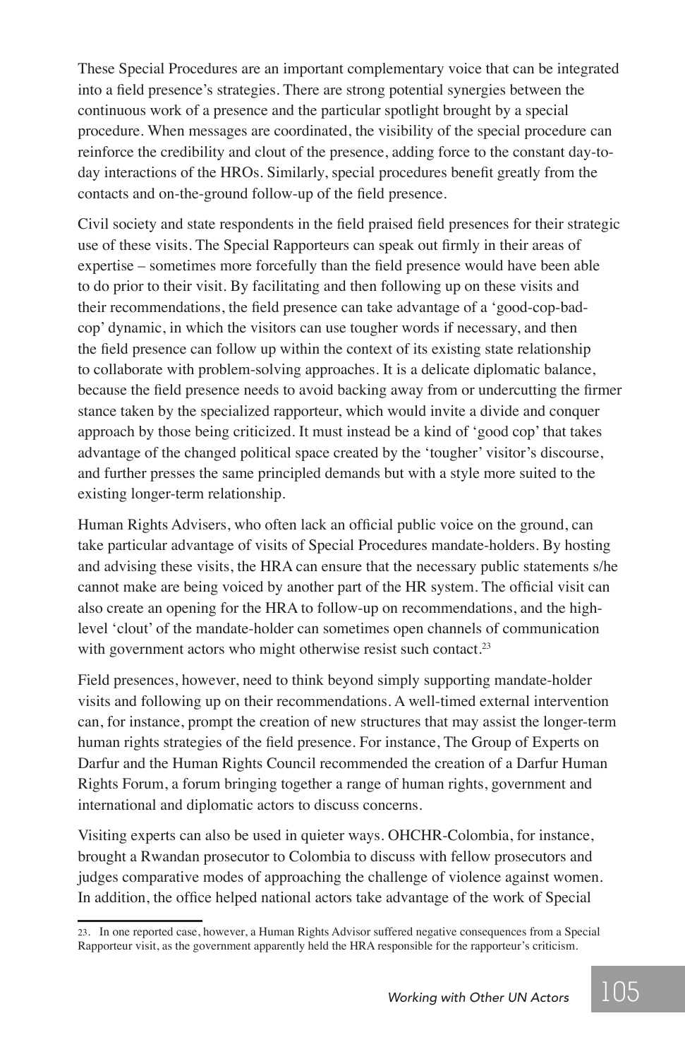These Special Procedures are an important complementary voice that can be integrated into a field presence's strategies. There are strong potential synergies between the continuous work of a presence and the particular spotlight brought by a special procedure. When messages are coordinated, the visibility of the special procedure can reinforce the credibility and clout of the presence, adding force to the constant day-to-day interactions of the HROs. Similarly, special procedures benefit greatly from the contacts and on-the-ground follow-up of the field presence.

Civil society and state respondents in the field praised field presences for their strategic use of these visits. The Special Rapporteurs can speak out firmly in their areas of expertise – sometimes more forcefully than the field presence would have been able to do prior to their visit. By facilitating and then following up on these visits and their recommendations, the field presence can take advantage of a 'good-cop-bad-cop' dynamic, in which the visitors can use tougher words if necessary, and then the field presence can follow up within the context of its existing state relationship to collaborate with problem-solving approaches. It is a delicate diplomatic balance, because the field presence needs to avoid backing away from or undercutting the firmer stance taken by the specialized rapporteur, which would invite a divide and conquer approach by those being criticized. It must instead be a kind of 'good cop' that takes advantage of the changed political space created by the 'tougher' visitor's discourse, and further presses the same principled demands but with a style more suited to the existing longer-term relationship.

Human Rights Advisers, who often lack an official public voice on the ground, can take particular advantage of visits of Special Procedures mandate-holders. By hosting and advising these visits, the HRA can ensure that the necessary public statements s/he cannot make are being voiced by another part of the HR system. The official visit can also create an opening for the HRA to follow-up on recommendations, and the high-level 'clout' of the mandate-holder can sometimes open channels of communication with government actors who might otherwise resist such contact.[23]

Field presences, however, need to think beyond simply supporting mandate-holder visits and following up on their recommendations. A well-timed external intervention can, for instance, prompt the creation of new structures that may assist the longer-term human rights strategies of the field presence. For instance, The Group of Experts on Darfur and the Human Rights Council recommended the creation of a Darfur Human Rights Forum, a forum bringing together a range of human rights, government and international and diplomatic actors to discuss concerns.

Visiting experts can also be used in quieter ways. OHCHR-Colombia, for instance, brought a Rwandan prosecutor to Colombia to discuss with fellow prosecutors and judges comparative modes of approaching the challenge of violence against women. In addition, the office helped national actors take advantage of the work of Special

---

23. In one reported case, however, a Human Rights Advisor suffered negative consequences from a Special Rapporteur visit, as the government apparently held the HRA responsible for the rapporteur's criticism.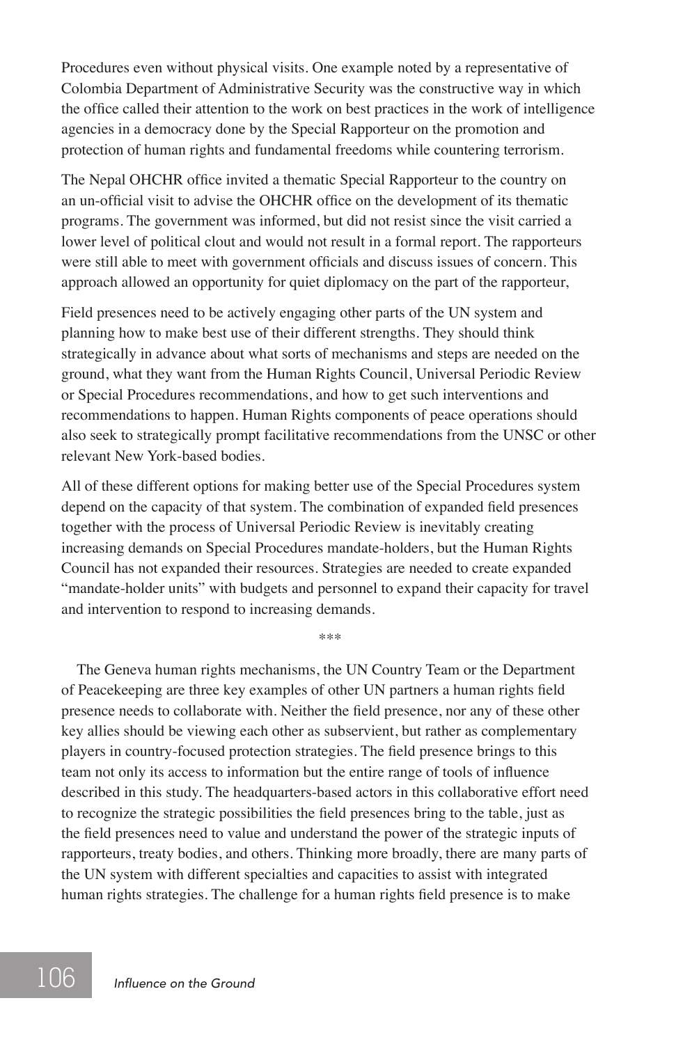Procedures even without physical visits. One example noted by a representative of Colombia Department of Administrative Security was the constructive way in which the office called their attention to the work on best practices in the work of intelligence agencies in a democracy done by the Special Rapporteur on the promotion and protection of human rights and fundamental freedoms while countering terrorism.

The Nepal OHCHR office invited a thematic Special Rapporteur to the country on an un-official visit to advise the OHCHR office on the development of its thematic programs. The government was informed, but did not resist since the visit carried a lower level of political clout and would not result in a formal report. The rapporteurs were still able to meet with government officials and discuss issues of concern. This approach allowed an opportunity for quiet diplomacy on the part of the rapporteur,

Field presences need to be actively engaging other parts of the UN system and planning how to make best use of their different strengths. They should think strategically in advance about what sorts of mechanisms and steps are needed on the ground, what they want from the Human Rights Council, Universal Periodic Review or Special Procedures recommendations, and how to get such interventions and recommendations to happen. Human Rights components of peace operations should also seek to strategically prompt facilitative recommendations from the UNSC or other relevant New York-based bodies.

All of these different options for making better use of the Special Procedures system depend on the capacity of that system. The combination of expanded field presences together with the process of Universal Periodic Review is inevitably creating increasing demands on Special Procedures mandate-holders, but the Human Rights Council has not expanded their resources. Strategies are needed to create expanded "mandate-holder units" with budgets and personnel to expand their capacity for travel and intervention to respond to increasing demands.

\*\*\*

The Geneva human rights mechanisms, the UN Country Team or the Department of Peacekeeping are three key examples of other UN partners a human rights field presence needs to collaborate with. Neither the field presence, nor any of these other key allies should be viewing each other as subservient, but rather as complementary players in country-focused protection strategies. The field presence brings to this team not only its access to information but the entire range of tools of influence described in this study. The headquarters-based actors in this collaborative effort need to recognize the strategic possibilities the field presences bring to the table, just as the field presences need to value and understand the power of the strategic inputs of rapporteurs, treaty bodies, and others. Thinking more broadly, there are many parts of the UN system with different specialties and capacities to assist with integrated human rights strategies. The challenge for a human rights field presence is to make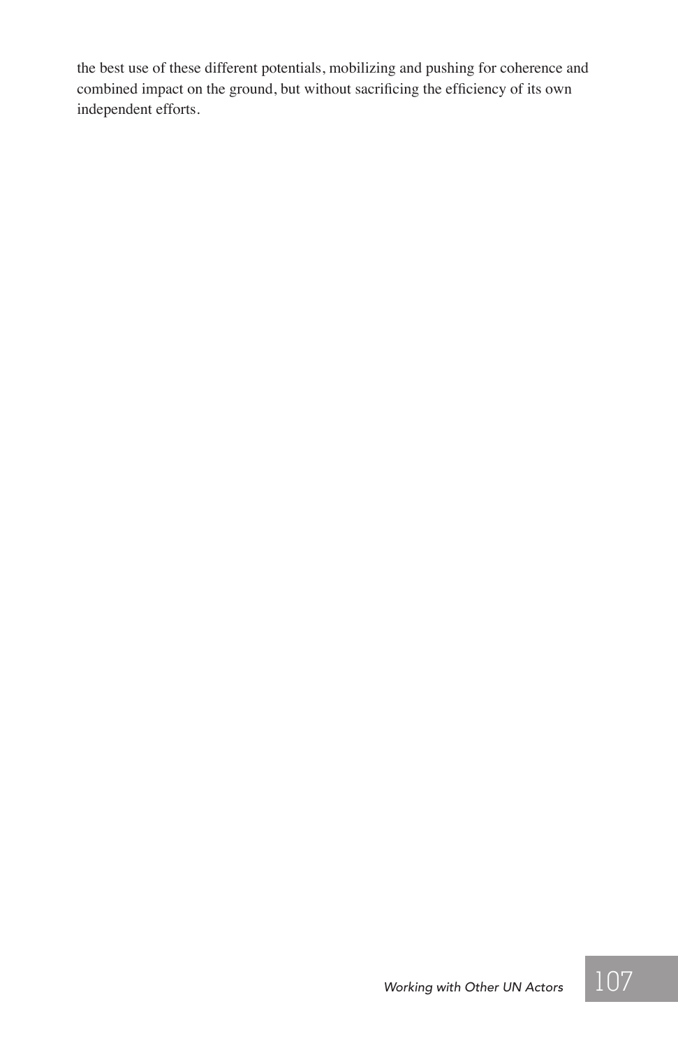the best use of these different potentials, mobilizing and pushing for coherence and combined impact on the ground, but without sacrificing the efficiency of its own independent efforts.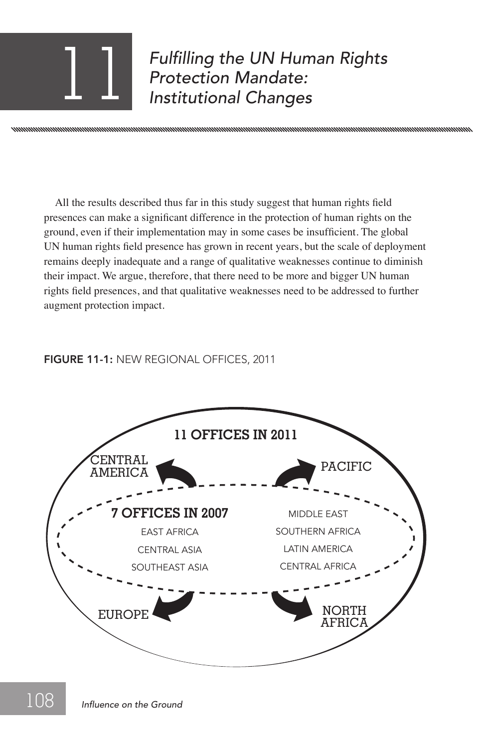# 11 Fulfilling the UN Human Rights Protection Mandate: Institutional Changes

All the results described thus far in this study suggest that human rights field presences can make a significant difference in the protection of human rights on the ground, even if their implementation may in some cases be insufficient. The global UN human rights field presence has grown in recent years, but the scale of deployment remains deeply inadequate and a range of qualitative weaknesses continue to diminish their impact. We argue, therefore, that there need to be more and bigger UN human rights field presences, and that qualitative weaknesses need to be addressed to further augment protection impact.

**FIGURE 11-1:** NEW REGIONAL OFFICES, 2011

**11 OFFICES IN 2011**

New offices: CENTRAL AMERICA, PACIFIC, EUROPE, NORTH AFRICA

**7 OFFICES IN 2007**

- EAST AFRICA
- CENTRAL ASIA
- SOUTHEAST ASIA
- MIDDLE EAST
- SOUTHERN AFRICA
- LATIN AMERICA
- CENTRAL AFRICA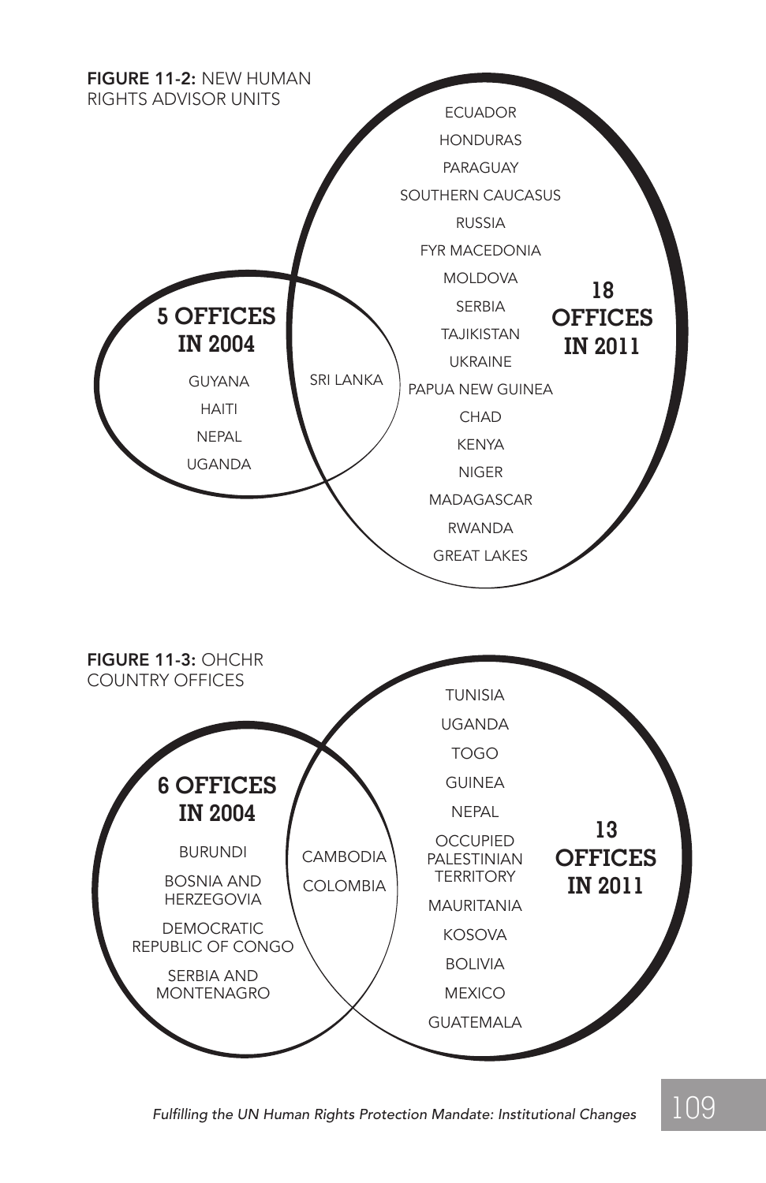**FIGURE 11-2:** NEW HUMAN RIGHTS ADVISOR UNITS

**5 OFFICES IN 2004**

- GUYANA
- HAITI
- NEPAL
- UGANDA

**Both (2004 and 2011):**

- SRI LANKA

**18 OFFICES IN 2011**

- ECUADOR
- HONDURAS
- PARAGUAY
- SOUTHERN CAUCASUS
- RUSSIA
- FYR MACEDONIA
- MOLDOVA
- SERBIA
- TAJIKISTAN
- UKRAINE
- PAPUA NEW GUINEA
- CHAD
- KENYA
- NIGER
- MADAGASCAR
- RWANDA
- GREAT LAKES

**FIGURE 11-3:** OHCHR COUNTRY OFFICES

**6 OFFICES IN 2004**

- BURUNDI
- BOSNIA AND HERZEGOVIA
- DEMOCRATIC REPUBLIC OF CONGO
- SERBIA AND MONTENAGRO

**Both (2004 and 2011):**

- CAMBODIA
- COLOMBIA

**13 OFFICES IN 2011**

- TUNISIA
- UGANDA
- TOGO
- GUINEA
- NEPAL
- OCCUPIED PALESTINIAN TERRITORY
- MAURITANIA
- KOSOVA
- BOLIVIA
- MEXICO
- GUATEMALA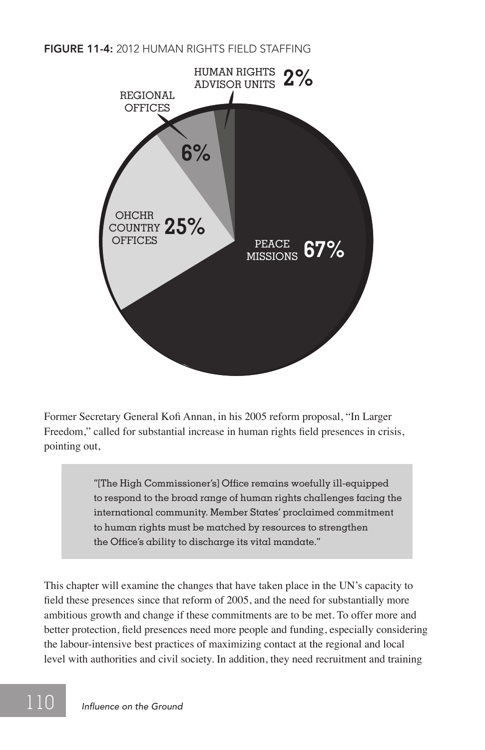**FIGURE 11-4:** 2012 HUMAN RIGHTS FIELD STAFFING

| Category | Percentage |
|---|---|
| Peace Missions | 67% |
| OHCHR Country Offices | 25% |
| Regional Offices | 6% |
| Human Rights Advisor Units | 2% |

Former Secretary General Kofi Annan, in his 2005 reform proposal, "In Larger Freedom," called for substantial increase in human rights field presences in crisis, pointing out,

> "[The High Commissioner's] Office remains woefully ill-equipped to respond to the broad range of human rights challenges facing the international community. Member States' proclaimed commitment to human rights must be matched by resources to strengthen the Office's ability to discharge its vital mandate."

This chapter will examine the changes that have taken place in the UN's capacity to field these presences since that reform of 2005, and the need for substantially more ambitious growth and change if these commitments are to be met. To offer more and better protection, field presences need more people and funding, especially considering the labour-intensive best practices of maximizing contact at the regional and local level with authorities and civil society. In addition, they need recruitment and training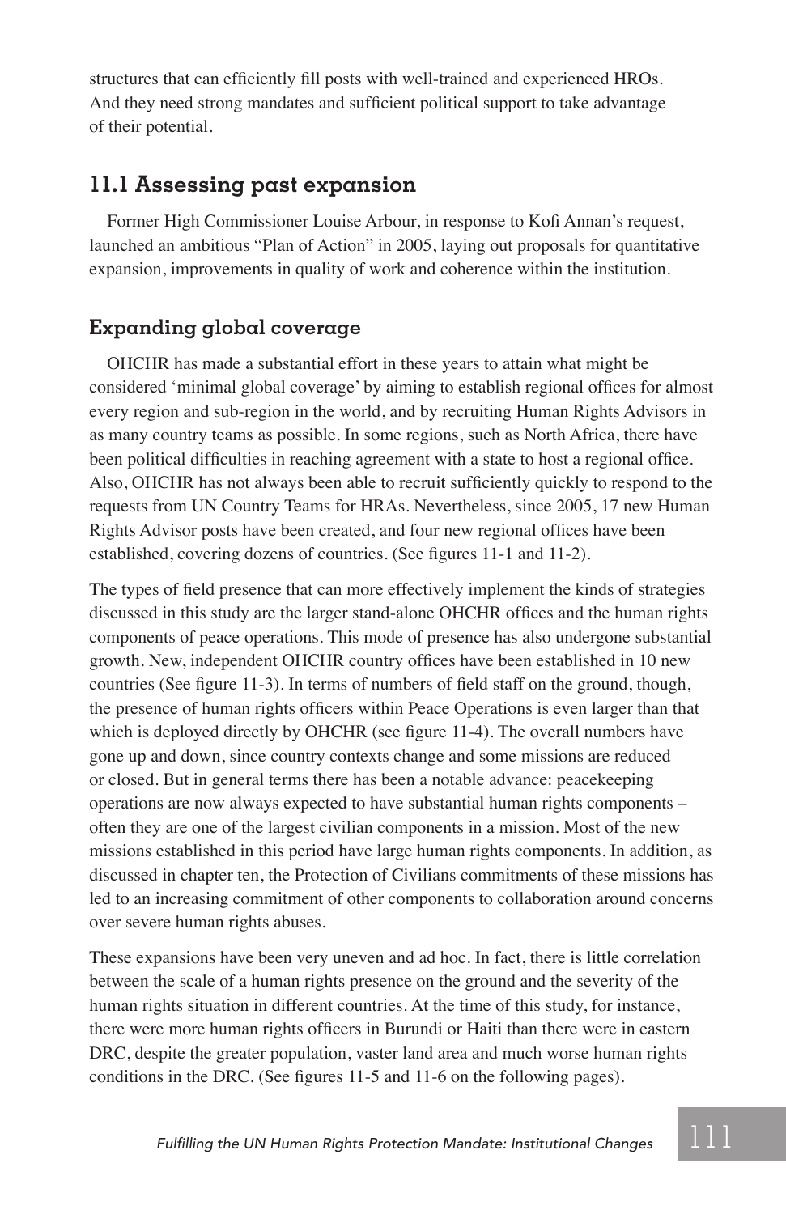structures that can efficiently fill posts with well-trained and experienced HROs. And they need strong mandates and sufficient political support to take advantage of their potential.

## 11.1 Assessing past expansion

Former High Commissioner Louise Arbour, in response to Kofi Annan's request, launched an ambitious "Plan of Action" in 2005, laying out proposals for quantitative expansion, improvements in quality of work and coherence within the institution.

### Expanding global coverage

OHCHR has made a substantial effort in these years to attain what might be considered 'minimal global coverage' by aiming to establish regional offices for almost every region and sub-region in the world, and by recruiting Human Rights Advisors in as many country teams as possible. In some regions, such as North Africa, there have been political difficulties in reaching agreement with a state to host a regional office. Also, OHCHR has not always been able to recruit sufficiently quickly to respond to the requests from UN Country Teams for HRAs. Nevertheless, since 2005, 17 new Human Rights Advisor posts have been created, and four new regional offices have been established, covering dozens of countries. (See figures 11-1 and 11-2).

The types of field presence that can more effectively implement the kinds of strategies discussed in this study are the larger stand-alone OHCHR offices and the human rights components of peace operations. This mode of presence has also undergone substantial growth. New, independent OHCHR country offices have been established in 10 new countries (See figure 11-3). In terms of numbers of field staff on the ground, though, the presence of human rights officers within Peace Operations is even larger than that which is deployed directly by OHCHR (see figure 11-4). The overall numbers have gone up and down, since country contexts change and some missions are reduced or closed. But in general terms there has been a notable advance: peacekeeping operations are now always expected to have substantial human rights components – often they are one of the largest civilian components in a mission. Most of the new missions established in this period have large human rights components. In addition, as discussed in chapter ten, the Protection of Civilians commitments of these missions has led to an increasing commitment of other components to collaboration around concerns over severe human rights abuses.

These expansions have been very uneven and ad hoc. In fact, there is little correlation between the scale of a human rights presence on the ground and the severity of the human rights situation in different countries. At the time of this study, for instance, there were more human rights officers in Burundi or Haiti than there were in eastern DRC, despite the greater population, vaster land area and much worse human rights conditions in the DRC. (See figures 11-5 and 11-6 on the following pages).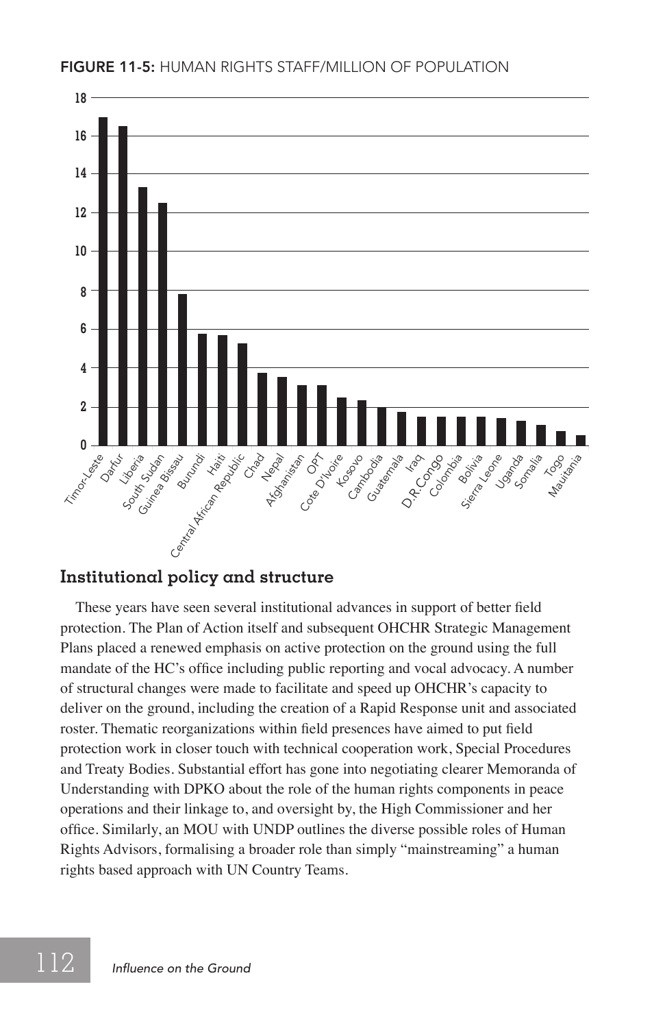**FIGURE 11-5:** HUMAN RIGHTS STAFF/MILLION OF POPULATION

## Institutional policy and structure

These years have seen several institutional advances in support of better field protection. The Plan of Action itself and subsequent OHCHR Strategic Management Plans placed a renewed emphasis on active protection on the ground using the full mandate of the HC's office including public reporting and vocal advocacy. A number of structural changes were made to facilitate and speed up OHCHR's capacity to deliver on the ground, including the creation of a Rapid Response unit and associated roster. Thematic reorganizations within field presences have aimed to put field protection work in closer touch with technical cooperation work, Special Procedures and Treaty Bodies. Substantial effort has gone into negotiating clearer Memoranda of Understanding with DPKO about the role of the human rights components in peace operations and their linkage to, and oversight by, the High Commissioner and her office. Similarly, an MOU with UNDP outlines the diverse possible roles of Human Rights Advisors, formalising a broader role than simply "mainstreaming" a human rights based approach with UN Country Teams.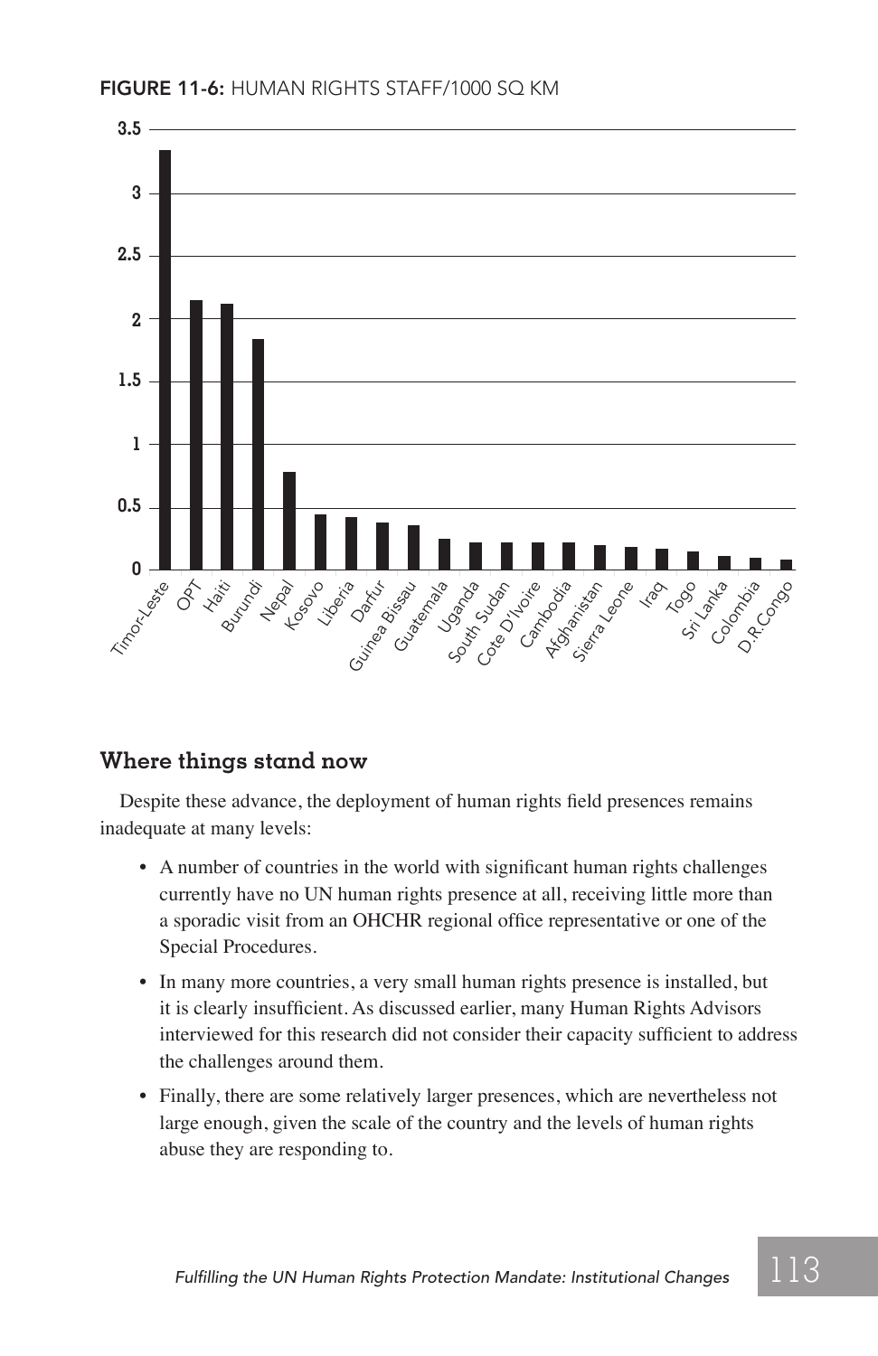**FIGURE 11-6:** HUMAN RIGHTS STAFF/1000 SQ KM

## Where things stand now

Despite these advance, the deployment of human rights field presences remains inadequate at many levels:

- A number of countries in the world with significant human rights challenges currently have no UN human rights presence at all, receiving little more than a sporadic visit from an OHCHR regional office representative or one of the Special Procedures.
- In many more countries, a very small human rights presence is installed, but it is clearly insufficient. As discussed earlier, many Human Rights Advisors interviewed for this research did not consider their capacity sufficient to address the challenges around them.
- Finally, there are some relatively larger presences, which are nevertheless not large enough, given the scale of the country and the levels of human rights abuse they are responding to.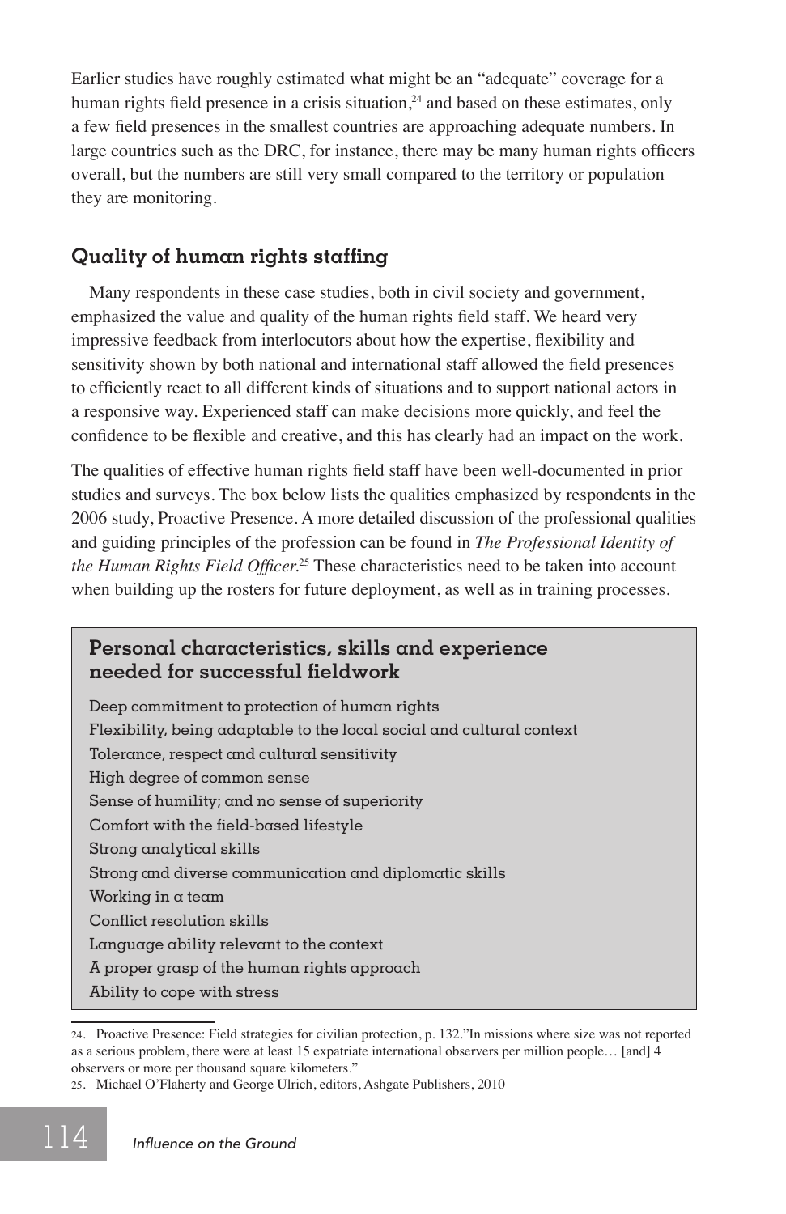Earlier studies have roughly estimated what might be an "adequate" coverage for a human rights field presence in a crisis situation,[24] and based on these estimates, only a few field presences in the smallest countries are approaching adequate numbers. In large countries such as the DRC, for instance, there may be many human rights officers overall, but the numbers are still very small compared to the territory or population they are monitoring.

## Quality of human rights staffing

Many respondents in these case studies, both in civil society and government, emphasized the value and quality of the human rights field staff. We heard very impressive feedback from interlocutors about how the expertise, flexibility and sensitivity shown by both national and international staff allowed the field presences to efficiently react to all different kinds of situations and to support national actors in a responsive way. Experienced staff can make decisions more quickly, and feel the confidence to be flexible and creative, and this has clearly had an impact on the work.

The qualities of effective human rights field staff have been well-documented in prior studies and surveys. The box below lists the qualities emphasized by respondents in the 2006 study, Proactive Presence. A more detailed discussion of the professional qualities and guiding principles of the profession can be found in *The Professional Identity of the Human Rights Field Officer*.[25] These characteristics need to be taken into account when building up the rosters for future deployment, as well as in training processes.

### Personal characteristics, skills and experience needed for successful fieldwork

- Deep commitment to protection of human rights
- Flexibility, being adaptable to the local social and cultural context
- Tolerance, respect and cultural sensitivity
- High degree of common sense
- Sense of humility; and no sense of superiority
- Comfort with the field-based lifestyle
- Strong analytical skills
- Strong and diverse communication and diplomatic skills
- Working in a team
- Conflict resolution skills
- Language ability relevant to the context
- A proper grasp of the human rights approach
- Ability to cope with stress

---

24. Proactive Presence: Field strategies for civilian protection, p. 132."In missions where size was not reported as a serious problem, there were at least 15 expatriate international observers per million people… [and] 4 observers or more per thousand square kilometers."

25. Michael O'Flaherty and George Ulrich, editors, Ashgate Publishers, 2010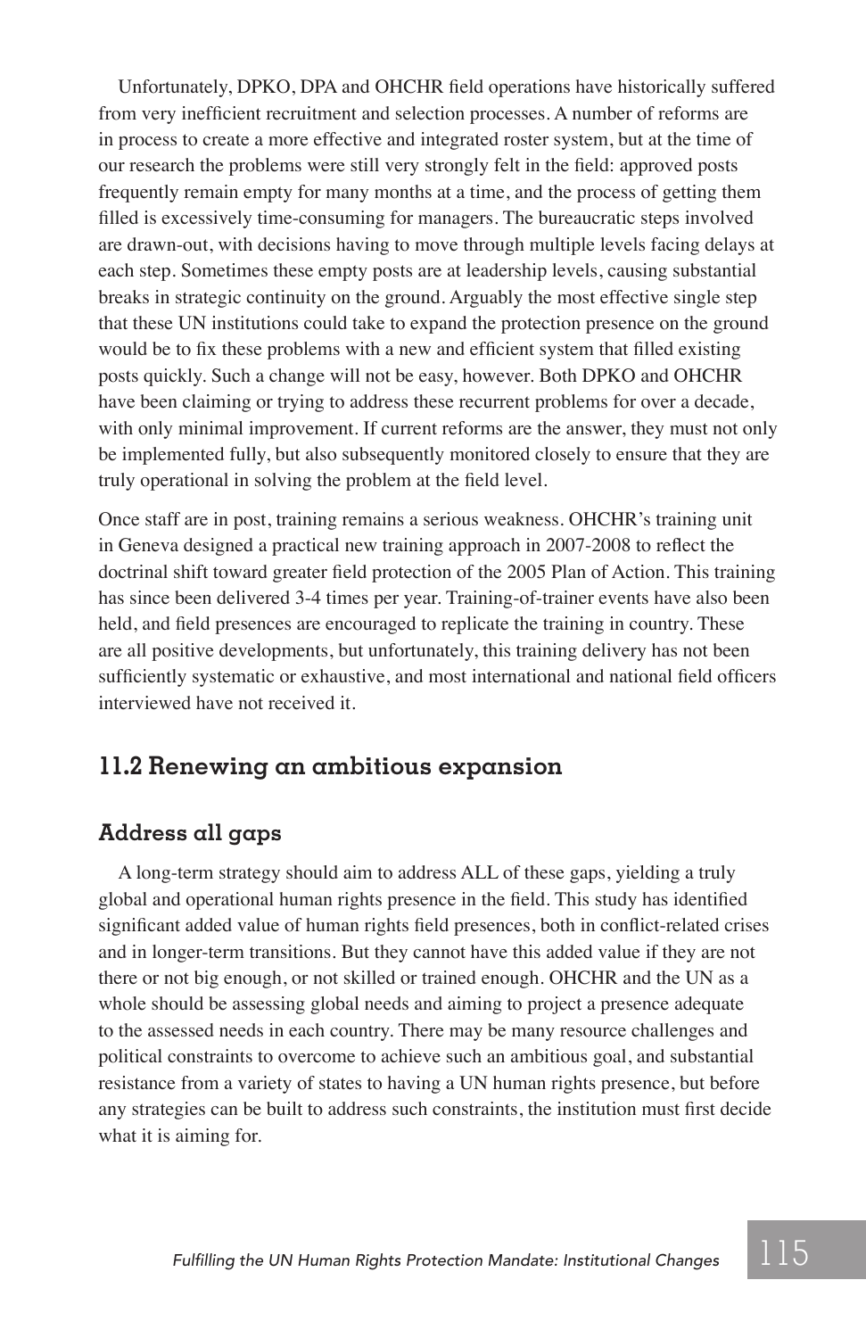Unfortunately, DPKO, DPA and OHCHR field operations have historically suffered from very inefficient recruitment and selection processes. A number of reforms are in process to create a more effective and integrated roster system, but at the time of our research the problems were still very strongly felt in the field: approved posts frequently remain empty for many months at a time, and the process of getting them filled is excessively time-consuming for managers. The bureaucratic steps involved are drawn-out, with decisions having to move through multiple levels facing delays at each step. Sometimes these empty posts are at leadership levels, causing substantial breaks in strategic continuity on the ground. Arguably the most effective single step that these UN institutions could take to expand the protection presence on the ground would be to fix these problems with a new and efficient system that filled existing posts quickly. Such a change will not be easy, however. Both DPKO and OHCHR have been claiming or trying to address these recurrent problems for over a decade, with only minimal improvement. If current reforms are the answer, they must not only be implemented fully, but also subsequently monitored closely to ensure that they are truly operational in solving the problem at the field level.

Once staff are in post, training remains a serious weakness. OHCHR's training unit in Geneva designed a practical new training approach in 2007-2008 to reflect the doctrinal shift toward greater field protection of the 2005 Plan of Action. This training has since been delivered 3-4 times per year. Training-of-trainer events have also been held, and field presences are encouraged to replicate the training in country. These are all positive developments, but unfortunately, this training delivery has not been sufficiently systematic or exhaustive, and most international and national field officers interviewed have not received it.

## 11.2 Renewing an ambitious expansion

### Address all gaps

A long-term strategy should aim to address ALL of these gaps, yielding a truly global and operational human rights presence in the field. This study has identified significant added value of human rights field presences, both in conflict-related crises and in longer-term transitions. But they cannot have this added value if they are not there or not big enough, or not skilled or trained enough. OHCHR and the UN as a whole should be assessing global needs and aiming to project a presence adequate to the assessed needs in each country. There may be many resource challenges and political constraints to overcome to achieve such an ambitious goal, and substantial resistance from a variety of states to having a UN human rights presence, but before any strategies can be built to address such constraints, the institution must first decide what it is aiming for.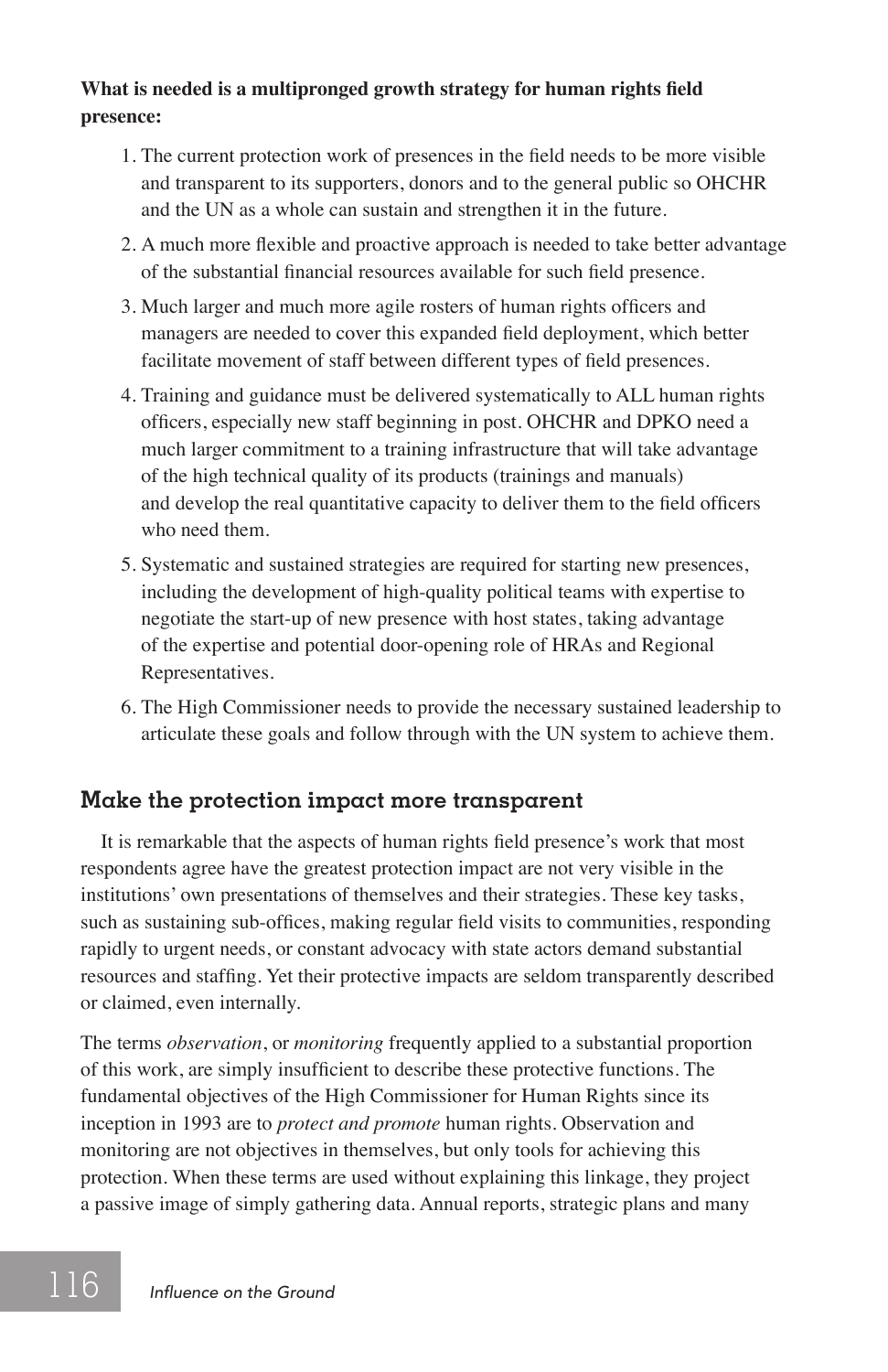**What is needed is a multipronged growth strategy for human rights field presence:**

1. The current protection work of presences in the field needs to be more visible and transparent to its supporters, donors and to the general public so OHCHR and the UN as a whole can sustain and strengthen it in the future.
2. A much more flexible and proactive approach is needed to take better advantage of the substantial financial resources available for such field presence.
3. Much larger and much more agile rosters of human rights officers and managers are needed to cover this expanded field deployment, which better facilitate movement of staff between different types of field presences.
4. Training and guidance must be delivered systematically to ALL human rights officers, especially new staff beginning in post. OHCHR and DPKO need a much larger commitment to a training infrastructure that will take advantage of the high technical quality of its products (trainings and manuals) and develop the real quantitative capacity to deliver them to the field officers who need them.
5. Systematic and sustained strategies are required for starting new presences, including the development of high-quality political teams with expertise to negotiate the start-up of new presence with host states, taking advantage of the expertise and potential door-opening role of HRAs and Regional Representatives.
6. The High Commissioner needs to provide the necessary sustained leadership to articulate these goals and follow through with the UN system to achieve them.

## Make the protection impact more transparent

It is remarkable that the aspects of human rights field presence's work that most respondents agree have the greatest protection impact are not very visible in the institutions' own presentations of themselves and their strategies. These key tasks, such as sustaining sub-offices, making regular field visits to communities, responding rapidly to urgent needs, or constant advocacy with state actors demand substantial resources and staffing. Yet their protective impacts are seldom transparently described or claimed, even internally.

The terms *observation*, or *monitoring* frequently applied to a substantial proportion of this work, are simply insufficient to describe these protective functions. The fundamental objectives of the High Commissioner for Human Rights since its inception in 1993 are to *protect and promote* human rights. Observation and monitoring are not objectives in themselves, but only tools for achieving this protection. When these terms are used without explaining this linkage, they project a passive image of simply gathering data. Annual reports, strategic plans and many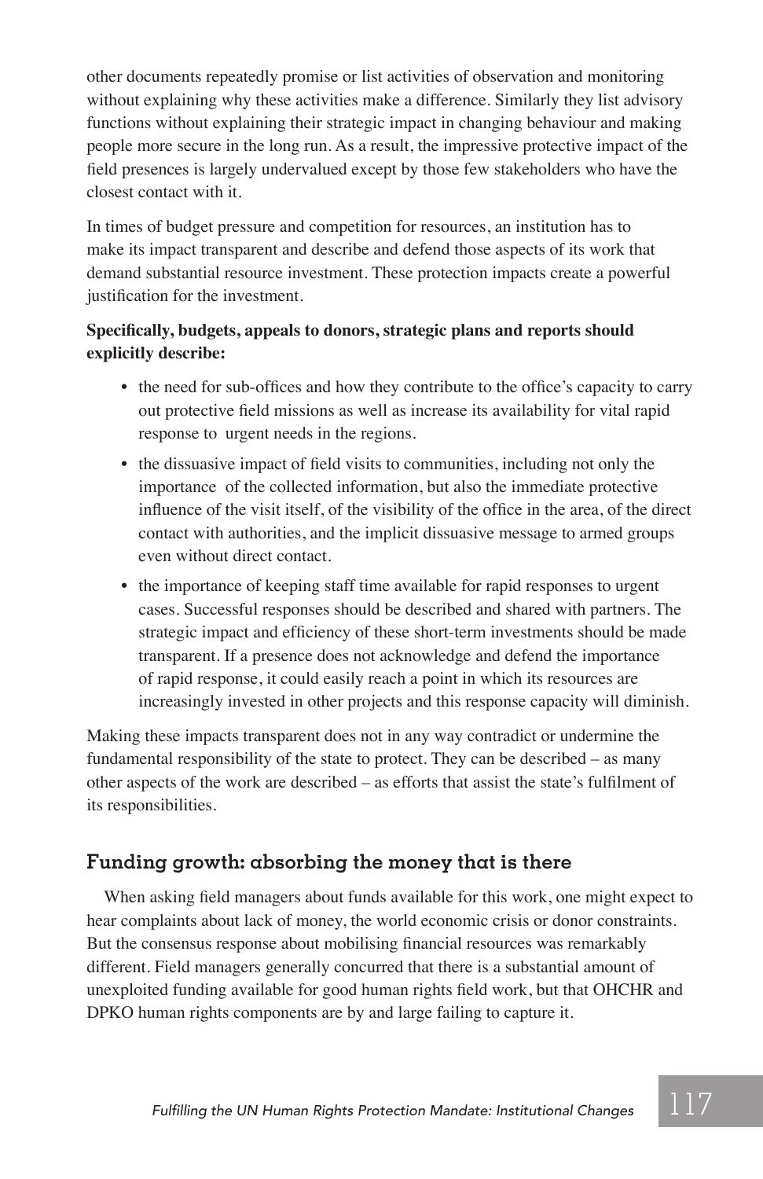other documents repeatedly promise or list activities of observation and monitoring without explaining why these activities make a difference. Similarly they list advisory functions without explaining their strategic impact in changing behaviour and making people more secure in the long run. As a result, the impressive protective impact of the field presences is largely undervalued except by those few stakeholders who have the closest contact with it.

In times of budget pressure and competition for resources, an institution has to make its impact transparent and describe and defend those aspects of its work that demand substantial resource investment. These protection impacts create a powerful justification for the investment.

**Specifically, budgets, appeals to donors, strategic plans and reports should explicitly describe:**

- the need for sub-offices and how they contribute to the office's capacity to carry out protective field missions as well as increase its availability for vital rapid response to urgent needs in the regions.
- the dissuasive impact of field visits to communities, including not only the importance of the collected information, but also the immediate protective influence of the visit itself, of the visibility of the office in the area, of the direct contact with authorities, and the implicit dissuasive message to armed groups even without direct contact.
- the importance of keeping staff time available for rapid responses to urgent cases. Successful responses should be described and shared with partners. The strategic impact and efficiency of these short-term investments should be made transparent. If a presence does not acknowledge and defend the importance of rapid response, it could easily reach a point in which its resources are increasingly invested in other projects and this response capacity will diminish.

Making these impacts transparent does not in any way contradict or undermine the fundamental responsibility of the state to protect. They can be described – as many other aspects of the work are described – as efforts that assist the state's fulfilment of its responsibilities.

## Funding growth: absorbing the money that is there

When asking field managers about funds available for this work, one might expect to hear complaints about lack of money, the world economic crisis or donor constraints. But the consensus response about mobilising financial resources was remarkably different. Field managers generally concurred that there is a substantial amount of unexploited funding available for good human rights field work, but that OHCHR and DPKO human rights components are by and large failing to capture it.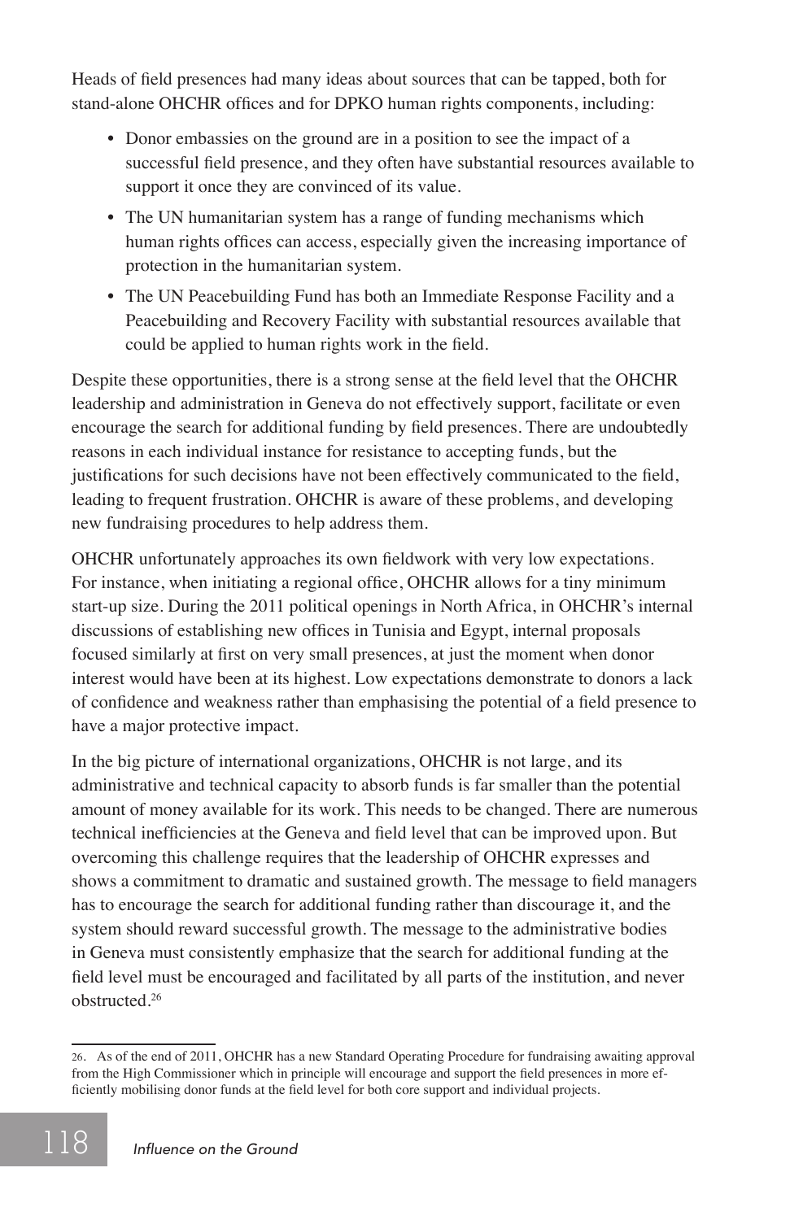Heads of field presences had many ideas about sources that can be tapped, both for stand-alone OHCHR offices and for DPKO human rights components, including:

- Donor embassies on the ground are in a position to see the impact of a successful field presence, and they often have substantial resources available to support it once they are convinced of its value.
- The UN humanitarian system has a range of funding mechanisms which human rights offices can access, especially given the increasing importance of protection in the humanitarian system.
- The UN Peacebuilding Fund has both an Immediate Response Facility and a Peacebuilding and Recovery Facility with substantial resources available that could be applied to human rights work in the field.

Despite these opportunities, there is a strong sense at the field level that the OHCHR leadership and administration in Geneva do not effectively support, facilitate or even encourage the search for additional funding by field presences. There are undoubtedly reasons in each individual instance for resistance to accepting funds, but the justifications for such decisions have not been effectively communicated to the field, leading to frequent frustration. OHCHR is aware of these problems, and developing new fundraising procedures to help address them.

OHCHR unfortunately approaches its own fieldwork with very low expectations. For instance, when initiating a regional office, OHCHR allows for a tiny minimum start-up size. During the 2011 political openings in North Africa, in OHCHR's internal discussions of establishing new offices in Tunisia and Egypt, internal proposals focused similarly at first on very small presences, at just the moment when donor interest would have been at its highest. Low expectations demonstrate to donors a lack of confidence and weakness rather than emphasising the potential of a field presence to have a major protective impact.

In the big picture of international organizations, OHCHR is not large, and its administrative and technical capacity to absorb funds is far smaller than the potential amount of money available for its work. This needs to be changed. There are numerous technical inefficiencies at the Geneva and field level that can be improved upon. But overcoming this challenge requires that the leadership of OHCHR expresses and shows a commitment to dramatic and sustained growth. The message to field managers has to encourage the search for additional funding rather than discourage it, and the system should reward successful growth. The message to the administrative bodies in Geneva must consistently emphasize that the search for additional funding at the field level must be encouraged and facilitated by all parts of the institution, and never obstructed.[26]

---

26. As of the end of 2011, OHCHR has a new Standard Operating Procedure for fundraising awaiting approval from the High Commissioner which in principle will encourage and support the field presences in more efficiently mobilising donor funds at the field level for both core support and individual projects.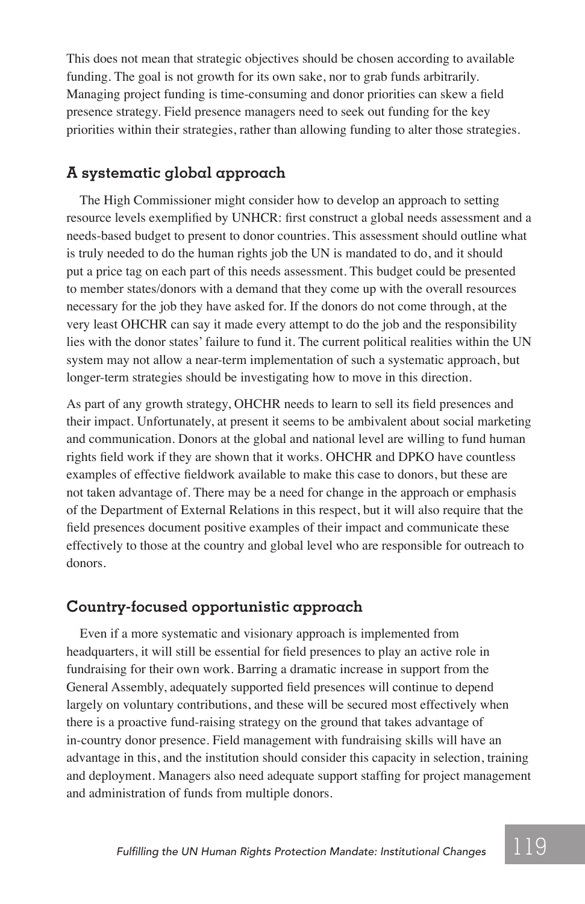This does not mean that strategic objectives should be chosen according to available funding. The goal is not growth for its own sake, nor to grab funds arbitrarily. Managing project funding is time-consuming and donor priorities can skew a field presence strategy. Field presence managers need to seek out funding for the key priorities within their strategies, rather than allowing funding to alter those strategies.

## A systematic global approach

The High Commissioner might consider how to develop an approach to setting resource levels exemplified by UNHCR: first construct a global needs assessment and a needs-based budget to present to donor countries. This assessment should outline what is truly needed to do the human rights job the UN is mandated to do, and it should put a price tag on each part of this needs assessment. This budget could be presented to member states/donors with a demand that they come up with the overall resources necessary for the job they have asked for. If the donors do not come through, at the very least OHCHR can say it made every attempt to do the job and the responsibility lies with the donor states' failure to fund it. The current political realities within the UN system may not allow a near-term implementation of such a systematic approach, but longer-term strategies should be investigating how to move in this direction.

As part of any growth strategy, OHCHR needs to learn to sell its field presences and their impact. Unfortunately, at present it seems to be ambivalent about social marketing and communication. Donors at the global and national level are willing to fund human rights field work if they are shown that it works. OHCHR and DPKO have countless examples of effective fieldwork available to make this case to donors, but these are not taken advantage of. There may be a need for change in the approach or emphasis of the Department of External Relations in this respect, but it will also require that the field presences document positive examples of their impact and communicate these effectively to those at the country and global level who are responsible for outreach to donors.

## Country-focused opportunistic approach

Even if a more systematic and visionary approach is implemented from headquarters, it will still be essential for field presences to play an active role in fundraising for their own work. Barring a dramatic increase in support from the General Assembly, adequately supported field presences will continue to depend largely on voluntary contributions, and these will be secured most effectively when there is a proactive fund-raising strategy on the ground that takes advantage of in-country donor presence. Field management with fundraising skills will have an advantage in this, and the institution should consider this capacity in selection, training and deployment. Managers also need adequate support staffing for project management and administration of funds from multiple donors.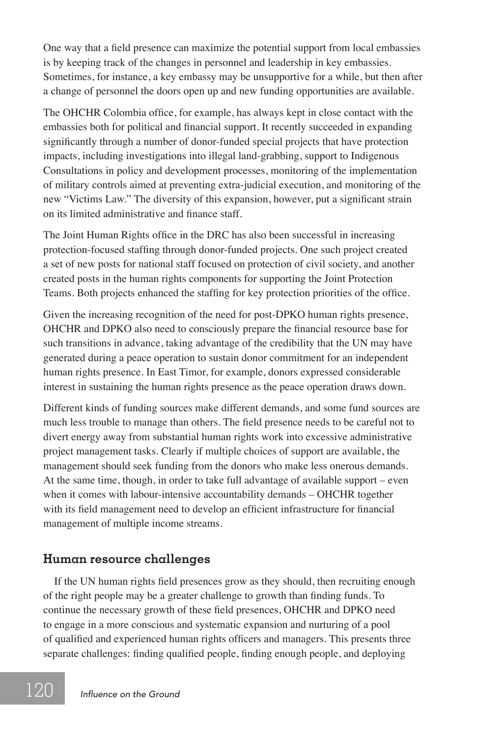One way that a field presence can maximize the potential support from local embassies is by keeping track of the changes in personnel and leadership in key embassies. Sometimes, for instance, a key embassy may be unsupportive for a while, but then after a change of personnel the doors open up and new funding opportunities are available.

The OHCHR Colombia office, for example, has always kept in close contact with the embassies both for political and financial support. It recently succeeded in expanding significantly through a number of donor-funded special projects that have protection impacts, including investigations into illegal land-grabbing, support to Indigenous Consultations in policy and development processes, monitoring of the implementation of military controls aimed at preventing extra-judicial execution, and monitoring of the new "Victims Law." The diversity of this expansion, however, put a significant strain on its limited administrative and finance staff.

The Joint Human Rights office in the DRC has also been successful in increasing protection-focused staffing through donor-funded projects. One such project created a set of new posts for national staff focused on protection of civil society, and another created posts in the human rights components for supporting the Joint Protection Teams. Both projects enhanced the staffing for key protection priorities of the office.

Given the increasing recognition of the need for post-DPKO human rights presence, OHCHR and DPKO also need to consciously prepare the financial resource base for such transitions in advance, taking advantage of the credibility that the UN may have generated during a peace operation to sustain donor commitment for an independent human rights presence. In East Timor, for example, donors expressed considerable interest in sustaining the human rights presence as the peace operation draws down.

Different kinds of funding sources make different demands, and some fund sources are much less trouble to manage than others. The field presence needs to be careful not to divert energy away from substantial human rights work into excessive administrative project management tasks. Clearly if multiple choices of support are available, the management should seek funding from the donors who make less onerous demands. At the same time, though, in order to take full advantage of available support – even when it comes with labour-intensive accountability demands – OHCHR together with its field management need to develop an efficient infrastructure for financial management of multiple income streams.

## Human resource challenges

If the UN human rights field presences grow as they should, then recruiting enough of the right people may be a greater challenge to growth than finding funds. To continue the necessary growth of these field presences, OHCHR and DPKO need to engage in a more conscious and systematic expansion and nurturing of a pool of qualified and experienced human rights officers and managers. This presents three separate challenges: finding qualified people, finding enough people, and deploying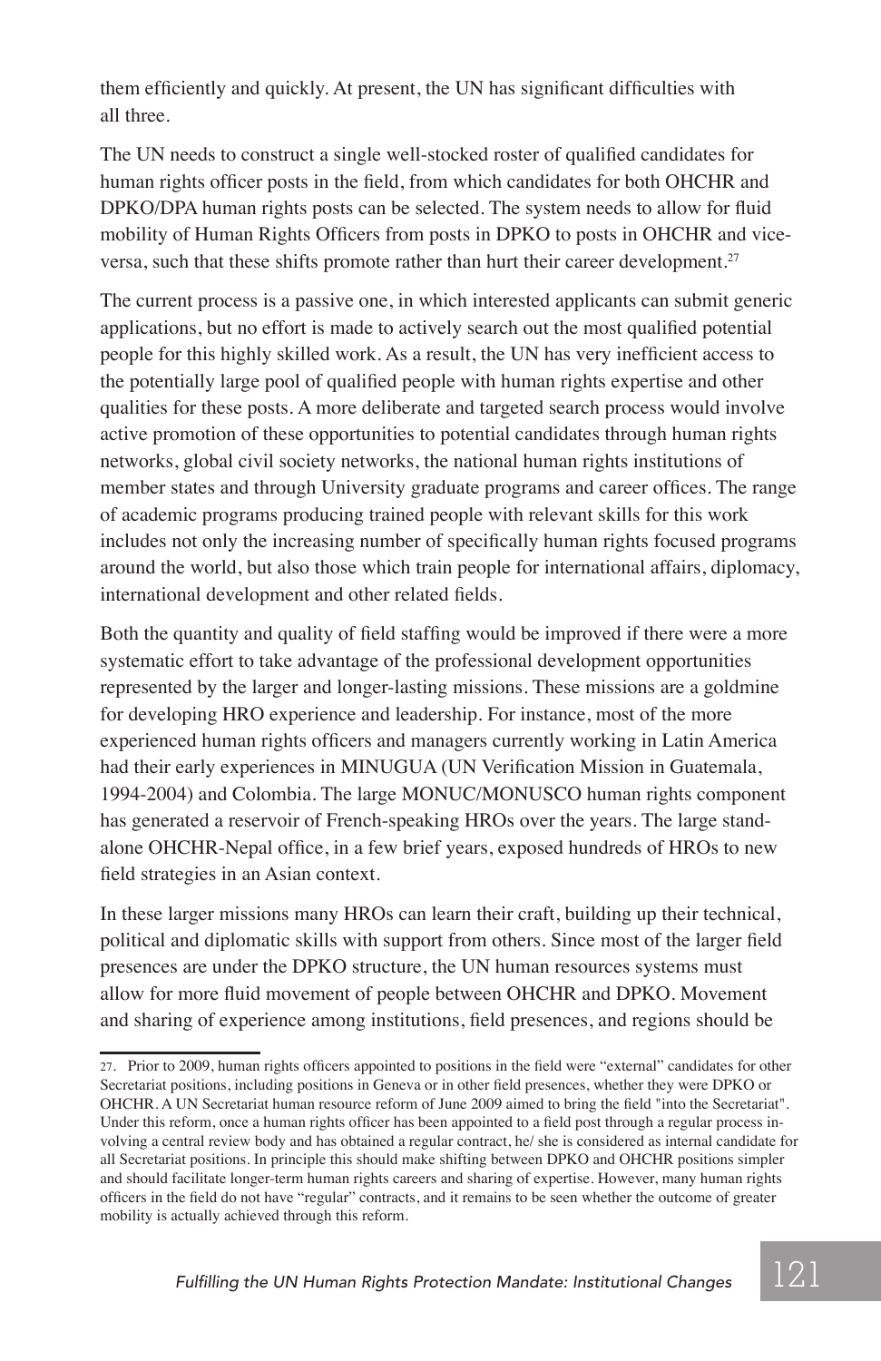them efficiently and quickly. At present, the UN has significant difficulties with all three.

The UN needs to construct a single well-stocked roster of qualified candidates for human rights officer posts in the field, from which candidates for both OHCHR and DPKO/DPA human rights posts can be selected. The system needs to allow for fluid mobility of Human Rights Officers from posts in DPKO to posts in OHCHR and vice-versa, such that these shifts promote rather than hurt their career development.[27]

The current process is a passive one, in which interested applicants can submit generic applications, but no effort is made to actively search out the most qualified potential people for this highly skilled work. As a result, the UN has very inefficient access to the potentially large pool of qualified people with human rights expertise and other qualities for these posts. A more deliberate and targeted search process would involve active promotion of these opportunities to potential candidates through human rights networks, global civil society networks, the national human rights institutions of member states and through University graduate programs and career offices. The range of academic programs producing trained people with relevant skills for this work includes not only the increasing number of specifically human rights focused programs around the world, but also those which train people for international affairs, diplomacy, international development and other related fields.

Both the quantity and quality of field staffing would be improved if there were a more systematic effort to take advantage of the professional development opportunities represented by the larger and longer-lasting missions. These missions are a goldmine for developing HRO experience and leadership. For instance, most of the more experienced human rights officers and managers currently working in Latin America had their early experiences in MINUGUA (UN Verification Mission in Guatemala, 1994-2004) and Colombia. The large MONUC/MONUSCO human rights component has generated a reservoir of French-speaking HROs over the years. The large stand-alone OHCHR-Nepal office, in a few brief years, exposed hundreds of HROs to new field strategies in an Asian context.

In these larger missions many HROs can learn their craft, building up their technical, political and diplomatic skills with support from others. Since most of the larger field presences are under the DPKO structure, the UN human resources systems must allow for more fluid movement of people between OHCHR and DPKO. Movement and sharing of experience among institutions, field presences, and regions should be

---

27. Prior to 2009, human rights officers appointed to positions in the field were "external" candidates for other Secretariat positions, including positions in Geneva or in other field presences, whether they were DPKO or OHCHR. A UN Secretariat human resource reform of June 2009 aimed to bring the field "into the Secretariat". Under this reform, once a human rights officer has been appointed to a field post through a regular process involving a central review body and has obtained a regular contract, he/ she is considered as internal candidate for all Secretariat positions. In principle this should make shifting between DPKO and OHCHR positions simpler and should facilitate longer-term human rights careers and sharing of expertise. However, many human rights officers in the field do not have "regular" contracts, and it remains to be seen whether the outcome of greater mobility is actually achieved through this reform.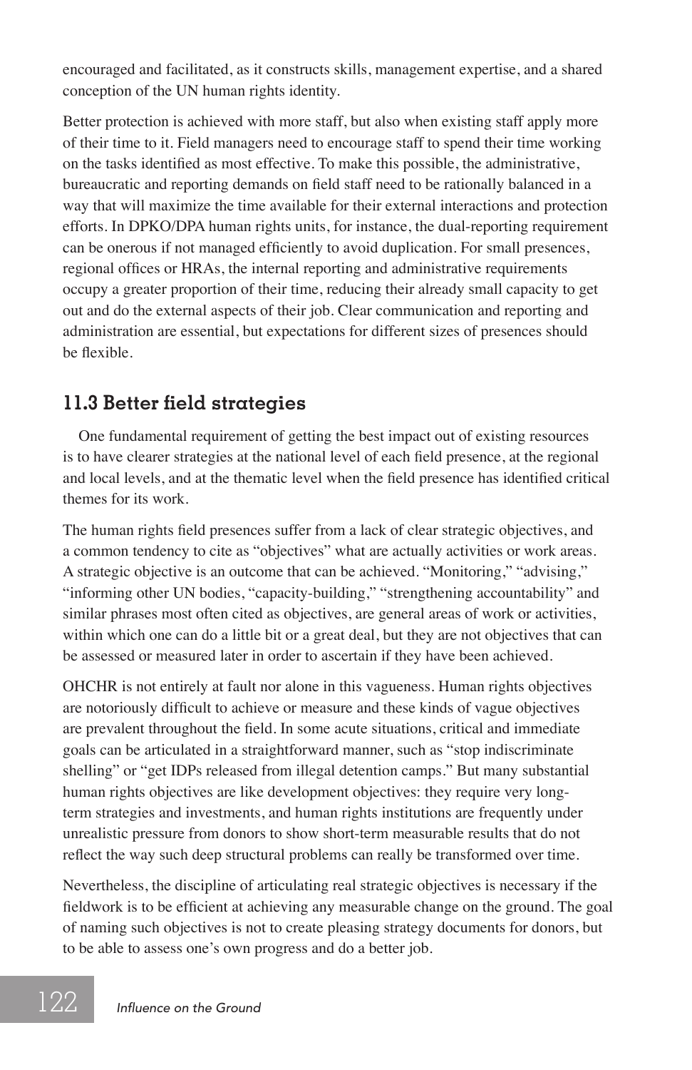encouraged and facilitated, as it constructs skills, management expertise, and a shared conception of the UN human rights identity.

Better protection is achieved with more staff, but also when existing staff apply more of their time to it. Field managers need to encourage staff to spend their time working on the tasks identified as most effective. To make this possible, the administrative, bureaucratic and reporting demands on field staff need to be rationally balanced in a way that will maximize the time available for their external interactions and protection efforts. In DPKO/DPA human rights units, for instance, the dual-reporting requirement can be onerous if not managed efficiently to avoid duplication. For small presences, regional offices or HRAs, the internal reporting and administrative requirements occupy a greater proportion of their time, reducing their already small capacity to get out and do the external aspects of their job. Clear communication and reporting and administration are essential, but expectations for different sizes of presences should be flexible.

## 11.3 Better field strategies

One fundamental requirement of getting the best impact out of existing resources is to have clearer strategies at the national level of each field presence, at the regional and local levels, and at the thematic level when the field presence has identified critical themes for its work.

The human rights field presences suffer from a lack of clear strategic objectives, and a common tendency to cite as "objectives" what are actually activities or work areas. A strategic objective is an outcome that can be achieved. "Monitoring," "advising," "informing other UN bodies, "capacity-building," "strengthening accountability" and similar phrases most often cited as objectives, are general areas of work or activities, within which one can do a little bit or a great deal, but they are not objectives that can be assessed or measured later in order to ascertain if they have been achieved.

OHCHR is not entirely at fault nor alone in this vagueness. Human rights objectives are notoriously difficult to achieve or measure and these kinds of vague objectives are prevalent throughout the field. In some acute situations, critical and immediate goals can be articulated in a straightforward manner, such as "stop indiscriminate shelling" or "get IDPs released from illegal detention camps." But many substantial human rights objectives are like development objectives: they require very long-term strategies and investments, and human rights institutions are frequently under unrealistic pressure from donors to show short-term measurable results that do not reflect the way such deep structural problems can really be transformed over time.

Nevertheless, the discipline of articulating real strategic objectives is necessary if the fieldwork is to be efficient at achieving any measurable change on the ground. The goal of naming such objectives is not to create pleasing strategy documents for donors, but to be able to assess one's own progress and do a better job.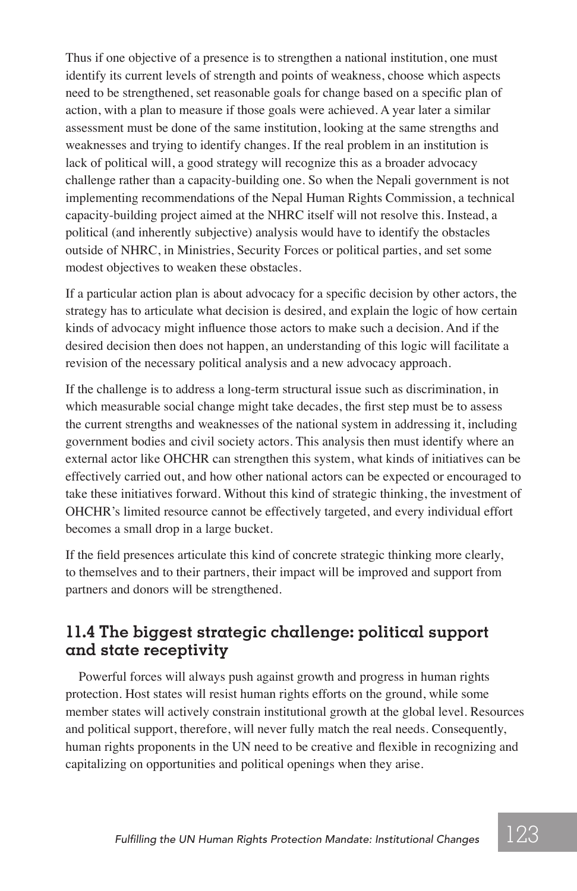Thus if one objective of a presence is to strengthen a national institution, one must identify its current levels of strength and points of weakness, choose which aspects need to be strengthened, set reasonable goals for change based on a specific plan of action, with a plan to measure if those goals were achieved. A year later a similar assessment must be done of the same institution, looking at the same strengths and weaknesses and trying to identify changes. If the real problem in an institution is lack of political will, a good strategy will recognize this as a broader advocacy challenge rather than a capacity-building one. So when the Nepali government is not implementing recommendations of the Nepal Human Rights Commission, a technical capacity-building project aimed at the NHRC itself will not resolve this. Instead, a political (and inherently subjective) analysis would have to identify the obstacles outside of NHRC, in Ministries, Security Forces or political parties, and set some modest objectives to weaken these obstacles.

If a particular action plan is about advocacy for a specific decision by other actors, the strategy has to articulate what decision is desired, and explain the logic of how certain kinds of advocacy might influence those actors to make such a decision. And if the desired decision then does not happen, an understanding of this logic will facilitate a revision of the necessary political analysis and a new advocacy approach.

If the challenge is to address a long-term structural issue such as discrimination, in which measurable social change might take decades, the first step must be to assess the current strengths and weaknesses of the national system in addressing it, including government bodies and civil society actors. This analysis then must identify where an external actor like OHCHR can strengthen this system, what kinds of initiatives can be effectively carried out, and how other national actors can be expected or encouraged to take these initiatives forward. Without this kind of strategic thinking, the investment of OHCHR's limited resource cannot be effectively targeted, and every individual effort becomes a small drop in a large bucket.

If the field presences articulate this kind of concrete strategic thinking more clearly, to themselves and to their partners, their impact will be improved and support from partners and donors will be strengthened.

## 11.4 The biggest strategic challenge: political support and state receptivity

Powerful forces will always push against growth and progress in human rights protection. Host states will resist human rights efforts on the ground, while some member states will actively constrain institutional growth at the global level. Resources and political support, therefore, will never fully match the real needs. Consequently, human rights proponents in the UN need to be creative and flexible in recognizing and capitalizing on opportunities and political openings when they arise.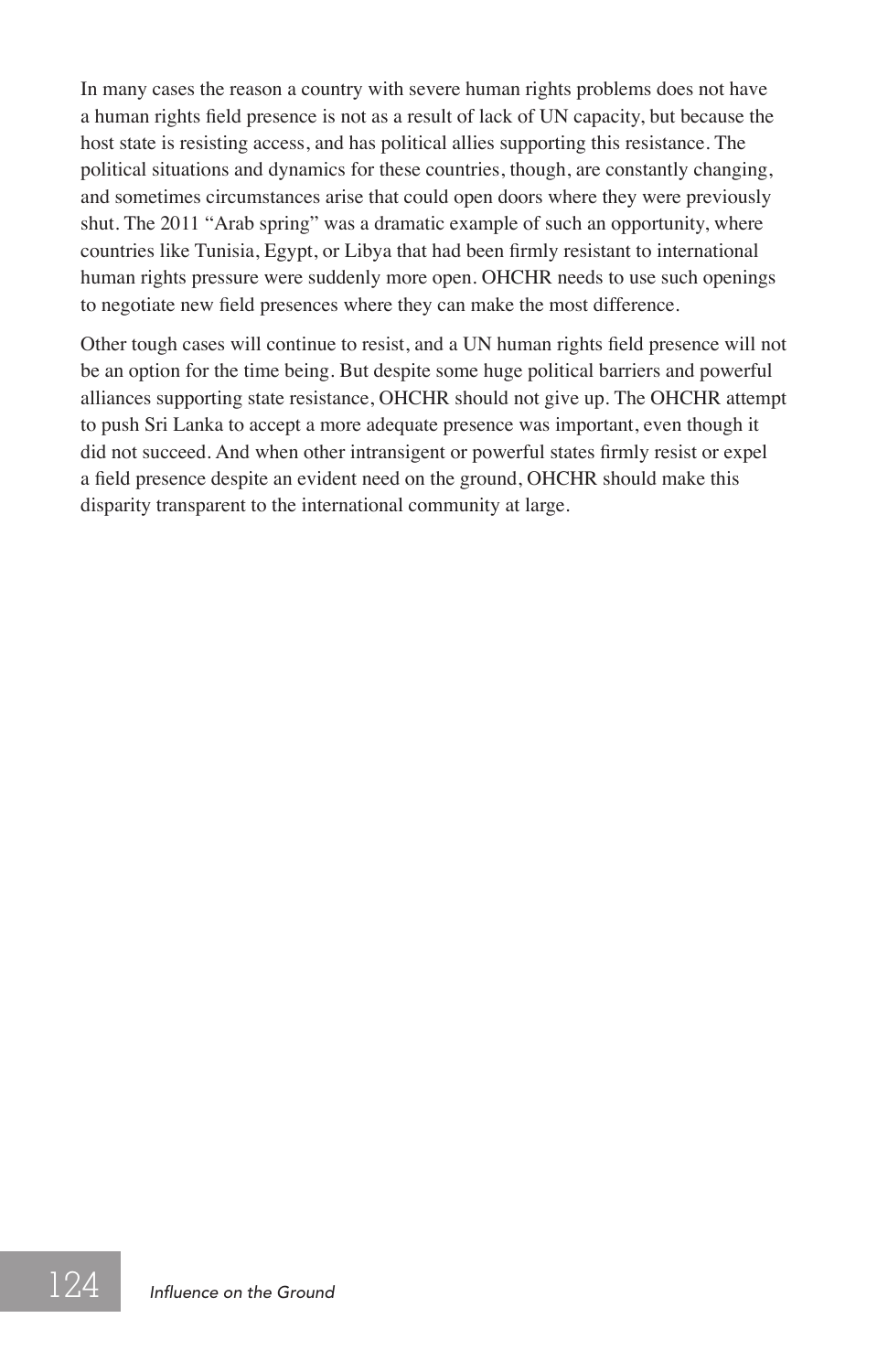In many cases the reason a country with severe human rights problems does not have a human rights field presence is not as a result of lack of UN capacity, but because the host state is resisting access, and has political allies supporting this resistance. The political situations and dynamics for these countries, though, are constantly changing, and sometimes circumstances arise that could open doors where they were previously shut. The 2011 "Arab spring" was a dramatic example of such an opportunity, where countries like Tunisia, Egypt, or Libya that had been firmly resistant to international human rights pressure were suddenly more open. OHCHR needs to use such openings to negotiate new field presences where they can make the most difference.

Other tough cases will continue to resist, and a UN human rights field presence will not be an option for the time being. But despite some huge political barriers and powerful alliances supporting state resistance, OHCHR should not give up. The OHCHR attempt to push Sri Lanka to accept a more adequate presence was important, even though it did not succeed. And when other intransigent or powerful states firmly resist or expel a field presence despite an evident need on the ground, OHCHR should make this disparity transparent to the international community at large.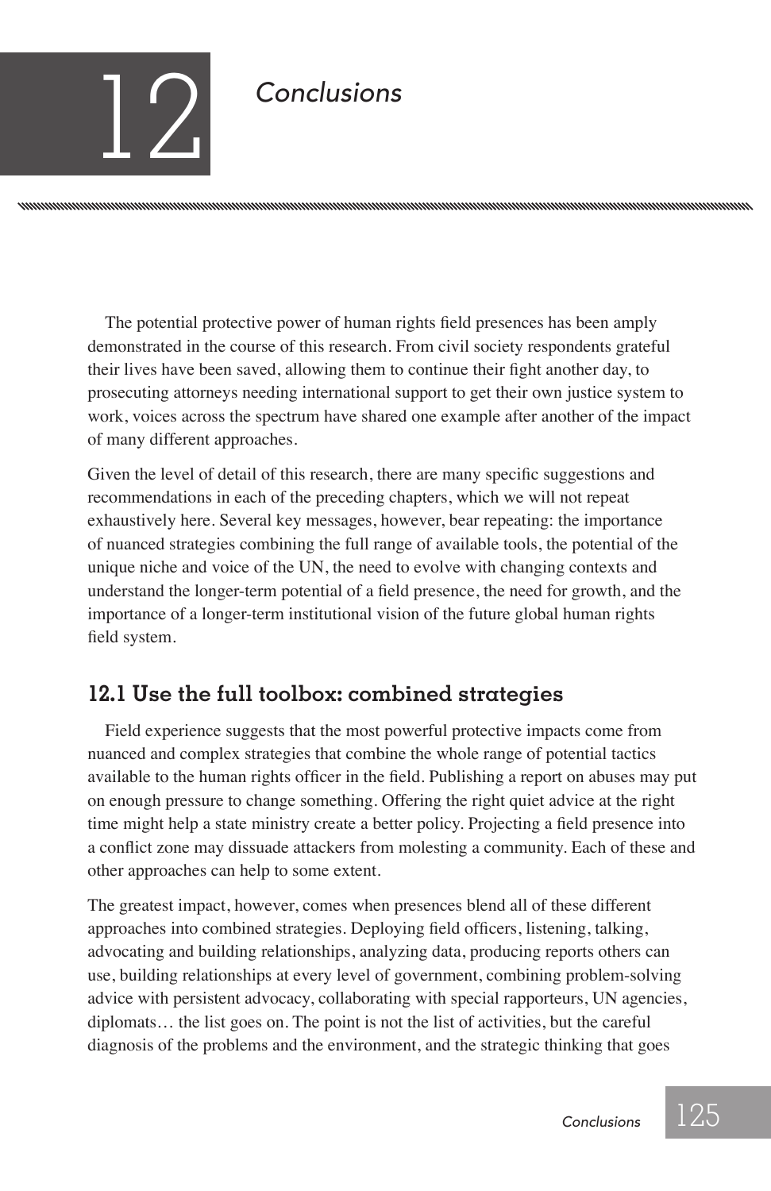# 12 Conclusions

The potential protective power of human rights field presences has been amply demonstrated in the course of this research. From civil society respondents grateful their lives have been saved, allowing them to continue their fight another day, to prosecuting attorneys needing international support to get their own justice system to work, voices across the spectrum have shared one example after another of the impact of many different approaches.

Given the level of detail of this research, there are many specific suggestions and recommendations in each of the preceding chapters, which we will not repeat exhaustively here. Several key messages, however, bear repeating: the importance of nuanced strategies combining the full range of available tools, the potential of the unique niche and voice of the UN, the need to evolve with changing contexts and understand the longer-term potential of a field presence, the need for growth, and the importance of a longer-term institutional vision of the future global human rights field system.

## 12.1 Use the full toolbox: combined strategies

Field experience suggests that the most powerful protective impacts come from nuanced and complex strategies that combine the whole range of potential tactics available to the human rights officer in the field. Publishing a report on abuses may put on enough pressure to change something. Offering the right quiet advice at the right time might help a state ministry create a better policy. Projecting a field presence into a conflict zone may dissuade attackers from molesting a community. Each of these and other approaches can help to some extent.

The greatest impact, however, comes when presences blend all of these different approaches into combined strategies. Deploying field officers, listening, talking, advocating and building relationships, analyzing data, producing reports others can use, building relationships at every level of government, combining problem-solving advice with persistent advocacy, collaborating with special rapporteurs, UN agencies, diplomats… the list goes on. The point is not the list of activities, but the careful diagnosis of the problems and the environment, and the strategic thinking that goes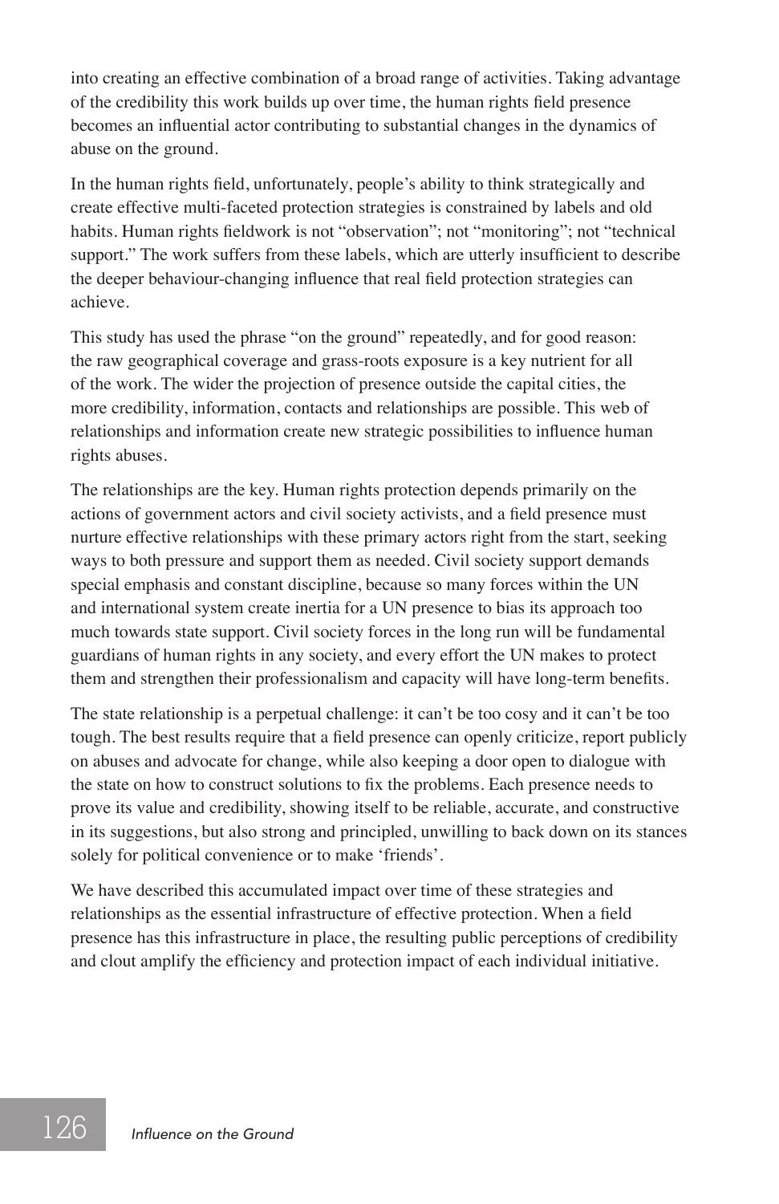into creating an effective combination of a broad range of activities. Taking advantage of the credibility this work builds up over time, the human rights field presence becomes an influential actor contributing to substantial changes in the dynamics of abuse on the ground.

In the human rights field, unfortunately, people's ability to think strategically and create effective multi-faceted protection strategies is constrained by labels and old habits. Human rights fieldwork is not "observation"; not "monitoring"; not "technical support." The work suffers from these labels, which are utterly insufficient to describe the deeper behaviour-changing influence that real field protection strategies can achieve.

This study has used the phrase "on the ground" repeatedly, and for good reason: the raw geographical coverage and grass-roots exposure is a key nutrient for all of the work. The wider the projection of presence outside the capital cities, the more credibility, information, contacts and relationships are possible. This web of relationships and information create new strategic possibilities to influence human rights abuses.

The relationships are the key. Human rights protection depends primarily on the actions of government actors and civil society activists, and a field presence must nurture effective relationships with these primary actors right from the start, seeking ways to both pressure and support them as needed. Civil society support demands special emphasis and constant discipline, because so many forces within the UN and international system create inertia for a UN presence to bias its approach too much towards state support. Civil society forces in the long run will be fundamental guardians of human rights in any society, and every effort the UN makes to protect them and strengthen their professionalism and capacity will have long-term benefits.

The state relationship is a perpetual challenge: it can't be too cosy and it can't be too tough. The best results require that a field presence can openly criticize, report publicly on abuses and advocate for change, while also keeping a door open to dialogue with the state on how to construct solutions to fix the problems. Each presence needs to prove its value and credibility, showing itself to be reliable, accurate, and constructive in its suggestions, but also strong and principled, unwilling to back down on its stances solely for political convenience or to make 'friends'.

We have described this accumulated impact over time of these strategies and relationships as the essential infrastructure of effective protection. When a field presence has this infrastructure in place, the resulting public perceptions of credibility and clout amplify the efficiency and protection impact of each individual initiative.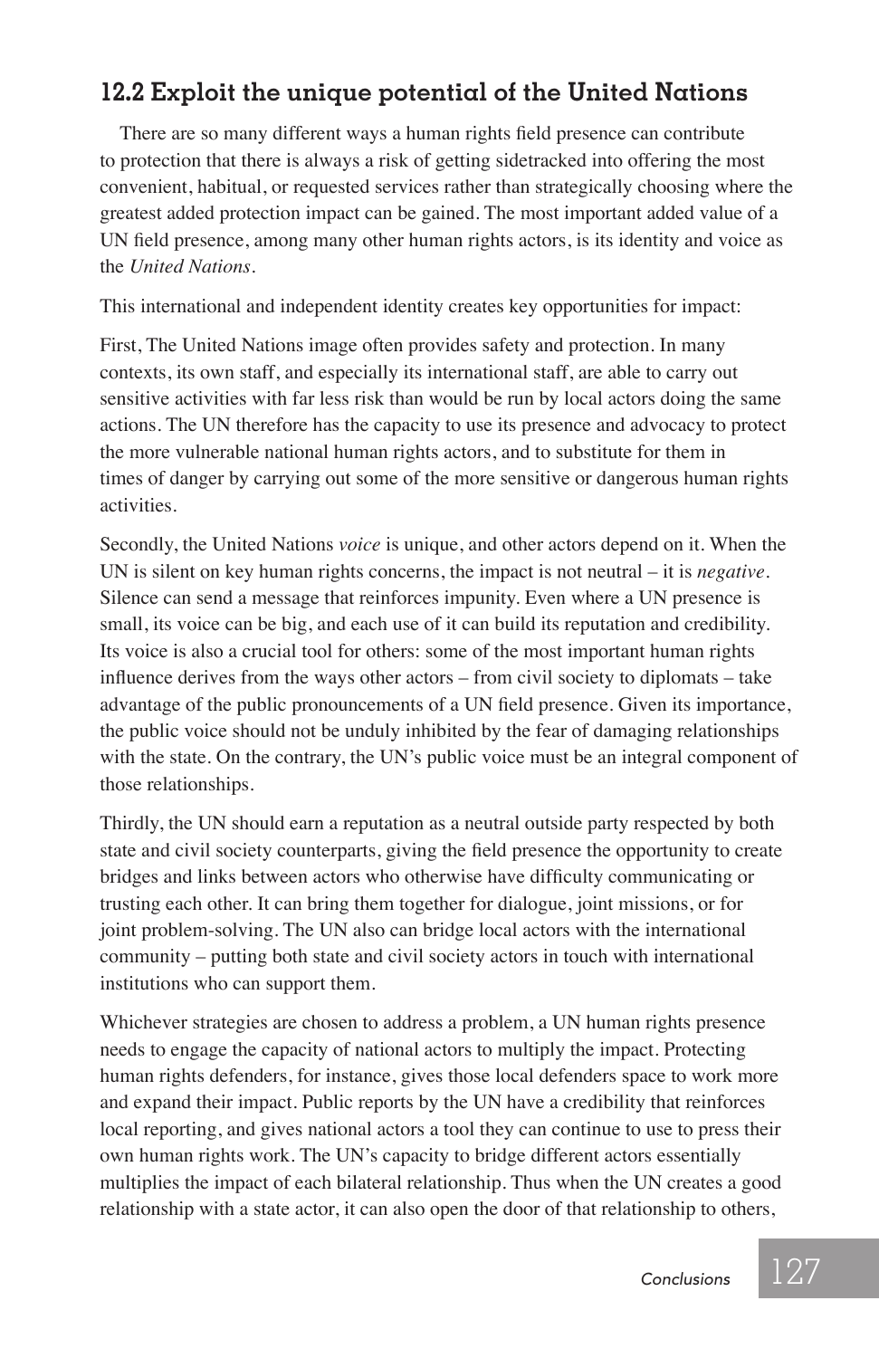## 12.2 Exploit the unique potential of the United Nations

There are so many different ways a human rights field presence can contribute to protection that there is always a risk of getting sidetracked into offering the most convenient, habitual, or requested services rather than strategically choosing where the greatest added protection impact can be gained. The most important added value of a UN field presence, among many other human rights actors, is its identity and voice as the *United Nations*.

This international and independent identity creates key opportunities for impact:

First, The United Nations image often provides safety and protection. In many contexts, its own staff, and especially its international staff, are able to carry out sensitive activities with far less risk than would be run by local actors doing the same actions. The UN therefore has the capacity to use its presence and advocacy to protect the more vulnerable national human rights actors, and to substitute for them in times of danger by carrying out some of the more sensitive or dangerous human rights activities.

Secondly, the United Nations *voice* is unique, and other actors depend on it. When the UN is silent on key human rights concerns, the impact is not neutral – it is *negative*. Silence can send a message that reinforces impunity. Even where a UN presence is small, its voice can be big, and each use of it can build its reputation and credibility. Its voice is also a crucial tool for others: some of the most important human rights influence derives from the ways other actors – from civil society to diplomats – take advantage of the public pronouncements of a UN field presence. Given its importance, the public voice should not be unduly inhibited by the fear of damaging relationships with the state. On the contrary, the UN's public voice must be an integral component of those relationships.

Thirdly, the UN should earn a reputation as a neutral outside party respected by both state and civil society counterparts, giving the field presence the opportunity to create bridges and links between actors who otherwise have difficulty communicating or trusting each other. It can bring them together for dialogue, joint missions, or for joint problem-solving. The UN also can bridge local actors with the international community – putting both state and civil society actors in touch with international institutions who can support them.

Whichever strategies are chosen to address a problem, a UN human rights presence needs to engage the capacity of national actors to multiply the impact. Protecting human rights defenders, for instance, gives those local defenders space to work more and expand their impact. Public reports by the UN have a credibility that reinforces local reporting, and gives national actors a tool they can continue to use to press their own human rights work. The UN's capacity to bridge different actors essentially multiplies the impact of each bilateral relationship. Thus when the UN creates a good relationship with a state actor, it can also open the door of that relationship to others,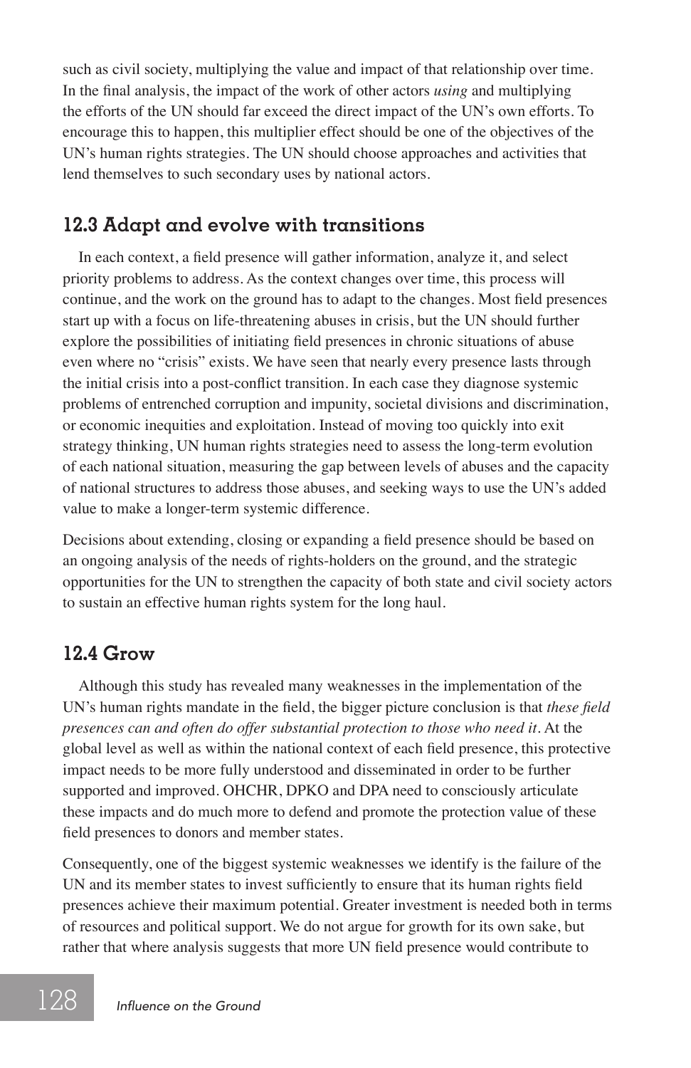such as civil society, multiplying the value and impact of that relationship over time. In the final analysis, the impact of the work of other actors *using* and multiplying the efforts of the UN should far exceed the direct impact of the UN's own efforts. To encourage this to happen, this multiplier effect should be one of the objectives of the UN's human rights strategies. The UN should choose approaches and activities that lend themselves to such secondary uses by national actors.

## 12.3 Adapt and evolve with transitions

In each context, a field presence will gather information, analyze it, and select priority problems to address. As the context changes over time, this process will continue, and the work on the ground has to adapt to the changes. Most field presences start up with a focus on life-threatening abuses in crisis, but the UN should further explore the possibilities of initiating field presences in chronic situations of abuse even where no "crisis" exists. We have seen that nearly every presence lasts through the initial crisis into a post-conflict transition. In each case they diagnose systemic problems of entrenched corruption and impunity, societal divisions and discrimination, or economic inequities and exploitation. Instead of moving too quickly into exit strategy thinking, UN human rights strategies need to assess the long-term evolution of each national situation, measuring the gap between levels of abuses and the capacity of national structures to address those abuses, and seeking ways to use the UN's added value to make a longer-term systemic difference.

Decisions about extending, closing or expanding a field presence should be based on an ongoing analysis of the needs of rights-holders on the ground, and the strategic opportunities for the UN to strengthen the capacity of both state and civil society actors to sustain an effective human rights system for the long haul.

## 12.4 Grow

Although this study has revealed many weaknesses in the implementation of the UN's human rights mandate in the field, the bigger picture conclusion is that *these field presences can and often do offer substantial protection to those who need it*. At the global level as well as within the national context of each field presence, this protective impact needs to be more fully understood and disseminated in order to be further supported and improved. OHCHR, DPKO and DPA need to consciously articulate these impacts and do much more to defend and promote the protection value of these field presences to donors and member states.

Consequently, one of the biggest systemic weaknesses we identify is the failure of the UN and its member states to invest sufficiently to ensure that its human rights field presences achieve their maximum potential. Greater investment is needed both in terms of resources and political support. We do not argue for growth for its own sake, but rather that where analysis suggests that more UN field presence would contribute to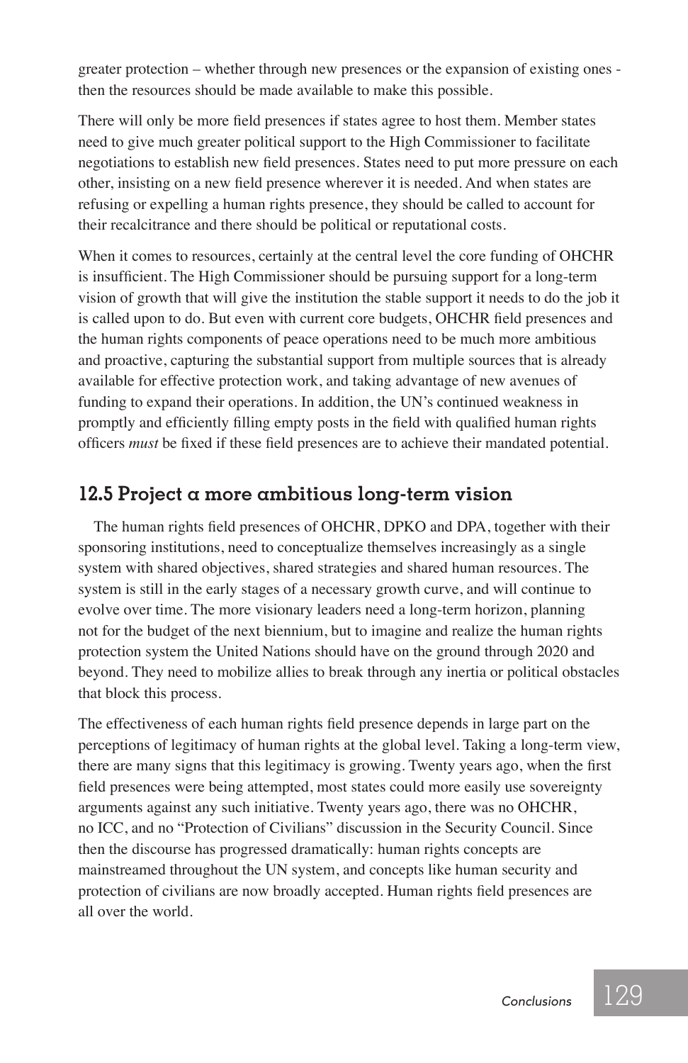greater protection – whether through new presences or the expansion of existing ones - then the resources should be made available to make this possible.

There will only be more field presences if states agree to host them. Member states need to give much greater political support to the High Commissioner to facilitate negotiations to establish new field presences. States need to put more pressure on each other, insisting on a new field presence wherever it is needed. And when states are refusing or expelling a human rights presence, they should be called to account for their recalcitrance and there should be political or reputational costs.

When it comes to resources, certainly at the central level the core funding of OHCHR is insufficient. The High Commissioner should be pursuing support for a long-term vision of growth that will give the institution the stable support it needs to do the job it is called upon to do. But even with current core budgets, OHCHR field presences and the human rights components of peace operations need to be much more ambitious and proactive, capturing the substantial support from multiple sources that is already available for effective protection work, and taking advantage of new avenues of funding to expand their operations. In addition, the UN's continued weakness in promptly and efficiently filling empty posts in the field with qualified human rights officers *must* be fixed if these field presences are to achieve their mandated potential.

## 12.5 Project a more ambitious long-term vision

The human rights field presences of OHCHR, DPKO and DPA, together with their sponsoring institutions, need to conceptualize themselves increasingly as a single system with shared objectives, shared strategies and shared human resources. The system is still in the early stages of a necessary growth curve, and will continue to evolve over time. The more visionary leaders need a long-term horizon, planning not for the budget of the next biennium, but to imagine and realize the human rights protection system the United Nations should have on the ground through 2020 and beyond. They need to mobilize allies to break through any inertia or political obstacles that block this process.

The effectiveness of each human rights field presence depends in large part on the perceptions of legitimacy of human rights at the global level. Taking a long-term view, there are many signs that this legitimacy is growing. Twenty years ago, when the first field presences were being attempted, most states could more easily use sovereignty arguments against any such initiative. Twenty years ago, there was no OHCHR, no ICC, and no "Protection of Civilians" discussion in the Security Council. Since then the discourse has progressed dramatically: human rights concepts are mainstreamed throughout the UN system, and concepts like human security and protection of civilians are now broadly accepted. Human rights field presences are all over the world.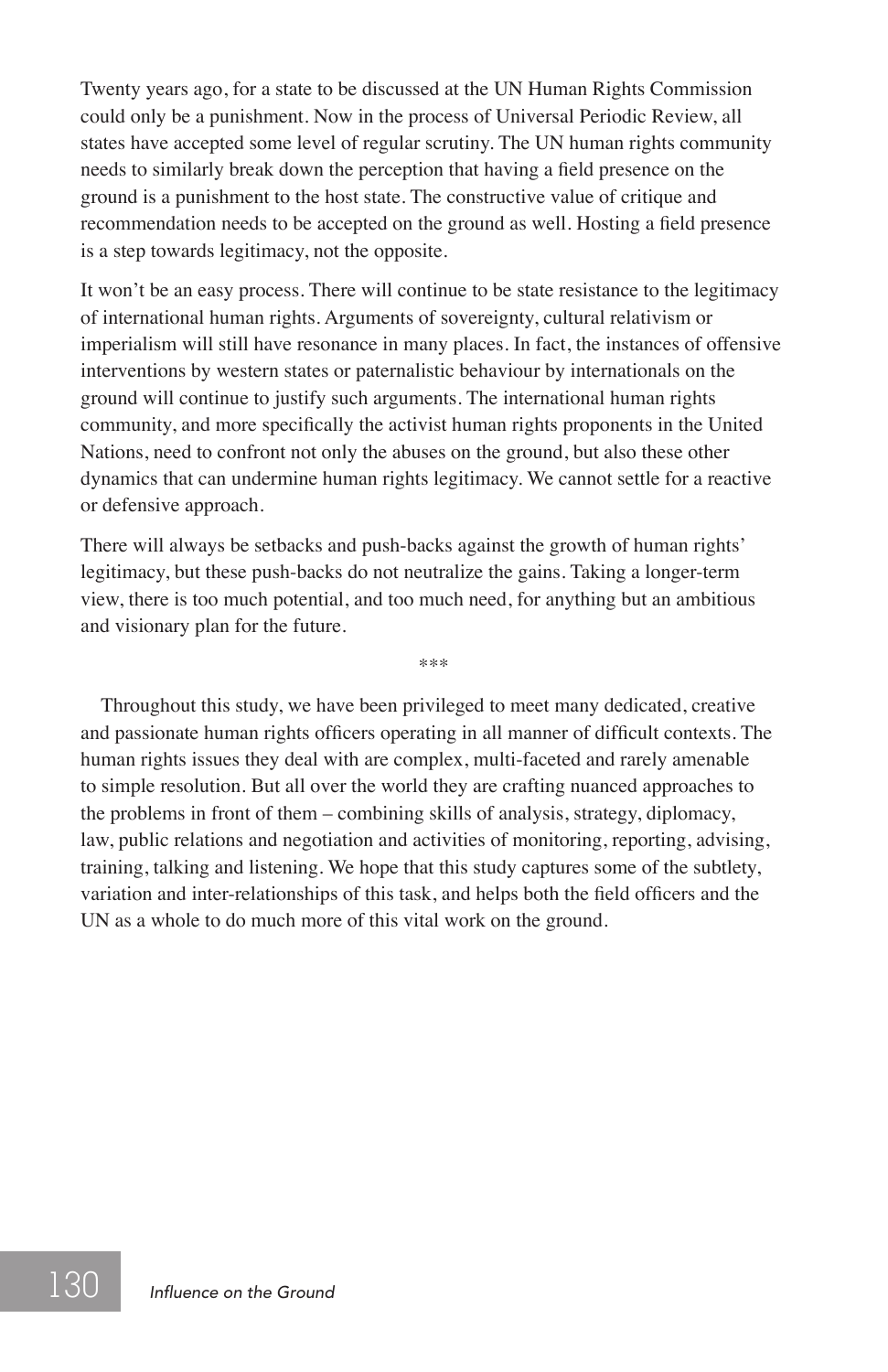Twenty years ago, for a state to be discussed at the UN Human Rights Commission could only be a punishment. Now in the process of Universal Periodic Review, all states have accepted some level of regular scrutiny. The UN human rights community needs to similarly break down the perception that having a field presence on the ground is a punishment to the host state. The constructive value of critique and recommendation needs to be accepted on the ground as well. Hosting a field presence is a step towards legitimacy, not the opposite.

It won't be an easy process. There will continue to be state resistance to the legitimacy of international human rights. Arguments of sovereignty, cultural relativism or imperialism will still have resonance in many places. In fact, the instances of offensive interventions by western states or paternalistic behaviour by internationals on the ground will continue to justify such arguments. The international human rights community, and more specifically the activist human rights proponents in the United Nations, need to confront not only the abuses on the ground, but also these other dynamics that can undermine human rights legitimacy. We cannot settle for a reactive or defensive approach.

There will always be setbacks and push-backs against the growth of human rights' legitimacy, but these push-backs do not neutralize the gains. Taking a longer-term view, there is too much potential, and too much need, for anything but an ambitious and visionary plan for the future.

***

Throughout this study, we have been privileged to meet many dedicated, creative and passionate human rights officers operating in all manner of difficult contexts. The human rights issues they deal with are complex, multi-faceted and rarely amenable to simple resolution. But all over the world they are crafting nuanced approaches to the problems in front of them – combining skills of analysis, strategy, diplomacy, law, public relations and negotiation and activities of monitoring, reporting, advising, training, talking and listening. We hope that this study captures some of the subtlety, variation and inter-relationships of this task, and helps both the field officers and the UN as a whole to do much more of this vital work on the ground.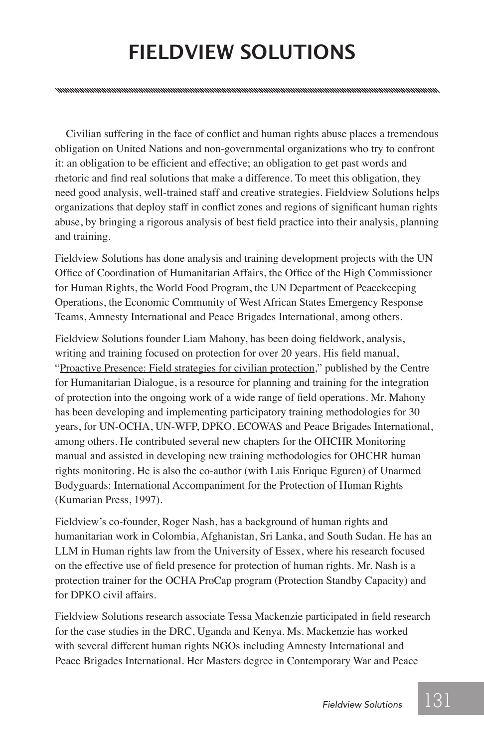# FIELDVIEW SOLUTIONS

Civilian suffering in the face of conflict and human rights abuse places a tremendous obligation on United Nations and non-governmental organizations who try to confront it: an obligation to be efficient and effective; an obligation to get past words and rhetoric and find real solutions that make a difference. To meet this obligation, they need good analysis, well-trained staff and creative strategies. Fieldview Solutions helps organizations that deploy staff in conflict zones and regions of significant human rights abuse, by bringing a rigorous analysis of best field practice into their analysis, planning and training.

Fieldview Solutions has done analysis and training development projects with the UN Office of Coordination of Humanitarian Affairs, the Office of the High Commissioner for Human Rights, the World Food Program, the UN Department of Peacekeeping Operations, the Economic Community of West African States Emergency Response Teams, Amnesty International and Peace Brigades International, among others.

Fieldview Solutions founder Liam Mahony, has been doing fieldwork, analysis, writing and training focused on protection for over 20 years. His field manual, "Proactive Presence: Field strategies for civilian protection," published by the Centre for Humanitarian Dialogue, is a resource for planning and training for the integration of protection into the ongoing work of a wide range of field operations. Mr. Mahony has been developing and implementing participatory training methodologies for 30 years, for UN-OCHA, UN-WFP, DPKO, ECOWAS and Peace Brigades International, among others. He contributed several new chapters for the OHCHR Monitoring manual and assisted in developing new training methodologies for OHCHR human rights monitoring. He is also the co-author (with Luis Enrique Eguren) of Unarmed Bodyguards: International Accompaniment for the Protection of Human Rights (Kumarian Press, 1997).

Fieldview's co-founder, Roger Nash, has a background of human rights and humanitarian work in Colombia, Afghanistan, Sri Lanka, and South Sudan. He has an LLM in Human rights law from the University of Essex, where his research focused on the effective use of field presence for protection of human rights. Mr. Nash is a protection trainer for the OCHA ProCap program (Protection Standby Capacity) and for DPKO civil affairs.

Fieldview Solutions research associate Tessa Mackenzie participated in field research for the case studies in the DRC, Uganda and Kenya. Ms. Mackenzie has worked with several different human rights NGOs including Amnesty International and Peace Brigades International. Her Masters degree in Contemporary War and Peace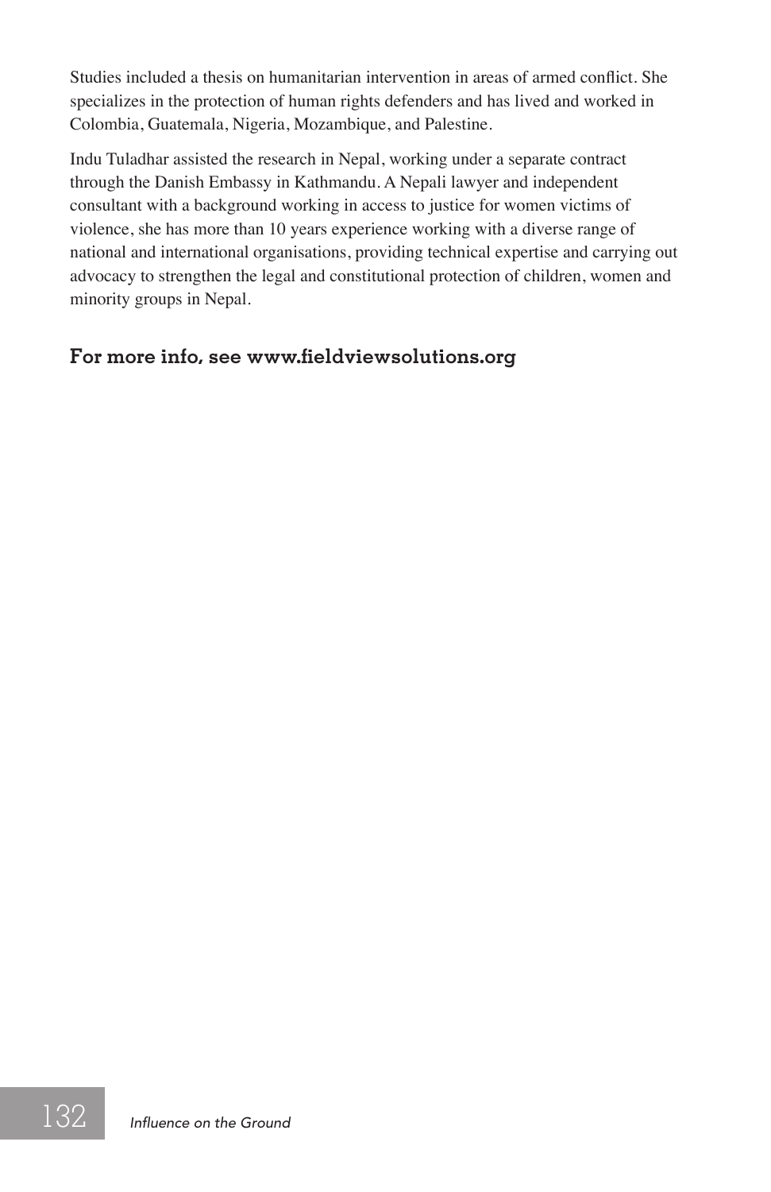Studies included a thesis on humanitarian intervention in areas of armed conflict. She specializes in the protection of human rights defenders and has lived and worked in Colombia, Guatemala, Nigeria, Mozambique, and Palestine.

Indu Tuladhar assisted the research in Nepal, working under a separate contract through the Danish Embassy in Kathmandu. A Nepali lawyer and independent consultant with a background working in access to justice for women victims of violence, she has more than 10 years experience working with a diverse range of national and international organisations, providing technical expertise and carrying out advocacy to strengthen the legal and constitutional protection of children, women and minority groups in Nepal.

**For more info, see www.fieldviewsolutions.org**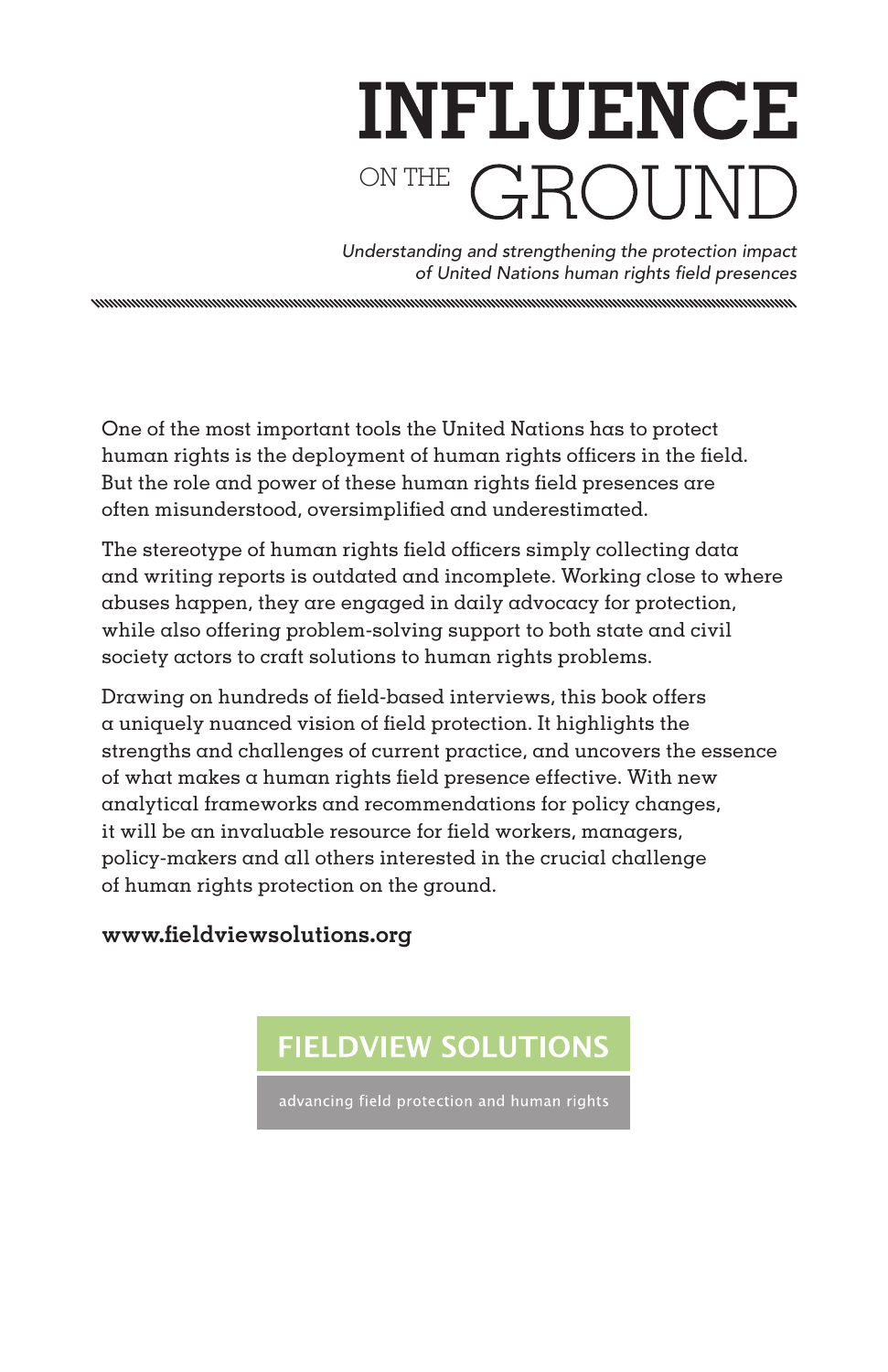# INFLUENCE ON THE GROUND

*Understanding and strengthening the protection impact of United Nations human rights field presences*

One of the most important tools the United Nations has to protect human rights is the deployment of human rights officers in the field. But the role and power of these human rights field presences are often misunderstood, oversimplified and underestimated.

The stereotype of human rights field officers simply collecting data and writing reports is outdated and incomplete. Working close to where abuses happen, they are engaged in daily advocacy for protection, while also offering problem-solving support to both state and civil society actors to craft solutions to human rights problems.

Drawing on hundreds of field-based interviews, this book offers a uniquely nuanced vision of field protection. It highlights the strengths and challenges of current practice, and uncovers the essence of what makes a human rights field presence effective. With new analytical frameworks and recommendations for policy changes, it will be an invaluable resource for field workers, managers, policy-makers and all others interested in the crucial challenge of human rights protection on the ground.

**www.fieldviewsolutions.org**

FIELDVIEW SOLUTIONS

advancing field protection and human rights